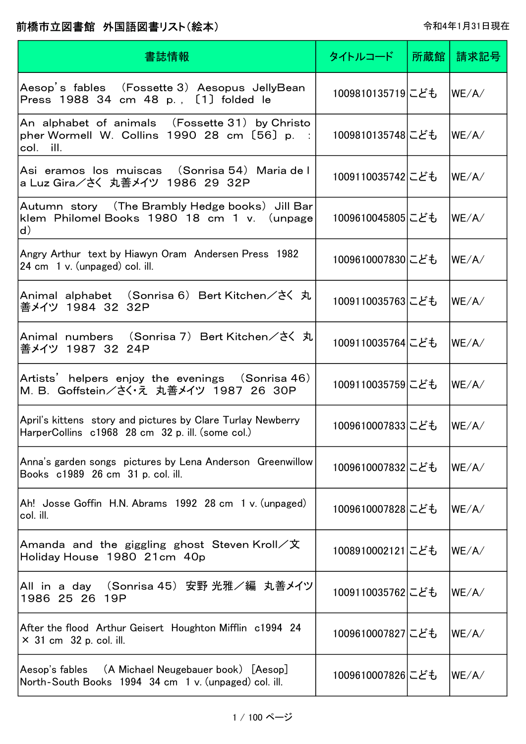# 前橋市立図書館　外国語図書リスト（絵本）

令和4年1月31日現在

| 書誌情報 | タイトルコード | 所蔵館 | 請求記号 |
|---|---|---|---|
| Aesop's fables　（Fossette 3）　Aesopus　JellyBean Press　1988　34 cm　48 p. ,　〔1〕 folded le | 1009810135719 | こども | WE/A/ |
| An alphabet of animals　（Fossette 31）　by Christopher Wormell　W. Collins　1990　28 cm　〔56〕 p.　:　col.　ill. | 1009810135748 | こども | WE/A/ |
| Asi eramos los muiscas　（Sonrisa 54）　Maria de la Luz Gira／さく　丸善メイツ　1986　29　32P | 1009110035742 | こども | WE/A/ |
| Autumn story　（The Brambly Hedge books）　Jill Barklem　Philomel Books　1980　18 cm　1 v.　（unpaged） | 1009610045805 | こども | WE/A/ |
| Angry Arthur　text by Hiawyn Oram　Andersen Press　1982　24 cm　1 v. (unpaged) col. ill. | 1009610007830 | こども | WE/A/ |
| Animal alphabet　（Sonrisa 6）　Bert Kitchen／さく　丸善メイツ　1984　32　32P | 1009110035763 | こども | WE/A/ |
| Animal numbers　（Sonrisa 7）　Bert Kitchen／さく　丸善メイツ　1987　32　24P | 1009110035764 | こども | WE/A/ |
| Artists' helpers enjoy the evenings　（Sonrisa 46）　M. B.　Goffstein／さく・え　丸善メイツ　1987　26　30P | 1009110035759 | こども | WE/A/ |
| April's kittens　story and pictures by Clare Turlay Newberry　HarperCollins　c1968　28 cm　32 p. ill. (some col.) | 1009610007833 | こども | WE/A/ |
| Anna's garden songs　pictures by Lena Anderson　Greenwillow Books　c1989　26 cm　31 p. col. ill. | 1009610007832 | こども | WE/A/ |
| Ah!　Josse Goffin　H.N. Abrams　1992　28 cm　1 v. (unpaged) col. ill. | 1009610007828 | こども | WE/A/ |
| Amanda and the giggling ghost　Steven Kroll／文　Holiday House　1980　21cm　40p | 1008910002121 | こども | WE/A/ |
| All in a day　（Sonrisa 45）　安野 光雅／編　丸善メイツ　1986　25　26　19P | 1009110035762 | こども | WE/A/ |
| After the flood　Arthur Geisert　Houghton Mifflin　c1994　24 × 31 cm　32 p. col. ill. | 1009610007827 | こども | WE/A/ |
| Aesop's fables　（A Michael Neugebauer book）　[Aesop]　North-South Books　1994　34 cm　1 v. (unpaged) col. ill. | 1009610007826 | こども | WE/A/ |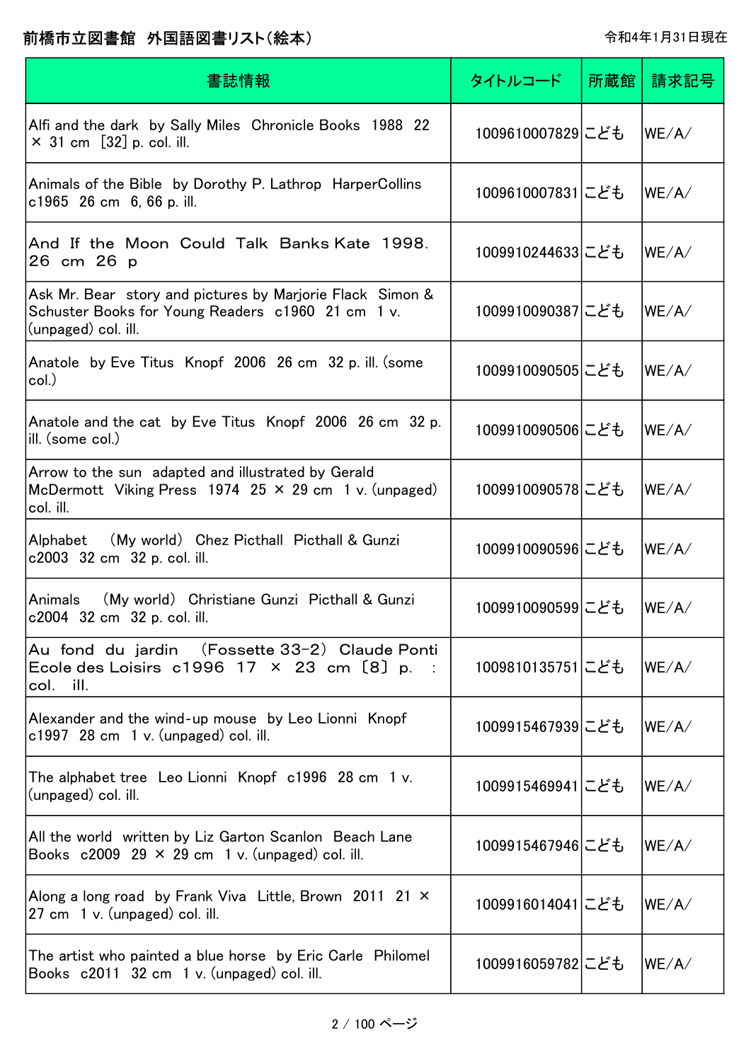# 前橋市立図書館　外国語図書リスト(絵本)

令和4年1月31日現在

| 書誌情報 | タイトルコード | 所蔵館 | 請求記号 |
| --- | --- | --- | --- |
| Alfi and the dark　by Sally Miles　Chronicle Books　1988　22 × 31 cm　[32] p. col. ill. | 1009610007829 | こども | WE/A/ |
| Animals of the Bible　by Dorothy P. Lathrop　HarperCollins　c1965　26 cm　6, 66 p. ill. | 1009610007831 | こども | WE/A/ |
| And If the Moon Could Talk　Banks Kate　1998. 26 cm　26 p | 1009910244633 | こども | WE/A/ |
| Ask Mr. Bear　story and pictures by Marjorie Flack　Simon & Schuster Books for Young Readers　c1960　21 cm　1 v. (unpaged) col. ill. | 1009910090387 | こども | WE/A/ |
| Anatole　by Eve Titus　Knopf　2006　26 cm　32 p. ill. (some col.) | 1009910090505 | こども | WE/A/ |
| Anatole and the cat　by Eve Titus　Knopf　2006　26 cm　32 p. ill. (some col.) | 1009910090506 | こども | WE/A/ |
| Arrow to the sun　adapted and illustrated by Gerald McDermott　Viking Press　1974　25 × 29 cm　1 v. (unpaged) col. ill. | 1009910090578 | こども | WE/A/ |
| Alphabet　（My world）　Chez Picthall　Picthall & Gunzi　c2003　32 cm　32 p. col. ill. | 1009910090596 | こども | WE/A/ |
| Animals　（My world）　Christiane Gunzi　Picthall & Gunzi　c2004　32 cm　32 p. col. ill. | 1009910090599 | こども | WE/A/ |
| Au fond du jardin　（Fossette 33-2）　Claude Ponti　Ecole des Loisirs　c1996　17 × 23 cm　[8] p.　: col.　ill. | 1009810135751 | こども | WE/A/ |
| Alexander and the wind-up mouse　by Leo Lionni　Knopf　c1997　28 cm　1 v. (unpaged) col. ill. | 1009915467939 | こども | WE/A/ |
| The alphabet tree　Leo Lionni　Knopf　c1996　28 cm　1 v. (unpaged) col. ill. | 1009915469941 | こども | WE/A/ |
| All the world　written by Liz Garton Scanlon　Beach Lane Books　c2009　29 × 29 cm　1 v. (unpaged) col. ill. | 1009915467946 | こども | WE/A/ |
| Along a long road　by Frank Viva　Little, Brown　2011　21 × 27 cm　1 v. (unpaged) col. ill. | 1009916014041 | こども | WE/A/ |
| The artist who painted a blue horse　by Eric Carle　Philomel Books　c2011　32 cm　1 v. (unpaged) col. ill. | 1009916059782 | こども | WE/A/ |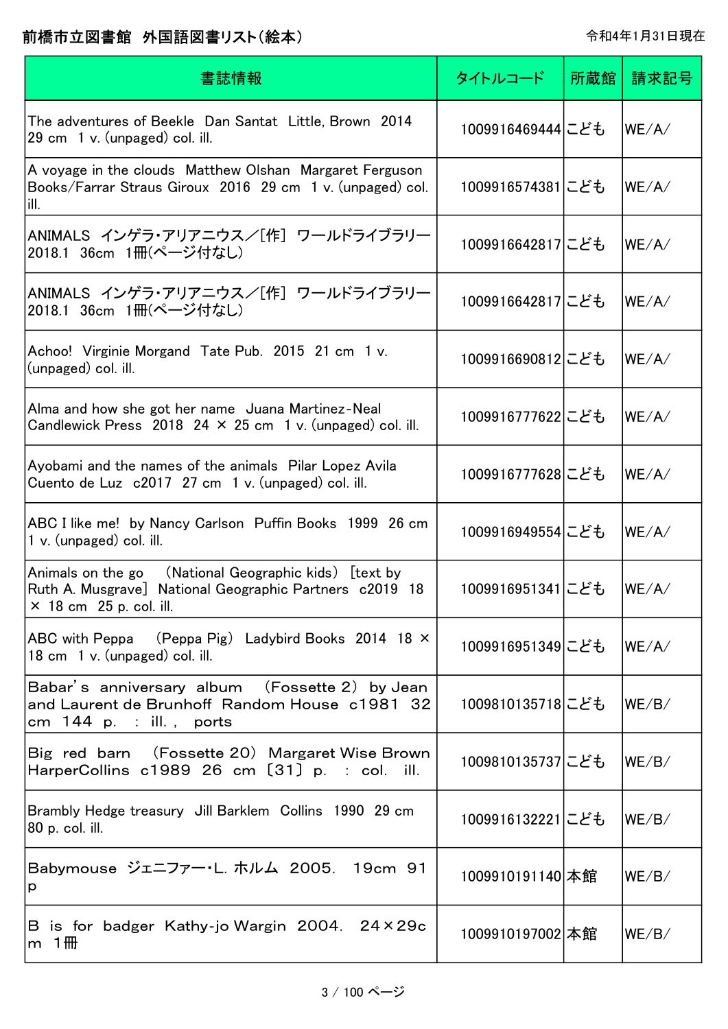# 前橋市立図書館　外国語図書リスト（絵本）

令和4年1月31日現在

| 書誌情報 | タイトルコード | 所蔵館 | 請求記号 |
|---|---|---|---|
| The adventures of Beekle　Dan Santat　Little, Brown　2014　29 cm　1 v. (unpaged) col. ill. | 1009916469444 | こども | WE/A/ |
| A voyage in the clouds　Matthew Olshan　Margaret Ferguson Books/Farrar Straus Giroux　2016　29 cm　1 v. (unpaged) col. ill. | 1009916574381 | こども | WE/A/ |
| ANIMALS　インゲラ・アリアニウス／[作]　ワールドライブラリー　2018.1　36cm　1冊(ページ付なし) | 1009916642817 | こども | WE/A/ |
| ANIMALS　インゲラ・アリアニウス／[作]　ワールドライブラリー　2018.1　36cm　1冊(ページ付なし) | 1009916642817 | こども | WE/A/ |
| Achoo!　Virginie Morgand　Tate Pub.　2015　21 cm　1 v. (unpaged) col. ill. | 1009916690812 | こども | WE/A/ |
| Alma and how she got her name　Juana Martinez-Neal　Candlewick Press　2018　24 × 25 cm　1 v. (unpaged) col. ill. | 1009916777622 | こども | WE/A/ |
| Ayobami and the names of the animals　Pilar Lopez Avila　Cuento de Luz　c2017　27 cm　1 v. (unpaged) col. ill. | 1009916777628 | こども | WE/A/ |
| ABC I like me!　by Nancy Carlson　Puffin Books　1999　26 cm　1 v. (unpaged) col. ill. | 1009916949554 | こども | WE/A/ |
| Animals on the go　（National Geographic kids）　[text by Ruth A. Musgrave]　National Geographic Partners　c2019　18 × 18 cm　25 p. col. ill. | 1009916951341 | こども | WE/A/ |
| ABC with Peppa　（Peppa Pig）　Ladybird Books　2014　18 × 18 cm　1 v. (unpaged) col. ill. | 1009916951349 | こども | WE/A/ |
| Babar's anniversary album　（Fossette 2）　by Jean and Laurent de Brunhoff　Random House　c1981　32 cm　144 p.　:　ill. ,　ports | 1009810135718 | こども | WE/B/ |
| Big red barn　（Fossette 20）　Margaret Wise Brown　HarperCollins　c1989　26 cm　〔31〕 p.　:　col.　ill. | 1009810135737 | こども | WE/B/ |
| Brambly Hedge treasury　Jill Barklem　Collins　1990　29 cm　80 p. col. ill. | 1009916132221 | こども | WE/B/ |
| Babymouse　ジェニファー・L. ホルム　2005.　19cm　91 p | 1009910191140 | 本館 | WE/B/ |
| B is for badger　Kathy-jo Wargin　2004.　24×29cm　1冊 | 1009910197002 | 本館 | WE/B/ |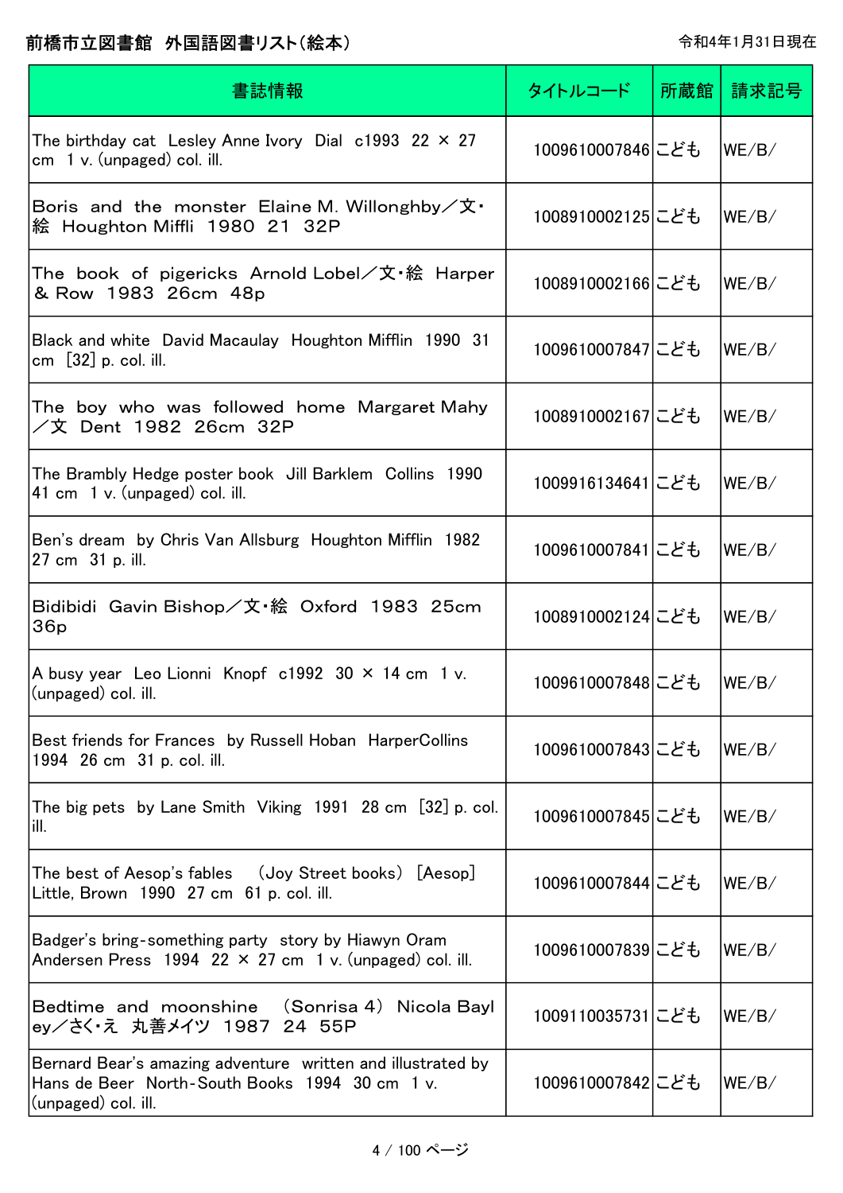前橋市立図書館　外国語図書リスト（絵本）

令和4年1月31日現在

| 書誌情報 | タイトルコード | 所蔵館 | 請求記号 |
| --- | --- | --- | --- |
| The birthday cat　Lesley Anne Ivory　Dial　c1993　22 × 27 cm　1 v. (unpaged) col. ill. | 1009610007846 | こども | WE/B/ |
| Boris and the monster　Elaine M. Willonghby／文・絵　Houghton Miffli　1980　21　32P | 1008910002125 | こども | WE/B/ |
| The book of pigericks　Arnold Lobel／文・絵　Harper & Row　1983　26cm　48p | 1008910002166 | こども | WE/B/ |
| Black and white　David Macaulay　Houghton Mifflin　1990　31 cm　[32] p. col. ill. | 1009610007847 | こども | WE/B/ |
| The boy who was followed home　Margaret Mahy／文　Dent　1982　26cm　32P | 1008910002167 | こども | WE/B/ |
| The Brambly Hedge poster book　Jill Barklem　Collins　1990　41 cm　1 v. (unpaged) col. ill. | 1009916134641 | こども | WE/B/ |
| Ben's dream　by Chris Van Allsburg　Houghton Mifflin　1982　27 cm　31 p. ill. | 1009610007841 | こども | WE/B/ |
| Bidibidi　Gavin Bishop／文・絵　Oxford　1983　25cm　36p | 1008910002124 | こども | WE/B/ |
| A busy year　Leo Lionni　Knopf　c1992　30 × 14 cm　1 v. (unpaged) col. ill. | 1009610007848 | こども | WE/B/ |
| Best friends for Frances　by Russell Hoban　HarperCollins　1994　26 cm　31 p. col. ill. | 1009610007843 | こども | WE/B/ |
| The big pets　by Lane Smith　Viking　1991　28 cm　[32] p. col. ill. | 1009610007845 | こども | WE/B/ |
| The best of Aesop's fables　（Joy Street books）　[Aesop]　Little, Brown　1990　27 cm　61 p. col. ill. | 1009610007844 | こども | WE/B/ |
| Badger's bring-something party　story by Hiawyn Oram　Andersen Press　1994　22 × 27 cm　1 v. (unpaged) col. ill. | 1009610007839 | こども | WE/B/ |
| Bedtime and moonshine　（Sonrisa 4）　Nicola Bayley／さく・え　丸善メイツ　1987　24　55P | 1009110035731 | こども | WE/B/ |
| Bernard Bear's amazing adventure　written and illustrated by Hans de Beer　North-South Books　1994　30 cm　1 v. (unpaged) col. ill. | 1009610007842 | こども | WE/B/ |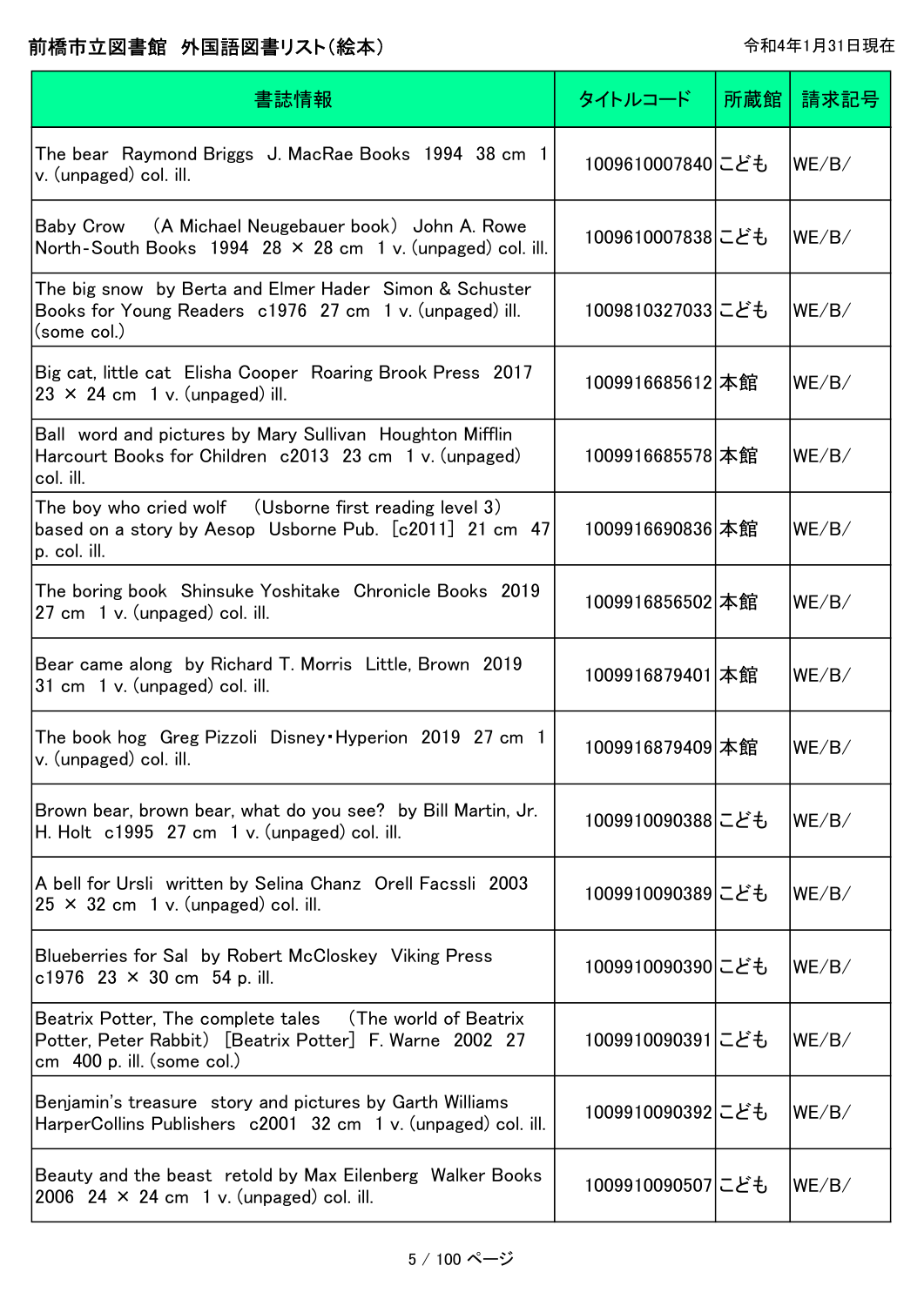# 前橋市立図書館　外国語図書リスト(絵本)

令和4年1月31日現在

| 書誌情報 | タイトルコード | 所蔵館 | 請求記号 |
| --- | --- | --- | --- |
| The bear　Raymond Briggs　J. MacRae Books　1994　38 cm　1 v. (unpaged) col. ill. | 1009610007840 | こども | WE/B/ |
| Baby Crow　(A Michael Neugebauer book)　John A. Rowe　North-South Books　1994　28 × 28 cm　1 v. (unpaged) col. ill. | 1009610007838 | こども | WE/B/ |
| The big snow　by Berta and Elmer Hader　Simon & Schuster Books for Young Readers　c1976　27 cm　1 v. (unpaged) ill. (some col.) | 1009810327033 | こども | WE/B/ |
| Big cat, little cat　Elisha Cooper　Roaring Brook Press　2017　23 × 24 cm　1 v. (unpaged) ill. | 1009916685612 | 本館 | WE/B/ |
| Ball　word and pictures by Mary Sullivan　Houghton Mifflin Harcourt Books for Children　c2013　23 cm　1 v. (unpaged) col. ill. | 1009916685578 | 本館 | WE/B/ |
| The boy who cried wolf　(Usborne first reading level 3)　based on a story by Aesop　Usborne Pub.　[c2011]　21 cm　47 p. col. ill. | 1009916690836 | 本館 | WE/B/ |
| The boring book　Shinsuke Yoshitake　Chronicle Books　2019　27 cm　1 v. (unpaged) col. ill. | 1009916856502 | 本館 | WE/B/ |
| Bear came along　by Richard T. Morris　Little, Brown　2019　31 cm　1 v. (unpaged) col. ill. | 1009916879401 | 本館 | WE/B/ |
| The book hog　Greg Pizzoli　Disney・Hyperion　2019　27 cm　1 v. (unpaged) col. ill. | 1009916879409 | 本館 | WE/B/ |
| Brown bear, brown bear, what do you see?　by Bill Martin, Jr.　H. Holt　c1995　27 cm　1 v. (unpaged) col. ill. | 1009910090388 | こども | WE/B/ |
| A bell for Ursli　written by Selina Chanz　Orell Facssli　2003　25 × 32 cm　1 v. (unpaged) col. ill. | 1009910090389 | こども | WE/B/ |
| Blueberries for Sal　by Robert McCloskey　Viking Press　c1976　23 × 30 cm　54 p. ill. | 1009910090390 | こども | WE/B/ |
| Beatrix Potter, The complete tales　(The world of Beatrix Potter, Peter Rabbit)　[Beatrix Potter]　F. Warne　2002　27 cm　400 p. ill. (some col.) | 1009910090391 | こども | WE/B/ |
| Benjamin's treasure　story and pictures by Garth Williams　HarperCollins Publishers　c2001　32 cm　1 v. (unpaged) col. ill. | 1009910090392 | こども | WE/B/ |
| Beauty and the beast　retold by Max Eilenberg　Walker Books　2006　24 × 24 cm　1 v. (unpaged) col. ill. | 1009910090507 | こども | WE/B/ |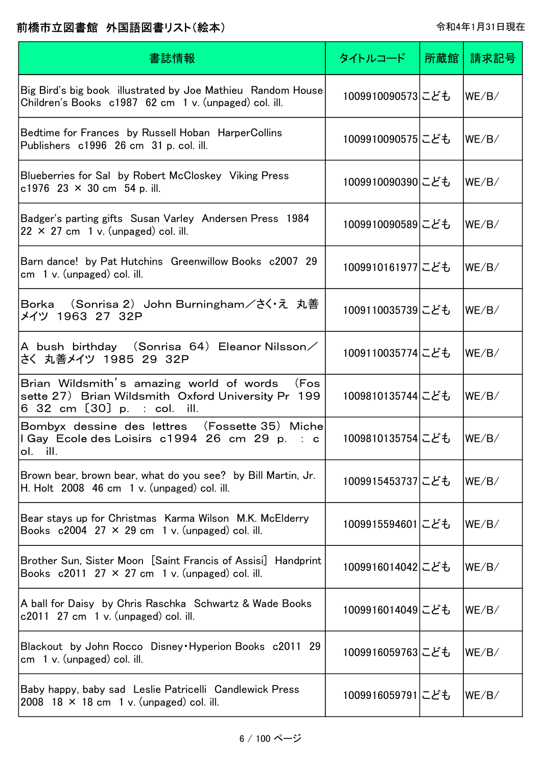# 前橋市立図書館 外国語図書リスト(絵本)

令和4年1月31日現在

| 書誌情報 | タイトルコード | 所蔵館 | 請求記号 |
|---|---|---|---|
| Big Bird's big book illustrated by Joe Mathieu Random House Children's Books c1987 62 cm 1 v. (unpaged) col. ill. | 1009910090573 | こども | WE/B/ |
| Bedtime for Frances by Russell Hoban HarperCollins Publishers c1996 26 cm 31 p. col. ill. | 1009910090575 | こども | WE/B/ |
| Blueberries for Sal by Robert McCloskey Viking Press c1976 23 × 30 cm 54 p. ill. | 1009910090390 | こども | WE/B/ |
| Badger's parting gifts Susan Varley Andersen Press 1984 22 × 27 cm 1 v. (unpaged) col. ill. | 1009910090589 | こども | WE/B/ |
| Barn dance! by Pat Hutchins Greenwillow Books c2007 29 cm 1 v. (unpaged) col. ill. | 1009910161977 | こども | WE/B/ |
| Borka (Sonrisa 2) John Burningham/さく・え 丸善メイツ 1963 27 32P | 1009110035739 | こども | WE/B/ |
| A bush birthday (Sonrisa 64) Eleanor Nilsson/さく 丸善メイツ 1985 29 32P | 1009110035774 | こども | WE/B/ |
| Brian Wildsmith's amazing world of words (Fossette 27) Brian Wildsmith Oxford University Pr 1996 32 cm 〔30〕 p. : col. ill. | 1009810135744 | こども | WE/B/ |
| Bombyx dessine des lettres (Fossette 35) Michel Gay Ecole des Loisirs c1994 26 cm 29 p. : col. ill. | 1009810135754 | こども | WE/B/ |
| Brown bear, brown bear, what do you see? by Bill Martin, Jr. H. Holt 2008 46 cm 1 v. (unpaged) col. ill. | 1009915453737 | こども | WE/B/ |
| Bear stays up for Christmas Karma Wilson M.K. McElderry Books c2004 27 × 29 cm 1 v. (unpaged) col. ill. | 1009915594601 | こども | WE/B/ |
| Brother Sun, Sister Moon [Saint Francis of Assisi] Handprint Books c2011 27 × 27 cm 1 v. (unpaged) col. ill. | 1009916014042 | こども | WE/B/ |
| A ball for Daisy by Chris Raschka Schwartz & Wade Books c2011 27 cm 1 v. (unpaged) col. ill. | 1009916014049 | こども | WE/B/ |
| Blackout by John Rocco Disney・Hyperion Books c2011 29 cm 1 v. (unpaged) col. ill. | 1009916059763 | こども | WE/B/ |
| Baby happy, baby sad Leslie Patricelli Candlewick Press 2008 18 × 18 cm 1 v. (unpaged) col. ill. | 1009916059791 | こども | WE/B/ |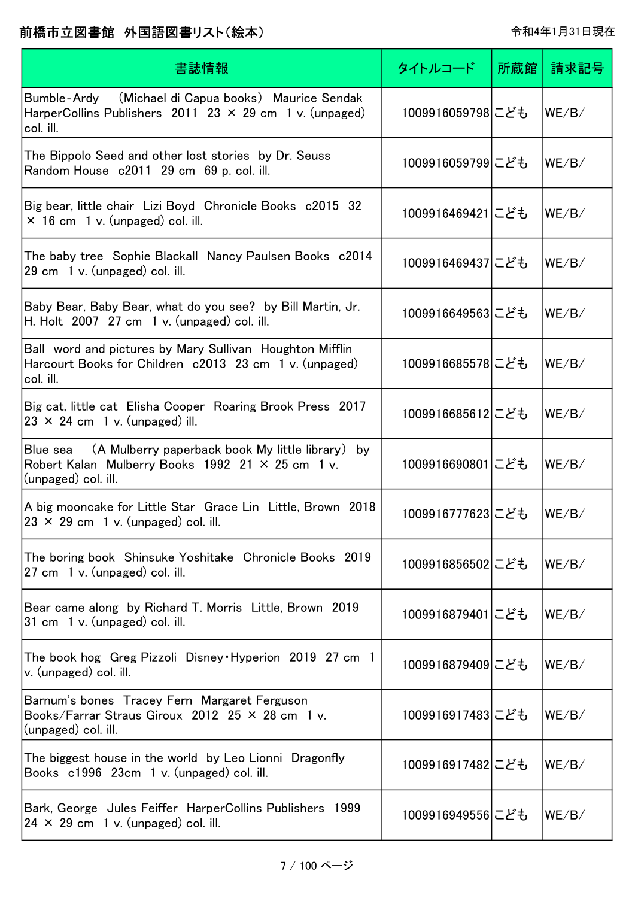# 前橋市立図書館　外国語図書リスト(絵本)

令和4年1月31日現在

| 書誌情報 | タイトルコード | 所蔵館 | 請求記号 |
| --- | --- | --- | --- |
| Bumble-Ardy　(Michael di Capua books)　Maurice Sendak　HarperCollins Publishers　2011　23 × 29 cm　1 v. (unpaged) col. ill. | 1009916059798 | こども | WE/B/ |
| The Bippolo Seed and other lost stories　by Dr. Seuss　Random House　c2011　29 cm　69 p. col. ill. | 1009916059799 | こども | WE/B/ |
| Big bear, little chair　Lizi Boyd　Chronicle Books　c2015　32 × 16 cm　1 v. (unpaged) col. ill. | 1009916469421 | こども | WE/B/ |
| The baby tree　Sophie Blackall　Nancy Paulsen Books　c2014　29 cm　1 v. (unpaged) col. ill. | 1009916469437 | こども | WE/B/ |
| Baby Bear, Baby Bear, what do you see?　by Bill Martin, Jr.　H. Holt　2007　27 cm　1 v. (unpaged) col. ill. | 1009916649563 | こども | WE/B/ |
| Ball　word and pictures by Mary Sullivan　Houghton Mifflin Harcourt Books for Children　c2013　23 cm　1 v. (unpaged) col. ill. | 1009916685578 | こども | WE/B/ |
| Big cat, little cat　Elisha Cooper　Roaring Brook Press　2017　23 × 24 cm　1 v. (unpaged) ill. | 1009916685612 | こども | WE/B/ |
| Blue sea　(A Mulberry paperback book My little library)　by Robert Kalan　Mulberry Books　1992　21 × 25 cm　1 v. (unpaged) col. ill. | 1009916690801 | こども | WE/B/ |
| A big mooncake for Little Star　Grace Lin　Little, Brown　2018　23 × 29 cm　1 v. (unpaged) col. ill. | 1009916777623 | こども | WE/B/ |
| The boring book　Shinsuke Yoshitake　Chronicle Books　2019　27 cm　1 v. (unpaged) col. ill. | 1009916856502 | こども | WE/B/ |
| Bear came along　by Richard T. Morris　Little, Brown　2019　31 cm　1 v. (unpaged) col. ill. | 1009916879401 | こども | WE/B/ |
| The book hog　Greg Pizzoli　Disney・Hyperion　2019　27 cm　1 v. (unpaged) col. ill. | 1009916879409 | こども | WE/B/ |
| Barnum's bones　Tracey Fern　Margaret Ferguson Books/Farrar Straus Giroux　2012　25 × 28 cm　1 v. (unpaged) col. ill. | 1009916917483 | こども | WE/B/ |
| The biggest house in the world　by Leo Lionni　Dragonfly Books　c1996　23cm　1 v. (unpaged) col. ill. | 1009916917482 | こども | WE/B/ |
| Bark, George　Jules Feiffer　HarperCollins Publishers　1999　24 × 29 cm　1 v. (unpaged) col. ill. | 1009916949556 | こども | WE/B/ |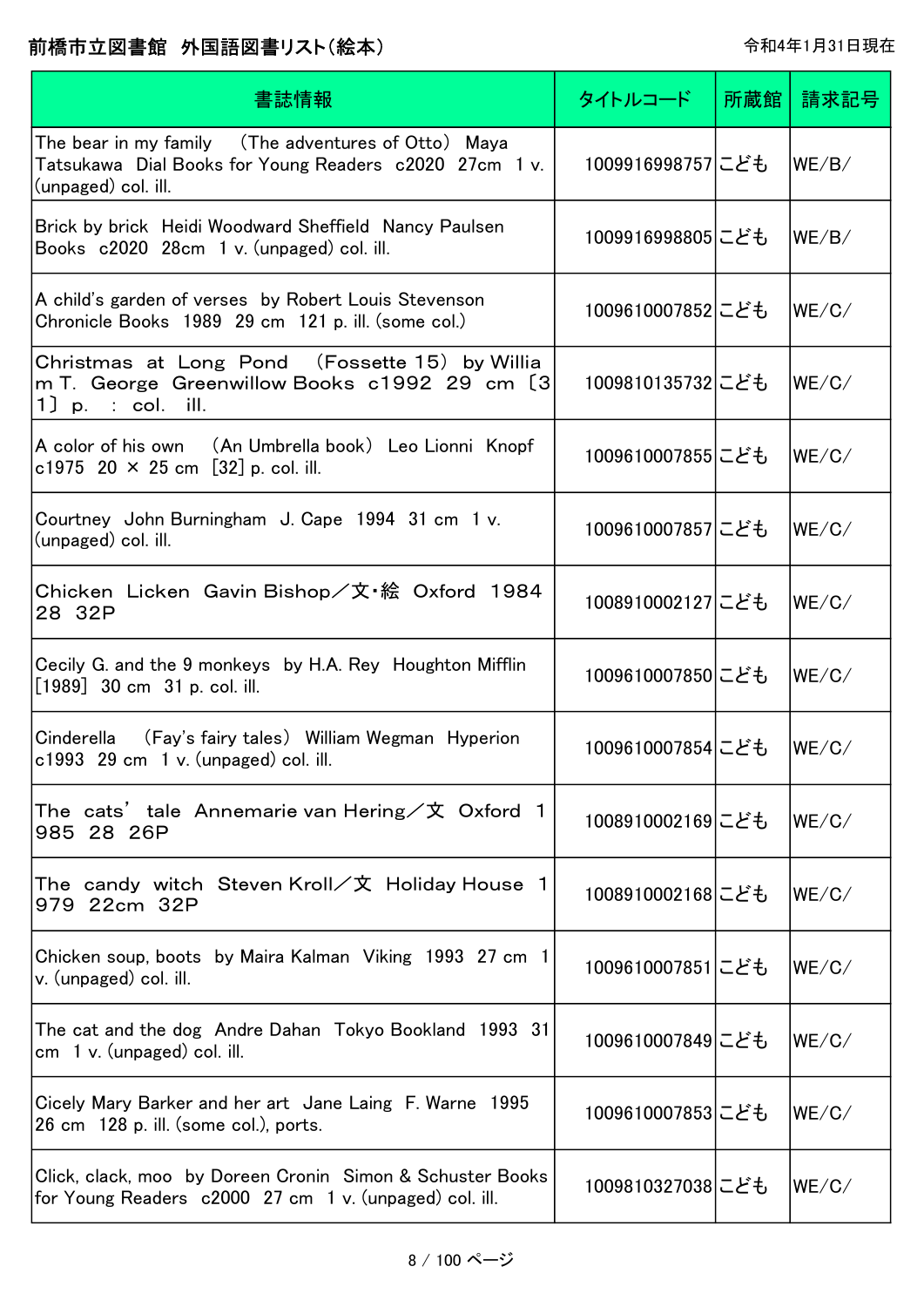# 前橋市立図書館　外国語図書リスト（絵本）

令和4年1月31日現在

| 書誌情報 | タイトルコード | 所蔵館 | 請求記号 |
|---|---|---|---|
| The bear in my family　（The adventures of Otto）　Maya Tatsukawa　Dial Books for Young Readers　c2020　27cm　1 v. (unpaged) col. ill. | 1009916998757 | こども | WE/B/ |
| Brick by brick　Heidi Woodward Sheffield　Nancy Paulsen Books　c2020　28cm　1 v. (unpaged) col. ill. | 1009916998805 | こども | WE/B/ |
| A child's garden of verses　by Robert Louis Stevenson　Chronicle Books　1989　29 cm　121 p. ill. (some col.) | 1009610007852 | こども | WE/C/ |
| Christmas at Long Pond　（Fossette 15）　by William T. George　Greenwillow Books　c1992　29 cm　〔31〕 p.　:　col.　ill. | 1009810135732 | こども | WE/C/ |
| A color of his own　（An Umbrella book）　Leo Lionni　Knopf　c1975　20 × 25 cm　[32] p. col. ill. | 1009610007855 | こども | WE/C/ |
| Courtney　John Burningham　J. Cape　1994　31 cm　1 v. (unpaged) col. ill. | 1009610007857 | こども | WE/C/ |
| Chicken Licken　Gavin Bishop／文・絵　Oxford　1984　28　32P | 1008910002127 | こども | WE/C/ |
| Cecily G. and the 9 monkeys　by H.A. Rey　Houghton Mifflin　[1989]　30 cm　31 p. col. ill. | 1009610007850 | こども | WE/C/ |
| Cinderella　（Fay's fairy tales）　William Wegman　Hyperion　c1993　29 cm　1 v. (unpaged) col. ill. | 1009610007854 | こども | WE/C/ |
| The cats' tale　Annemarie van Hering／文　Oxford　1985　28　26P | 1008910002169 | こども | WE/C/ |
| The candy witch　Steven Kroll／文　Holiday House　1979　22cm　32P | 1008910002168 | こども | WE/C/ |
| Chicken soup, boots　by Maira Kalman　Viking　1993　27 cm　1 v. (unpaged) col. ill. | 1009610007851 | こども | WE/C/ |
| The cat and the dog　Andre Dahan　Tokyo Bookland　1993　31 cm　1 v. (unpaged) col. ill. | 1009610007849 | こども | WE/C/ |
| Cicely Mary Barker and her art　Jane Laing　F. Warne　1995　26 cm　128 p. ill. (some col.), ports. | 1009610007853 | こども | WE/C/ |
| Click, clack, moo　by Doreen Cronin　Simon & Schuster Books for Young Readers　c2000　27 cm　1 v. (unpaged) col. ill. | 1009810327038 | こども | WE/C/ |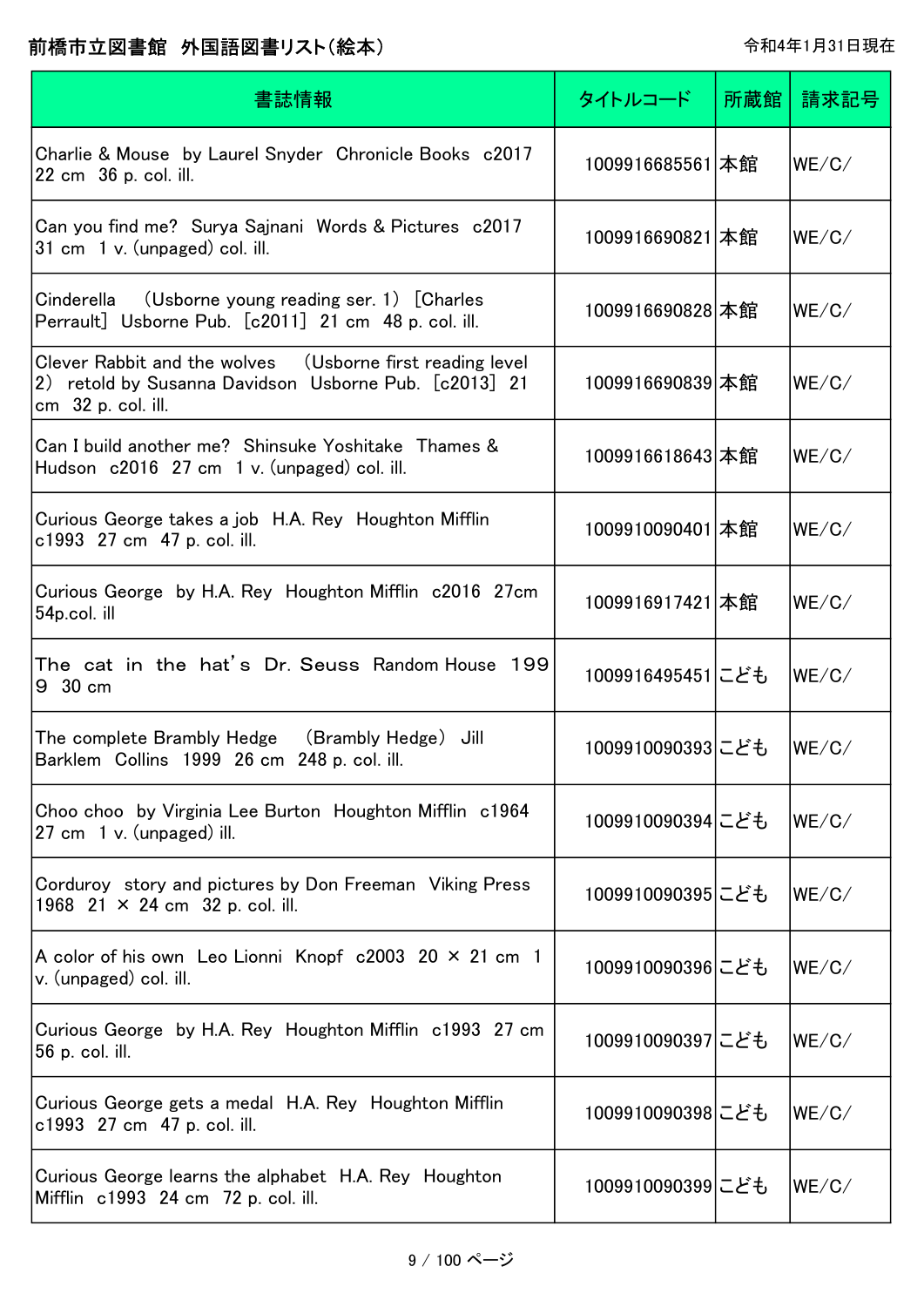# 前橋市立図書館　外国語図書リスト（絵本）

令和4年1月31日現在

| 書誌情報 | タイトルコード | 所蔵館 | 請求記号 |
|---|---|---|---|
| Charlie & Mouse　by Laurel Snyder　Chronicle Books　c2017　22 cm　36 p. col. ill. | 1009916685561 | 本館 | WE/C/ |
| Can you find me?　Surya Sajnani　Words & Pictures　c2017　31 cm　1 v. (unpaged) col. ill. | 1009916690821 | 本館 | WE/C/ |
| Cinderella　（Usborne young reading ser. 1）　[Charles Perrault]　Usborne Pub.　[c2011]　21 cm　48 p. col. ill. | 1009916690828 | 本館 | WE/C/ |
| Clever Rabbit and the wolves　（Usborne first reading level 2）　retold by Susanna Davidson　Usborne Pub.　[c2013]　21 cm　32 p. col. ill. | 1009916690839 | 本館 | WE/C/ |
| Can I build another me?　Shinsuke Yoshitake　Thames & Hudson　c2016　27 cm　1 v. (unpaged) col. ill. | 1009916618643 | 本館 | WE/C/ |
| Curious George takes a job　H.A. Rey　Houghton Mifflin　c1993　27 cm　47 p. col. ill. | 1009910090401 | 本館 | WE/C/ |
| Curious George　by H.A. Rey　Houghton Mifflin　c2016　27cm　54p.col. ill | 1009916917421 | 本館 | WE/C/ |
| The cat in the hat's　Dr. Seuss　Random House　1999　30 cm | 1009916495451 | こども | WE/C/ |
| The complete Brambly Hedge　（Brambly Hedge）　Jill Barklem　Collins　1999　26 cm　248 p. col. ill. | 1009910090393 | こども | WE/C/ |
| Choo choo　by Virginia Lee Burton　Houghton Mifflin　c1964　27 cm　1 v. (unpaged) ill. | 1009910090394 | こども | WE/C/ |
| Corduroy　story and pictures by Don Freeman　Viking Press　1968　21 × 24 cm　32 p. col. ill. | 1009910090395 | こども | WE/C/ |
| A color of his own　Leo Lionni　Knopf　c2003　20 × 21 cm　1 v. (unpaged) col. ill. | 1009910090396 | こども | WE/C/ |
| Curious George　by H.A. Rey　Houghton Mifflin　c1993　27 cm　56 p. col. ill. | 1009910090397 | こども | WE/C/ |
| Curious George gets a medal　H.A. Rey　Houghton Mifflin　c1993　27 cm　47 p. col. ill. | 1009910090398 | こども | WE/C/ |
| Curious George learns the alphabet　H.A. Rey　Houghton Mifflin　c1993　24 cm　72 p. col. ill. | 1009910090399 | こども | WE/C/ |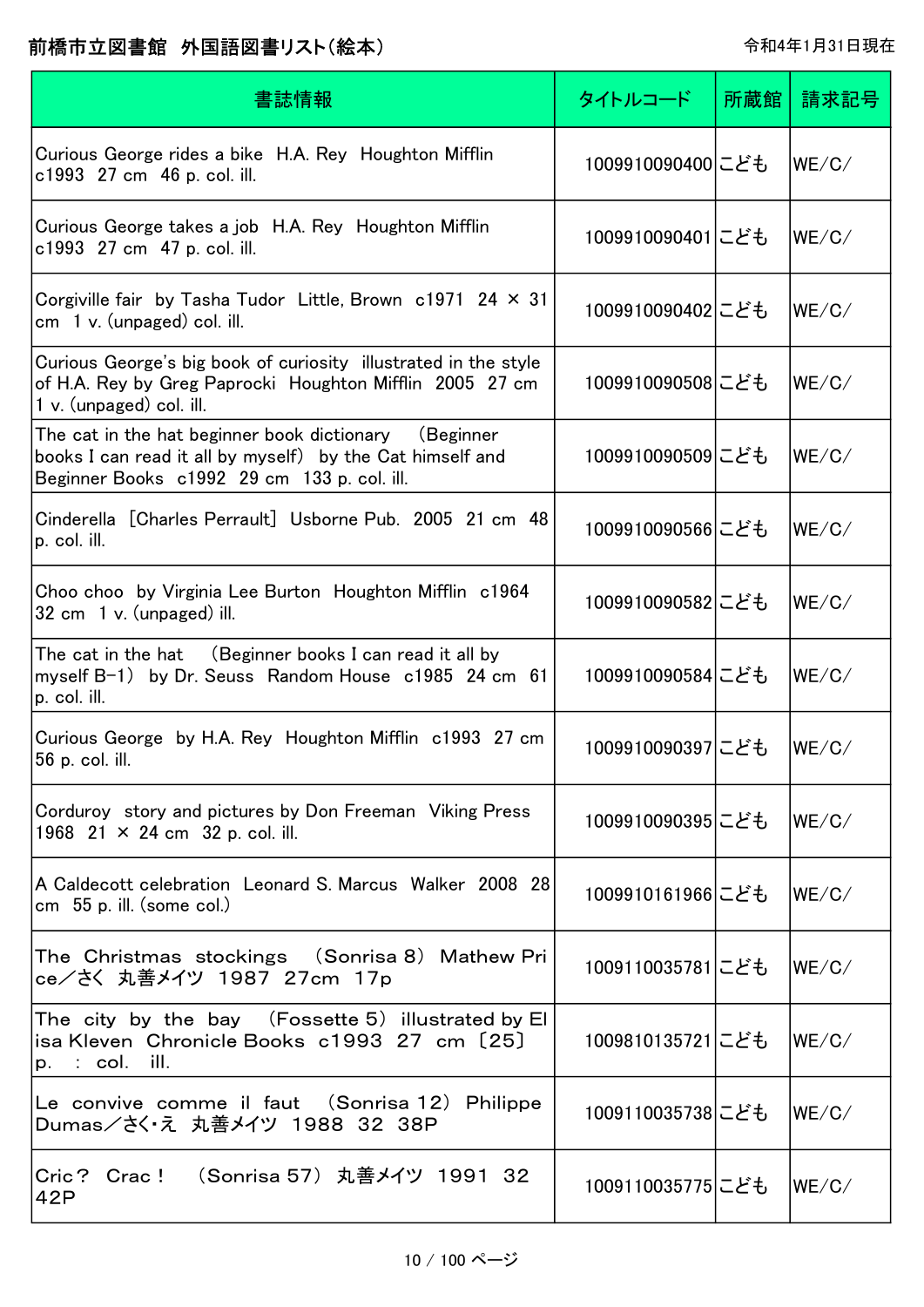前橋市立図書館　外国語図書リスト(絵本)

令和4年1月31日現在

| 書誌情報 | タイトルコード | 所蔵館 | 請求記号 |
|---|---|---|---|
| Curious George rides a bike　H.A. Rey　Houghton Mifflin　c1993　27 cm　46 p. col. ill. | 1009910090400 | こども | WE/C/ |
| Curious George takes a job　H.A. Rey　Houghton Mifflin　c1993　27 cm　47 p. col. ill. | 1009910090401 | こども | WE/C/ |
| Corgiville fair　by Tasha Tudor　Little, Brown　c1971　24 × 31 cm　1 v. (unpaged) col. ill. | 1009910090402 | こども | WE/C/ |
| Curious George's big book of curiosity　illustrated in the style of H.A. Rey by Greg Paprocki　Houghton Mifflin　2005　27 cm　1 v. (unpaged) col. ill. | 1009910090508 | こども | WE/C/ |
| The cat in the hat beginner book dictionary　(Beginner books I can read it all by myself)　by the Cat himself and Beginner Books　c1992　29 cm　133 p. col. ill. | 1009910090509 | こども | WE/C/ |
| Cinderella　[Charles Perrault]　Usborne Pub.　2005　21 cm　48 p. col. ill. | 1009910090566 | こども | WE/C/ |
| Choo choo　by Virginia Lee Burton　Houghton Mifflin　c1964　32 cm　1 v. (unpaged) ill. | 1009910090582 | こども | WE/C/ |
| The cat in the hat　(Beginner books I can read it all by myself B-1)　by Dr. Seuss　Random House　c1985　24 cm　61 p. col. ill. | 1009910090584 | こども | WE/C/ |
| Curious George　by H.A. Rey　Houghton Mifflin　c1993　27 cm　56 p. col. ill. | 1009910090397 | こども | WE/C/ |
| Corduroy　story and pictures by Don Freeman　Viking Press　1968　21 × 24 cm　32 p. col. ill. | 1009910090395 | こども | WE/C/ |
| A Caldecott celebration　Leonard S. Marcus　Walker　2008　28 cm　55 p. ill. (some col.) | 1009910161966 | こども | WE/C/ |
| The Christmas stockings　(Sonrisa 8)　Mathew Price／さく　丸善メイツ　1987　27cm　17p | 1009110035781 | こども | WE/C/ |
| The city by the bay　(Fossette 5)　illustrated by Elisa Kleven　Chronicle Books　c1993　27 cm　[25] p.　:　col.　ill. | 1009810135721 | こども | WE/C/ |
| Le convive comme il faut　(Sonrisa 12)　Philippe Dumas／さく・え　丸善メイツ　1988　32　38P | 1009110035738 | こども | WE/C/ |
| Cric?　Crac!　(Sonrisa 57)　丸善メイツ　1991　32　42P | 1009110035775 | こども | WE/C/ |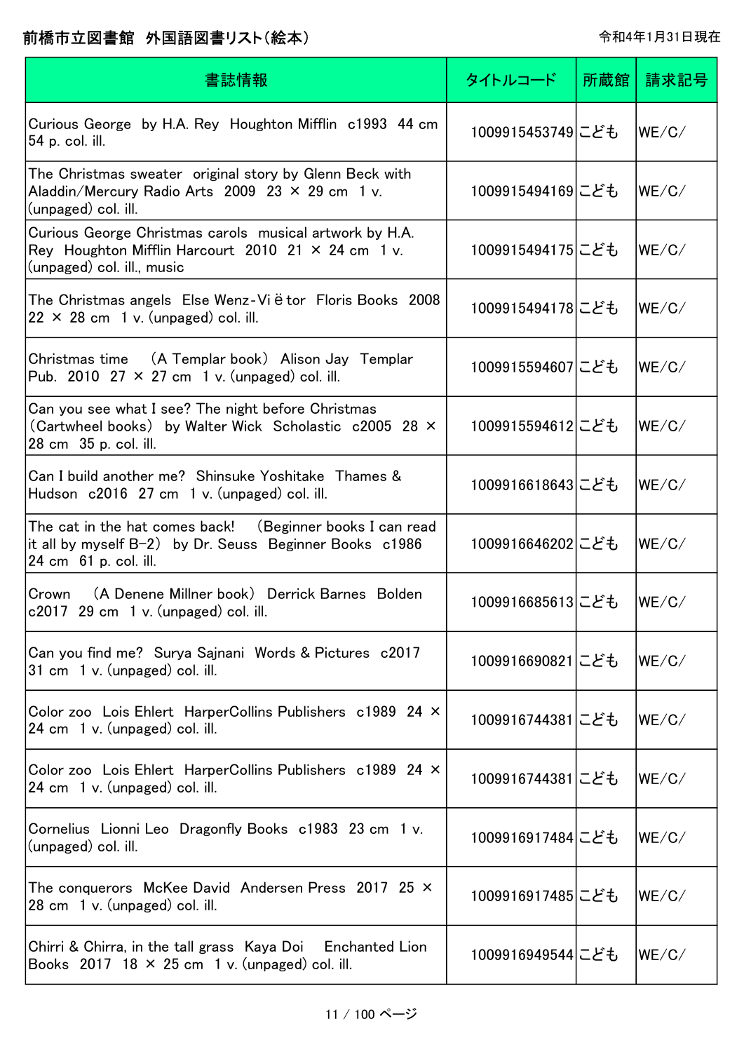# 前橋市立図書館　外国語図書リスト（絵本）

令和4年1月31日現在

| 書誌情報 | タイトルコード | 所蔵館 | 請求記号 |
| --- | --- | --- | --- |
| Curious George　by H.A. Rey　Houghton Mifflin　c1993　44 cm　54 p. col. ill. | 1009915453749 | こども | WE/C/ |
| The Christmas sweater　original story by Glenn Beck with Aladdin/Mercury Radio Arts　2009　23 × 29 cm　1 v. (unpaged) col. ill. | 1009915494169 | こども | WE/C/ |
| Curious George Christmas carols　musical artwork by H.A. Rey　Houghton Mifflin Harcourt　2010　21 × 24 cm　1 v. (unpaged) col. ill., music | 1009915494175 | こども | WE/C/ |
| The Christmas angels　Else Wenz-Viëtor　Floris Books　2008　22 × 28 cm　1 v. (unpaged) col. ill. | 1009915494178 | こども | WE/C/ |
| Christmas time　（A Templar book）　Alison Jay　Templar Pub.　2010　27 × 27 cm　1 v. (unpaged) col. ill. | 1009915594607 | こども | WE/C/ |
| Can you see what I see? The night before Christmas　（Cartwheel books）　by Walter Wick　Scholastic　c2005　28 × 28 cm　35 p. col. ill. | 1009915594612 | こども | WE/C/ |
| Can I build another me?　Shinsuke Yoshitake　Thames & Hudson　c2016　27 cm　1 v. (unpaged) col. ill. | 1009916618643 | こども | WE/C/ |
| The cat in the hat comes back!　（Beginner books I can read it all by myself B-2）　by Dr. Seuss　Beginner Books　c1986　24 cm　61 p. col. ill. | 1009916646202 | こども | WE/C/ |
| Crown　（A Denene Millner book）　Derrick Barnes　Bolden　c2017　29 cm　1 v. (unpaged) col. ill. | 1009916685613 | こども | WE/C/ |
| Can you find me?　Surya Sajnani　Words & Pictures　c2017　31 cm　1 v. (unpaged) col. ill. | 1009916690821 | こども | WE/C/ |
| Color zoo　Lois Ehlert　HarperCollins Publishers　c1989　24 × 24 cm　1 v. (unpaged) col. ill. | 1009916744381 | こども | WE/C/ |
| Color zoo　Lois Ehlert　HarperCollins Publishers　c1989　24 × 24 cm　1 v. (unpaged) col. ill. | 1009916744381 | こども | WE/C/ |
| Cornelius　Lionni Leo　Dragonfly Books　c1983　23 cm　1 v. (unpaged) col. ill. | 1009916917484 | こども | WE/C/ |
| The conquerors　McKee David　Andersen Press　2017　25 × 28 cm　1 v. (unpaged) col. ill. | 1009916917485 | こども | WE/C/ |
| Chirri & Chirra, in the tall grass　Kaya Doi　Enchanted Lion Books　2017　18 × 25 cm　1 v. (unpaged) col. ill. | 1009916949544 | こども | WE/C/ |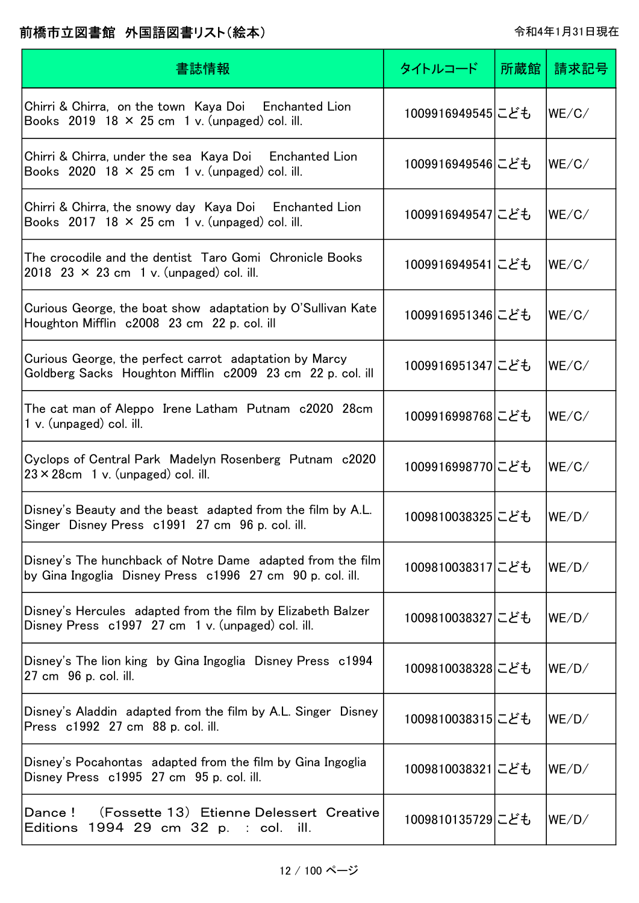前橋市立図書館　外国語図書リスト(絵本)

令和4年1月31日現在

| 書誌情報 | タイトルコード | 所蔵館 | 請求記号 |
|---|---|---|---|
| Chirri & Chirra, on the town Kaya Doi Enchanted Lion Books 2019 18 × 25 cm 1 v. (unpaged) col. ill. | 1009916949545 | こども | WE/C/ |
| Chirri & Chirra, under the sea Kaya Doi Enchanted Lion Books 2020 18 × 25 cm 1 v. (unpaged) col. ill. | 1009916949546 | こども | WE/C/ |
| Chirri & Chirra, the snowy day Kaya Doi Enchanted Lion Books 2017 18 × 25 cm 1 v. (unpaged) col. ill. | 1009916949547 | こども | WE/C/ |
| The crocodile and the dentist Taro Gomi Chronicle Books 2018 23 × 23 cm 1 v. (unpaged) col. ill. | 1009916949541 | こども | WE/C/ |
| Curious George, the boat show adaptation by O'Sullivan Kate Houghton Mifflin c2008 23 cm 22 p. col. ill | 1009916951346 | こども | WE/C/ |
| Curious George, the perfect carrot adaptation by Marcy Goldberg Sacks Houghton Mifflin c2009 23 cm 22 p. col. ill | 1009916951347 | こども | WE/C/ |
| The cat man of Aleppo Irene Latham Putnam c2020 28cm 1 v. (unpaged) col. ill. | 1009916998768 | こども | WE/C/ |
| Cyclops of Central Park Madelyn Rosenberg Putnam c2020 23×28cm 1 v. (unpaged) col. ill. | 1009916998770 | こども | WE/C/ |
| Disney's Beauty and the beast adapted from the film by A.L. Singer Disney Press c1991 27 cm 96 p. col. ill. | 1009810038325 | こども | WE/D/ |
| Disney's The hunchback of Notre Dame adapted from the film by Gina Ingoglia Disney Press c1996 27 cm 90 p. col. ill. | 1009810038317 | こども | WE/D/ |
| Disney's Hercules adapted from the film by Elizabeth Balzer Disney Press c1997 27 cm 1 v. (unpaged) col. ill. | 1009810038327 | こども | WE/D/ |
| Disney's The lion king by Gina Ingoglia Disney Press c1994 27 cm 96 p. col. ill. | 1009810038328 | こども | WE/D/ |
| Disney's Aladdin adapted from the film by A.L. Singer Disney Press c1992 27 cm 88 p. col. ill. | 1009810038315 | こども | WE/D/ |
| Disney's Pocahontas adapted from the film by Gina Ingoglia Disney Press c1995 27 cm 95 p. col. ill. | 1009810038321 | こども | WE/D/ |
| Dance ! （Fossette 13） Etienne Delessert Creative Editions 1994 29 cm 32 p. : col. ill. | 1009810135729 | こども | WE/D/ |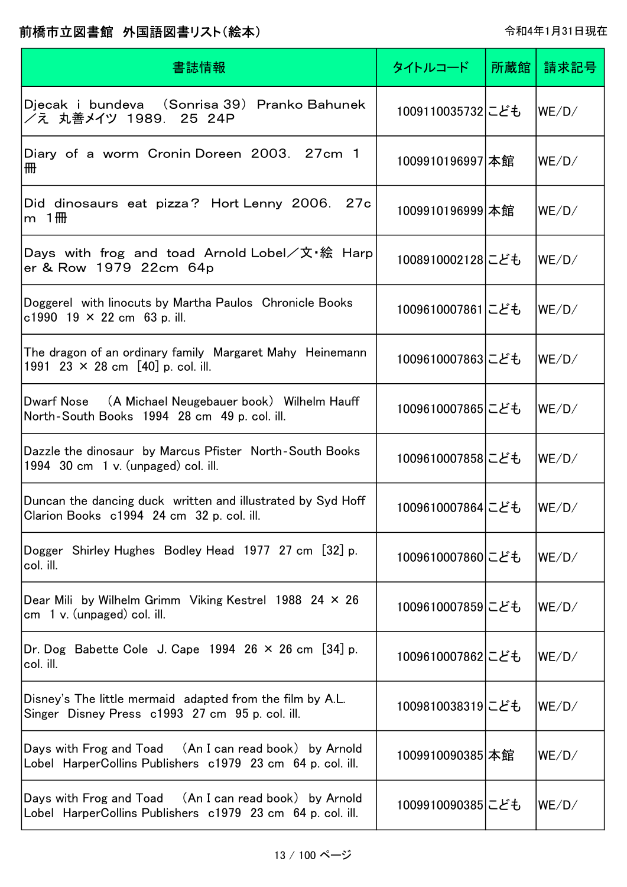# 前橋市立図書館 外国語図書リスト(絵本)

令和4年1月31日現在

| 書誌情報 | タイトルコード | 所蔵館 | 請求記号 |
|---|---|---|---|
| Djecak i bundeva (Sonrisa 39) Pranko Bahunek ／え 丸善メイツ 1989. 25 24P | 1009110035732 | こども | WE/D/ |
| Diary of a worm Cronin Doreen 2003. 27cm 1冊 | 1009910196997 | 本館 | WE/D/ |
| Did dinosaurs eat pizza? Hort Lenny 2006. 27cm 1冊 | 1009910196999 | 本館 | WE/D/ |
| Days with frog and toad Arnold Lobel／文･絵 Harper & Row 1979 22cm 64p | 1008910002128 | こども | WE/D/ |
| Doggerel with linocuts by Martha Paulos Chronicle Books c1990 19 × 22 cm 63 p. ill. | 1009610007861 | こども | WE/D/ |
| The dragon of an ordinary family Margaret Mahy Heinemann 1991 23 × 28 cm [40] p. col. ill. | 1009610007863 | こども | WE/D/ |
| Dwarf Nose (A Michael Neugebauer book) Wilhelm Hauff North-South Books 1994 28 cm 49 p. col. ill. | 1009610007865 | こども | WE/D/ |
| Dazzle the dinosaur by Marcus Pfister North-South Books 1994 30 cm 1 v. (unpaged) col. ill. | 1009610007858 | こども | WE/D/ |
| Duncan the dancing duck written and illustrated by Syd Hoff Clarion Books c1994 24 cm 32 p. col. ill. | 1009610007864 | こども | WE/D/ |
| Dogger Shirley Hughes Bodley Head 1977 27 cm [32] p. col. ill. | 1009610007860 | こども | WE/D/ |
| Dear Mili by Wilhelm Grimm Viking Kestrel 1988 24 × 26 cm 1 v. (unpaged) col. ill. | 1009610007859 | こども | WE/D/ |
| Dr. Dog Babette Cole J. Cape 1994 26 × 26 cm [34] p. col. ill. | 1009610007862 | こども | WE/D/ |
| Disney's The little mermaid adapted from the film by A.L. Singer Disney Press c1993 27 cm 95 p. col. ill. | 1009810038319 | こども | WE/D/ |
| Days with Frog and Toad (An I can read book) by Arnold Lobel HarperCollins Publishers c1979 23 cm 64 p. col. ill. | 1009910090385 | 本館 | WE/D/ |
| Days with Frog and Toad (An I can read book) by Arnold Lobel HarperCollins Publishers c1979 23 cm 64 p. col. ill. | 1009910090385 | こども | WE/D/ |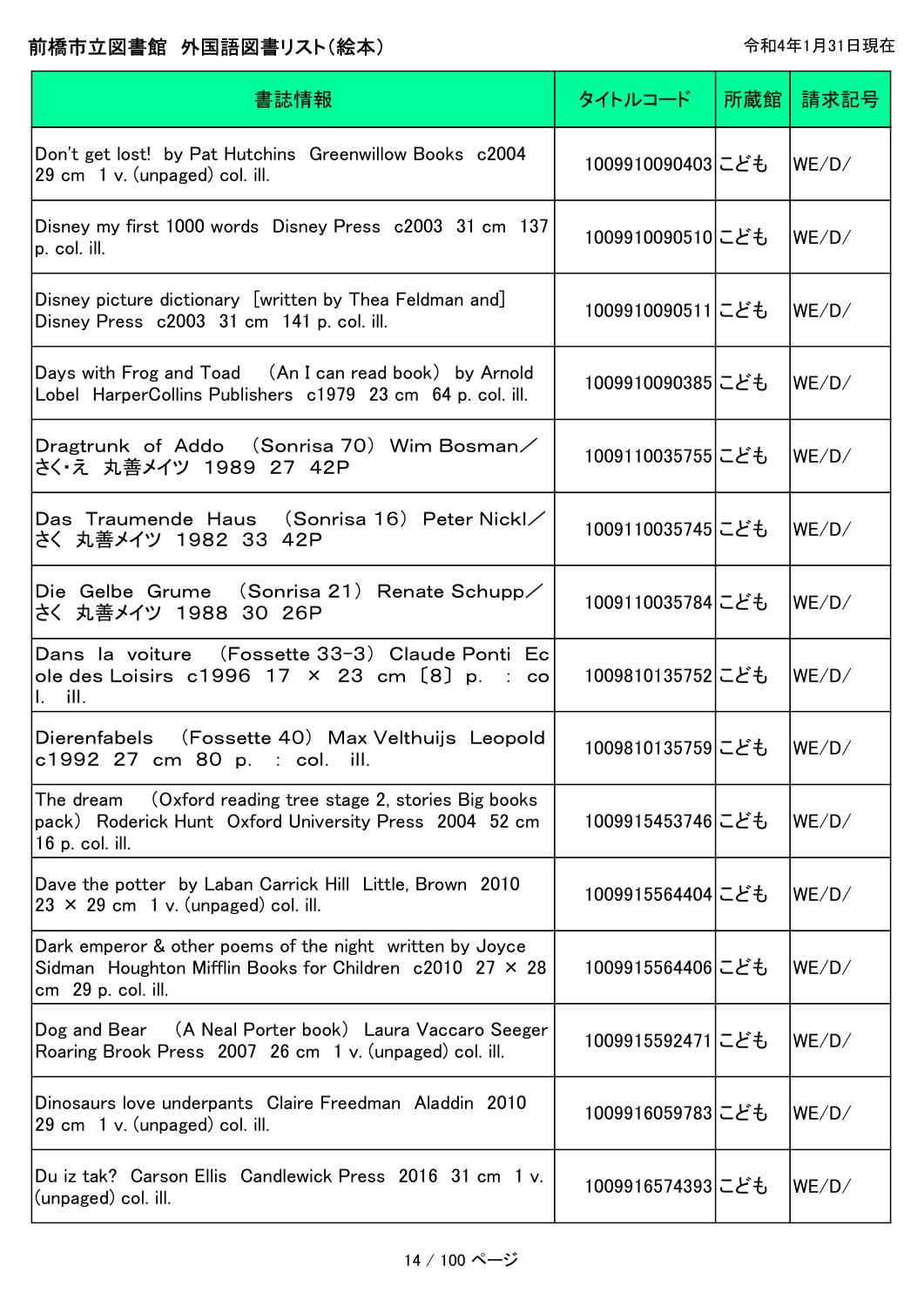# 前橋市立図書館 外国語図書リスト(絵本)

令和4年1月31日現在

| 書誌情報 | タイトルコード | 所蔵館 | 請求記号 |
|---|---|---|---|
| Don't get lost! by Pat Hutchins Greenwillow Books c2004 29 cm 1 v. (unpaged) col. ill. | 1009910090403 | こども | WE/D/ |
| Disney my first 1000 words Disney Press c2003 31 cm 137 p. col. ill. | 1009910090510 | こども | WE/D/ |
| Disney picture dictionary [written by Thea Feldman and] Disney Press c2003 31 cm 141 p. col. ill. | 1009910090511 | こども | WE/D/ |
| Days with Frog and Toad (An I can read book) by Arnold Lobel HarperCollins Publishers c1979 23 cm 64 p. col. ill. | 1009910090385 | こども | WE/D/ |
| Dragtrunk of Addo (Sonrisa 70) Wim Bosman/さく・え 丸善メイツ 1989 27 42P | 1009110035755 | こども | WE/D/ |
| Das Traumende Haus (Sonrisa 16) Peter Nickl/さく 丸善メイツ 1982 33 42P | 1009110035745 | こども | WE/D/ |
| Die Gelbe Grume (Sonrisa 21) Renate Schupp/さく 丸善メイツ 1988 30 26P | 1009110035784 | こども | WE/D/ |
| Dans la voiture (Fossette 33-3) Claude Ponti Ecole des Loisirs c1996 17 × 23 cm [8] p. : col. ill. | 1009810135752 | こども | WE/D/ |
| Dierenfabels (Fossette 40) Max Velthuijs Leopold c1992 27 cm 80 p. : col. ill. | 1009810135759 | こども | WE/D/ |
| The dream (Oxford reading tree stage 2, stories Big books pack) Roderick Hunt Oxford University Press 2004 52 cm 16 p. col. ill. | 1009915453746 | こども | WE/D/ |
| Dave the potter by Laban Carrick Hill Little, Brown 2010 23 × 29 cm 1 v. (unpaged) col. ill. | 1009915564404 | こども | WE/D/ |
| Dark emperor & other poems of the night written by Joyce Sidman Houghton Mifflin Books for Children c2010 27 × 28 cm 29 p. col. ill. | 1009915564406 | こども | WE/D/ |
| Dog and Bear (A Neal Porter book) Laura Vaccaro Seeger Roaring Brook Press 2007 26 cm 1 v. (unpaged) col. ill. | 1009915592471 | こども | WE/D/ |
| Dinosaurs love underpants Claire Freedman Aladdin 2010 29 cm 1 v. (unpaged) col. ill. | 1009916059783 | こども | WE/D/ |
| Du iz tak? Carson Ellis Candlewick Press 2016 31 cm 1 v. (unpaged) col. ill. | 1009916574393 | こども | WE/D/ |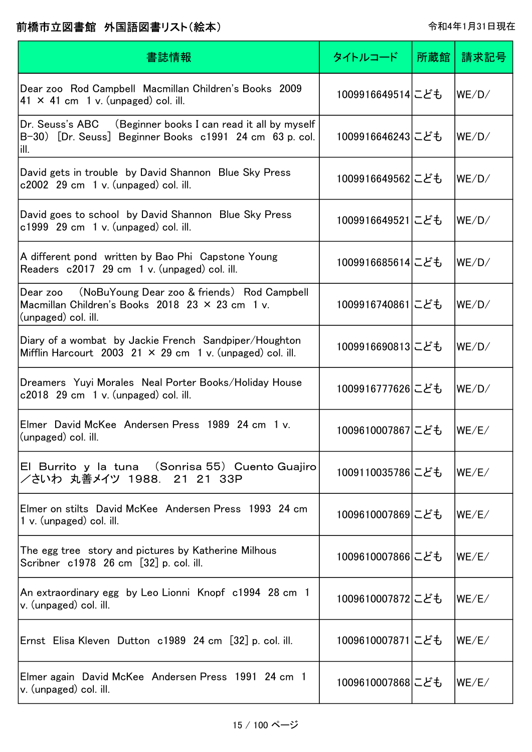# 前橋市立図書館 外国語図書リスト(絵本)

令和4年1月31日現在

| 書誌情報 | タイトルコード | 所蔵館 | 請求記号 |
| --- | --- | --- | --- |
| Dear zoo Rod Campbell Macmillan Children's Books 2009 41 × 41 cm 1 v. (unpaged) col. ill. | 1009916649514 | こども | WE/D/ |
| Dr. Seuss's ABC (Beginner books I can read it all by myself B-30) [Dr. Seuss] Beginner Books c1991 24 cm 63 p. col. ill. | 1009916646243 | こども | WE/D/ |
| David gets in trouble by David Shannon Blue Sky Press c2002 29 cm 1 v. (unpaged) col. ill. | 1009916649562 | こども | WE/D/ |
| David goes to school by David Shannon Blue Sky Press c1999 29 cm 1 v. (unpaged) col. ill. | 1009916649521 | こども | WE/D/ |
| A different pond written by Bao Phi Capstone Young Readers c2017 29 cm 1 v. (unpaged) col. ill. | 1009916685614 | こども | WE/D/ |
| Dear zoo (NoBuYoung Dear zoo & friends) Rod Campbell Macmillan Children's Books 2018 23 × 23 cm 1 v. (unpaged) col. ill. | 1009916740861 | こども | WE/D/ |
| Diary of a wombat by Jackie French Sandpiper/Houghton Mifflin Harcourt 2003 21 × 29 cm 1 v. (unpaged) col. ill. | 1009916690813 | こども | WE/D/ |
| Dreamers Yuyi Morales Neal Porter Books/Holiday House c2018 29 cm 1 v. (unpaged) col. ill. | 1009916777626 | こども | WE/D/ |
| Elmer David McKee Andersen Press 1989 24 cm 1 v. (unpaged) col. ill. | 1009610007867 | こども | WE/E/ |
| El Burrito y la tuna (Sonrisa 55) Cuento Guajiro/さいわ 丸善メイツ 1988. 21 21 33P | 1009110035786 | こども | WE/E/ |
| Elmer on stilts David McKee Andersen Press 1993 24 cm 1 v. (unpaged) col. ill. | 1009610007869 | こども | WE/E/ |
| The egg tree story and pictures by Katherine Milhous Scribner c1978 26 cm [32] p. col. ill. | 1009610007866 | こども | WE/E/ |
| An extraordinary egg by Leo Lionni Knopf c1994 28 cm 1 v. (unpaged) col. ill. | 1009610007872 | こども | WE/E/ |
| Ernst Elisa Kleven Dutton c1989 24 cm [32] p. col. ill. | 1009610007871 | こども | WE/E/ |
| Elmer again David McKee Andersen Press 1991 24 cm 1 v. (unpaged) col. ill. | 1009610007868 | こども | WE/E/ |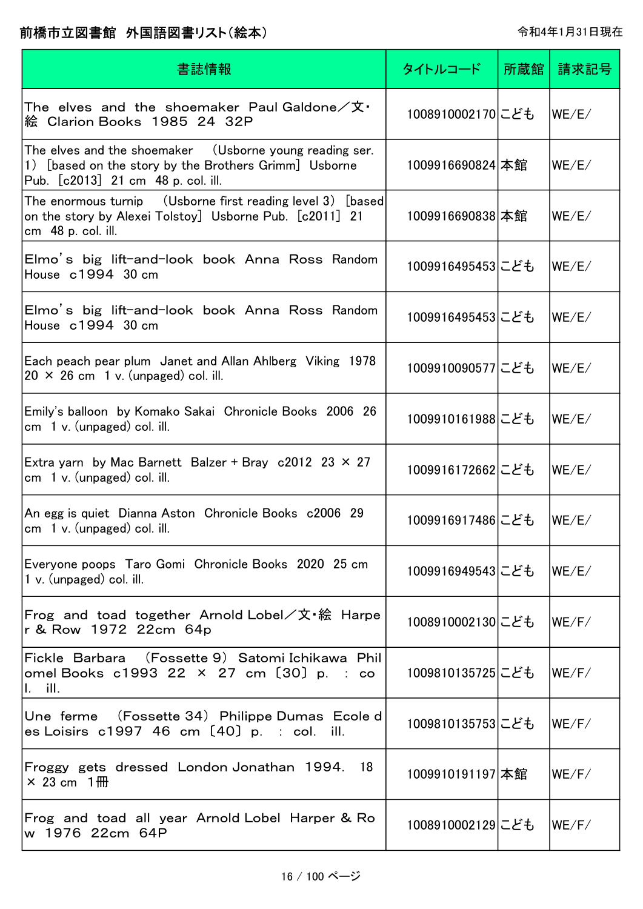# 前橋市立図書館 外国語図書リスト(絵本)

令和4年1月31日現在

| 書誌情報 | タイトルコード | 所蔵館 | 請求記号 |
| --- | --- | --- | --- |
| The elves and the shoemaker Paul Galdone/文・絵 Clarion Books 1985 24 32P | 1008910002170 | こども | WE/E/ |
| The elves and the shoemaker (Usborne young reading ser. 1) [based on the story by the Brothers Grimm] Usborne Pub. [c2013] 21 cm 48 p. col. ill. | 1009916690824 | 本館 | WE/E/ |
| The enormous turnip (Usborne first reading level 3) [based on the story by Alexei Tolstoy] Usborne Pub. [c2011] 21 cm 48 p. col. ill. | 1009916690838 | 本館 | WE/E/ |
| Elmo's big lift-and-look book Anna Ross Random House c1994 30 cm | 1009916495453 | こども | WE/E/ |
| Elmo's big lift-and-look book Anna Ross Random House c1994 30 cm | 1009916495453 | こども | WE/E/ |
| Each peach pear plum Janet and Allan Ahlberg Viking 1978 20 × 26 cm 1 v. (unpaged) col. ill. | 1009910090577 | こども | WE/E/ |
| Emily's balloon by Komako Sakai Chronicle Books 2006 26 cm 1 v. (unpaged) col. ill. | 1009910161988 | こども | WE/E/ |
| Extra yarn by Mac Barnett Balzer + Bray c2012 23 × 27 cm 1 v. (unpaged) col. ill. | 1009916172662 | こども | WE/E/ |
| An egg is quiet Dianna Aston Chronicle Books c2006 29 cm 1 v. (unpaged) col. ill. | 1009916917486 | こども | WE/E/ |
| Everyone poops Taro Gomi Chronicle Books 2020 25 cm 1 v. (unpaged) col. ill. | 1009916949543 | こども | WE/E/ |
| Frog and toad together Arnold Lobel/文・絵 Harper & Row 1972 22cm 64p | 1008910002130 | こども | WE/F/ |
| Fickle Barbara (Fossette 9) Satomi Ichikawa Philomel Books c1993 22 × 27 cm 〔30〕 p. : col. ill. | 1009810135725 | こども | WE/F/ |
| Une ferme (Fossette 34) Philippe Dumas Ecole des Loisirs c1997 46 cm 〔40〕 p. : col. ill. | 1009810135753 | こども | WE/F/ |
| Froggy gets dressed London Jonathan 1994. 18 × 23 cm 1冊 | 1009910191197 | 本館 | WE/F/ |
| Frog and toad all year Arnold Lobel Harper & Row 1976 22cm 64P | 1008910002129 | こども | WE/F/ |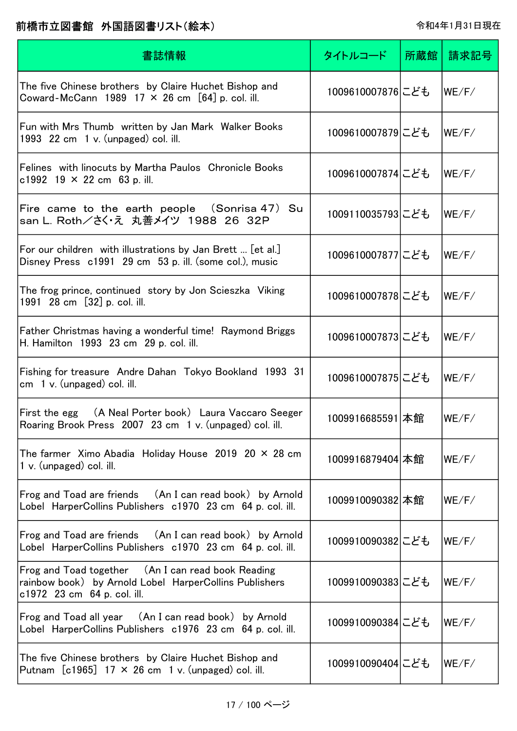前橋市立図書館　外国語図書リスト(絵本)

令和4年1月31日現在

| 書誌情報 | タイトルコード | 所蔵館 | 請求記号 |
|---|---|---|---|
| The five Chinese brothers by Claire Huchet Bishop and Coward-McCann 1989 17 × 26 cm [64] p. col. ill. | 1009610007876 | こども | WE/F/ |
| Fun with Mrs Thumb written by Jan Mark Walker Books 1993 22 cm 1 v. (unpaged) col. ill. | 1009610007879 | こども | WE/F/ |
| Felines with linocuts by Martha Paulos Chronicle Books c1992 19 × 22 cm 63 p. ill. | 1009610007874 | こども | WE/F/ |
| Fire came to the earth people （Sonrisa 47） Susan L. Roth／さく･え 丸善メイツ 1988 26 32P | 1009110035793 | こども | WE/F/ |
| For our children with illustrations by Jan Brett ... [et al.] Disney Press c1991 29 cm 53 p. ill. (some col.), music | 1009610007877 | こども | WE/F/ |
| The frog prince, continued story by Jon Scieszka Viking 1991 28 cm [32] p. col. ill. | 1009610007878 | こども | WE/F/ |
| Father Christmas having a wonderful time! Raymond Briggs H. Hamilton 1993 23 cm 29 p. col. ill. | 1009610007873 | こども | WE/F/ |
| Fishing for treasure Andre Dahan Tokyo Bookland 1993 31 cm 1 v. (unpaged) col. ill. | 1009610007875 | こども | WE/F/ |
| First the egg （A Neal Porter book） Laura Vaccaro Seeger Roaring Brook Press 2007 23 cm 1 v. (unpaged) col. ill. | 1009916685591 | 本館 | WE/F/ |
| The farmer Ximo Abadia Holiday House 2019 20 × 28 cm 1 v. (unpaged) col. ill. | 1009916879404 | 本館 | WE/F/ |
| Frog and Toad are friends （An I can read book） by Arnold Lobel HarperCollins Publishers c1970 23 cm 64 p. col. ill. | 1009910090382 | 本館 | WE/F/ |
| Frog and Toad are friends （An I can read book） by Arnold Lobel HarperCollins Publishers c1970 23 cm 64 p. col. ill. | 1009910090382 | こども | WE/F/ |
| Frog and Toad together （An I can read book Reading rainbow book） by Arnold Lobel HarperCollins Publishers c1972 23 cm 64 p. col. ill. | 1009910090383 | こども | WE/F/ |
| Frog and Toad all year （An I can read book） by Arnold Lobel HarperCollins Publishers c1976 23 cm 64 p. col. ill. | 1009910090384 | こども | WE/F/ |
| The five Chinese brothers by Claire Huchet Bishop and Putnam [c1965] 17 × 26 cm 1 v. (unpaged) col. ill. | 1009910090404 | こども | WE/F/ |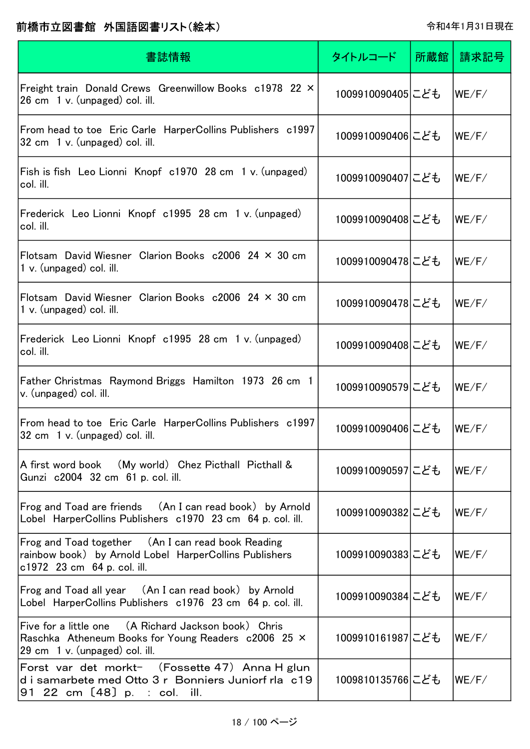# 前橋市立図書館 外国語図書リスト（絵本）

令和4年1月31日現在

| 書誌情報 | タイトルコード | 所蔵館 | 請求記号 |
|---|---|---|---|
| Freight train Donald Crews Greenwillow Books c1978 22 × 26 cm 1 v. (unpaged) col. ill. | 1009910090405 | こども | WE/F/ |
| From head to toe Eric Carle HarperCollins Publishers c1997 32 cm 1 v. (unpaged) col. ill. | 1009910090406 | こども | WE/F/ |
| Fish is fish Leo Lionni Knopf c1970 28 cm 1 v. (unpaged) col. ill. | 1009910090407 | こども | WE/F/ |
| Frederick Leo Lionni Knopf c1995 28 cm 1 v. (unpaged) col. ill. | 1009910090408 | こども | WE/F/ |
| Flotsam David Wiesner Clarion Books c2006 24 × 30 cm 1 v. (unpaged) col. ill. | 1009910090478 | こども | WE/F/ |
| Flotsam David Wiesner Clarion Books c2006 24 × 30 cm 1 v. (unpaged) col. ill. | 1009910090478 | こども | WE/F/ |
| Frederick Leo Lionni Knopf c1995 28 cm 1 v. (unpaged) col. ill. | 1009910090408 | こども | WE/F/ |
| Father Christmas Raymond Briggs Hamilton 1973 26 cm 1 v. (unpaged) col. ill. | 1009910090579 | こども | WE/F/ |
| From head to toe Eric Carle HarperCollins Publishers c1997 32 cm 1 v. (unpaged) col. ill. | 1009910090406 | こども | WE/F/ |
| A first word book （My world） Chez Picthall Picthall & Gunzi c2004 32 cm 61 p. col. ill. | 1009910090597 | こども | WE/F/ |
| Frog and Toad are friends （An I can read book） by Arnold Lobel HarperCollins Publishers c1970 23 cm 64 p. col. ill. | 1009910090382 | こども | WE/F/ |
| Frog and Toad together （An I can read book Reading rainbow book） by Arnold Lobel HarperCollins Publishers c1972 23 cm 64 p. col. ill. | 1009910090383 | こども | WE/F/ |
| Frog and Toad all year （An I can read book） by Arnold Lobel HarperCollins Publishers c1976 23 cm 64 p. col. ill. | 1009910090384 | こども | WE/F/ |
| Five for a little one （A Richard Jackson book） Chris Raschka Atheneum Books for Young Readers c2006 25 × 29 cm 1 v. (unpaged) col. ill. | 1009910161987 | こども | WE/F/ |
| Forst var det morkt- （Fossette 47） Anna H glund i samarbete med Otto 3 r Bonniers Juniorf rla c1991 22 cm 〔48〕 p. : col. ill. | 1009810135766 | こども | WE/F/ |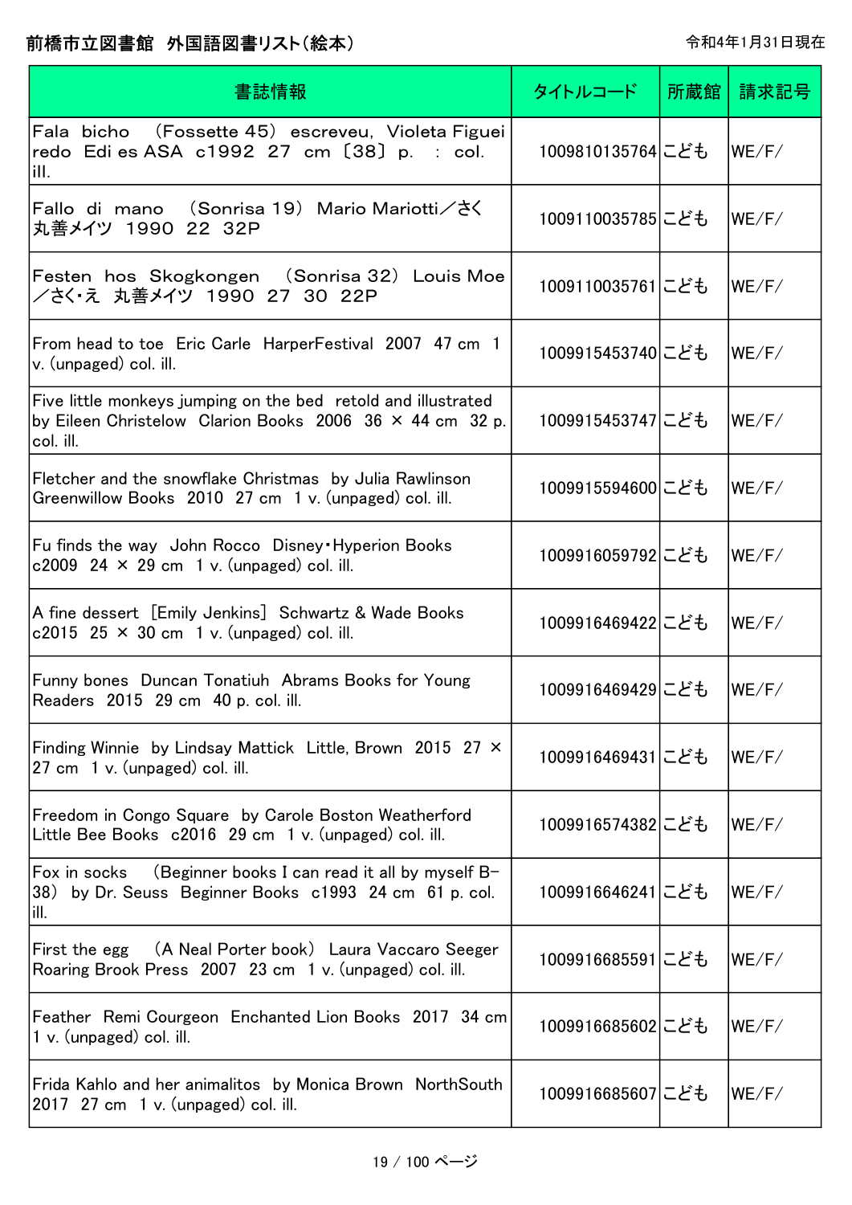前橋市立図書館　外国語図書リスト（絵本）

令和4年1月31日現在

| 書誌情報 | タイトルコード | 所蔵館 | 請求記号 |
| --- | --- | --- | --- |
| Fala bicho　（Fossette 45）　escreveu, Violeta Figueiredo　Edi es ASA　c1992　27 cm　〔38〕 p.　:　col. ill. | 1009810135764 | こども | WE/F/ |
| Fallo di mano　（Sonrisa 19）　Mario Mariotti／さく　丸善メイツ　1990　22　32P | 1009110035785 | こども | WE/F/ |
| Festen hos Skogkongen　（Sonrisa 32）　Louis Moe／さく・え　丸善メイツ　1990　27　30　22P | 1009110035761 | こども | WE/F/ |
| From head to toe　Eric Carle　HarperFestival　2007　47 cm　1 v. (unpaged) col. ill. | 1009915453740 | こども | WE/F/ |
| Five little monkeys jumping on the bed　retold and illustrated by Eileen Christelow　Clarion Books　2006　36 × 44 cm　32 p. col. ill. | 1009915453747 | こども | WE/F/ |
| Fletcher and the snowflake Christmas　by Julia Rawlinson　Greenwillow Books　2010　27 cm　1 v. (unpaged) col. ill. | 1009915594600 | こども | WE/F/ |
| Fu finds the way　John Rocco　Disney・Hyperion Books　c2009　24 × 29 cm　1 v. (unpaged) col. ill. | 1009916059792 | こども | WE/F/ |
| A fine dessert　[Emily Jenkins]　Schwartz & Wade Books　c2015　25 × 30 cm　1 v. (unpaged) col. ill. | 1009916469422 | こども | WE/F/ |
| Funny bones　Duncan Tonatiuh　Abrams Books for Young Readers　2015　29 cm　40 p. col. ill. | 1009916469429 | こども | WE/F/ |
| Finding Winnie　by Lindsay Mattick　Little, Brown　2015　27 × 27 cm　1 v. (unpaged) col. ill. | 1009916469431 | こども | WE/F/ |
| Freedom in Congo Square　by Carole Boston Weatherford　Little Bee Books　c2016　29 cm　1 v. (unpaged) col. ill. | 1009916574382 | こども | WE/F/ |
| Fox in socks　（Beginner books I can read it all by myself B-38）　by Dr. Seuss　Beginner Books　c1993　24 cm　61 p. col. ill. | 1009916646241 | こども | WE/F/ |
| First the egg　（A Neal Porter book）　Laura Vaccaro Seeger　Roaring Brook Press　2007　23 cm　1 v. (unpaged) col. ill. | 1009916685591 | こども | WE/F/ |
| Feather　Remi Courgeon　Enchanted Lion Books　2017　34 cm　1 v. (unpaged) col. ill. | 1009916685602 | こども | WE/F/ |
| Frida Kahlo and her animalitos　by Monica Brown　NorthSouth　2017　27 cm　1 v. (unpaged) col. ill. | 1009916685607 | こども | WE/F/ |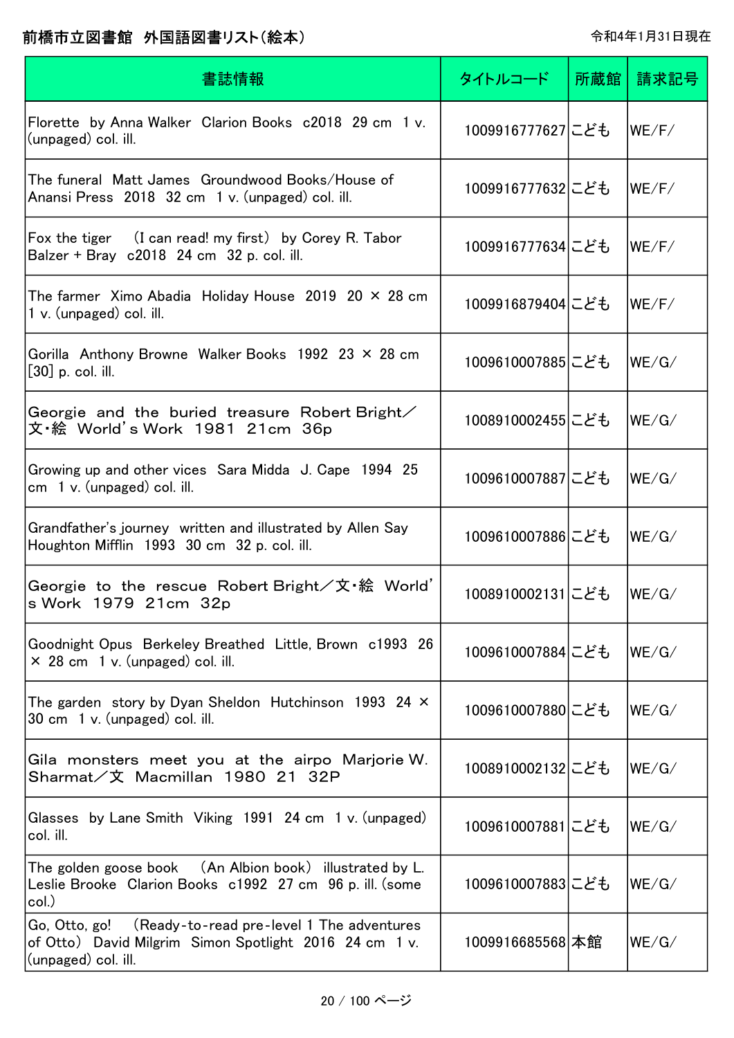# 前橋市立図書館　外国語図書リスト(絵本)

令和4年1月31日現在

| 書誌情報 | タイトルコード | 所蔵館 | 請求記号 |
| --- | --- | --- | --- |
| Florette by Anna Walker Clarion Books c2018 29 cm 1 v. (unpaged) col. ill. | 1009916777627 | こども | WE/F/ |
| The funeral Matt James Groundwood Books/House of Anansi Press 2018 32 cm 1 v. (unpaged) col. ill. | 1009916777632 | こども | WE/F/ |
| Fox the tiger (I can read! my first) by Corey R. Tabor Balzer + Bray c2018 24 cm 32 p. col. ill. | 1009916777634 | こども | WE/F/ |
| The farmer Ximo Abadia Holiday House 2019 20 × 28 cm 1 v. (unpaged) col. ill. | 1009916879404 | こども | WE/F/ |
| Gorilla Anthony Browne Walker Books 1992 23 × 28 cm [30] p. col. ill. | 1009610007885 | こども | WE/G/ |
| Georgie and the buried treasure Robert Bright／文・絵 World's Work 1981 21cm 36p | 1008910002455 | こども | WE/G/ |
| Growing up and other vices Sara Midda J. Cape 1994 25 cm 1 v. (unpaged) col. ill. | 1009610007887 | こども | WE/G/ |
| Grandfather's journey written and illustrated by Allen Say Houghton Mifflin 1993 30 cm 32 p. col. ill. | 1009610007886 | こども | WE/G/ |
| Georgie to the rescue Robert Bright／文・絵 World's Work 1979 21cm 32p | 1008910002131 | こども | WE/G/ |
| Goodnight Opus Berkeley Breathed Little, Brown c1993 26 × 28 cm 1 v. (unpaged) col. ill. | 1009610007884 | こども | WE/G/ |
| The garden story by Dyan Sheldon Hutchinson 1993 24 × 30 cm 1 v. (unpaged) col. ill. | 1009610007880 | こども | WE/G/ |
| Gila monsters meet you at the airpo Marjorie W. Sharmat／文 Macmillan 1980 21 32P | 1008910002132 | こども | WE/G/ |
| Glasses by Lane Smith Viking 1991 24 cm 1 v. (unpaged) col. ill. | 1009610007881 | こども | WE/G/ |
| The golden goose book (An Albion book) illustrated by L. Leslie Brooke Clarion Books c1992 27 cm 96 p. ill. (some col.) | 1009610007883 | こども | WE/G/ |
| Go, Otto, go! (Ready-to-read pre-level 1 The adventures of Otto) David Milgrim Simon Spotlight 2016 24 cm 1 v. (unpaged) col. ill. | 1009916685568 | 本館 | WE/G/ |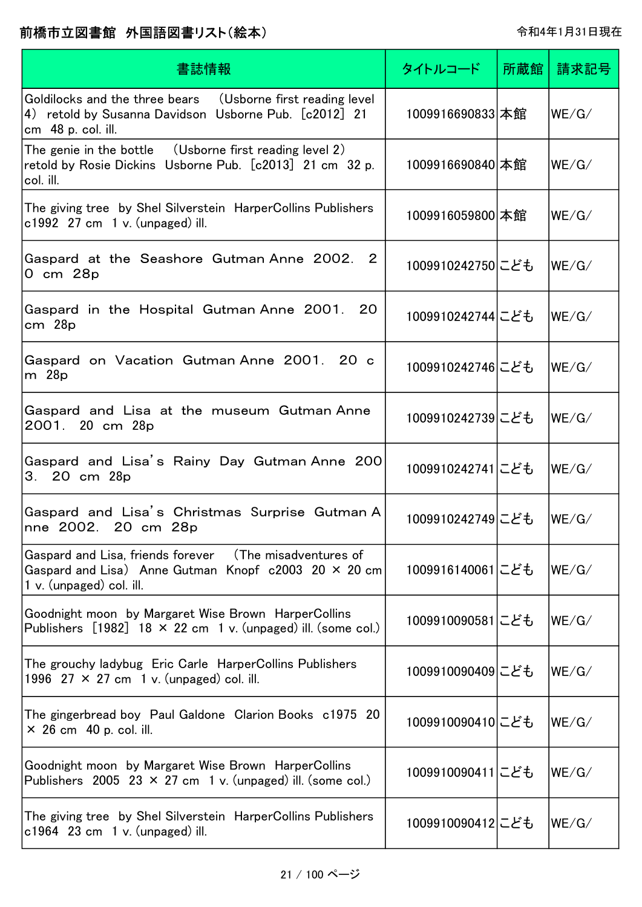# 前橋市立図書館　外国語図書リスト(絵本)

令和4年1月31日現在

| 書誌情報 | タイトルコード | 所蔵館 | 請求記号 |
| --- | --- | --- | --- |
| Goldilocks and the three bears　(Usborne first reading level 4)　retold by Susanna Davidson　Usborne Pub.　[c2012]　21 cm　48 p. col. ill. | 1009916690833 | 本館 | WE/G/ |
| The genie in the bottle　(Usborne first reading level 2)　retold by Rosie Dickins　Usborne Pub.　[c2013]　21 cm　32 p. col. ill. | 1009916690840 | 本館 | WE/G/ |
| The giving tree　by Shel Silverstein　HarperCollins Publishers　c1992　27 cm　1 v. (unpaged) ill. | 1009916059800 | 本館 | WE/G/ |
| Gaspard at the Seashore　Gutman Anne　2002.　20 cm　28p | 1009910242750 | こども | WE/G/ |
| Gaspard in the Hospital　Gutman Anne　2001.　20 cm　28p | 1009910242744 | こども | WE/G/ |
| Gaspard on Vacation　Gutman Anne　2001.　20 cm　28p | 1009910242746 | こども | WE/G/ |
| Gaspard and Lisa at the museum　Gutman Anne　2001.　20 cm　28p | 1009910242739 | こども | WE/G/ |
| Gaspard and Lisa's Rainy Day　Gutman Anne　2003.　20 cm　28p | 1009910242741 | こども | WE/G/ |
| Gaspard and Lisa's Christmas Surprise　Gutman Anne　2002.　20 cm　28p | 1009910242749 | こども | WE/G/ |
| Gaspard and Lisa, friends forever　(The misadventures of Gaspard and Lisa)　Anne Gutman　Knopf　c2003　20 × 20 cm　1 v. (unpaged) col. ill. | 1009916140061 | こども | WE/G/ |
| Goodnight moon　by Margaret Wise Brown　HarperCollins Publishers　[1982]　18 × 22 cm　1 v. (unpaged) ill. (some col.) | 1009910090581 | こども | WE/G/ |
| The grouchy ladybug　Eric Carle　HarperCollins Publishers　1996　27 × 27 cm　1 v. (unpaged) col. ill. | 1009910090409 | こども | WE/G/ |
| The gingerbread boy　Paul Galdone　Clarion Books　c1975　20 × 26 cm　40 p. col. ill. | 1009910090410 | こども | WE/G/ |
| Goodnight moon　by Margaret Wise Brown　HarperCollins Publishers　2005　23 × 27 cm　1 v. (unpaged) ill. (some col.) | 1009910090411 | こども | WE/G/ |
| The giving tree　by Shel Silverstein　HarperCollins Publishers　c1964　23 cm　1 v. (unpaged) ill. | 1009910090412 | こども | WE/G/ |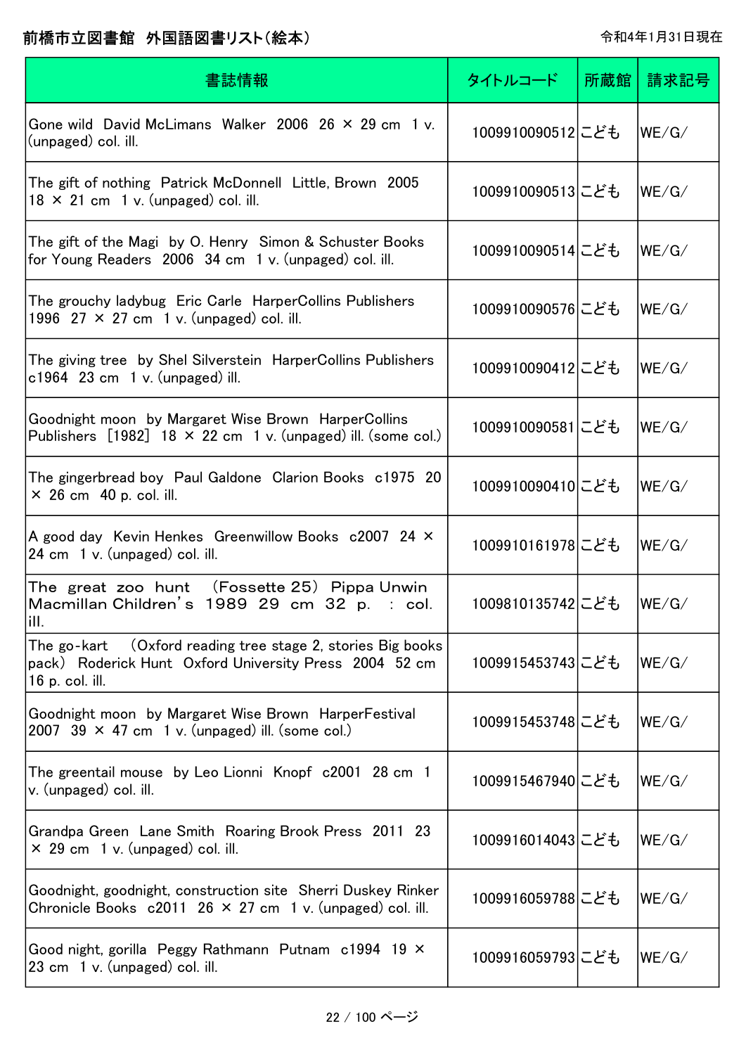# 前橋市立図書館 外国語図書リスト(絵本)

令和4年1月31日現在

| 書誌情報 | タイトルコード | 所蔵館 | 請求記号 |
| --- | --- | --- | --- |
| Gone wild David McLimans Walker 2006 26 × 29 cm 1 v. (unpaged) col. ill. | 1009910090512 | こども | WE/G/ |
| The gift of nothing Patrick McDonnell Little, Brown 2005 18 × 21 cm 1 v. (unpaged) col. ill. | 1009910090513 | こども | WE/G/ |
| The gift of the Magi by O. Henry Simon & Schuster Books for Young Readers 2006 34 cm 1 v. (unpaged) col. ill. | 1009910090514 | こども | WE/G/ |
| The grouchy ladybug Eric Carle HarperCollins Publishers 1996 27 × 27 cm 1 v. (unpaged) col. ill. | 1009910090576 | こども | WE/G/ |
| The giving tree by Shel Silverstein HarperCollins Publishers c1964 23 cm 1 v. (unpaged) ill. | 1009910090412 | こども | WE/G/ |
| Goodnight moon by Margaret Wise Brown HarperCollins Publishers [1982] 18 × 22 cm 1 v. (unpaged) ill. (some col.) | 1009910090581 | こども | WE/G/ |
| The gingerbread boy Paul Galdone Clarion Books c1975 20 × 26 cm 40 p. col. ill. | 1009910090410 | こども | WE/G/ |
| A good day Kevin Henkes Greenwillow Books c2007 24 × 24 cm 1 v. (unpaged) col. ill. | 1009910161978 | こども | WE/G/ |
| The great zoo hunt (Fossette 25) Pippa Unwin Macmillan Children's 1989 29 cm 32 p. : col. ill. | 1009810135742 | こども | WE/G/ |
| The go-kart (Oxford reading tree stage 2, stories Big books pack) Roderick Hunt Oxford University Press 2004 52 cm 16 p. col. ill. | 1009915453743 | こども | WE/G/ |
| Goodnight moon by Margaret Wise Brown HarperFestival 2007 39 × 47 cm 1 v. (unpaged) ill. (some col.) | 1009915453748 | こども | WE/G/ |
| The greentail mouse by Leo Lionni Knopf c2001 28 cm 1 v. (unpaged) col. ill. | 1009915467940 | こども | WE/G/ |
| Grandpa Green Lane Smith Roaring Brook Press 2011 23 × 29 cm 1 v. (unpaged) col. ill. | 1009916014043 | こども | WE/G/ |
| Goodnight, goodnight, construction site Sherri Duskey Rinker Chronicle Books c2011 26 × 27 cm 1 v. (unpaged) col. ill. | 1009916059788 | こども | WE/G/ |
| Good night, gorilla Peggy Rathmann Putnam c1994 19 × 23 cm 1 v. (unpaged) col. ill. | 1009916059793 | こども | WE/G/ |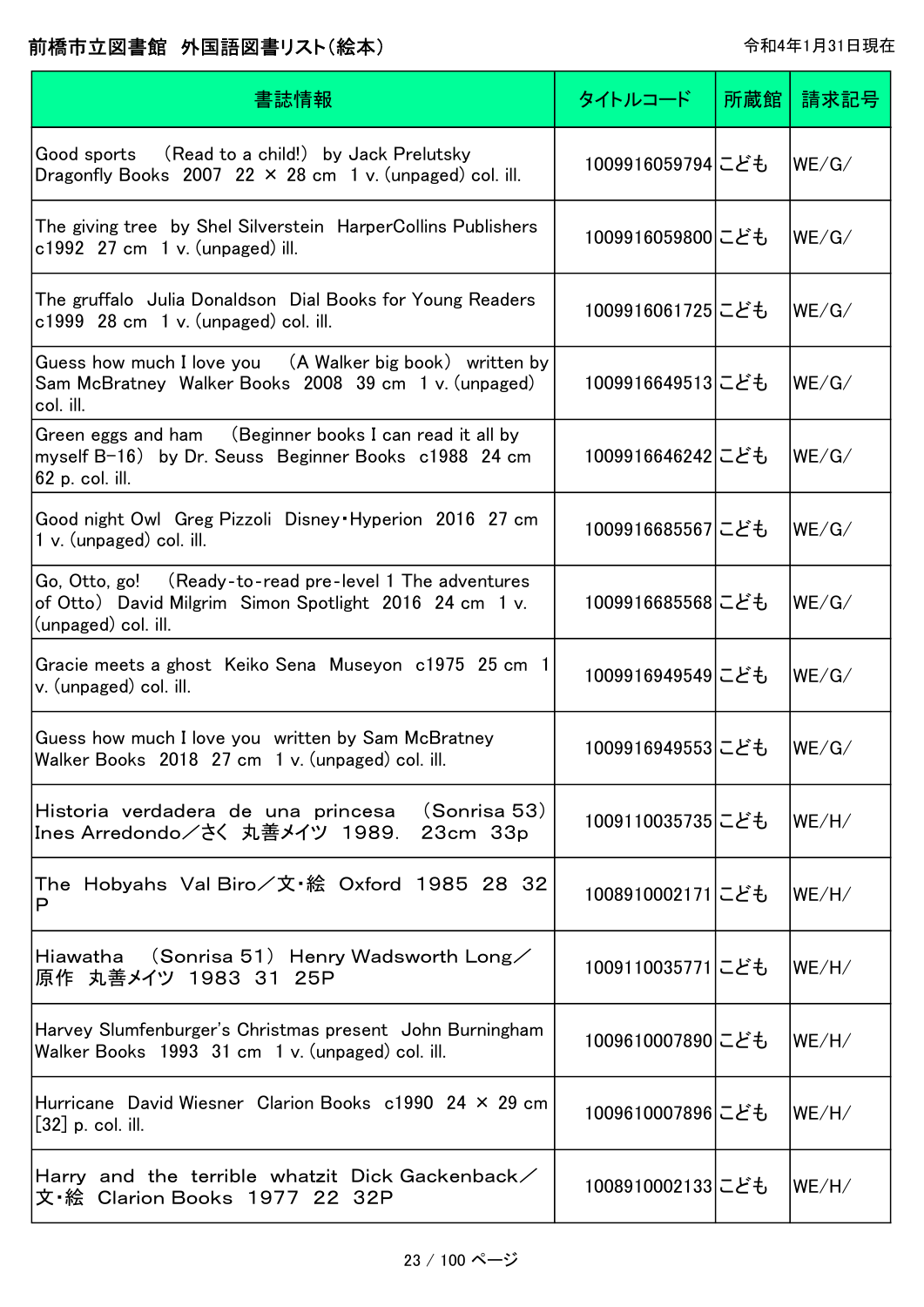# 前橋市立図書館　外国語図書リスト(絵本)

令和4年1月31日現在

| 書誌情報 | タイトルコード | 所蔵館 | 請求記号 |
| --- | --- | --- | --- |
| Good sports　(Read to a child!)　by Jack Prelutsky　Dragonfly Books　2007　22 × 28 cm　1 v. (unpaged) col. ill. | 1009916059794 | こども | WE/G/ |
| The giving tree　by Shel Silverstein　HarperCollins Publishers　c1992　27 cm　1 v. (unpaged) ill. | 1009916059800 | こども | WE/G/ |
| The gruffalo　Julia Donaldson　Dial Books for Young Readers　c1999　28 cm　1 v. (unpaged) col. ill. | 1009916061725 | こども | WE/G/ |
| Guess how much I love you　(A Walker big book)　written by Sam McBratney　Walker Books　2008　39 cm　1 v. (unpaged) col. ill. | 1009916649513 | こども | WE/G/ |
| Green eggs and ham　(Beginner books I can read it all by myself B-16)　by Dr. Seuss　Beginner Books　c1988　24 cm　62 p. col. ill. | 1009916646242 | こども | WE/G/ |
| Good night Owl　Greg Pizzoli　Disney・Hyperion　2016　27 cm　1 v. (unpaged) col. ill. | 1009916685567 | こども | WE/G/ |
| Go, Otto, go!　(Ready-to-read pre-level 1 The adventures of Otto)　David Milgrim　Simon Spotlight　2016　24 cm　1 v. (unpaged) col. ill. | 1009916685568 | こども | WE/G/ |
| Gracie meets a ghost　Keiko Sena　Museyon　c1975　25 cm　1 v. (unpaged) col. ill. | 1009916949549 | こども | WE/G/ |
| Guess how much I love you　written by Sam McBratney　Walker Books　2018　27 cm　1 v. (unpaged) col. ill. | 1009916949553 | こども | WE/G/ |
| Historia verdadera de una princesa　(Sonrisa 53)　Ines Arredondo／さく　丸善メイツ　1989.　23cm　33p | 1009110035735 | こども | WE/H/ |
| The Hobyahs　Val Biro／文・絵　Oxford　1985　28　32 P | 1008910002171 | こども | WE/H/ |
| Hiawatha　(Sonrisa 51)　Henry Wadsworth Long／原作　丸善メイツ　1983　31　25P | 1009110035771 | こども | WE/H/ |
| Harvey Slumfenburger's Christmas present　John Burningham　Walker Books　1993　31 cm　1 v. (unpaged) col. ill. | 1009610007890 | こども | WE/H/ |
| Hurricane　David Wiesner　Clarion Books　c1990　24 × 29 cm　[32] p. col. ill. | 1009610007896 | こども | WE/H/ |
| Harry and the terrible whatzit　Dick Gackenback／文・絵　Clarion Books　1977　22　32P | 1008910002133 | こども | WE/H/ |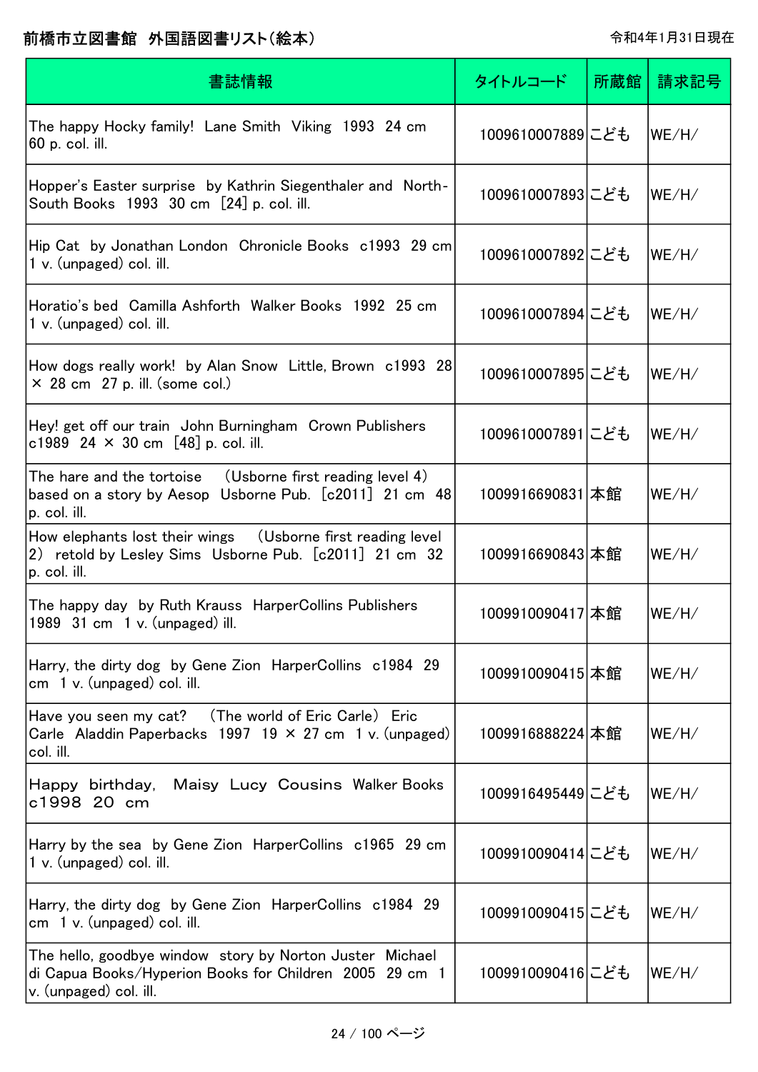前橋市立図書館　外国語図書リスト（絵本）

令和4年1月31日現在

| 書誌情報 | タイトルコード | 所蔵館 | 請求記号 |
| --- | --- | --- | --- |
| The happy Hocky family!  Lane Smith  Viking  1993  24 cm  60 p. col. ill. | 1009610007889 | こども | WE/H/ |
| Hopper's Easter surprise  by Kathrin Siegenthaler and  North-South Books  1993  30 cm  [24] p. col. ill. | 1009610007893 | こども | WE/H/ |
| Hip Cat  by Jonathan London  Chronicle Books  c1993  29 cm  1 v. (unpaged) col. ill. | 1009610007892 | こども | WE/H/ |
| Horatio's bed  Camilla Ashforth  Walker Books  1992  25 cm  1 v. (unpaged) col. ill. | 1009610007894 | こども | WE/H/ |
| How dogs really work!  by Alan Snow  Little, Brown  c1993  28 × 28 cm  27 p. ill. (some col.) | 1009610007895 | こども | WE/H/ |
| Hey! get off our train  John Burningham  Crown Publishers  c1989  24 × 30 cm  [48] p. col. ill. | 1009610007891 | こども | WE/H/ |
| The hare and the tortoise　（Usborne first reading level 4）  based on a story by Aesop  Usborne Pub.  [c2011]  21 cm  48 p. col. ill. | 1009916690831 | 本館 | WE/H/ |
| How elephants lost their wings　（Usborne first reading level 2）  retold by Lesley Sims  Usborne Pub.  [c2011]  21 cm  32 p. col. ill. | 1009916690843 | 本館 | WE/H/ |
| The happy day  by Ruth Krauss  HarperCollins Publishers  1989  31 cm  1 v. (unpaged) ill. | 1009910090417 | 本館 | WE/H/ |
| Harry, the dirty dog  by Gene Zion  HarperCollins  c1984  29 cm  1 v. (unpaged) col. ill. | 1009910090415 | 本館 | WE/H/ |
| Have you seen my cat?　（The world of Eric Carle）  Eric Carle  Aladdin Paperbacks  1997  19 × 27 cm  1 v. (unpaged) col. ill. | 1009916888224 | 本館 | WE/H/ |
| Happy birthday,  Maisy  Lucy Cousins  Walker Books  c1998  20 cm | 1009916495449 | こども | WE/H/ |
| Harry by the sea  by Gene Zion  HarperCollins  c1965  29 cm  1 v. (unpaged) col. ill. | 1009910090414 | こども | WE/H/ |
| Harry, the dirty dog  by Gene Zion  HarperCollins  c1984  29 cm  1 v. (unpaged) col. ill. | 1009910090415 | こども | WE/H/ |
| The hello, goodbye window  story by Norton Juster  Michael di Capua Books/Hyperion Books for Children  2005  29 cm  1 v. (unpaged) col. ill. | 1009910090416 | こども | WE/H/ |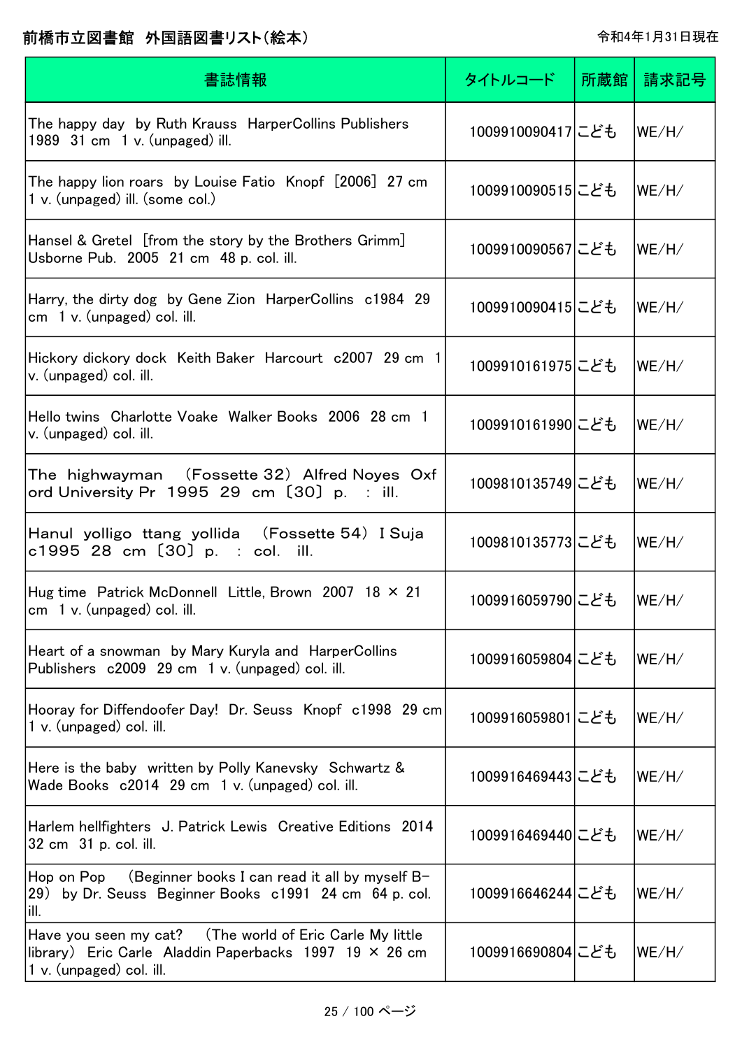前橋市立図書館　外国語図書リスト(絵本)

令和4年1月31日現在

| 書誌情報 | タイトルコード | 所蔵館 | 請求記号 |
| --- | --- | --- | --- |
| The happy day　by Ruth Krauss　HarperCollins Publishers　1989　31 cm　1 v. (unpaged) ill. | 1009910090417 | こども | WE/H/ |
| The happy lion roars　by Louise Fatio　Knopf　[2006]　27 cm　1 v. (unpaged) ill. (some col.) | 1009910090515 | こども | WE/H/ |
| Hansel & Gretel　[from the story by the Brothers Grimm]　Usborne Pub.　2005　21 cm　48 p. col. ill. | 1009910090567 | こども | WE/H/ |
| Harry, the dirty dog　by Gene Zion　HarperCollins　c1984　29 cm　1 v. (unpaged) col. ill. | 1009910090415 | こども | WE/H/ |
| Hickory dickory dock　Keith Baker　Harcourt　c2007　29 cm　1 v. (unpaged) col. ill. | 1009910161975 | こども | WE/H/ |
| Hello twins　Charlotte Voake　Walker Books　2006　28 cm　1 v. (unpaged) col. ill. | 1009910161990 | こども | WE/H/ |
| The　highwayman　（Fossette 32）　Alfred Noyes　Oxford University Pr　1995　29　cm　〔30〕 p.　:　ill. | 1009810135749 | こども | WE/H/ |
| Hanul　yolligo　ttang　yollida　（Fossette 54）　I Suja　c1995　28　cm　〔30〕 p.　:　col.　ill. | 1009810135773 | こども | WE/H/ |
| Hug time　Patrick McDonnell　Little, Brown　2007　18 × 21 cm　1 v. (unpaged) col. ill. | 1009916059790 | こども | WE/H/ |
| Heart of a snowman　by Mary Kuryla and　HarperCollins Publishers　c2009　29 cm　1 v. (unpaged) col. ill. | 1009916059804 | こども | WE/H/ |
| Hooray for Diffendoofer Day!　Dr. Seuss　Knopf　c1998　29 cm　1 v. (unpaged) col. ill. | 1009916059801 | こども | WE/H/ |
| Here is the baby　written by Polly Kanevsky　Schwartz & Wade Books　c2014　29 cm　1 v. (unpaged) col. ill. | 1009916469443 | こども | WE/H/ |
| Harlem hellfighters　J. Patrick Lewis　Creative Editions　2014　32 cm　31 p. col. ill. | 1009916469440 | こども | WE/H/ |
| Hop on Pop　（Beginner books I can read it all by myself B-29）　by Dr. Seuss　Beginner Books　c1991　24 cm　64 p. col. ill. | 1009916646244 | こども | WE/H/ |
| Have you seen my cat?　（The world of Eric Carle My little library）　Eric Carle　Aladdin Paperbacks　1997　19 × 26 cm　1 v. (unpaged) col. ill. | 1009916690804 | こども | WE/H/ |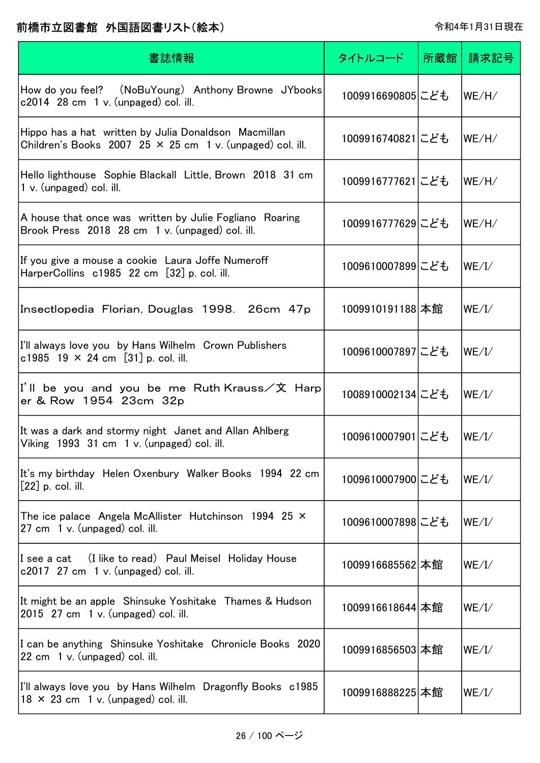前橋市立図書館　外国語図書リスト(絵本)

令和4年1月31日現在

| 書誌情報 | タイトルコード | 所蔵館 | 請求記号 |
| --- | --- | --- | --- |
| How do you feel?　(NoBuYoung)　Anthony Browne　JYbooks　c2014　28 cm　1 v. (unpaged) col. ill. | 1009916690805 | こども | WE/H/ |
| Hippo has a hat　written by Julia Donaldson　Macmillan Children's Books　2007　25 × 25 cm　1 v. (unpaged) col. ill. | 1009916740821 | こども | WE/H/ |
| Hello lighthouse　Sophie Blackall　Little, Brown　2018　31 cm　1 v. (unpaged) col. ill. | 1009916777621 | こども | WE/H/ |
| A house that once was　written by Julie Fogliano　Roaring Brook Press　2018　28 cm　1 v. (unpaged) col. ill. | 1009916777629 | こども | WE/H/ |
| If you give a mouse a cookie　Laura Joffe Numeroff　HarperCollins　c1985　22 cm　[32] p. col. ill. | 1009610007899 | こども | WE/I/ |
| Insectlopedia　Florian, Douglas　1998.　26cm　47p | 1009910191188 | 本館 | WE/I/ |
| I'll always love you　by Hans Wilhelm　Crown Publishers　c1985　19 × 24 cm　[31] p. col. ill. | 1009610007897 | こども | WE/I/ |
| I'll　be　you　and　you　be　me　Ruth Krauss／文　Harper & Row　1954　23cm　32p | 1008910002134 | こども | WE/I/ |
| It was a dark and stormy night　Janet and Allan Ahlberg　Viking　1993　31 cm　1 v. (unpaged) col. ill. | 1009610007901 | こども | WE/I/ |
| It's my birthday　Helen Oxenbury　Walker Books　1994　22 cm　[22] p. col. ill. | 1009610007900 | こども | WE/I/ |
| The ice palace　Angela McAllister　Hutchinson　1994　25 × 27 cm　1 v. (unpaged) col. ill. | 1009610007898 | こども | WE/I/ |
| I see a cat　(I like to read)　Paul Meisel　Holiday House　c2017　27 cm　1 v. (unpaged) col. ill. | 1009916685562 | 本館 | WE/I/ |
| It might be an apple　Shinsuke Yoshitake　Thames & Hudson　2015　27 cm　1 v. (unpaged) col. ill. | 1009916618644 | 本館 | WE/I/ |
| I can be anything　Shinsuke Yoshitake　Chronicle Books　2020　22 cm　1 v. (unpaged) col. ill. | 1009916856503 | 本館 | WE/I/ |
| I'll always love you　by Hans Wilhelm　Dragonfly Books　c1985　18 × 23 cm　1 v. (unpaged) col. ill. | 1009916888225 | 本館 | WE/I/ |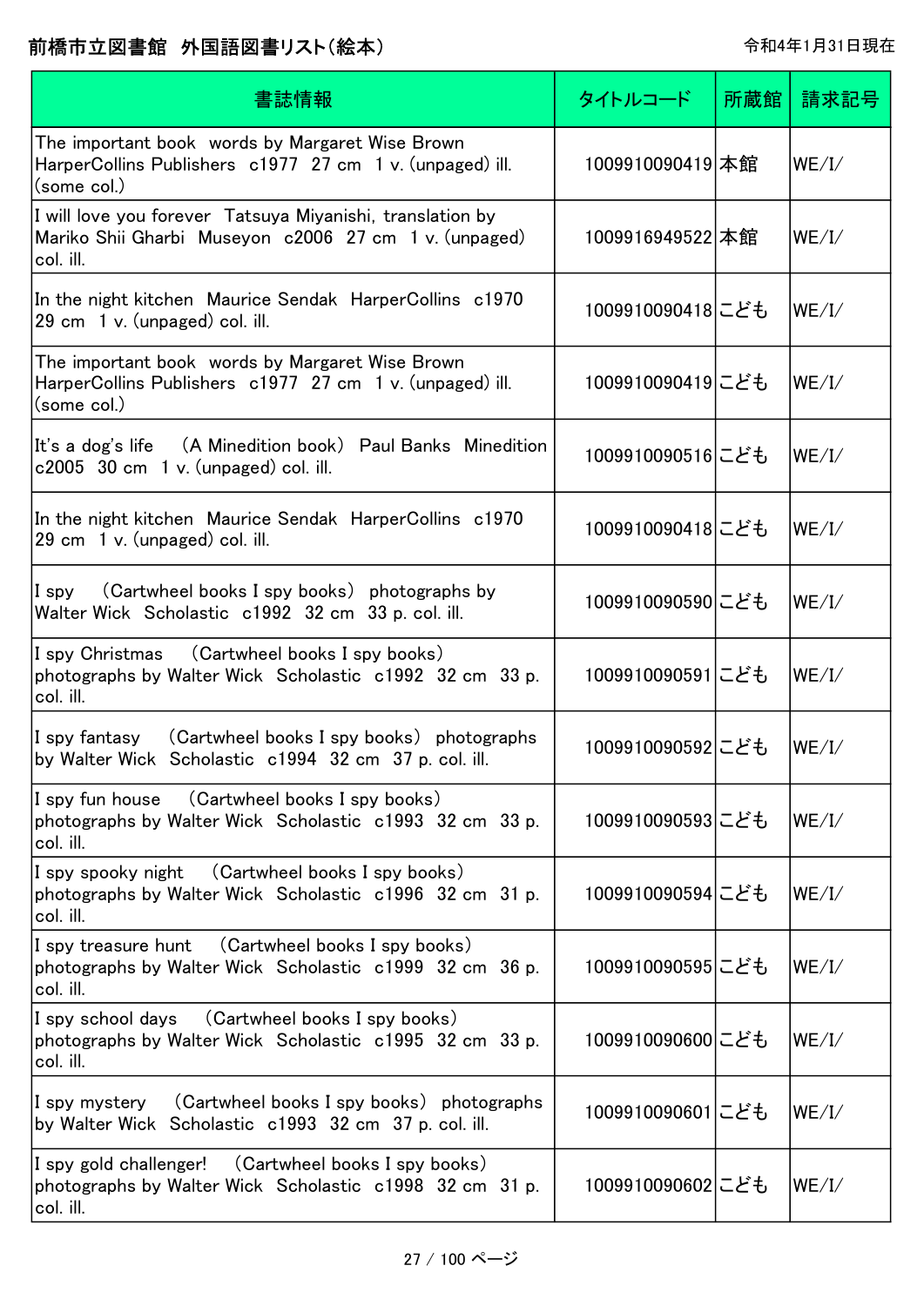# 前橋市立図書館 外国語図書リスト(絵本)

令和4年1月31日現在

| 書誌情報 | タイトルコード | 所蔵館 | 請求記号 |
| --- | --- | --- | --- |
| The important book words by Margaret Wise Brown HarperCollins Publishers c1977 27 cm 1 v. (unpaged) ill. (some col.) | 1009910090419 | 本館 | WE/I/ |
| I will love you forever Tatsuya Miyanishi, translation by Mariko Shii Gharbi Museyon c2006 27 cm 1 v. (unpaged) col. ill. | 1009916949522 | 本館 | WE/I/ |
| In the night kitchen Maurice Sendak HarperCollins c1970 29 cm 1 v. (unpaged) col. ill. | 1009910090418 | こども | WE/I/ |
| The important book words by Margaret Wise Brown HarperCollins Publishers c1977 27 cm 1 v. (unpaged) ill. (some col.) | 1009910090419 | こども | WE/I/ |
| It's a dog's life (A Minedition book) Paul Banks Minedition c2005 30 cm 1 v. (unpaged) col. ill. | 1009910090516 | こども | WE/I/ |
| In the night kitchen Maurice Sendak HarperCollins c1970 29 cm 1 v. (unpaged) col. ill. | 1009910090418 | こども | WE/I/ |
| I spy (Cartwheel books I spy books) photographs by Walter Wick Scholastic c1992 32 cm 33 p. col. ill. | 1009910090590 | こども | WE/I/ |
| I spy Christmas (Cartwheel books I spy books) photographs by Walter Wick Scholastic c1992 32 cm 33 p. col. ill. | 1009910090591 | こども | WE/I/ |
| I spy fantasy (Cartwheel books I spy books) photographs by Walter Wick Scholastic c1994 32 cm 37 p. col. ill. | 1009910090592 | こども | WE/I/ |
| I spy fun house (Cartwheel books I spy books) photographs by Walter Wick Scholastic c1993 32 cm 33 p. col. ill. | 1009910090593 | こども | WE/I/ |
| I spy spooky night (Cartwheel books I spy books) photographs by Walter Wick Scholastic c1996 32 cm 31 p. col. ill. | 1009910090594 | こども | WE/I/ |
| I spy treasure hunt (Cartwheel books I spy books) photographs by Walter Wick Scholastic c1999 32 cm 36 p. col. ill. | 1009910090595 | こども | WE/I/ |
| I spy school days (Cartwheel books I spy books) photographs by Walter Wick Scholastic c1995 32 cm 33 p. col. ill. | 1009910090600 | こども | WE/I/ |
| I spy mystery (Cartwheel books I spy books) photographs by Walter Wick Scholastic c1993 32 cm 37 p. col. ill. | 1009910090601 | こども | WE/I/ |
| I spy gold challenger! (Cartwheel books I spy books) photographs by Walter Wick Scholastic c1998 32 cm 31 p. col. ill. | 1009910090602 | こども | WE/I/ |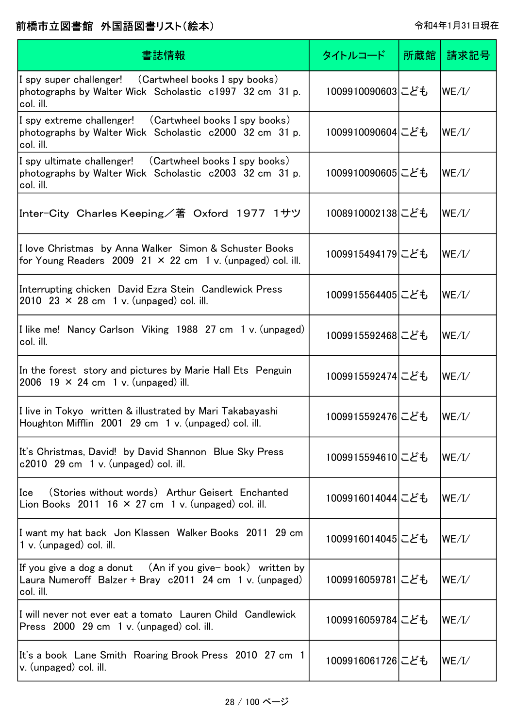前橋市立図書館 外国語図書リスト(絵本)

令和4年1月31日現在

| 書誌情報 | タイトルコード | 所蔵館 | 請求記号 |
|---|---|---|---|
| I spy super challenger! （Cartwheel books I spy books） photographs by Walter Wick Scholastic c1997 32 cm 31 p. col. ill. | 1009910090603 | こども | WE/I/ |
| I spy extreme challenger! （Cartwheel books I spy books） photographs by Walter Wick Scholastic c2000 32 cm 31 p. col. ill. | 1009910090604 | こども | WE/I/ |
| I spy ultimate challenger! （Cartwheel books I spy books） photographs by Walter Wick Scholastic c2003 32 cm 31 p. col. ill. | 1009910090605 | こども | WE/I/ |
| Inter-City Charles Keeping／著 Oxford 1977 1サツ | 1008910002138 | こども | WE/I/ |
| I love Christmas by Anna Walker Simon & Schuster Books for Young Readers 2009 21 × 22 cm 1 v. (unpaged) col. ill. | 1009915494179 | こども | WE/I/ |
| Interrupting chicken David Ezra Stein Candlewick Press 2010 23 × 28 cm 1 v. (unpaged) col. ill. | 1009915564405 | こども | WE/I/ |
| I like me! Nancy Carlson Viking 1988 27 cm 1 v. (unpaged) col. ill. | 1009915592468 | こども | WE/I/ |
| In the forest story and pictures by Marie Hall Ets Penguin 2006 19 × 24 cm 1 v. (unpaged) ill. | 1009915592474 | こども | WE/I/ |
| I live in Tokyo written & illustrated by Mari Takabayashi Houghton Mifflin 2001 29 cm 1 v. (unpaged) col. ill. | 1009915592476 | こども | WE/I/ |
| It's Christmas, David! by David Shannon Blue Sky Press c2010 29 cm 1 v. (unpaged) col. ill. | 1009915594610 | こども | WE/I/ |
| Ice （Stories without words） Arthur Geisert Enchanted Lion Books 2011 16 × 27 cm 1 v. (unpaged) col. ill. | 1009916014044 | こども | WE/I/ |
| I want my hat back Jon Klassen Walker Books 2011 29 cm 1 v. (unpaged) col. ill. | 1009916014045 | こども | WE/I/ |
| If you give a dog a donut （An if you give- book） written by Laura Numeroff Balzer + Bray c2011 24 cm 1 v. (unpaged) col. ill. | 1009916059781 | こども | WE/I/ |
| I will never not ever eat a tomato Lauren Child Candlewick Press 2000 29 cm 1 v. (unpaged) col. ill. | 1009916059784 | こども | WE/I/ |
| It's a book Lane Smith Roaring Brook Press 2010 27 cm 1 v. (unpaged) col. ill. | 1009916061726 | こども | WE/I/ |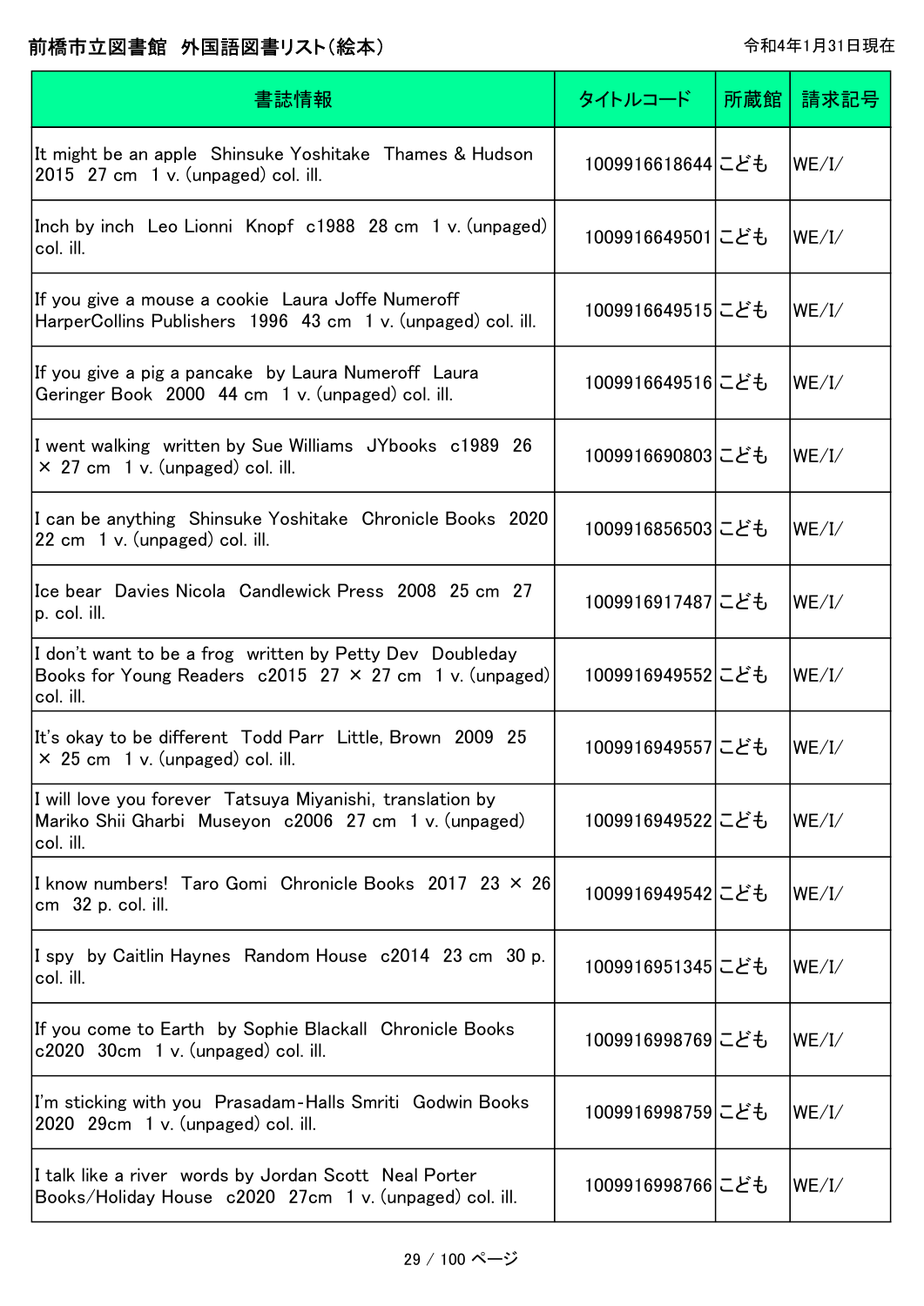# 前橋市立図書館　外国語図書リスト（絵本）

令和4年1月31日現在

| 書誌情報 | タイトルコード | 所蔵館 | 請求記号 |
|---|---|---|---|
| It might be an apple　Shinsuke Yoshitake　Thames & Hudson　2015　27 cm　1 v. (unpaged) col. ill. | 1009916618644 | こども | WE/I/ |
| Inch by inch　Leo Lionni　Knopf　c1988　28 cm　1 v. (unpaged) col. ill. | 1009916649501 | こども | WE/I/ |
| If you give a mouse a cookie　Laura Joffe Numeroff　HarperCollins Publishers　1996　43 cm　1 v. (unpaged) col. ill. | 1009916649515 | こども | WE/I/ |
| If you give a pig a pancake　by Laura Numeroff　Laura Geringer Book　2000　44 cm　1 v. (unpaged) col. ill. | 1009916649516 | こども | WE/I/ |
| I went walking　written by Sue Williams　JYbooks　c1989　26 × 27 cm　1 v. (unpaged) col. ill. | 1009916690803 | こども | WE/I/ |
| I can be anything　Shinsuke Yoshitake　Chronicle Books　2020　22 cm　1 v. (unpaged) col. ill. | 1009916856503 | こども | WE/I/ |
| Ice bear　Davies Nicola　Candlewick Press　2008　25 cm　27 p. col. ill. | 1009916917487 | こども | WE/I/ |
| I don't want to be a frog　written by Petty Dev　Doubleday Books for Young Readers　c2015　27 × 27 cm　1 v. (unpaged) col. ill. | 1009916949552 | こども | WE/I/ |
| It's okay to be different　Todd Parr　Little, Brown　2009　25 × 25 cm　1 v. (unpaged) col. ill. | 1009916949557 | こども | WE/I/ |
| I will love you forever　Tatsuya Miyanishi, translation by Mariko Shii Gharbi　Museyon　c2006　27 cm　1 v. (unpaged) col. ill. | 1009916949522 | こども | WE/I/ |
| I know numbers!　Taro Gomi　Chronicle Books　2017　23 × 26 cm　32 p. col. ill. | 1009916949542 | こども | WE/I/ |
| I spy　by Caitlin Haynes　Random House　c2014　23 cm　30 p. col. ill. | 1009916951345 | こども | WE/I/ |
| If you come to Earth　by Sophie Blackall　Chronicle Books　c2020　30cm　1 v. (unpaged) col. ill. | 1009916998769 | こども | WE/I/ |
| I'm sticking with you　Prasadam-Halls Smriti　Godwin Books　2020　29cm　1 v. (unpaged) col. ill. | 1009916998759 | こども | WE/I/ |
| I talk like a river　words by Jordan Scott　Neal Porter Books/Holiday House　c2020　27cm　1 v. (unpaged) col. ill. | 1009916998766 | こども | WE/I/ |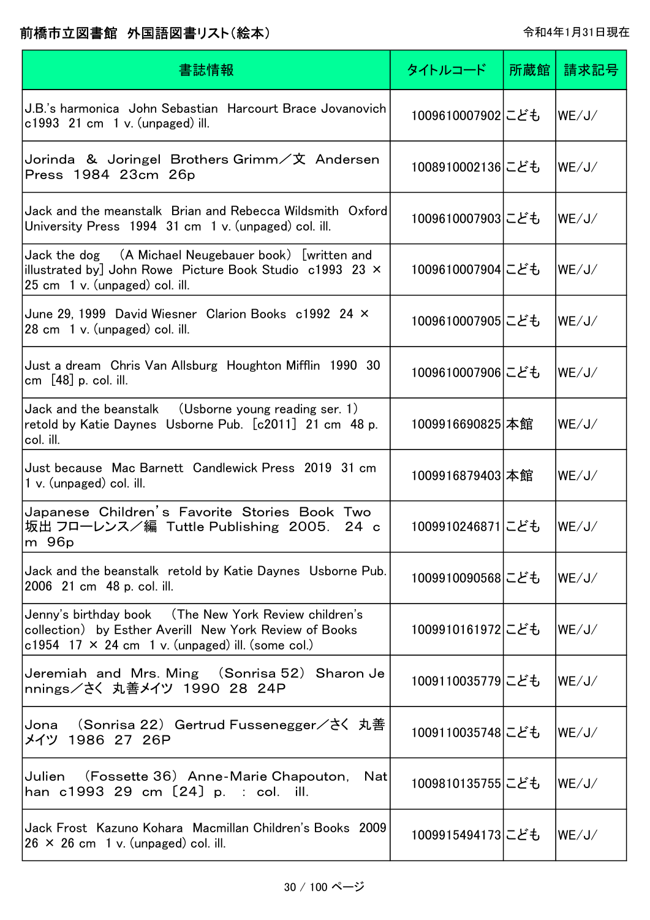## 前橋市立図書館　外国語図書リスト(絵本)

令和4年1月31日現在

| 書誌情報 | タイトルコード | 所蔵館 | 請求記号 |
|---|---|---|---|
| J.B.'s harmonica  John Sebastian  Harcourt Brace Jovanovich  c1993  21 cm  1 v. (unpaged) ill. | 1009610007902 | こども | WE/J/ |
| Jorinda ＆ Joringel  Brothers Grimm／文  Andersen Press  1984  23cm  26p | 1008910002136 | こども | WE/J/ |
| Jack and the meanstalk  Brian and Rebecca Wildsmith  Oxford University Press  1994  31 cm  1 v. (unpaged) col. ill. | 1009610007903 | こども | WE/J/ |
| Jack the dog  （A Michael Neugebauer book）  [written and illustrated by] John Rowe  Picture Book Studio  c1993  23 × 25 cm  1 v. (unpaged) col. ill. | 1009610007904 | こども | WE/J/ |
| June 29, 1999  David Wiesner  Clarion Books  c1992  24 × 28 cm  1 v. (unpaged) col. ill. | 1009610007905 | こども | WE/J/ |
| Just a dream  Chris Van Allsburg  Houghton Mifflin  1990  30 cm  [48] p. col. ill. | 1009610007906 | こども | WE/J/ |
| Jack and the beanstalk  （Usborne young reading ser. 1）  retold by Katie Daynes  Usborne Pub.  [c2011]  21 cm  48 p. col. ill. | 1009916690825 | 本館 | WE/J/ |
| Just because  Mac Barnett  Candlewick Press  2019  31 cm  1 v. (unpaged) col. ill. | 1009916879403 | 本館 | WE/J/ |
| Japanese Children's Favorite Stories Book Two  坂出 フローレンス／編  Tuttle Publishing  2005.  24 cm  96p | 1009910246871 | こども | WE/J/ |
| Jack and the beanstalk  retold by Katie Daynes  Usborne Pub.  2006  21 cm  48 p. col. ill. | 1009910090568 | こども | WE/J/ |
| Jenny's birthday book  （The New York Review children's collection）  by Esther Averill  New York Review of Books  c1954  17 × 24 cm  1 v. (unpaged) ill. (some col.) | 1009910161972 | こども | WE/J/ |
| Jeremiah and Mrs. Ming  （Sonrisa 52）  Sharon Jennings／さく  丸善メイツ  1990  28  24P | 1009110035779 | こども | WE/J/ |
| Jona  （Sonrisa 22）  Gertrud Fussenegger／さく  丸善メイツ  1986  27  26P | 1009110035748 | こども | WE/J/ |
| Julien  （Fossette 36）  Anne-Marie Chapouton,  Nathan  c1993  29 cm 〔24〕 p.  :  col.  ill. | 1009810135755 | こども | WE/J/ |
| Jack Frost  Kazuno Kohara  Macmillan Children's Books  2009  26 × 26 cm  1 v. (unpaged) col. ill. | 1009915494173 | こども | WE/J/ |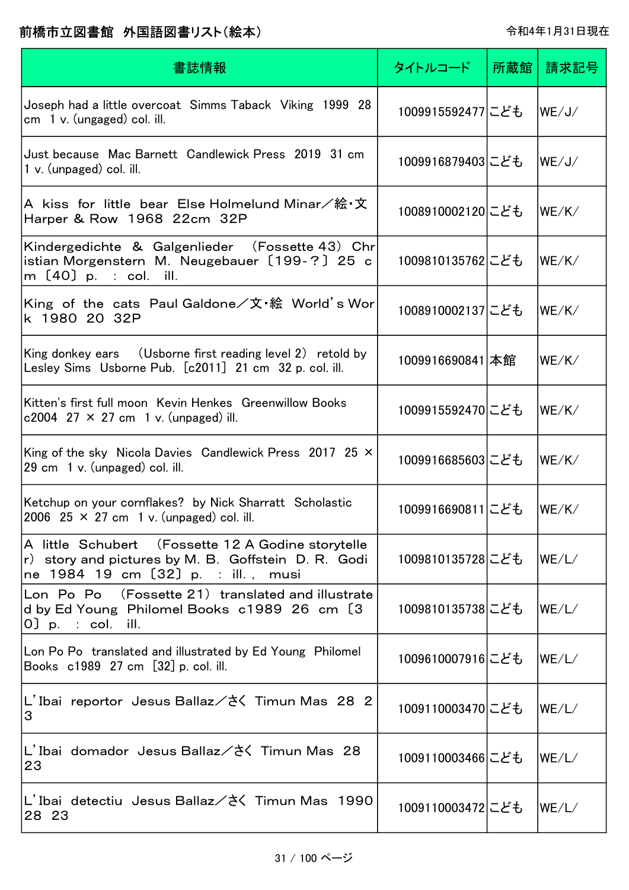# 前橋市立図書館　外国語図書リスト(絵本)

令和4年1月31日現在

| 書誌情報 | タイトルコード | 所蔵館 | 請求記号 |
| --- | --- | --- | --- |
| Joseph had a little overcoat　Simms Taback　Viking　1999　28 cm　1 v. (ungaged) col. ill. | 1009915592477 | こども | WE/J/ |
| Just because　Mac Barnett　Candlewick Press　2019　31 cm　1 v. (unpaged) col. ill. | 1009916879403 | こども | WE/J/ |
| A kiss for little bear　Else Holmelund Minar／絵・文　Harper & Row　1968　22cm　32P | 1008910002120 | こども | WE/K/ |
| Kindergedichte & Galgenlieder　（Fossette 43）　Christian Morgenstern　M. Neugebauer　〔199-？〕　25 cm　〔40〕 p.　:　col.　ill. | 1009810135762 | こども | WE/K/ |
| King of the cats　Paul Galdone／文・絵　World's Work　1980　20　32P | 1008910002137 | こども | WE/K/ |
| King donkey ears　（Usborne first reading level 2）　retold by Lesley Sims　Usborne Pub.　[c2011]　21 cm　32 p. col. ill. | 1009916690841 | 本館 | WE/K/ |
| Kitten's first full moon　Kevin Henkes　Greenwillow Books　c2004　27 × 27 cm　1 v. (unpaged) ill. | 1009915592470 | こども | WE/K/ |
| King of the sky　Nicola Davies　Candlewick Press　2017　25 × 29 cm　1 v. (unpaged) col. ill. | 1009916685603 | こども | WE/K/ |
| Ketchup on your cornflakes?　by Nick Sharratt　Scholastic　2006　25 × 27 cm　1 v. (unpaged) col. ill. | 1009916690811 | こども | WE/K/ |
| A little Schubert　（Fossette 12 A Godine storyteller）　story and pictures by M. B. Goffstein　D. R. Godine　1984　19 cm　〔32〕 p.　:　ill.,　musi | 1009810135728 | こども | WE/L/ |
| Lon Po Po　（Fossette 21）　translated and illustrated by Ed Young　Philomel Books　c1989　26 cm　〔30〕 p.　:　col.　ill. | 1009810135738 | こども | WE/L/ |
| Lon Po Po　translated and illustrated by Ed Young　Philomel Books　c1989　27 cm　[32] p. col. ill. | 1009610007916 | こども | WE/L/ |
| L'Ibai reportor　Jesus Ballaz／さく　Timun Mas　28　23 | 1009110003470 | こども | WE/L/ |
| L'Ibai domador　Jesus Ballaz／さく　Timun Mas　28　23 | 1009110003466 | こども | WE/L/ |
| L'Ibai detectiu　Jesus Ballaz／さく　Timun Mas　1990　28　23 | 1009110003472 | こども | WE/L/ |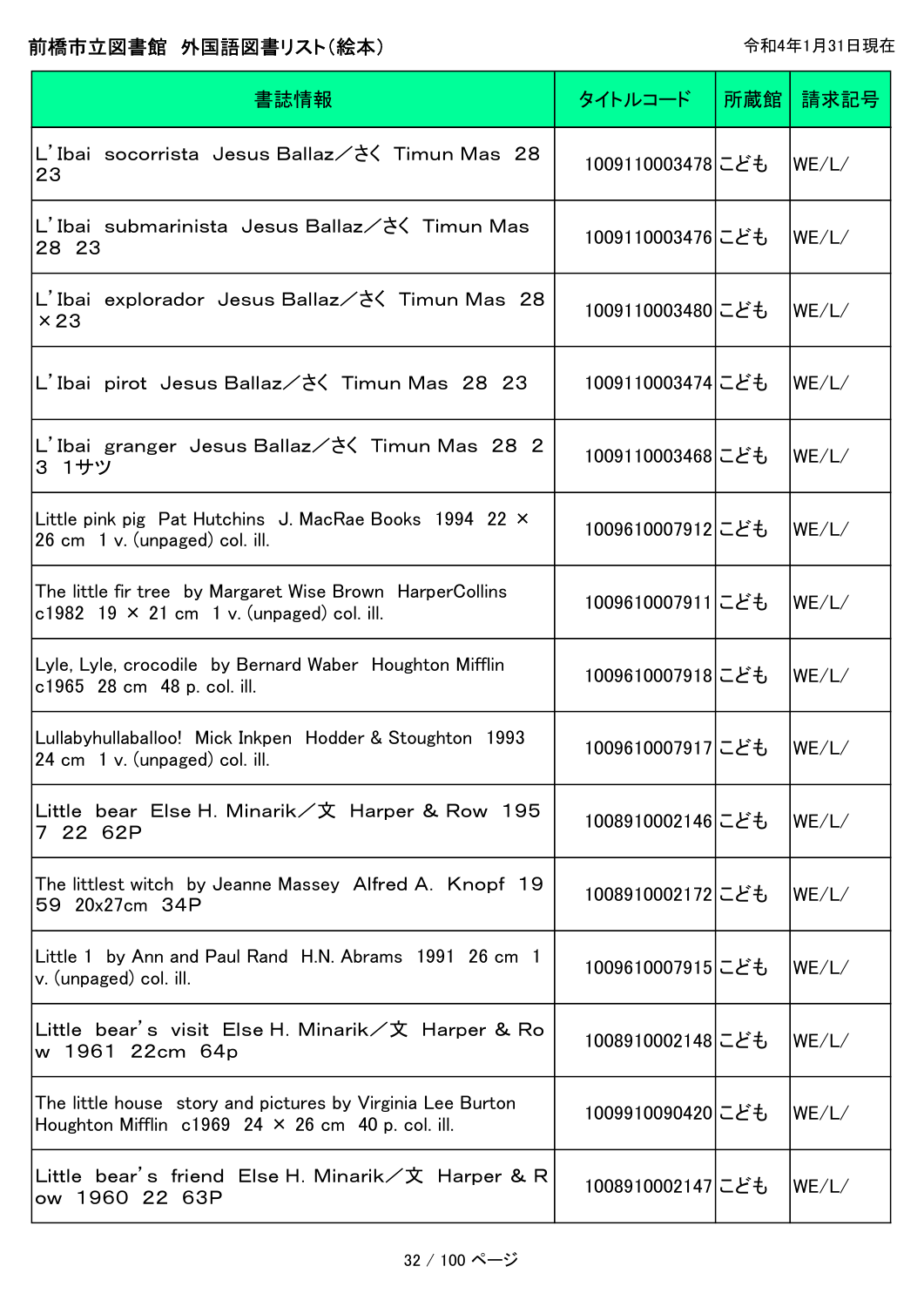# 前橋市立図書館 外国語図書リスト(絵本)

令和4年1月31日現在

| 書誌情報 | タイトルコード | 所蔵館 | 請求記号 |
|---|---|---|---|
| L'Ibai socorrista Jesus Ballaz/さく Timun Mas 28 23 | 1009110003478 | こども | WE/L/ |
| L'Ibai submarinista Jesus Ballaz/さく Timun Mas 28 23 | 1009110003476 | こども | WE/L/ |
| L'Ibai explorador Jesus Ballaz/さく Timun Mas 28 ×23 | 1009110003480 | こども | WE/L/ |
| L'Ibai pirot Jesus Ballaz/さく Timun Mas 28 23 | 1009110003474 | こども | WE/L/ |
| L'Ibai granger Jesus Ballaz/さく Timun Mas 28 23 1サツ | 1009110003468 | こども | WE/L/ |
| Little pink pig Pat Hutchins J. MacRae Books 1994 22 × 26 cm 1 v. (unpaged) col. ill. | 1009610007912 | こども | WE/L/ |
| The little fir tree by Margaret Wise Brown HarperCollins c1982 19 × 21 cm 1 v. (unpaged) col. ill. | 1009610007911 | こども | WE/L/ |
| Lyle, Lyle, crocodile by Bernard Waber Houghton Mifflin c1965 28 cm 48 p. col. ill. | 1009610007918 | こども | WE/L/ |
| Lullabyhullaballoo! Mick Inkpen Hodder & Stoughton 1993 24 cm 1 v. (unpaged) col. ill. | 1009610007917 | こども | WE/L/ |
| Little bear Else H. Minarik/文 Harper & Row 1957 22 62P | 1008910002146 | こども | WE/L/ |
| The littlest witch by Jeanne Massey Alfred A. Knopf 1959 20x27cm 34P | 1008910002172 | こども | WE/L/ |
| Little 1 by Ann and Paul Rand H.N. Abrams 1991 26 cm 1 v. (unpaged) col. ill. | 1009610007915 | こども | WE/L/ |
| Little bear's visit Else H. Minarik/文 Harper & Row 1961 22cm 64p | 1008910002148 | こども | WE/L/ |
| The little house story and pictures by Virginia Lee Burton Houghton Mifflin c1969 24 × 26 cm 40 p. col. ill. | 1009910090420 | こども | WE/L/ |
| Little bear's friend Else H. Minarik/文 Harper & Row 1960 22 63P | 1008910002147 | こども | WE/L/ |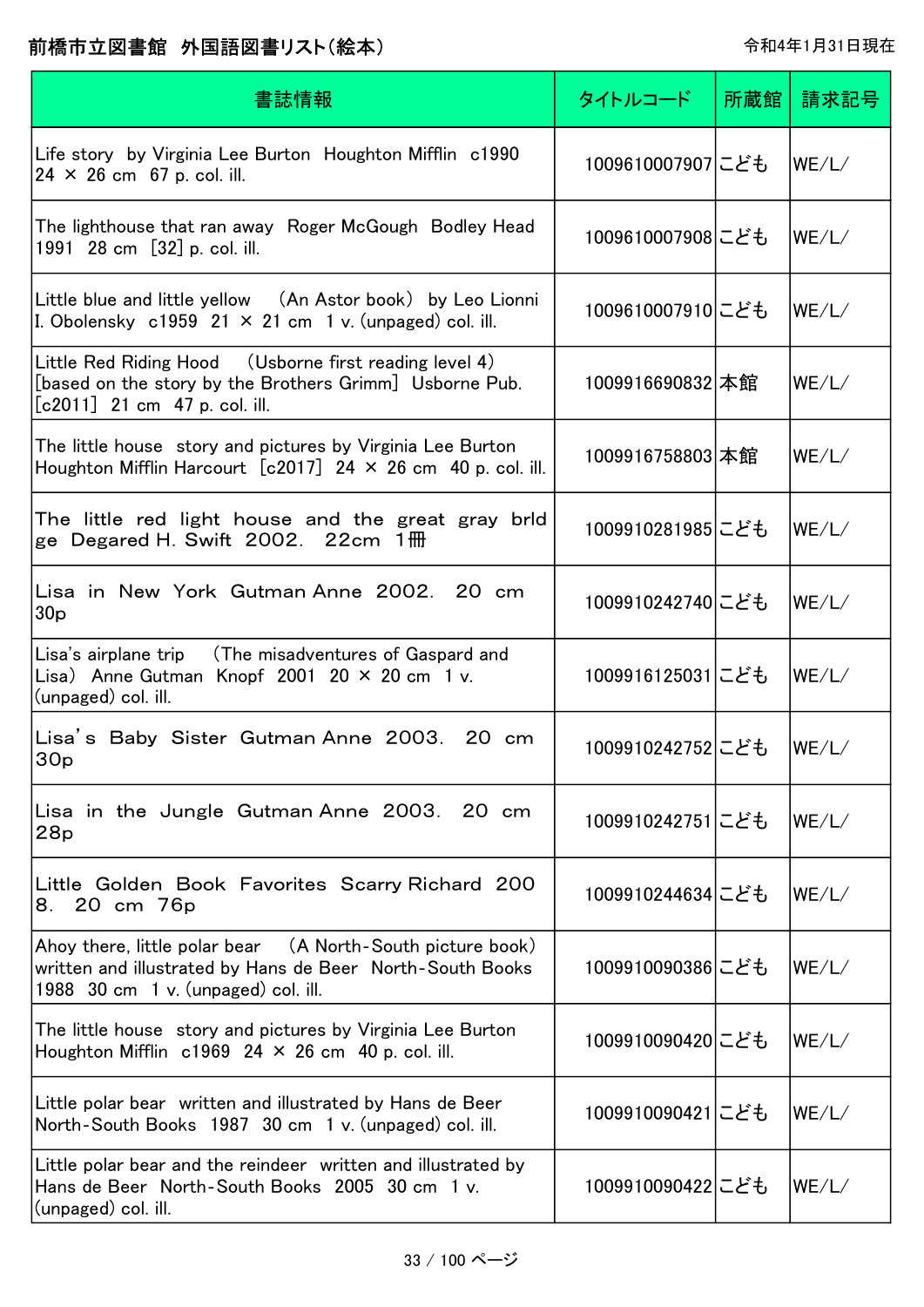# 前橋市立図書館 外国語図書リスト(絵本)

令和4年1月31日現在

| 書誌情報 | タイトルコード | 所蔵館 | 請求記号 |
|---|---|---|---|
| Life story by Virginia Lee Burton Houghton Mifflin c1990 24 × 26 cm 67 p. col. ill. | 1009610007907 | こども | WE/L/ |
| The lighthouse that ran away Roger McGough Bodley Head 1991 28 cm [32] p. col. ill. | 1009610007908 | こども | WE/L/ |
| Little blue and little yellow (An Astor book) by Leo Lionni I. Obolensky c1959 21 × 21 cm 1 v. (unpaged) col. ill. | 1009610007910 | こども | WE/L/ |
| Little Red Riding Hood (Usborne first reading level 4) [based on the story by the Brothers Grimm] Usborne Pub. [c2011] 21 cm 47 p. col. ill. | 1009916690832 | 本館 | WE/L/ |
| The little house story and pictures by Virginia Lee Burton Houghton Mifflin Harcourt [c2017] 24 × 26 cm 40 p. col. ill. | 1009916758803 | 本館 | WE/L/ |
| The little red light house and the great gray brld ge Degared H. Swift 2002. 22cm 1冊 | 1009910281985 | こども | WE/L/ |
| Lisa in New York Gutman Anne 2002. 20 cm 30p | 1009910242740 | こども | WE/L/ |
| Lisa's airplane trip (The misadventures of Gaspard and Lisa) Anne Gutman Knopf 2001 20 × 20 cm 1 v. (unpaged) col. ill. | 1009916125031 | こども | WE/L/ |
| Lisa's Baby Sister Gutman Anne 2003. 20 cm 30p | 1009910242752 | こども | WE/L/ |
| Lisa in the Jungle Gutman Anne 2003. 20 cm 28p | 1009910242751 | こども | WE/L/ |
| Little Golden Book Favorites Scarry Richard 2008. 20 cm 76p | 1009910244634 | こども | WE/L/ |
| Ahoy there, little polar bear (A North-South picture book) written and illustrated by Hans de Beer North-South Books 1988 30 cm 1 v. (unpaged) col. ill. | 1009910090386 | こども | WE/L/ |
| The little house story and pictures by Virginia Lee Burton Houghton Mifflin c1969 24 × 26 cm 40 p. col. ill. | 1009910090420 | こども | WE/L/ |
| Little polar bear written and illustrated by Hans de Beer North-South Books 1987 30 cm 1 v. (unpaged) col. ill. | 1009910090421 | こども | WE/L/ |
| Little polar bear and the reindeer written and illustrated by Hans de Beer North-South Books 2005 30 cm 1 v. (unpaged) col. ill. | 1009910090422 | こども | WE/L/ |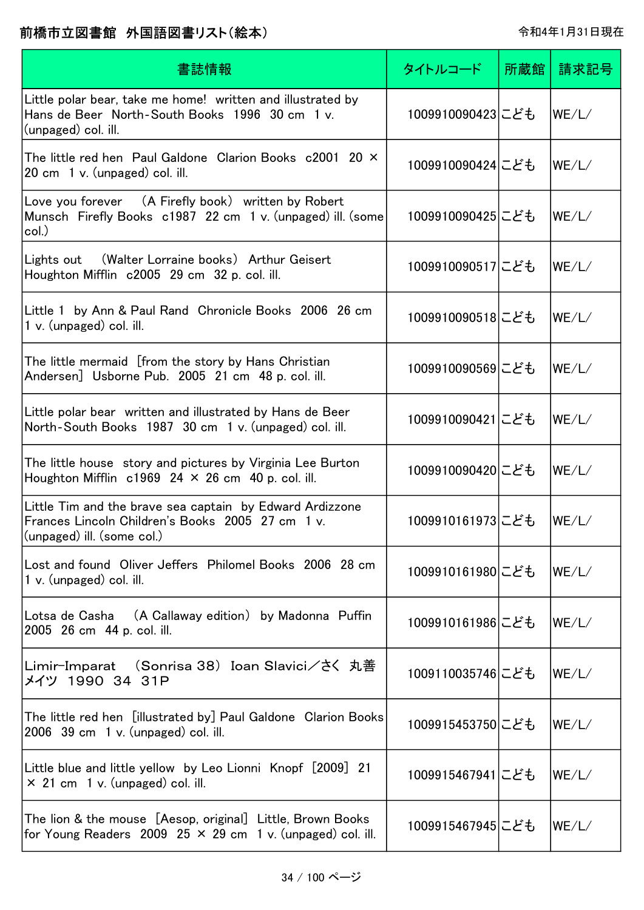# 前橋市立図書館　外国語図書リスト(絵本)

令和4年1月31日現在

| 書誌情報 | タイトルコード | 所蔵館 | 請求記号 |
| --- | --- | --- | --- |
| Little polar bear, take me home!  written and illustrated by Hans de Beer  North-South Books  1996  30 cm  1 v. (unpaged) col. ill. | 1009910090423 | こども | WE/L/ |
| The little red hen  Paul Galdone  Clarion Books  c2001  20 × 20 cm  1 v. (unpaged) col. ill. | 1009910090424 | こども | WE/L/ |
| Love you forever　(A Firefly book)  written by Robert Munsch  Firefly Books  c1987  22 cm  1 v. (unpaged) ill. (some col.) | 1009910090425 | こども | WE/L/ |
| Lights out　(Walter Lorraine books)  Arthur Geisert  Houghton Mifflin  c2005  29 cm  32 p. col. ill. | 1009910090517 | こども | WE/L/ |
| Little 1  by Ann & Paul Rand  Chronicle Books  2006  26 cm  1 v. (unpaged) col. ill. | 1009910090518 | こども | WE/L/ |
| The little mermaid  [from the story by Hans Christian Andersen]  Usborne Pub.  2005  21 cm  48 p. col. ill. | 1009910090569 | こども | WE/L/ |
| Little polar bear  written and illustrated by Hans de Beer  North-South Books  1987  30 cm  1 v. (unpaged) col. ill. | 1009910090421 | こども | WE/L/ |
| The little house  story and pictures by Virginia Lee Burton  Houghton Mifflin  c1969  24 × 26 cm  40 p. col. ill. | 1009910090420 | こども | WE/L/ |
| Little Tim and the brave sea captain  by Edward Ardizzone  Frances Lincoln Children's Books  2005  27 cm  1 v. (unpaged) ill. (some col.) | 1009910161973 | こども | WE/L/ |
| Lost and found  Oliver Jeffers  Philomel Books  2006  28 cm  1 v. (unpaged) col. ill. | 1009910161980 | こども | WE/L/ |
| Lotsa de Casha　(A Callaway edition)  by Madonna  Puffin  2005  26 cm  44 p. col. ill. | 1009910161986 | こども | WE/L/ |
| Limir-Imparat　(Sonrisa 38)  Ioan Slavici／さく  丸善メイツ  1990  34  31P | 1009110035746 | こども | WE/L/ |
| The little red hen  [illustrated by] Paul Galdone  Clarion Books  2006  39 cm  1 v. (unpaged) col. ill. | 1009915453750 | こども | WE/L/ |
| Little blue and little yellow  by Leo Lionni  Knopf  [2009]  21 × 21 cm  1 v. (unpaged) col. ill. | 1009915467941 | こども | WE/L/ |
| The lion & the mouse  [Aesop, original]  Little, Brown Books for Young Readers  2009  25 × 29 cm  1 v. (unpaged) col. ill. | 1009915467945 | こども | WE/L/ |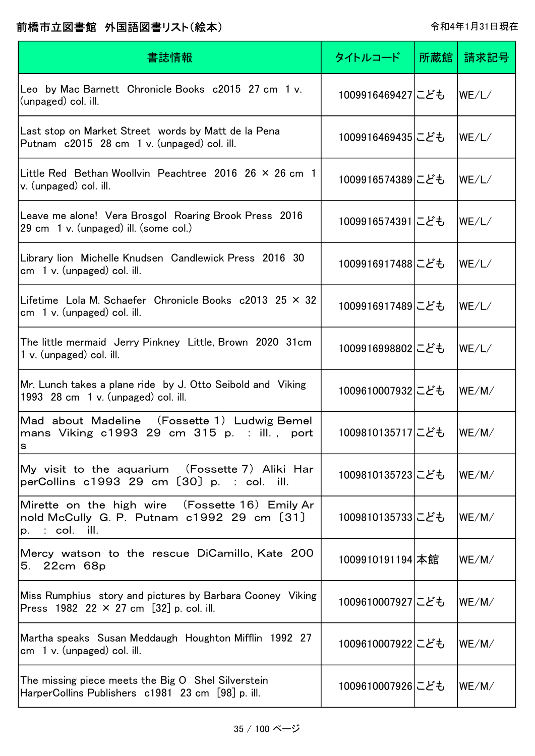前橋市立図書館　外国語図書リスト(絵本)

令和4年1月31日現在

| 書誌情報 | タイトルコード | 所蔵館 | 請求記号 |
| --- | --- | --- | --- |
| Leo by Mac Barnett Chronicle Books c2015 27 cm 1 v. (unpaged) col. ill. | 1009916469427 | こども | WE/L/ |
| Last stop on Market Street words by Matt de la Pena Putnam c2015 28 cm 1 v. (unpaged) col. ill. | 1009916469435 | こども | WE/L/ |
| Little Red Bethan Woollvin Peachtree 2016 26 × 26 cm 1 v. (unpaged) col. ill. | 1009916574389 | こども | WE/L/ |
| Leave me alone! Vera Brosgol Roaring Brook Press 2016 29 cm 1 v. (unpaged) ill. (some col.) | 1009916574391 | こども | WE/L/ |
| Library lion Michelle Knudsen Candlewick Press 2016 30 cm 1 v. (unpaged) col. ill. | 1009916917488 | こども | WE/L/ |
| Lifetime Lola M. Schaefer Chronicle Books c2013 25 × 32 cm 1 v. (unpaged) col. ill. | 1009916917489 | こども | WE/L/ |
| The little mermaid Jerry Pinkney Little, Brown 2020 31cm 1 v. (unpaged) col. ill. | 1009916998802 | こども | WE/L/ |
| Mr. Lunch takes a plane ride by J. Otto Seibold and Viking 1993 28 cm 1 v. (unpaged) col. ill. | 1009610007932 | こども | WE/M/ |
| Mad about Madeline （Fossette 1） Ludwig Bemelmans Viking c1993 29 cm 315 p. : ill., ports | 1009810135717 | こども | WE/M/ |
| My visit to the aquarium （Fossette 7） Aliki HarperCollins c1993 29 cm 〔30〕 p. : col. ill. | 1009810135723 | こども | WE/M/ |
| Mirette on the high wire （Fossette 16） Emily Arnold McCully G. P. Putnam c1992 29 cm 〔31〕 p. : col. ill. | 1009810135733 | こども | WE/M/ |
| Mercy watson to the rescue DiCamillo, Kate 2005. 22cm 68p | 1009910191194 | 本館 | WE/M/ |
| Miss Rumphius story and pictures by Barbara Cooney Viking Press 1982 22 × 27 cm [32] p. col. ill. | 1009610007927 | こども | WE/M/ |
| Martha speaks Susan Meddaugh Houghton Mifflin 1992 27 cm 1 v. (unpaged) col. ill. | 1009610007922 | こども | WE/M/ |
| The missing piece meets the Big O Shel Silverstein HarperCollins Publishers c1981 23 cm [98] p. ill. | 1009610007926 | こども | WE/M/ |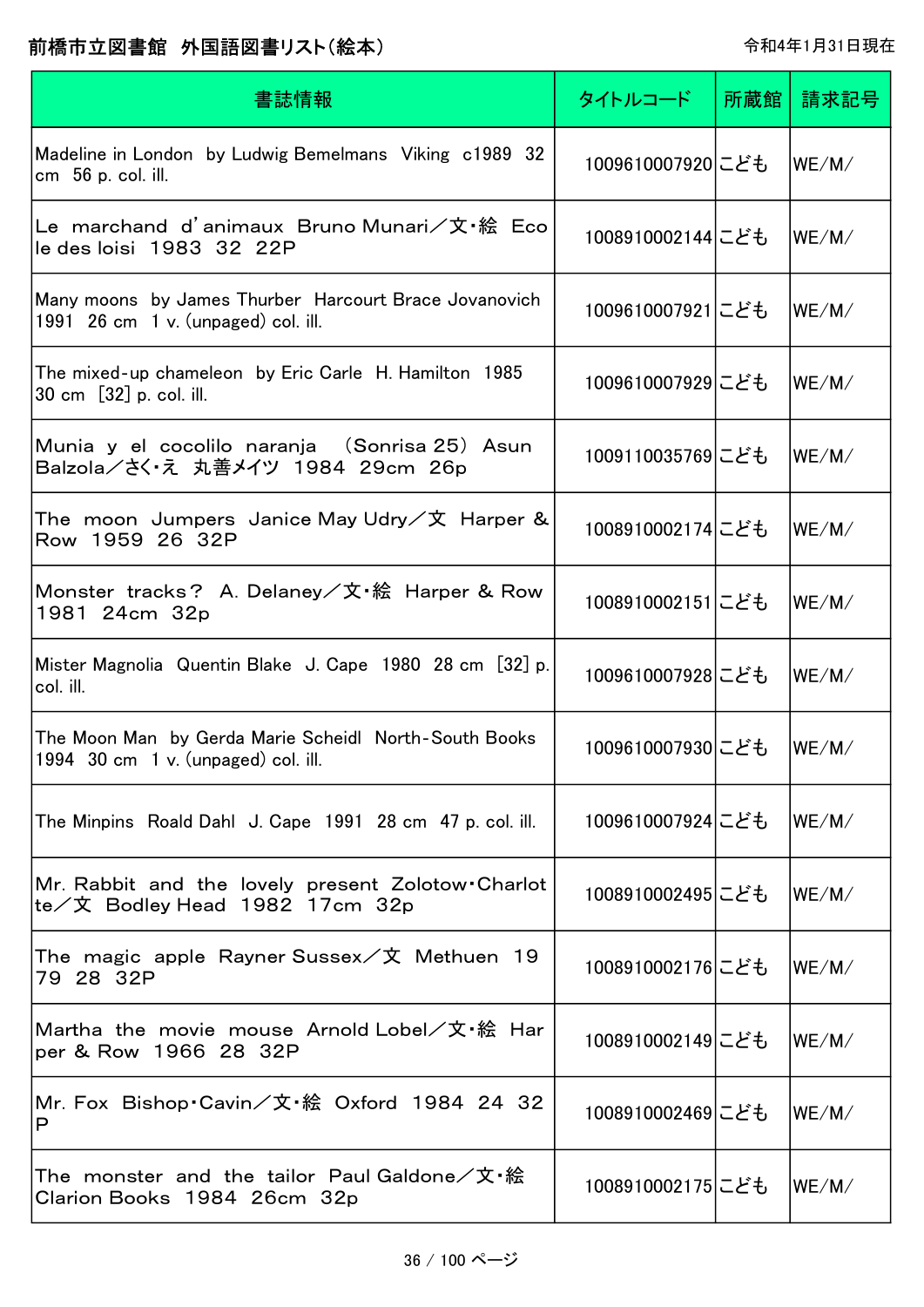# 前橋市立図書館 外国語図書リスト（絵本）

令和4年1月31日現在

| 書誌情報 | タイトルコード | 所蔵館 | 請求記号 |
| --- | --- | --- | --- |
| Madeline in London by Ludwig Bemelmans Viking c1989 32 cm 56 p. col. ill. | 1009610007920 | こども | WE/M/ |
| Le marchand d'animaux Bruno Munari／文・絵 Ecole des loisi 1983 32 22P | 1008910002144 | こども | WE/M/ |
| Many moons by James Thurber Harcourt Brace Jovanovich 1991 26 cm 1 v. (unpaged) col. ill. | 1009610007921 | こども | WE/M/ |
| The mixed-up chameleon by Eric Carle H. Hamilton 1985 30 cm [32] p. col. ill. | 1009610007929 | こども | WE/M/ |
| Munia y el cocolilo naranja (Sonrisa 25) Asun Balzola／さく・え 丸善メイツ 1984 29cm 26p | 1009110035769 | こども | WE/M/ |
| The moon Jumpers Janice May Udry／文 Harper & Row 1959 26 32P | 1008910002174 | こども | WE/M/ |
| Monster tracks? A. Delaney／文・絵 Harper & Row 1981 24cm 32p | 1008910002151 | こども | WE/M/ |
| Mister Magnolia Quentin Blake J. Cape 1980 28 cm [32] p. col. ill. | 1009610007928 | こども | WE/M/ |
| The Moon Man by Gerda Marie Scheidl North-South Books 1994 30 cm 1 v. (unpaged) col. ill. | 1009610007930 | こども | WE/M/ |
| The Minpins Roald Dahl J. Cape 1991 28 cm 47 p. col. ill. | 1009610007924 | こども | WE/M/ |
| Mr. Rabbit and the lovely present Zolotow・Charlotte／文 Bodley Head 1982 17cm 32p | 1008910002495 | こども | WE/M/ |
| The magic apple Rayner Sussex／文 Methuen 1979 28 32P | 1008910002176 | こども | WE/M/ |
| Martha the movie mouse Arnold Lobel／文・絵 Harper & Row 1966 28 32P | 1008910002149 | こども | WE/M/ |
| Mr. Fox Bishop・Cavin／文・絵 Oxford 1984 24 32P | 1008910002469 | こども | WE/M/ |
| The monster and the tailor Paul Galdone／文・絵 Clarion Books 1984 26cm 32p | 1008910002175 | こども | WE/M/ |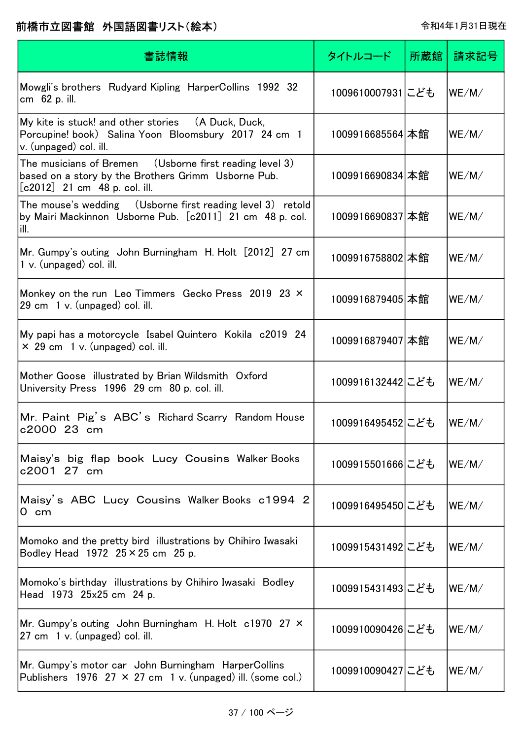# 前橋市立図書館　外国語図書リスト（絵本）

令和4年1月31日現在

| 書誌情報 | タイトルコード | 所蔵館 | 請求記号 |
|---|---|---|---|
| Mowgli's brothers　Rudyard Kipling　HarperCollins　1992　32 cm　62 p. ill. | 1009610007931 | こども | WE/M/ |
| My kite is stuck! and other stories　（A Duck, Duck, Porcupine! book）　Salina Yoon　Bloomsbury　2017　24 cm　1 v. (unpaged) col. ill. | 1009916685564 | 本館 | WE/M/ |
| The musicians of Bremen　（Usborne first reading level 3）　based on a story by the Brothers Grimm　Usborne Pub.　[c2012]　21 cm　48 p. col. ill. | 1009916690834 | 本館 | WE/M/ |
| The mouse's wedding　（Usborne first reading level 3）　retold by Mairi Mackinnon　Usborne Pub.　[c2011]　21 cm　48 p. col. ill. | 1009916690837 | 本館 | WE/M/ |
| Mr. Gumpy's outing　John Burningham　H. Holt　[2012]　27 cm　1 v. (unpaged) col. ill. | 1009916758802 | 本館 | WE/M/ |
| Monkey on the run　Leo Timmers　Gecko Press　2019　23 × 29 cm　1 v. (unpaged) col. ill. | 1009916879405 | 本館 | WE/M/ |
| My papi has a motorcycle　Isabel Quintero　Kokila　c2019　24 × 29 cm　1 v. (unpaged) col. ill. | 1009916879407 | 本館 | WE/M/ |
| Mother Goose　illustrated by Brian Wildsmith　Oxford University Press　1996　29 cm　80 p. col. ill. | 1009916132442 | こども | WE/M/ |
| Mr. Paint Pig's ABC's　Richard Scarry　Random House　c2000　23 cm | 1009916495452 | こども | WE/M/ |
| Maisy's big flap book　Lucy Cousins　Walker Books　c2001　27 cm | 1009915501666 | こども | WE/M/ |
| Maisy's ABC　Lucy Cousins　Walker Books　c1994　20 cm | 1009916495450 | こども | WE/M/ |
| Momoko and the pretty bird　illustrations by Chihiro Iwasaki　Bodley Head　1972　25×25 cm　25 p. | 1009915431492 | こども | WE/M/ |
| Momoko's birthday　illustrations by Chihiro Iwasaki　Bodley Head　1973　25x25 cm　24 p. | 1009915431493 | こども | WE/M/ |
| Mr. Gumpy's outing　John Burningham　H. Holt　c1970　27 × 27 cm　1 v. (unpaged) col. ill. | 1009910090426 | こども | WE/M/ |
| Mr. Gumpy's motor car　John Burningham　HarperCollins Publishers　1976　27 × 27 cm　1 v. (unpaged) ill. (some col.) | 1009910090427 | こども | WE/M/ |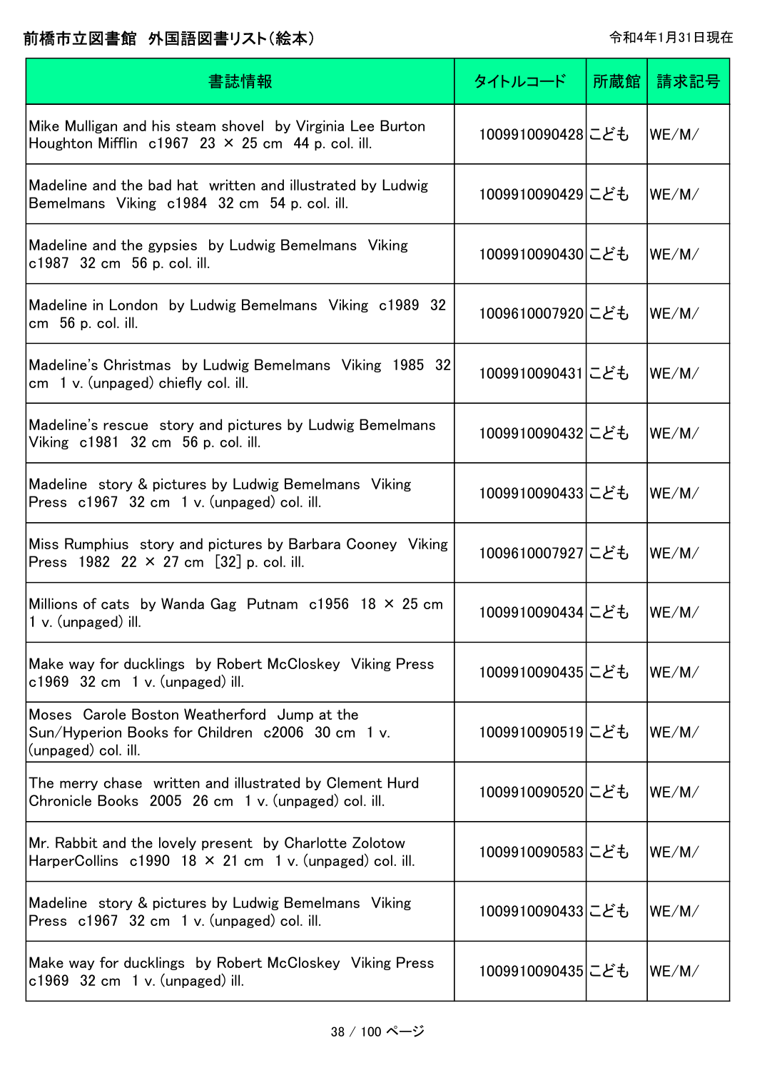前橋市立図書館　外国語図書リスト(絵本)

令和4年1月31日現在

| 書誌情報 | タイトルコード | 所蔵館 | 請求記号 |
| --- | --- | --- | --- |
| Mike Mulligan and his steam shovel　by Virginia Lee Burton　Houghton Mifflin　c1967　23 × 25 cm　44 p. col. ill. | 1009910090428 | こども | WE/M/ |
| Madeline and the bad hat　written and illustrated by Ludwig Bemelmans　Viking　c1984　32 cm　54 p. col. ill. | 1009910090429 | こども | WE/M/ |
| Madeline and the gypsies　by Ludwig Bemelmans　Viking　c1987　32 cm　56 p. col. ill. | 1009910090430 | こども | WE/M/ |
| Madeline in London　by Ludwig Bemelmans　Viking　c1989　32 cm　56 p. col. ill. | 1009610007920 | こども | WE/M/ |
| Madeline's Christmas　by Ludwig Bemelmans　Viking　1985　32 cm　1 v. (unpaged) chiefly col. ill. | 1009910090431 | こども | WE/M/ |
| Madeline's rescue　story and pictures by Ludwig Bemelmans　Viking　c1981　32 cm　56 p. col. ill. | 1009910090432 | こども | WE/M/ |
| Madeline　story & pictures by Ludwig Bemelmans　Viking Press　c1967　32 cm　1 v. (unpaged) col. ill. | 1009910090433 | こども | WE/M/ |
| Miss Rumphius　story and pictures by Barbara Cooney　Viking Press　1982　22 × 27 cm　[32] p. col. ill. | 1009610007927 | こども | WE/M/ |
| Millions of cats　by Wanda Gag　Putnam　c1956　18 × 25 cm　1 v. (unpaged) ill. | 1009910090434 | こども | WE/M/ |
| Make way for ducklings　by Robert McCloskey　Viking Press　c1969　32 cm　1 v. (unpaged) ill. | 1009910090435 | こども | WE/M/ |
| Moses　Carole Boston Weatherford　Jump at the Sun/Hyperion Books for Children　c2006　30 cm　1 v. (unpaged) col. ill. | 1009910090519 | こども | WE/M/ |
| The merry chase　written and illustrated by Clement Hurd　Chronicle Books　2005　26 cm　1 v. (unpaged) col. ill. | 1009910090520 | こども | WE/M/ |
| Mr. Rabbit and the lovely present　by Charlotte Zolotow　HarperCollins　c1990　18 × 21 cm　1 v. (unpaged) col. ill. | 1009910090583 | こども | WE/M/ |
| Madeline　story & pictures by Ludwig Bemelmans　Viking Press　c1967　32 cm　1 v. (unpaged) col. ill. | 1009910090433 | こども | WE/M/ |
| Make way for ducklings　by Robert McCloskey　Viking Press　c1969　32 cm　1 v. (unpaged) ill. | 1009910090435 | こども | WE/M/ |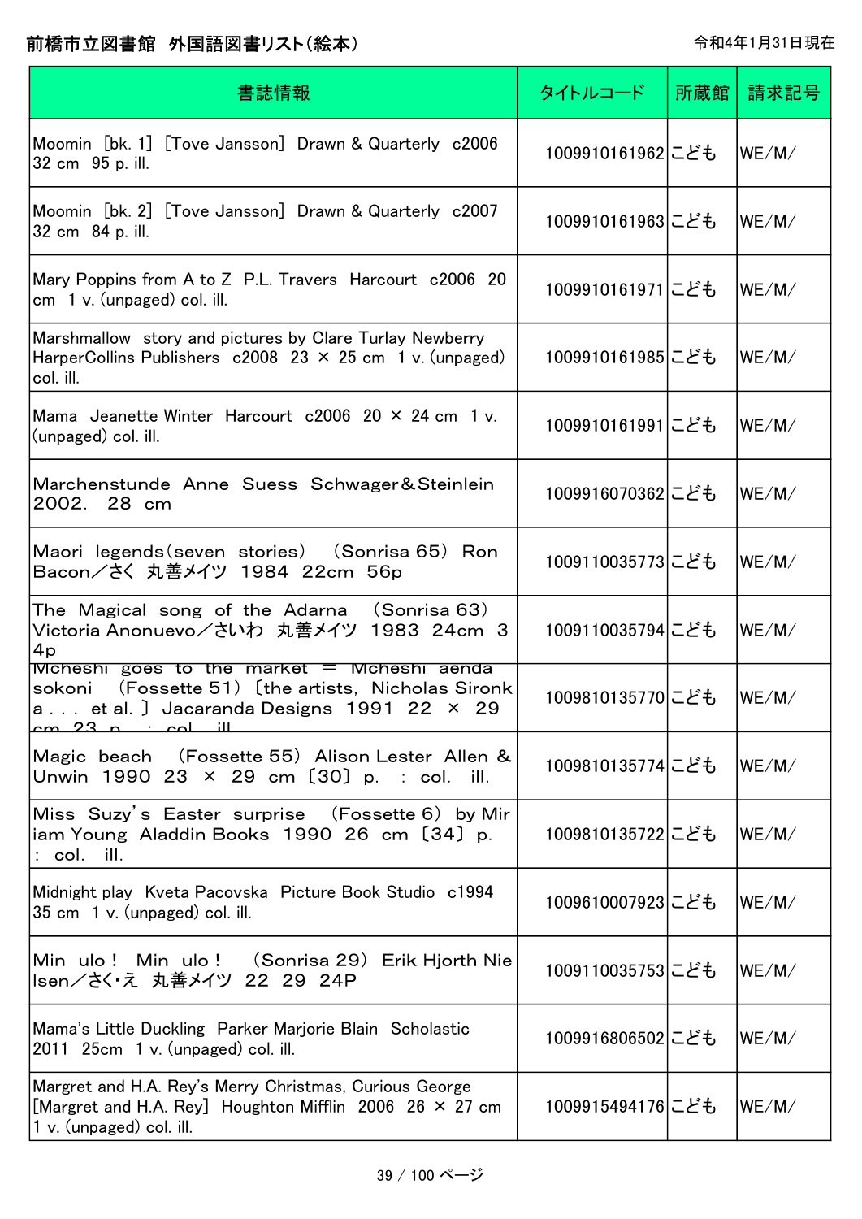# 前橋市立図書館　外国語図書リスト(絵本)

令和4年1月31日現在

| 書誌情報 | タイトルコード | 所蔵館 | 請求記号 |
|---|---|---|---|
| Moomin [bk. 1] [Tove Jansson] Drawn & Quarterly c2006 32 cm 95 p. ill. | 1009910161962 | こども | WE/M/ |
| Moomin [bk. 2] [Tove Jansson] Drawn & Quarterly c2007 32 cm 84 p. ill. | 1009910161963 | こども | WE/M/ |
| Mary Poppins from A to Z P.L. Travers Harcourt c2006 20 cm 1 v. (unpaged) col. ill. | 1009910161971 | こども | WE/M/ |
| Marshmallow story and pictures by Clare Turlay Newberry HarperCollins Publishers c2008 23 × 25 cm 1 v. (unpaged) col. ill. | 1009910161985 | こども | WE/M/ |
| Mama Jeanette Winter Harcourt c2006 20 × 24 cm 1 v. (unpaged) col. ill. | 1009910161991 | こども | WE/M/ |
| Marchenstunde Anne Suess Schwager&Steinlein 2002. 28 cm | 1009916070362 | こども | WE/M/ |
| Maori legends(seven stories) (Sonrisa 65) Ron Bacon／さく 丸善メイツ 1984 22cm 56p | 1009110035773 | こども | WE/M/ |
| The Magical song of the Adarna (Sonrisa 63) Victoria Anonuevo／さいわ 丸善メイツ 1983 24cm 34p | 1009110035794 | こども | WE/M/ |
| Mcheshi goes to the market = Mcheshi aenda sokoni (Fossette 51) ［the artists, Nicholas Sironka . . . et al. ］ Jacaranda Designs 1991 22 × 29 cm 23 p. : col. ill. | 1009810135770 | こども | WE/M/ |
| Magic beach (Fossette 55) Alison Lester Allen & Unwin 1990 23 × 29 cm ［30］ p. : col. ill. | 1009810135774 | こども | WE/M/ |
| Miss Suzy's Easter surprise (Fossette 6) by Miriam Young Aladdin Books 1990 26 cm ［34］ p. : col. ill. | 1009810135722 | こども | WE/M/ |
| Midnight play Kveta Pacovska Picture Book Studio c1994 35 cm 1 v. (unpaged) col. ill. | 1009610007923 | こども | WE/M/ |
| Min ulo！ Min ulo！ (Sonrisa 29) Erik Hjorth Nielsen／さく・え 丸善メイツ 22 29 24P | 1009110035753 | こども | WE/M/ |
| Mama's Little Duckling Parker Marjorie Blain Scholastic 2011 25cm 1 v. (unpaged) col. ill. | 1009916806502 | こども | WE/M/ |
| Margret and H.A. Rey's Merry Christmas, Curious George [Margret and H.A. Rey] Houghton Mifflin 2006 26 × 27 cm 1 v. (unpaged) col. ill. | 1009915494176 | こども | WE/M/ |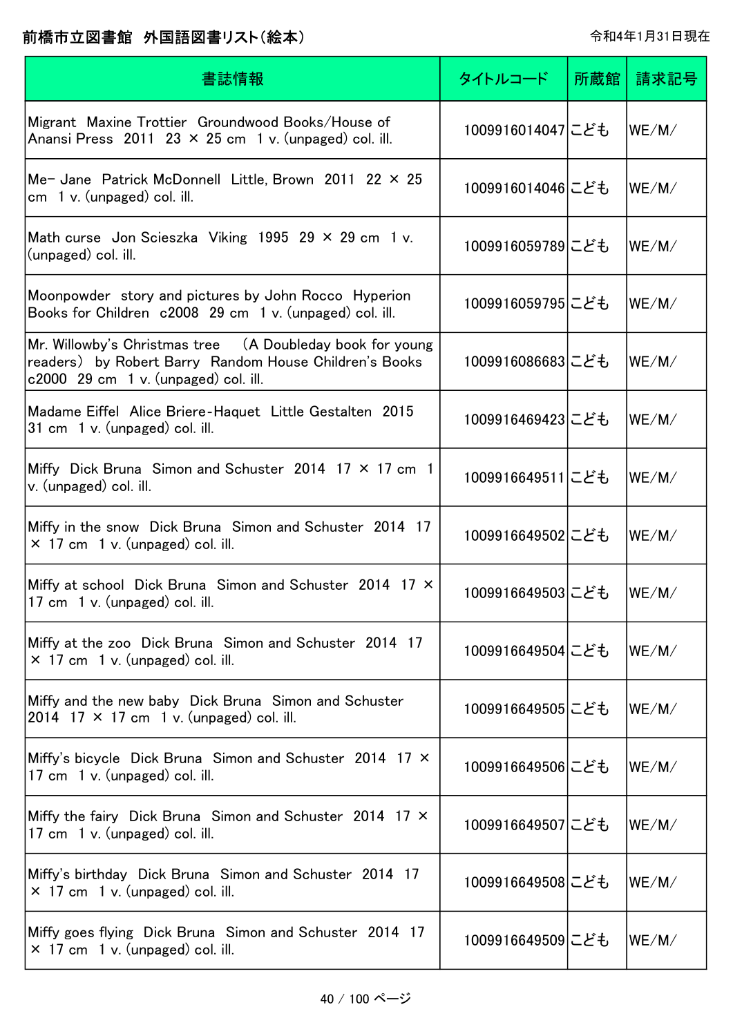# 前橋市立図書館 外国語図書リスト(絵本)

令和4年1月31日現在

| 書誌情報 | タイトルコード | 所蔵館 | 請求記号 |
| --- | --- | --- | --- |
| Migrant Maxine Trottier Groundwood Books/House of Anansi Press 2011 23 × 25 cm 1 v. (unpaged) col. ill. | 1009916014047 | こども | WE/M/ |
| Me- Jane Patrick McDonnell Little, Brown 2011 22 × 25 cm 1 v. (unpaged) col. ill. | 1009916014046 | こども | WE/M/ |
| Math curse Jon Scieszka Viking 1995 29 × 29 cm 1 v. (unpaged) col. ill. | 1009916059789 | こども | WE/M/ |
| Moonpowder story and pictures by John Rocco Hyperion Books for Children c2008 29 cm 1 v. (unpaged) col. ill. | 1009916059795 | こども | WE/M/ |
| Mr. Willowby's Christmas tree (A Doubleday book for young readers) by Robert Barry Random House Children's Books c2000 29 cm 1 v. (unpaged) col. ill. | 1009916086683 | こども | WE/M/ |
| Madame Eiffel Alice Briere-Haquet Little Gestalten 2015 31 cm 1 v. (unpaged) col. ill. | 1009916469423 | こども | WE/M/ |
| Miffy Dick Bruna Simon and Schuster 2014 17 × 17 cm 1 v. (unpaged) col. ill. | 1009916649511 | こども | WE/M/ |
| Miffy in the snow Dick Bruna Simon and Schuster 2014 17 × 17 cm 1 v. (unpaged) col. ill. | 1009916649502 | こども | WE/M/ |
| Miffy at school Dick Bruna Simon and Schuster 2014 17 × 17 cm 1 v. (unpaged) col. ill. | 1009916649503 | こども | WE/M/ |
| Miffy at the zoo Dick Bruna Simon and Schuster 2014 17 × 17 cm 1 v. (unpaged) col. ill. | 1009916649504 | こども | WE/M/ |
| Miffy and the new baby Dick Bruna Simon and Schuster 2014 17 × 17 cm 1 v. (unpaged) col. ill. | 1009916649505 | こども | WE/M/ |
| Miffy's bicycle Dick Bruna Simon and Schuster 2014 17 × 17 cm 1 v. (unpaged) col. ill. | 1009916649506 | こども | WE/M/ |
| Miffy the fairy Dick Bruna Simon and Schuster 2014 17 × 17 cm 1 v. (unpaged) col. ill. | 1009916649507 | こども | WE/M/ |
| Miffy's birthday Dick Bruna Simon and Schuster 2014 17 × 17 cm 1 v. (unpaged) col. ill. | 1009916649508 | こども | WE/M/ |
| Miffy goes flying Dick Bruna Simon and Schuster 2014 17 × 17 cm 1 v. (unpaged) col. ill. | 1009916649509 | こども | WE/M/ |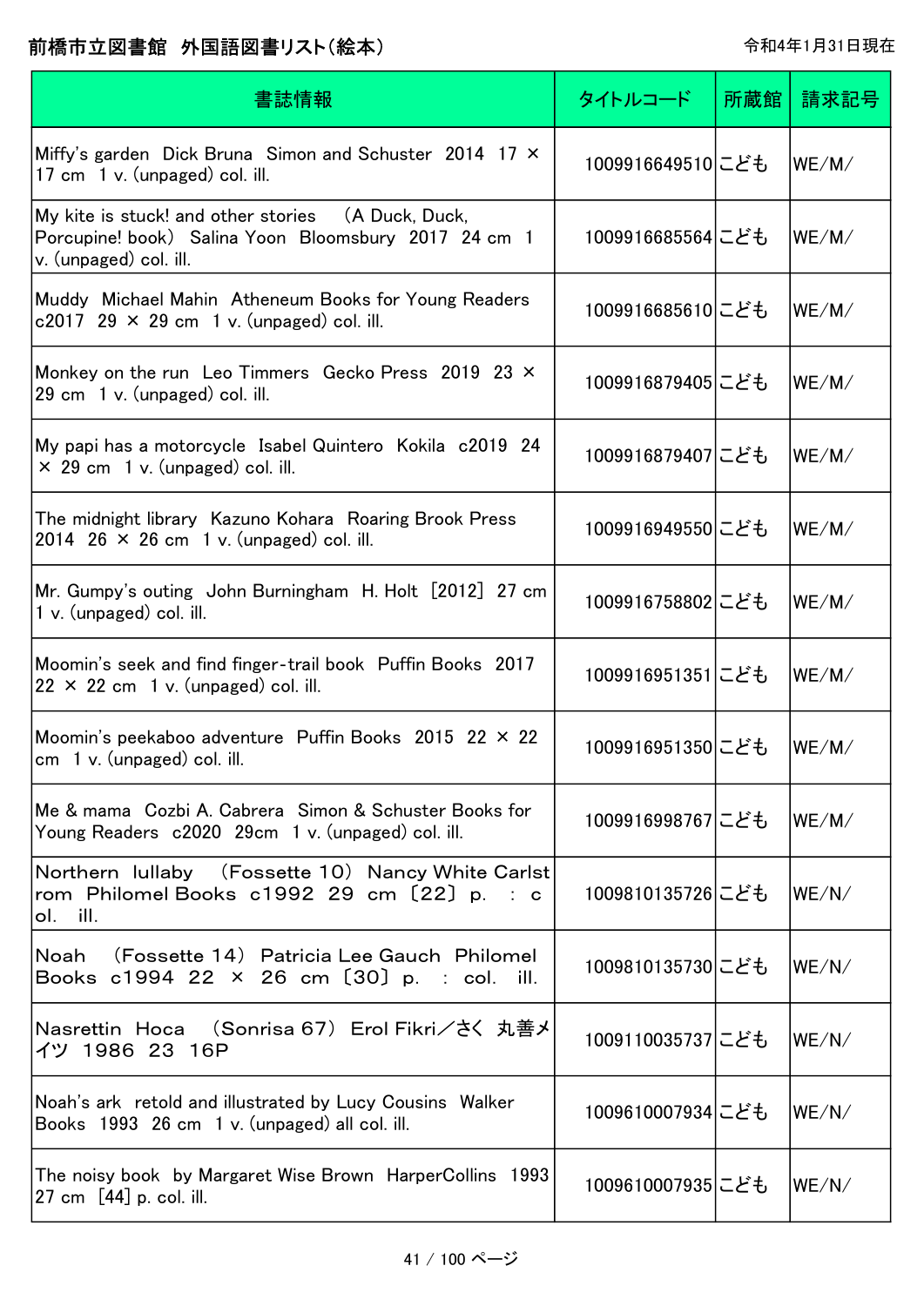# 前橋市立図書館　外国語図書リスト(絵本)

令和4年1月31日現在

| 書誌情報 | タイトルコード | 所蔵館 | 請求記号 |
|---|---|---|---|
| Miffy's garden　Dick Bruna　Simon and Schuster　2014　17 × 17 cm　1 v. (unpaged) col. ill. | 1009916649510 | こども | WE/M/ |
| My kite is stuck! and other stories　（A Duck, Duck, Porcupine! book）　Salina Yoon　Bloomsbury　2017　24 cm　1 v. (unpaged) col. ill. | 1009916685564 | こども | WE/M/ |
| Muddy　Michael Mahin　Atheneum Books for Young Readers　c2017　29 × 29 cm　1 v. (unpaged) col. ill. | 1009916685610 | こども | WE/M/ |
| Monkey on the run　Leo Timmers　Gecko Press　2019　23 × 29 cm　1 v. (unpaged) col. ill. | 1009916879405 | こども | WE/M/ |
| My papi has a motorcycle　Isabel Quintero　Kokila　c2019　24 × 29 cm　1 v. (unpaged) col. ill. | 1009916879407 | こども | WE/M/ |
| The midnight library　Kazuno Kohara　Roaring Brook Press　2014　26 × 26 cm　1 v. (unpaged) col. ill. | 1009916949550 | こども | WE/M/ |
| Mr. Gumpy's outing　John Burningham　H. Holt　[2012]　27 cm　1 v. (unpaged) col. ill. | 1009916758802 | こども | WE/M/ |
| Moomin's seek and find finger-trail book　Puffin Books　2017　22 × 22 cm　1 v. (unpaged) col. ill. | 1009916951351 | こども | WE/M/ |
| Moomin's peekaboo adventure　Puffin Books　2015　22 × 22 cm　1 v. (unpaged) col. ill. | 1009916951350 | こども | WE/M/ |
| Me & mama　Cozbi A. Cabrera　Simon & Schuster Books for Young Readers　c2020　29cm　1 v. (unpaged) col. ill. | 1009916998767 | こども | WE/M/ |
| Northern　lullaby　（Fossette 10）　Nancy White Carlstrom　Philomel Books　c1992　29　cm　〔22〕 p.　:　col.　ill. | 1009810135726 | こども | WE/N/ |
| Noah　（Fossette 14）　Patricia Lee Gauch　Philomel Books　c1994　22　×　26　cm　〔30〕 p.　:　col.　ill. | 1009810135730 | こども | WE/N/ |
| Nasrettin　Hoca　（Sonrisa 67）　Erol Fikri／さく　丸善メイツ　1986　23　16P | 1009110035737 | こども | WE/N/ |
| Noah's ark　retold and illustrated by Lucy Cousins　Walker Books　1993　26 cm　1 v. (unpaged) all col. ill. | 1009610007934 | こども | WE/N/ |
| The noisy book　by Margaret Wise Brown　HarperCollins　1993　27 cm　[44] p. col. ill. | 1009610007935 | こども | WE/N/ |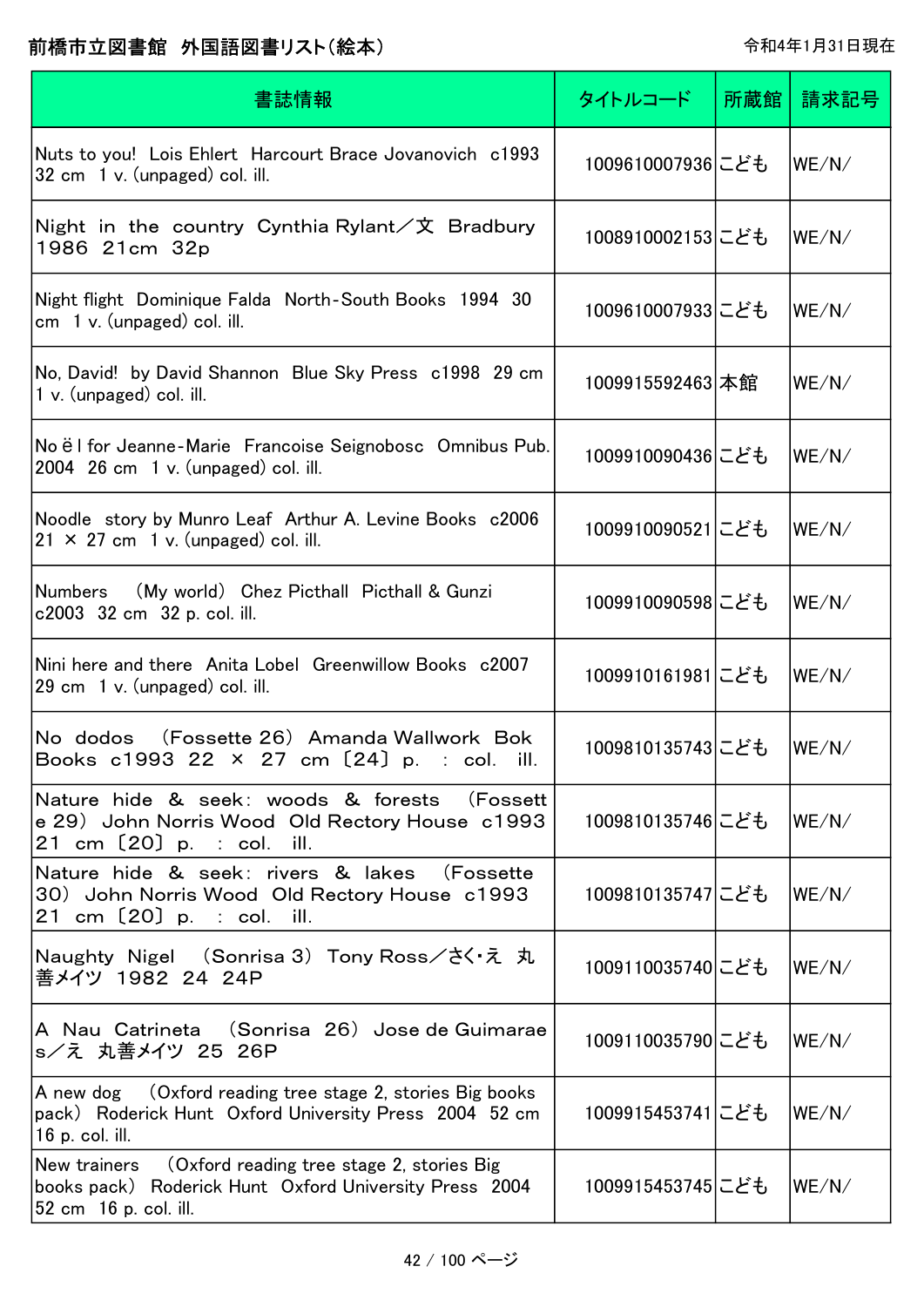# 前橋市立図書館　外国語図書リスト(絵本)

令和4年1月31日現在

| 書誌情報 | タイトルコード | 所蔵館 | 請求記号 |
|---|---|---|---|
| Nuts to you!  Lois Ehlert  Harcourt Brace Jovanovich  c1993  32 cm  1 v. (unpaged) col. ill. | 1009610007936 | こども | WE/N/ |
| Night in the country  Cynthia Rylant／文  Bradbury  1986  21cm  32p | 1008910002153 | こども | WE/N/ |
| Night flight  Dominique Falda  North-South Books  1994  30 cm  1 v. (unpaged) col. ill. | 1009610007933 | こども | WE/N/ |
| No, David!  by David Shannon  Blue Sky Press  c1998  29 cm  1 v. (unpaged) col. ill. | 1009915592463 | 本館 | WE/N/ |
| Noёl for Jeanne-Marie  Francoise Seignobosc  Omnibus Pub.  2004  26 cm  1 v. (unpaged) col. ill. | 1009910090436 | こども | WE/N/ |
| Noodle  story by Munro Leaf  Arthur A. Levine Books  c2006  21 × 27 cm  1 v. (unpaged) col. ill. | 1009910090521 | こども | WE/N/ |
| Numbers　(My world)  Chez Picthall  Picthall & Gunzi  c2003  32 cm  32 p. col. ill. | 1009910090598 | こども | WE/N/ |
| Nini here and there  Anita Lobel  Greenwillow Books  c2007  29 cm  1 v. (unpaged) col. ill. | 1009910161981 | こども | WE/N/ |
| No dodos　(Fossette 26)  Amanda Wallwork  Bok Books  c1993  22 × 27 cm 〔24〕 p. : col. ill. | 1009810135743 | こども | WE/N/ |
| Nature hide & seek: woods & forests　(Fossette 29)  John Norris Wood  Old Rectory House  c1993  21 cm 〔20〕 p. : col. ill. | 1009810135746 | こども | WE/N/ |
| Nature hide & seek: rivers & lakes　(Fossette 30)  John Norris Wood  Old Rectory House  c1993  21 cm 〔20〕 p. : col. ill. | 1009810135747 | こども | WE/N/ |
| Naughty Nigel　(Sonrisa 3)  Tony Ross／さく・え  丸善メイツ  1982  24  24P | 1009110035740 | こども | WE/N/ |
| A Nau Catrineta　(Sonrisa 26)  Jose de Guimaraes／え  丸善メイツ  25  26P | 1009110035790 | こども | WE/N/ |
| A new dog　(Oxford reading tree stage 2, stories Big books pack)  Roderick Hunt  Oxford University Press  2004  52 cm  16 p. col. ill. | 1009915453741 | こども | WE/N/ |
| New trainers　(Oxford reading tree stage 2, stories Big books pack)  Roderick Hunt  Oxford University Press  2004  52 cm  16 p. col. ill. | 1009915453745 | こども | WE/N/ |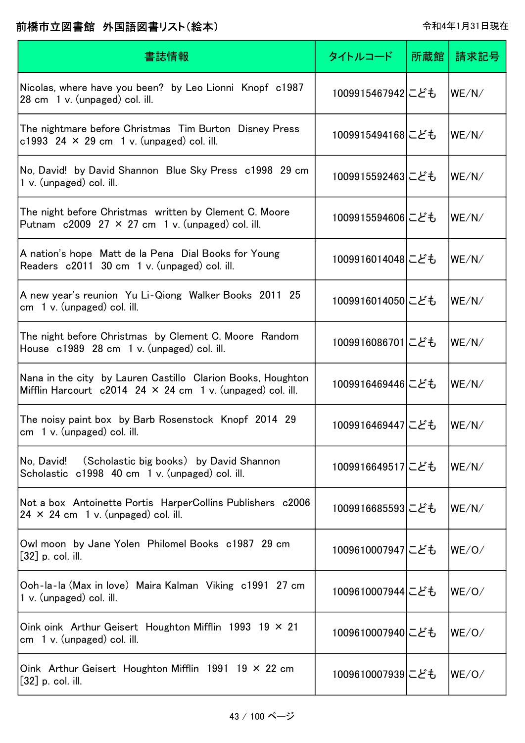# 前橋市立図書館　外国語図書リスト(絵本)

令和4年1月31日現在

| 書誌情報 | タイトルコード | 所蔵館 | 請求記号 |
| --- | --- | --- | --- |
| Nicolas, where have you been?　by Leo Lionni　Knopf　c1987　28 cm　1 v. (unpaged) col. ill. | 1009915467942 | こども | WE/N/ |
| The nightmare before Christmas　Tim Burton　Disney Press　c1993　24 × 29 cm　1 v. (unpaged) col. ill. | 1009915494168 | こども | WE/N/ |
| No, David!　by David Shannon　Blue Sky Press　c1998　29 cm　1 v. (unpaged) col. ill. | 1009915592463 | こども | WE/N/ |
| The night before Christmas　written by Clement C. Moore　Putnam　c2009　27 × 27 cm　1 v. (unpaged) col. ill. | 1009915594606 | こども | WE/N/ |
| A nation's hope　Matt de la Pena　Dial Books for Young Readers　c2011　30 cm　1 v. (unpaged) col. ill. | 1009916014048 | こども | WE/N/ |
| A new year's reunion　Yu Li-Qiong　Walker Books　2011　25 cm　1 v. (unpaged) col. ill. | 1009916014050 | こども | WE/N/ |
| The night before Christmas　by Clement C. Moore　Random House　c1989　28 cm　1 v. (unpaged) col. ill. | 1009916086701 | こども | WE/N/ |
| Nana in the city　by Lauren Castillo　Clarion Books, Houghton Mifflin Harcourt　c2014　24 × 24 cm　1 v. (unpaged) col. ill. | 1009916469446 | こども | WE/N/ |
| The noisy paint box　by Barb Rosenstock　Knopf　2014　29 cm　1 v. (unpaged) col. ill. | 1009916469447 | こども | WE/N/ |
| No, David!　(Scholastic big books)　by David Shannon　Scholastic　c1998　40 cm　1 v. (unpaged) col. ill. | 1009916649517 | こども | WE/N/ |
| Not a box　Antoinette Portis　HarperCollins Publishers　c2006　24 × 24 cm　1 v. (unpaged) col. ill. | 1009916685593 | こども | WE/N/ |
| Owl moon　by Jane Yolen　Philomel Books　c1987　29 cm　[32] p. col. ill. | 1009610007947 | こども | WE/O/ |
| Ooh-la-la (Max in love)　Maira Kalman　Viking　c1991　27 cm　1 v. (unpaged) col. ill. | 1009610007944 | こども | WE/O/ |
| Oink oink　Arthur Geisert　Houghton Mifflin　1993　19 × 21 cm　1 v. (unpaged) col. ill. | 1009610007940 | こども | WE/O/ |
| Oink　Arthur Geisert　Houghton Mifflin　1991　19 × 22 cm　[32] p. col. ill. | 1009610007939 | こども | WE/O/ |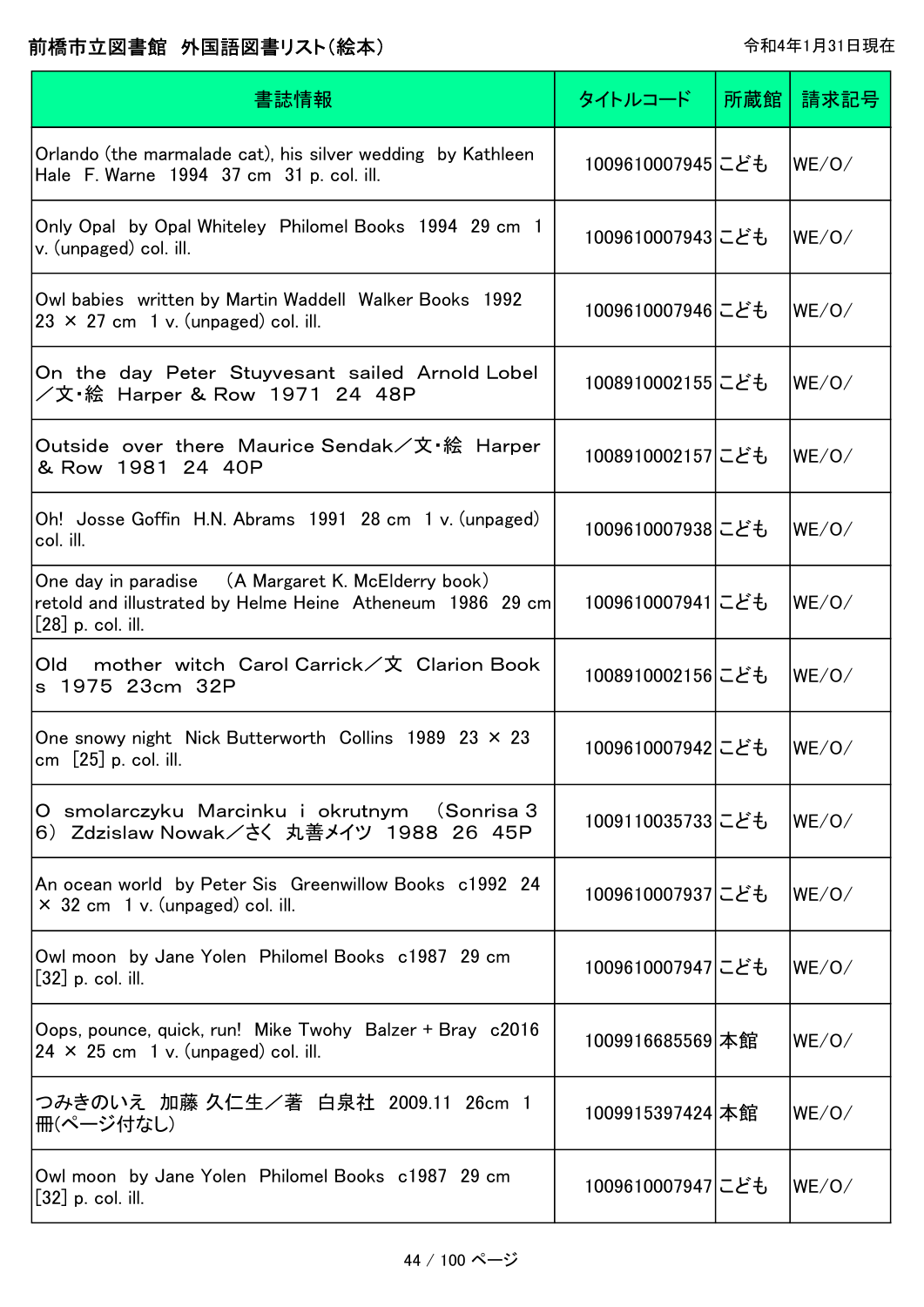# 前橋市立図書館 外国語図書リスト（絵本）

令和4年1月31日現在

| 書誌情報 | タイトルコード | 所蔵館 | 請求記号 |
|---|---|---|---|
| Orlando (the marmalade cat), his silver wedding by Kathleen Hale F. Warne 1994 37 cm 31 p. col. ill. | 1009610007945 | こども | WE/O/ |
| Only Opal by Opal Whiteley Philomel Books 1994 29 cm 1 v. (unpaged) col. ill. | 1009610007943 | こども | WE/O/ |
| Owl babies written by Martin Waddell Walker Books 1992 23 × 27 cm 1 v. (unpaged) col. ill. | 1009610007946 | こども | WE/O/ |
| On the day Peter Stuyvesant sailed Arnold Lobel／文・絵 Harper & Row 1971 24 48P | 1008910002155 | こども | WE/O/ |
| Outside over there Maurice Sendak／文・絵 Harper & Row 1981 24 40P | 1008910002157 | こども | WE/O/ |
| Oh! Josse Goffin H.N. Abrams 1991 28 cm 1 v. (unpaged) col. ill. | 1009610007938 | こども | WE/O/ |
| One day in paradise (A Margaret K. McElderry book) retold and illustrated by Helme Heine Atheneum 1986 29 cm [28] p. col. ill. | 1009610007941 | こども | WE/O/ |
| Old mother witch Carol Carrick／文 Clarion Books 1975 23cm 32P | 1008910002156 | こども | WE/O/ |
| One snowy night Nick Butterworth Collins 1989 23 × 23 cm [25] p. col. ill. | 1009610007942 | こども | WE/O/ |
| O smolarczyku Marcinku i okrutnym (Sonrisa 36) Zdzislaw Nowak／さく 丸善メイツ 1988 26 45P | 1009110035733 | こども | WE/O/ |
| An ocean world by Peter Sis Greenwillow Books c1992 24 × 32 cm 1 v. (unpaged) col. ill. | 1009610007937 | こども | WE/O/ |
| Owl moon by Jane Yolen Philomel Books c1987 29 cm [32] p. col. ill. | 1009610007947 | こども | WE/O/ |
| Oops, pounce, quick, run! Mike Twohy Balzer + Bray c2016 24 × 25 cm 1 v. (unpaged) col. ill. | 1009916685569 | 本館 | WE/O/ |
| つみきのいえ 加藤 久仁生／著 白泉社 2009.11 26cm 1冊(ページ付なし) | 1009915397424 | 本館 | WE/O/ |
| Owl moon by Jane Yolen Philomel Books c1987 29 cm [32] p. col. ill. | 1009610007947 | こども | WE/O/ |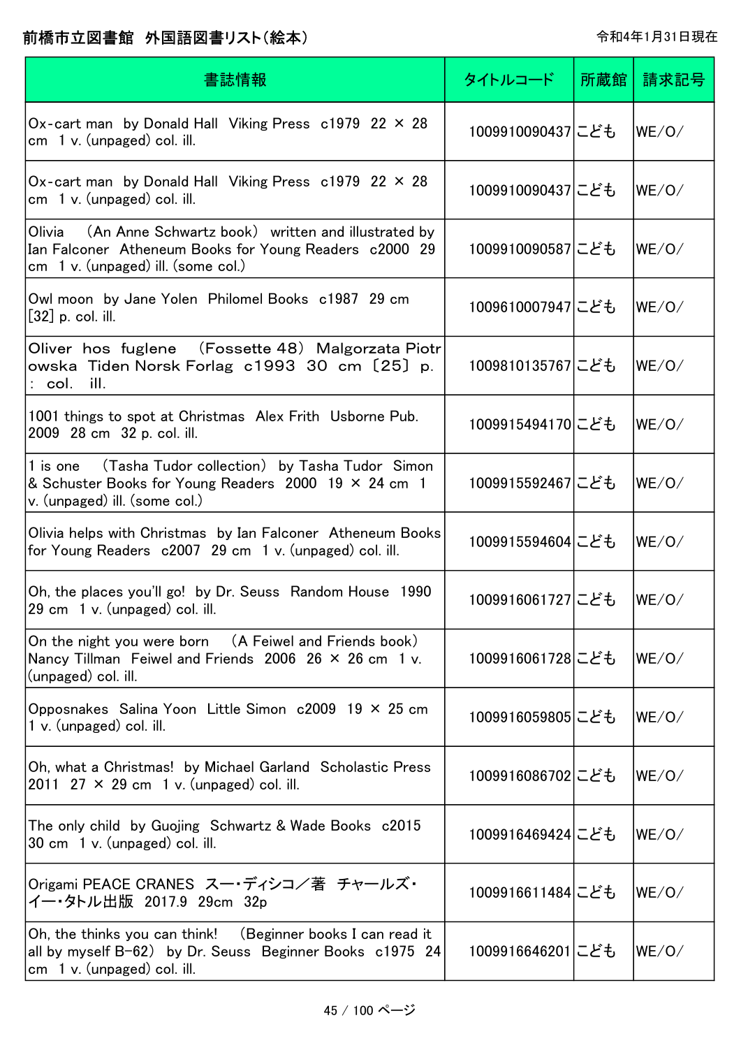# 前橋市立図書館　外国語図書リスト（絵本）

令和4年1月31日現在

| 書誌情報 | タイトルコード | 所蔵館 | 請求記号 |
| --- | --- | --- | --- |
| Ox-cart man　by Donald Hall　Viking Press　c1979　22 × 28 cm　1 v. (unpaged) col. ill. | 1009910090437 | こども | WE/O/ |
| Ox-cart man　by Donald Hall　Viking Press　c1979　22 × 28 cm　1 v. (unpaged) col. ill. | 1009910090437 | こども | WE/O/ |
| Olivia　（An Anne Schwartz book）　written and illustrated by Ian Falconer　Atheneum Books for Young Readers　c2000　29 cm　1 v. (unpaged) ill. (some col.) | 1009910090587 | こども | WE/O/ |
| Owl moon　by Jane Yolen　Philomel Books　c1987　29 cm　[32] p. col. ill. | 1009610007947 | こども | WE/O/ |
| Oliver hos fuglene　（Fossette 48）　Malgorzata Piotrowska　Tiden Norsk Forlag　c1993　30 cm　〔25〕 p. : col. ill. | 1009810135767 | こども | WE/O/ |
| 1001 things to spot at Christmas　Alex Frith　Usborne Pub.　2009　28 cm　32 p. col. ill. | 1009915494170 | こども | WE/O/ |
| 1 is one　（Tasha Tudor collection）　by Tasha Tudor　Simon & Schuster Books for Young Readers　2000　19 × 24 cm　1 v. (unpaged) ill. (some col.) | 1009915592467 | こども | WE/O/ |
| Olivia helps with Christmas　by Ian Falconer　Atheneum Books for Young Readers　c2007　29 cm　1 v. (unpaged) col. ill. | 1009915594604 | こども | WE/O/ |
| Oh, the places you'll go!　by Dr. Seuss　Random House　1990　29 cm　1 v. (unpaged) col. ill. | 1009916061727 | こども | WE/O/ |
| On the night you were born　（A Feiwel and Friends book）　Nancy Tillman　Feiwel and Friends　2006　26 × 26 cm　1 v. (unpaged) col. ill. | 1009916061728 | こども | WE/O/ |
| Opposnakes　Salina Yoon　Little Simon　c2009　19 × 25 cm　1 v. (unpaged) col. ill. | 1009916059805 | こども | WE/O/ |
| Oh, what a Christmas!　by Michael Garland　Scholastic Press　2011　27 × 29 cm　1 v. (unpaged) col. ill. | 1009916086702 | こども | WE/O/ |
| The only child　by Guojing　Schwartz & Wade Books　c2015　30 cm　1 v. (unpaged) col. ill. | 1009916469424 | こども | WE/O/ |
| Origami PEACE CRANES　スー・ディシコ／著　チャールズ・イー・タトル出版　2017.9　29cm　32p | 1009916611484 | こども | WE/O/ |
| Oh, the thinks you can think!　（Beginner books I can read it all by myself B-62）　by Dr. Seuss　Beginner Books　c1975　24 cm　1 v. (unpaged) col. ill. | 1009916646201 | こども | WE/O/ |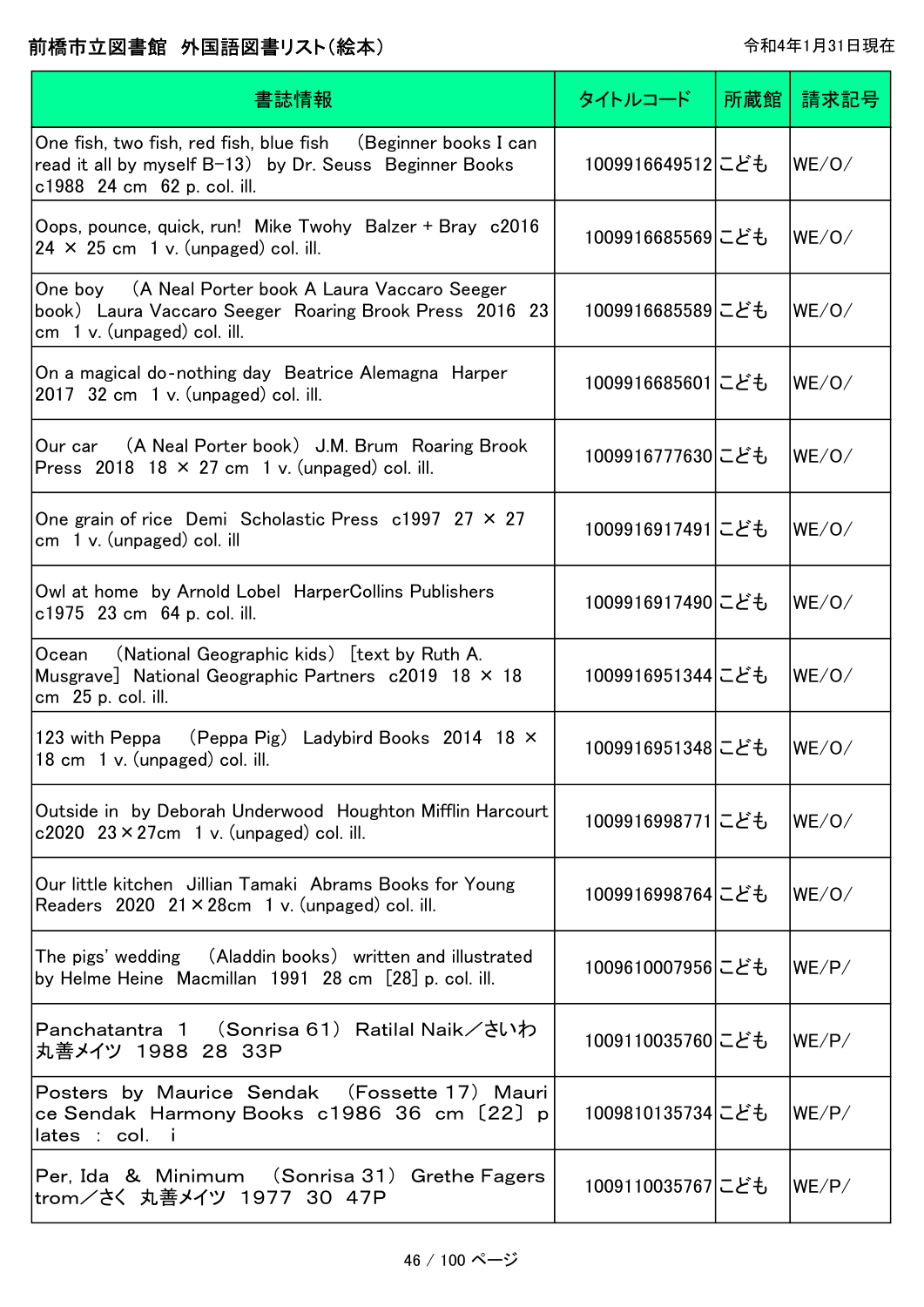# 前橋市立図書館　外国語図書リスト（絵本）

令和4年1月31日現在

| 書誌情報 | タイトルコード | 所蔵館 | 請求記号 |
| --- | --- | --- | --- |
| One fish, two fish, red fish, blue fish　（Beginner books I can read it all by myself B-13）　by Dr. Seuss　Beginner Books　c1988　24 cm　62 p. col. ill. | 1009916649512 | こども | WE/O/ |
| Oops, pounce, quick, run!　Mike Twohy　Balzer + Bray　c2016　24 × 25 cm　1 v. (unpaged) col. ill. | 1009916685569 | こども | WE/O/ |
| One boy　（A Neal Porter book A Laura Vaccaro Seeger book）　Laura Vaccaro Seeger　Roaring Brook Press　2016　23 cm　1 v. (unpaged) col. ill. | 1009916685589 | こども | WE/O/ |
| On a magical do-nothing day　Beatrice Alemagna　Harper　2017　32 cm　1 v. (unpaged) col. ill. | 1009916685601 | こども | WE/O/ |
| Our car　（A Neal Porter book）　J.M. Brum　Roaring Brook Press　2018　18 × 27 cm　1 v. (unpaged) col. ill. | 1009916777630 | こども | WE/O/ |
| One grain of rice　Demi　Scholastic Press　c1997　27 × 27 cm　1 v. (unpaged) col. ill | 1009916917491 | こども | WE/O/ |
| Owl at home　by Arnold Lobel　HarperCollins Publishers　c1975　23 cm　64 p. col. ill. | 1009916917490 | こども | WE/O/ |
| Ocean　（National Geographic kids）　[text by Ruth A. Musgrave]　National Geographic Partners　c2019　18 × 18 cm　25 p. col. ill. | 1009916951344 | こども | WE/O/ |
| 123 with Peppa　（Peppa Pig）　Ladybird Books　2014　18 × 18 cm　1 v. (unpaged) col. ill. | 1009916951348 | こども | WE/O/ |
| Outside in　by Deborah Underwood　Houghton Mifflin Harcourt　c2020　23×27cm　1 v. (unpaged) col. ill. | 1009916998771 | こども | WE/O/ |
| Our little kitchen　Jillian Tamaki　Abrams Books for Young Readers　2020　21×28cm　1 v. (unpaged) col. ill. | 1009916998764 | こども | WE/O/ |
| The pigs' wedding　（Aladdin books）　written and illustrated by Helme Heine　Macmillan　1991　28 cm　[28] p. col. ill. | 1009610007956 | こども | WE/P/ |
| Panchatantra　1　（Sonrisa 61）　Ratilal Naik／さいわ　丸善メイツ　1988　28　33P | 1009110035760 | こども | WE/P/ |
| Posters　by　Maurice　Sendak　（Fossette 17）　Maurice Sendak　Harmony Books　c1986　36　cm　〔22〕 plates　:　col.　i | 1009810135734 | こども | WE/P/ |
| Per, Ida　&　Minimum　（Sonrisa 31）　Grethe Fagerstrom／さく　丸善メイツ　1977　30　47P | 1009110035767 | こども | WE/P/ |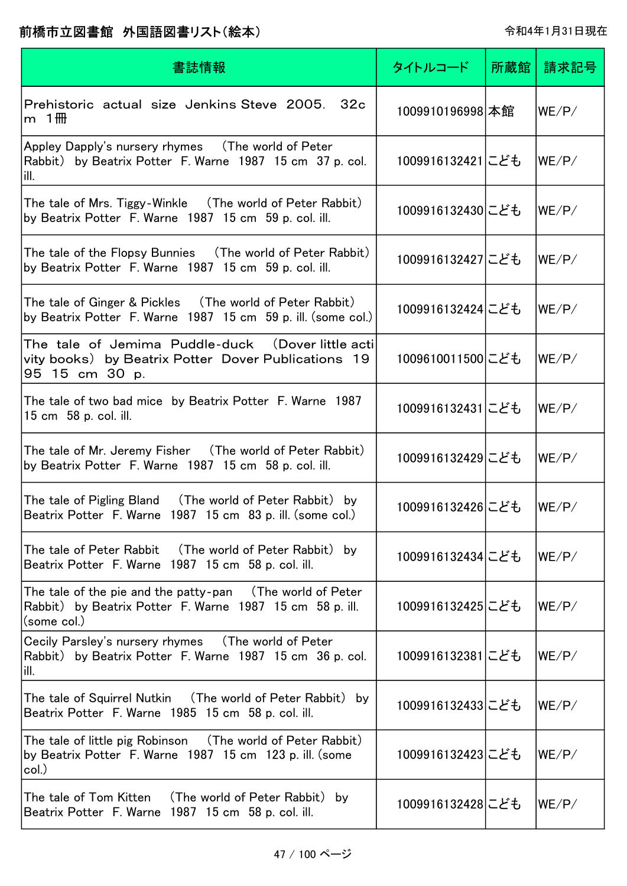前橋市立図書館　外国語図書リスト(絵本)

令和4年1月31日現在

| 書誌情報 | タイトルコード | 所蔵館 | 請求記号 |
| --- | --- | --- | --- |
| Prehistoric actual size Jenkins Steve 2005. 32cm 1冊 | 1009910196998 | 本館 | WE/P/ |
| Appley Dapply's nursery rhymes (The world of Peter Rabbit) by Beatrix Potter F. Warne 1987 15 cm 37 p. col. ill. | 1009916132421 | こども | WE/P/ |
| The tale of Mrs. Tiggy-Winkle (The world of Peter Rabbit) by Beatrix Potter F. Warne 1987 15 cm 59 p. col. ill. | 1009916132430 | こども | WE/P/ |
| The tale of the Flopsy Bunnies (The world of Peter Rabbit) by Beatrix Potter F. Warne 1987 15 cm 59 p. col. ill. | 1009916132427 | こども | WE/P/ |
| The tale of Ginger & Pickles (The world of Peter Rabbit) by Beatrix Potter F. Warne 1987 15 cm 59 p. ill. (some col.) | 1009916132424 | こども | WE/P/ |
| The tale of Jemima Puddle-duck (Dover little activity books) by Beatrix Potter Dover Publications 1995 15 cm 30 p. | 1009610011500 | こども | WE/P/ |
| The tale of two bad mice by Beatrix Potter F. Warne 1987 15 cm 58 p. col. ill. | 1009916132431 | こども | WE/P/ |
| The tale of Mr. Jeremy Fisher (The world of Peter Rabbit) by Beatrix Potter F. Warne 1987 15 cm 58 p. col. ill. | 1009916132429 | こども | WE/P/ |
| The tale of Pigling Bland (The world of Peter Rabbit) by Beatrix Potter F. Warne 1987 15 cm 83 p. ill. (some col.) | 1009916132426 | こども | WE/P/ |
| The tale of Peter Rabbit (The world of Peter Rabbit) by Beatrix Potter F. Warne 1987 15 cm 58 p. col. ill. | 1009916132434 | こども | WE/P/ |
| The tale of the pie and the patty-pan (The world of Peter Rabbit) by Beatrix Potter F. Warne 1987 15 cm 58 p. ill. (some col.) | 1009916132425 | こども | WE/P/ |
| Cecily Parsley's nursery rhymes (The world of Peter Rabbit) by Beatrix Potter F. Warne 1987 15 cm 36 p. col. ill. | 1009916132381 | こども | WE/P/ |
| The tale of Squirrel Nutkin (The world of Peter Rabbit) by Beatrix Potter F. Warne 1985 15 cm 58 p. col. ill. | 1009916132433 | こども | WE/P/ |
| The tale of little pig Robinson (The world of Peter Rabbit) by Beatrix Potter F. Warne 1987 15 cm 123 p. ill. (some col.) | 1009916132423 | こども | WE/P/ |
| The tale of Tom Kitten (The world of Peter Rabbit) by Beatrix Potter F. Warne 1987 15 cm 58 p. col. ill. | 1009916132428 | こども | WE/P/ |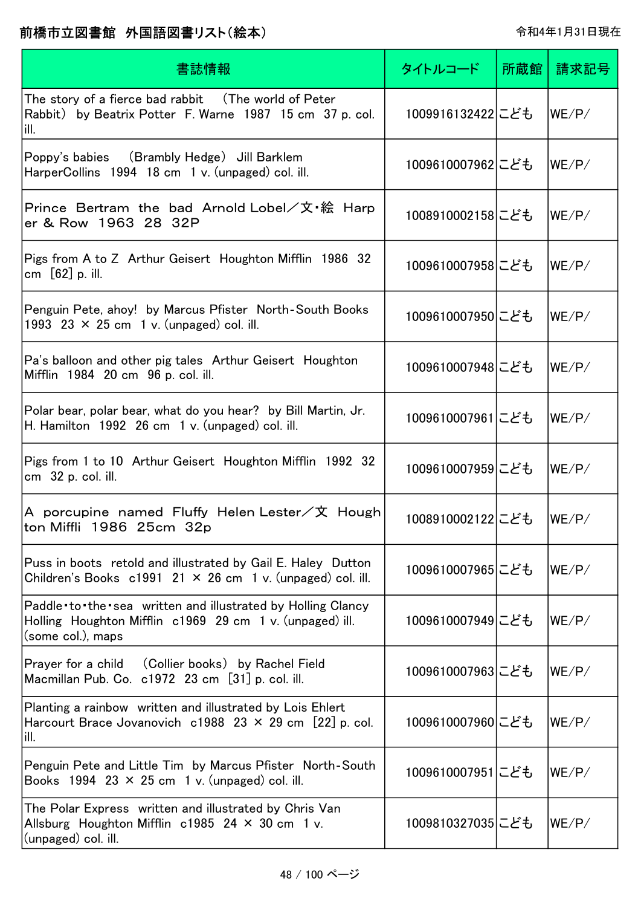# 前橋市立図書館　外国語図書リスト（絵本）

令和4年1月31日現在

| 書誌情報 | タイトルコード | 所蔵館 | 請求記号 |
|---|---|---|---|
| The story of a fierce bad rabbit　(The world of Peter Rabbit)　by Beatrix Potter　F. Warne　1987　15 cm　37 p. col. ill. | 1009916132422 | こども | WE/P/ |
| Poppy's babies　(Brambly Hedge)　Jill Barklem　HarperCollins　1994　18 cm　1 v. (unpaged) col. ill. | 1009610007962 | こども | WE/P/ |
| Prince Bertram the bad Arnold Lobel／文・絵 Harper & Row 1963 28 32P | 1008910002158 | こども | WE/P/ |
| Pigs from A to Z　Arthur Geisert　Houghton Mifflin　1986　32 cm　[62] p. ill. | 1009610007958 | こども | WE/P/ |
| Penguin Pete, ahoy!　by Marcus Pfister　North-South Books　1993　23 × 25 cm　1 v. (unpaged) col. ill. | 1009610007950 | こども | WE/P/ |
| Pa's balloon and other pig tales　Arthur Geisert　Houghton Mifflin　1984　20 cm　96 p. col. ill. | 1009610007948 | こども | WE/P/ |
| Polar bear, polar bear, what do you hear?　by Bill Martin, Jr.　H. Hamilton　1992　26 cm　1 v. (unpaged) col. ill. | 1009610007961 | こども | WE/P/ |
| Pigs from 1 to 10　Arthur Geisert　Houghton Mifflin　1992　32 cm　32 p. col. ill. | 1009610007959 | こども | WE/P/ |
| A porcupine named Fluffy Helen Lester／文 Houghton Miffli 1986 25cm 32p | 1008910002122 | こども | WE/P/ |
| Puss in boots　retold and illustrated by Gail E. Haley　Dutton Children's Books　c1991　21 × 26 cm　1 v. (unpaged) col. ill. | 1009610007965 | こども | WE/P/ |
| Paddle・to・the・sea　written and illustrated by Holling Clancy Holling　Houghton Mifflin　c1969　29 cm　1 v. (unpaged) ill. (some col.), maps | 1009610007949 | こども | WE/P/ |
| Prayer for a child　(Collier books)　by Rachel Field　Macmillan Pub. Co.　c1972　23 cm　[31] p. col. ill. | 1009610007963 | こども | WE/P/ |
| Planting a rainbow　written and illustrated by Lois Ehlert　Harcourt Brace Jovanovich　c1988　23 × 29 cm　[22] p. col. ill. | 1009610007960 | こども | WE/P/ |
| Penguin Pete and Little Tim　by Marcus Pfister　North-South Books　1994　23 × 25 cm　1 v. (unpaged) col. ill. | 1009610007951 | こども | WE/P/ |
| The Polar Express　written and illustrated by Chris Van Allsburg　Houghton Mifflin　c1985　24 × 30 cm　1 v. (unpaged) col. ill. | 1009810327035 | こども | WE/P/ |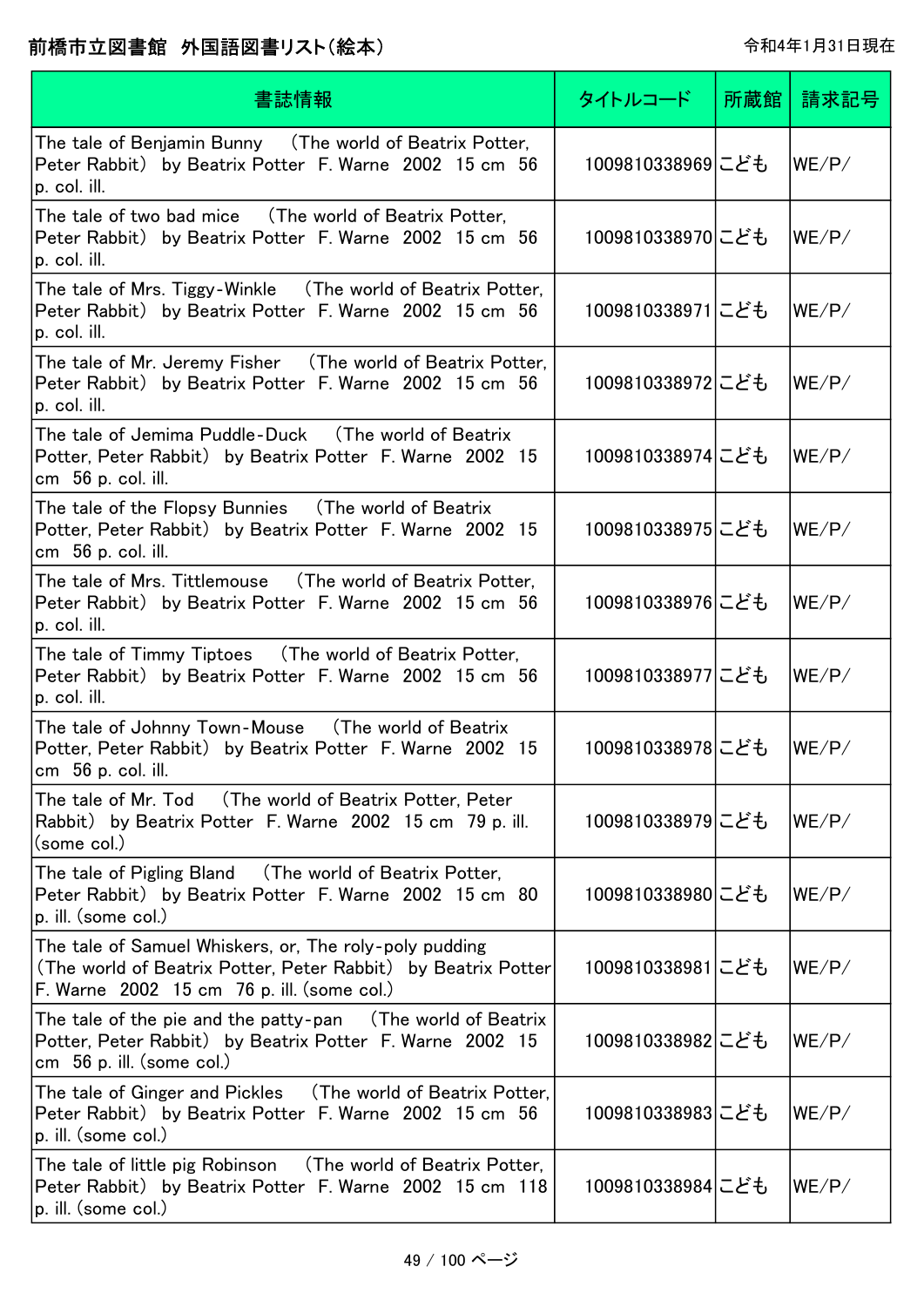# 前橋市立図書館　外国語図書リスト（絵本）

令和4年1月31日現在

| 書誌情報 | タイトルコード | 所蔵館 | 請求記号 |
| --- | --- | --- | --- |
| The tale of Benjamin Bunny　(The world of Beatrix Potter, Peter Rabbit)　by Beatrix Potter　F. Warne　2002　15 cm　56 p. col. ill. | 1009810338969 | こども | WE/P/ |
| The tale of two bad mice　(The world of Beatrix Potter, Peter Rabbit)　by Beatrix Potter　F. Warne　2002　15 cm　56 p. col. ill. | 1009810338970 | こども | WE/P/ |
| The tale of Mrs. Tiggy-Winkle　(The world of Beatrix Potter, Peter Rabbit)　by Beatrix Potter　F. Warne　2002　15 cm　56 p. col. ill. | 1009810338971 | こども | WE/P/ |
| The tale of Mr. Jeremy Fisher　(The world of Beatrix Potter, Peter Rabbit)　by Beatrix Potter　F. Warne　2002　15 cm　56 p. col. ill. | 1009810338972 | こども | WE/P/ |
| The tale of Jemima Puddle-Duck　(The world of Beatrix Potter, Peter Rabbit)　by Beatrix Potter　F. Warne　2002　15 cm　56 p. col. ill. | 1009810338974 | こども | WE/P/ |
| The tale of the Flopsy Bunnies　(The world of Beatrix Potter, Peter Rabbit)　by Beatrix Potter　F. Warne　2002　15 cm　56 p. col. ill. | 1009810338975 | こども | WE/P/ |
| The tale of Mrs. Tittlemouse　(The world of Beatrix Potter, Peter Rabbit)　by Beatrix Potter　F. Warne　2002　15 cm　56 p. col. ill. | 1009810338976 | こども | WE/P/ |
| The tale of Timmy Tiptoes　(The world of Beatrix Potter, Peter Rabbit)　by Beatrix Potter　F. Warne　2002　15 cm　56 p. col. ill. | 1009810338977 | こども | WE/P/ |
| The tale of Johnny Town-Mouse　(The world of Beatrix Potter, Peter Rabbit)　by Beatrix Potter　F. Warne　2002　15 cm　56 p. col. ill. | 1009810338978 | こども | WE/P/ |
| The tale of Mr. Tod　(The world of Beatrix Potter, Peter Rabbit)　by Beatrix Potter　F. Warne　2002　15 cm　79 p. ill. (some col.) | 1009810338979 | こども | WE/P/ |
| The tale of Pigling Bland　(The world of Beatrix Potter, Peter Rabbit)　by Beatrix Potter　F. Warne　2002　15 cm　80 p. ill. (some col.) | 1009810338980 | こども | WE/P/ |
| The tale of Samuel Whiskers, or, The roly-poly pudding　(The world of Beatrix Potter, Peter Rabbit)　by Beatrix Potter　F. Warne　2002　15 cm　76 p. ill. (some col.) | 1009810338981 | こども | WE/P/ |
| The tale of the pie and the patty-pan　(The world of Beatrix Potter, Peter Rabbit)　by Beatrix Potter　F. Warne　2002　15 cm　56 p. ill. (some col.) | 1009810338982 | こども | WE/P/ |
| The tale of Ginger and Pickles　(The world of Beatrix Potter, Peter Rabbit)　by Beatrix Potter　F. Warne　2002　15 cm　56 p. ill. (some col.) | 1009810338983 | こども | WE/P/ |
| The tale of little pig Robinson　(The world of Beatrix Potter, Peter Rabbit)　by Beatrix Potter　F. Warne　2002　15 cm　118 p. ill. (some col.) | 1009810338984 | こども | WE/P/ |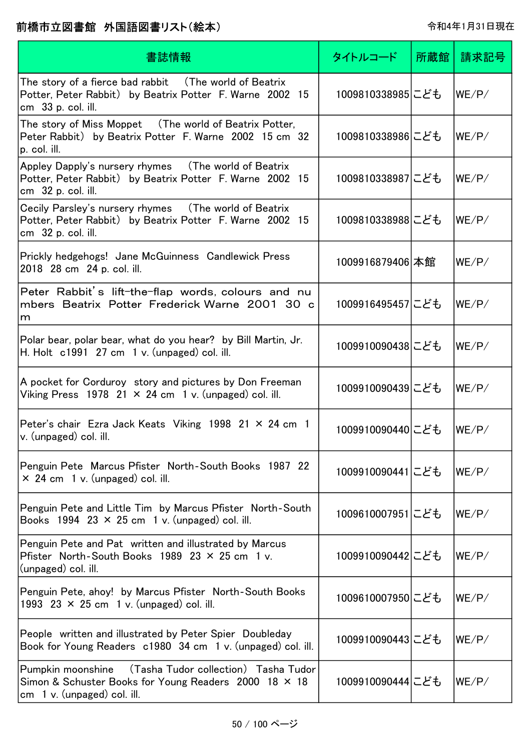# 前橋市立図書館　外国語図書リスト（絵本）

令和4年1月31日現在

| 書誌情報 | タイトルコード | 所蔵館 | 請求記号 |
|---|---|---|---|
| The story of a fierce bad rabbit　(The world of Beatrix Potter, Peter Rabbit)　by Beatrix Potter　F. Warne　2002　15 cm　33 p. col. ill. | 1009810338985 | こども | WE/P/ |
| The story of Miss Moppet　(The world of Beatrix Potter, Peter Rabbit)　by Beatrix Potter　F. Warne　2002　15 cm　32 p. col. ill. | 1009810338986 | こども | WE/P/ |
| Appley Dapply's nursery rhymes　(The world of Beatrix Potter, Peter Rabbit)　by Beatrix Potter　F. Warne　2002　15 cm　32 p. col. ill. | 1009810338987 | こども | WE/P/ |
| Cecily Parsley's nursery rhymes　(The world of Beatrix Potter, Peter Rabbit)　by Beatrix Potter　F. Warne　2002　15 cm　32 p. col. ill. | 1009810338988 | こども | WE/P/ |
| Prickly hedgehogs!　Jane McGuinness　Candlewick Press　2018　28 cm　24 p. col. ill. | 1009916879406 | 本館 | WE/P/ |
| Peter Rabbit's lift-the-flap words, colours and numbers　Beatrix Potter　Frederick Warne　2001　30 cm | 1009916495457 | こども | WE/P/ |
| Polar bear, polar bear, what do you hear?　by Bill Martin, Jr.　H. Holt　c1991　27 cm　1 v. (unpaged) col. ill. | 1009910090438 | こども | WE/P/ |
| A pocket for Corduroy　story and pictures by Don Freeman　Viking Press　1978　21 × 24 cm　1 v. (unpaged) col. ill. | 1009910090439 | こども | WE/P/ |
| Peter's chair　Ezra Jack Keats　Viking　1998　21 × 24 cm　1 v. (unpaged) col. ill. | 1009910090440 | こども | WE/P/ |
| Penguin Pete　Marcus Pfister　North-South Books　1987　22 × 24 cm　1 v. (unpaged) col. ill. | 1009910090441 | こども | WE/P/ |
| Penguin Pete and Little Tim　by Marcus Pfister　North-South Books　1994　23 × 25 cm　1 v. (unpaged) col. ill. | 1009610007951 | こども | WE/P/ |
| Penguin Pete and Pat　written and illustrated by Marcus Pfister　North-South Books　1989　23 × 25 cm　1 v. (unpaged) col. ill. | 1009910090442 | こども | WE/P/ |
| Penguin Pete, ahoy!　by Marcus Pfister　North-South Books　1993　23 × 25 cm　1 v. (unpaged) col. ill. | 1009610007950 | こども | WE/P/ |
| People　written and illustrated by Peter Spier　Doubleday Book for Young Readers　c1980　34 cm　1 v. (unpaged) col. ill. | 1009910090443 | こども | WE/P/ |
| Pumpkin moonshine　(Tasha Tudor collection)　Tasha Tudor　Simon & Schuster Books for Young Readers　2000　18 × 18 cm　1 v. (unpaged) col. ill. | 1009910090444 | こども | WE/P/ |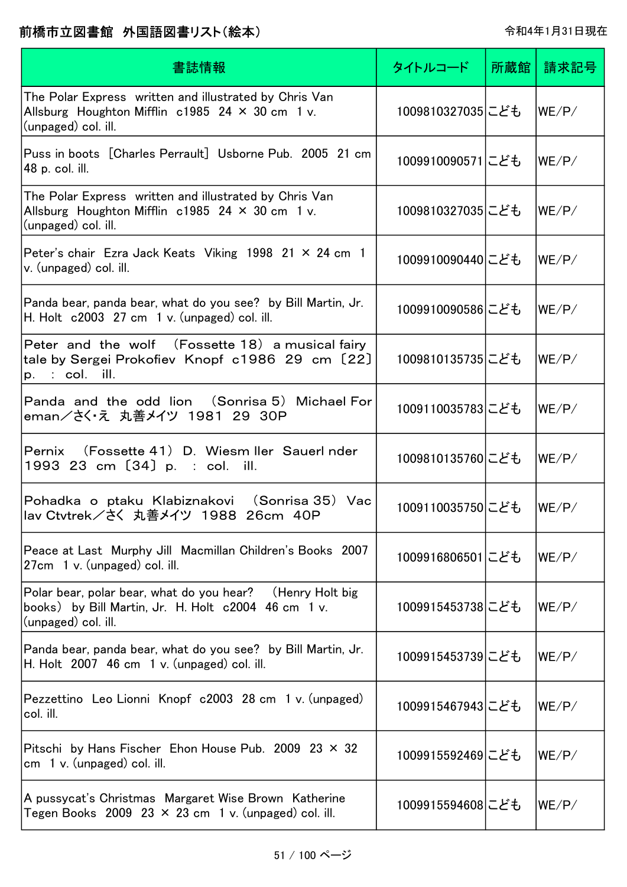# 前橋市立図書館 外国語図書リスト(絵本)

令和4年1月31日現在

| 書誌情報 | タイトルコード | 所蔵館 | 請求記号 |
| --- | --- | --- | --- |
| The Polar Express written and illustrated by Chris Van Allsburg Houghton Mifflin c1985 24 × 30 cm 1 v. (unpaged) col. ill. | 1009810327035 | こども | WE/P/ |
| Puss in boots [Charles Perrault] Usborne Pub. 2005 21 cm 48 p. col. ill. | 1009910090571 | こども | WE/P/ |
| The Polar Express written and illustrated by Chris Van Allsburg Houghton Mifflin c1985 24 × 30 cm 1 v. (unpaged) col. ill. | 1009810327035 | こども | WE/P/ |
| Peter's chair Ezra Jack Keats Viking 1998 21 × 24 cm 1 v. (unpaged) col. ill. | 1009910090440 | こども | WE/P/ |
| Panda bear, panda bear, what do you see? by Bill Martin, Jr. H. Holt c2003 27 cm 1 v. (unpaged) col. ill. | 1009910090586 | こども | WE/P/ |
| Peter and the wolf (Fossette 18) a musical fairy tale by Sergei Prokofiev Knopf c1986 29 cm 〔22〕 p. : col. ill. | 1009810135735 | こども | WE/P/ |
| Panda and the odd lion (Sonrisa 5) Michael Foreman/さく・え 丸善メイツ 1981 29 30P | 1009110035783 | こども | WE/P/ |
| Pernix (Fossette 41) D. Wiesm ller Sauerl nder 1993 23 cm 〔34〕 p. : col. ill. | 1009810135760 | こども | WE/P/ |
| Pohadka o ptaku Klabiznakovi (Sonrisa 35) Vaclav Ctvtrek/さく 丸善メイツ 1988 26cm 40P | 1009110035750 | こども | WE/P/ |
| Peace at Last Murphy Jill Macmillan Children's Books 2007 27cm 1 v. (unpaged) col. ill. | 1009916806501 | こども | WE/P/ |
| Polar bear, polar bear, what do you hear? (Henry Holt big books) by Bill Martin, Jr. H. Holt c2004 46 cm 1 v. (unpaged) col. ill. | 1009915453738 | こども | WE/P/ |
| Panda bear, panda bear, what do you see? by Bill Martin, Jr. H. Holt 2007 46 cm 1 v. (unpaged) col. ill. | 1009915453739 | こども | WE/P/ |
| Pezzettino Leo Lionni Knopf c2003 28 cm 1 v. (unpaged) col. ill. | 1009915467943 | こども | WE/P/ |
| Pitschi by Hans Fischer Ehon House Pub. 2009 23 × 32 cm 1 v. (unpaged) col. ill. | 1009915592469 | こども | WE/P/ |
| A pussycat's Christmas Margaret Wise Brown Katherine Tegen Books 2009 23 × 23 cm 1 v. (unpaged) col. ill. | 1009915594608 | こども | WE/P/ |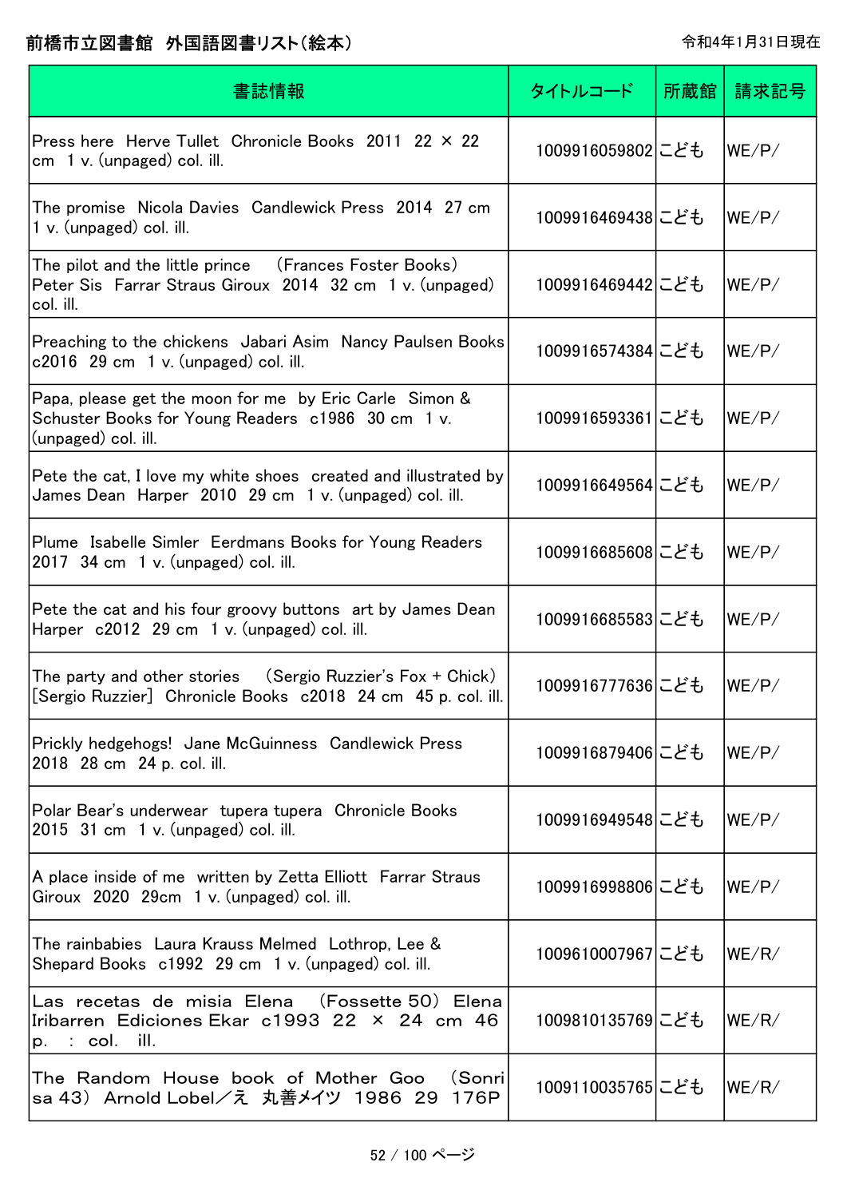前橋市立図書館　外国語図書リスト（絵本）

令和4年1月31日現在

| 書誌情報 | タイトルコード | 所蔵館 | 請求記号 |
|---|---|---|---|
| Press here　Herve Tullet　Chronicle Books　2011　22 × 22 cm　1 v. (unpaged) col. ill. | 1009916059802 | こども | WE/P/ |
| The promise　Nicola Davies　Candlewick Press　2014　27 cm　1 v. (unpaged) col. ill. | 1009916469438 | こども | WE/P/ |
| The pilot and the little prince　（Frances Foster Books）　Peter Sis　Farrar Straus Giroux　2014　32 cm　1 v. (unpaged) col. ill. | 1009916469442 | こども | WE/P/ |
| Preaching to the chickens　Jabari Asim　Nancy Paulsen Books　c2016　29 cm　1 v. (unpaged) col. ill. | 1009916574384 | こども | WE/P/ |
| Papa, please get the moon for me　by Eric Carle　Simon & Schuster Books for Young Readers　c1986　30 cm　1 v. (unpaged) col. ill. | 1009916593361 | こども | WE/P/ |
| Pete the cat, I love my white shoes　created and illustrated by James Dean　Harper　2010　29 cm　1 v. (unpaged) col. ill. | 1009916649564 | こども | WE/P/ |
| Plume　Isabelle Simler　Eerdmans Books for Young Readers　2017　34 cm　1 v. (unpaged) col. ill. | 1009916685608 | こども | WE/P/ |
| Pete the cat and his four groovy buttons　art by James Dean　Harper　c2012　29 cm　1 v. (unpaged) col. ill. | 1009916685583 | こども | WE/P/ |
| The party and other stories　（Sergio Ruzzier's Fox + Chick）　[Sergio Ruzzier]　Chronicle Books　c2018　24 cm　45 p. col. ill. | 1009916777636 | こども | WE/P/ |
| Prickly hedgehogs!　Jane McGuinness　Candlewick Press　2018　28 cm　24 p. col. ill. | 1009916879406 | こども | WE/P/ |
| Polar Bear's underwear　tupera tupera　Chronicle Books　2015　31 cm　1 v. (unpaged) col. ill. | 1009916949548 | こども | WE/P/ |
| A place inside of me　written by Zetta Elliott　Farrar Straus Giroux　2020　29cm　1 v. (unpaged) col. ill. | 1009916998806 | こども | WE/P/ |
| The rainbabies　Laura Krauss Melmed　Lothrop, Lee & Shepard Books　c1992　29 cm　1 v. (unpaged) col. ill. | 1009610007967 | こども | WE/R/ |
| Las recetas de misia Elena　（Fossette 50）　Elena Iribarren　Ediciones Ekar　c1993　22 × 24 cm　46 p.　:　col.　ill. | 1009810135769 | こども | WE/R/ |
| The Random House book of Mother Goo　（Sonrisa 43）　Arnold Lobel／え　丸善メイツ　1986　29　176P | 1009110035765 | こども | WE/R/ |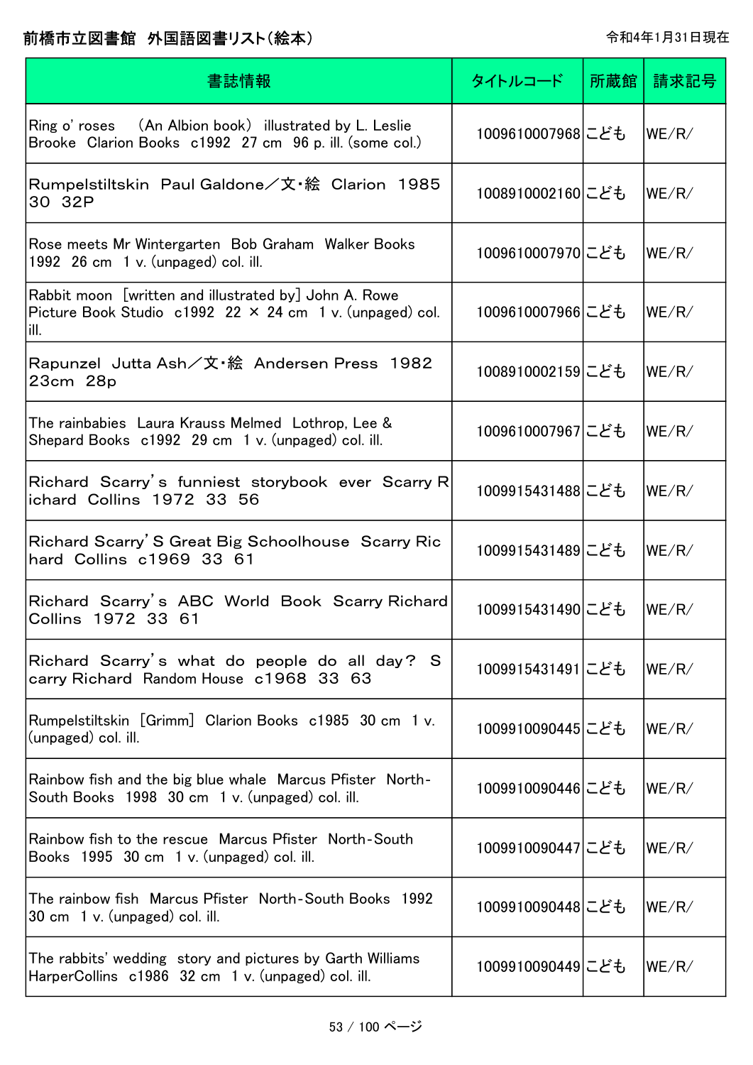# 前橋市立図書館　外国語図書リスト(絵本)

令和4年1月31日現在

| 書誌情報 | タイトルコード | 所蔵館 | 請求記号 |
|---|---|---|---|
| Ring o' roses　(An Albion book)　illustrated by L. Leslie Brooke　Clarion Books　c1992　27 cm　96 p. ill. (some col.) | 1009610007968 | こども | WE/R/ |
| Rumpelstiltskin　Paul Galdone／文・絵　Clarion　1985　30　32P | 1008910002160 | こども | WE/R/ |
| Rose meets Mr Wintergarten　Bob Graham　Walker Books　1992　26 cm　1 v. (unpaged) col. ill. | 1009610007970 | こども | WE/R/ |
| Rabbit moon　[written and illustrated by] John A. Rowe　Picture Book Studio　c1992　22 × 24 cm　1 v. (unpaged) col. ill. | 1009610007966 | こども | WE/R/ |
| Rapunzel　Jutta Ash／文・絵　Andersen Press　1982　23cm　28p | 1008910002159 | こども | WE/R/ |
| The rainbabies　Laura Krauss Melmed　Lothrop, Lee & Shepard Books　c1992　29 cm　1 v. (unpaged) col. ill. | 1009610007967 | こども | WE/R/ |
| Richard Scarry's funniest storybook ever　Scarry Richard　Collins　1972　33　56 | 1009915431488 | こども | WE/R/ |
| Richard Scarry'S Great Big Schoolhouse　Scarry Richard　Collins　c1969　33　61 | 1009915431489 | こども | WE/R/ |
| Richard Scarry's ABC World Book　Scarry Richard　Collins　1972　33　61 | 1009915431490 | こども | WE/R/ |
| Richard Scarry's what do people do all day?　Scarry Richard　Random House　c1968　33　63 | 1009915431491 | こども | WE/R/ |
| Rumpelstiltskin　[Grimm]　Clarion Books　c1985　30 cm　1 v. (unpaged) col. ill. | 1009910090445 | こども | WE/R/ |
| Rainbow fish and the big blue whale　Marcus Pfister　North-South Books　1998　30 cm　1 v. (unpaged) col. ill. | 1009910090446 | こども | WE/R/ |
| Rainbow fish to the rescue　Marcus Pfister　North-South Books　1995　30 cm　1 v. (unpaged) col. ill. | 1009910090447 | こども | WE/R/ |
| The rainbow fish　Marcus Pfister　North-South Books　1992　30 cm　1 v. (unpaged) col. ill. | 1009910090448 | こども | WE/R/ |
| The rabbits' wedding　story and pictures by Garth Williams　HarperCollins　c1986　32 cm　1 v. (unpaged) col. ill. | 1009910090449 | こども | WE/R/ |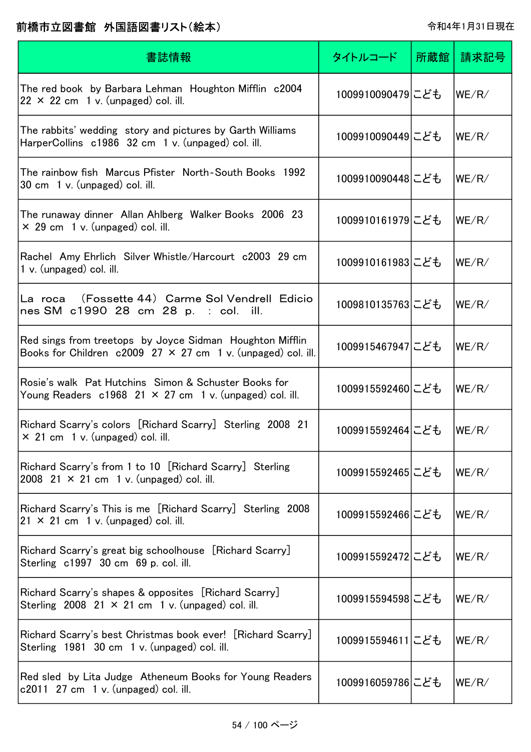# 前橋市立図書館　外国語図書リスト(絵本)

令和4年1月31日現在

| 書誌情報 | タイトルコード | 所蔵館 | 請求記号 |
| --- | --- | --- | --- |
| The red book  by Barbara Lehman  Houghton Mifflin  c2004  22 × 22 cm  1 v. (unpaged) col. ill. | 1009910090479 | こども | WE/R/ |
| The rabbits' wedding  story and pictures by Garth Williams  HarperCollins  c1986  32 cm  1 v. (unpaged) col. ill. | 1009910090449 | こども | WE/R/ |
| The rainbow fish  Marcus Pfister  North-South Books  1992  30 cm  1 v. (unpaged) col. ill. | 1009910090448 | こども | WE/R/ |
| The runaway dinner  Allan Ahlberg  Walker Books  2006  23 × 29 cm  1 v. (unpaged) col. ill. | 1009910161979 | こども | WE/R/ |
| Rachel  Amy Ehrlich  Silver Whistle/Harcourt  c2003  29 cm  1 v. (unpaged) col. ill. | 1009910161983 | こども | WE/R/ |
| La roca  (Fossette 44)  Carme Sol Vendrell  Ediciones SM  c1990  28 cm  28 p.  : col.  ill. | 1009810135763 | こども | WE/R/ |
| Red sings from treetops  by Joyce Sidman  Houghton Mifflin Books for Children  c2009  27 × 27 cm  1 v. (unpaged) col. ill. | 1009915467947 | こども | WE/R/ |
| Rosie's walk  Pat Hutchins  Simon & Schuster Books for Young Readers  c1968  21 × 27 cm  1 v. (unpaged) col. ill. | 1009915592460 | こども | WE/R/ |
| Richard Scarry's colors  [Richard Scarry]  Sterling  2008  21 × 21 cm  1 v. (unpaged) col. ill. | 1009915592464 | こども | WE/R/ |
| Richard Scarry's from 1 to 10  [Richard Scarry]  Sterling  2008  21 × 21 cm  1 v. (unpaged) col. ill. | 1009915592465 | こども | WE/R/ |
| Richard Scarry's This is me  [Richard Scarry]  Sterling  2008  21 × 21 cm  1 v. (unpaged) col. ill. | 1009915592466 | こども | WE/R/ |
| Richard Scarry's great big schoolhouse  [Richard Scarry]  Sterling  c1997  30 cm  69 p. col. ill. | 1009915592472 | こども | WE/R/ |
| Richard Scarry's shapes & opposites  [Richard Scarry]  Sterling  2008  21 × 21 cm  1 v. (unpaged) col. ill. | 1009915594598 | こども | WE/R/ |
| Richard Scarry's best Christmas book ever!  [Richard Scarry]  Sterling  1981  30 cm  1 v. (unpaged) col. ill. | 1009915594611 | こども | WE/R/ |
| Red sled  by Lita Judge  Atheneum Books for Young Readers  c2011  27 cm  1 v. (unpaged) col. ill. | 1009916059786 | こども | WE/R/ |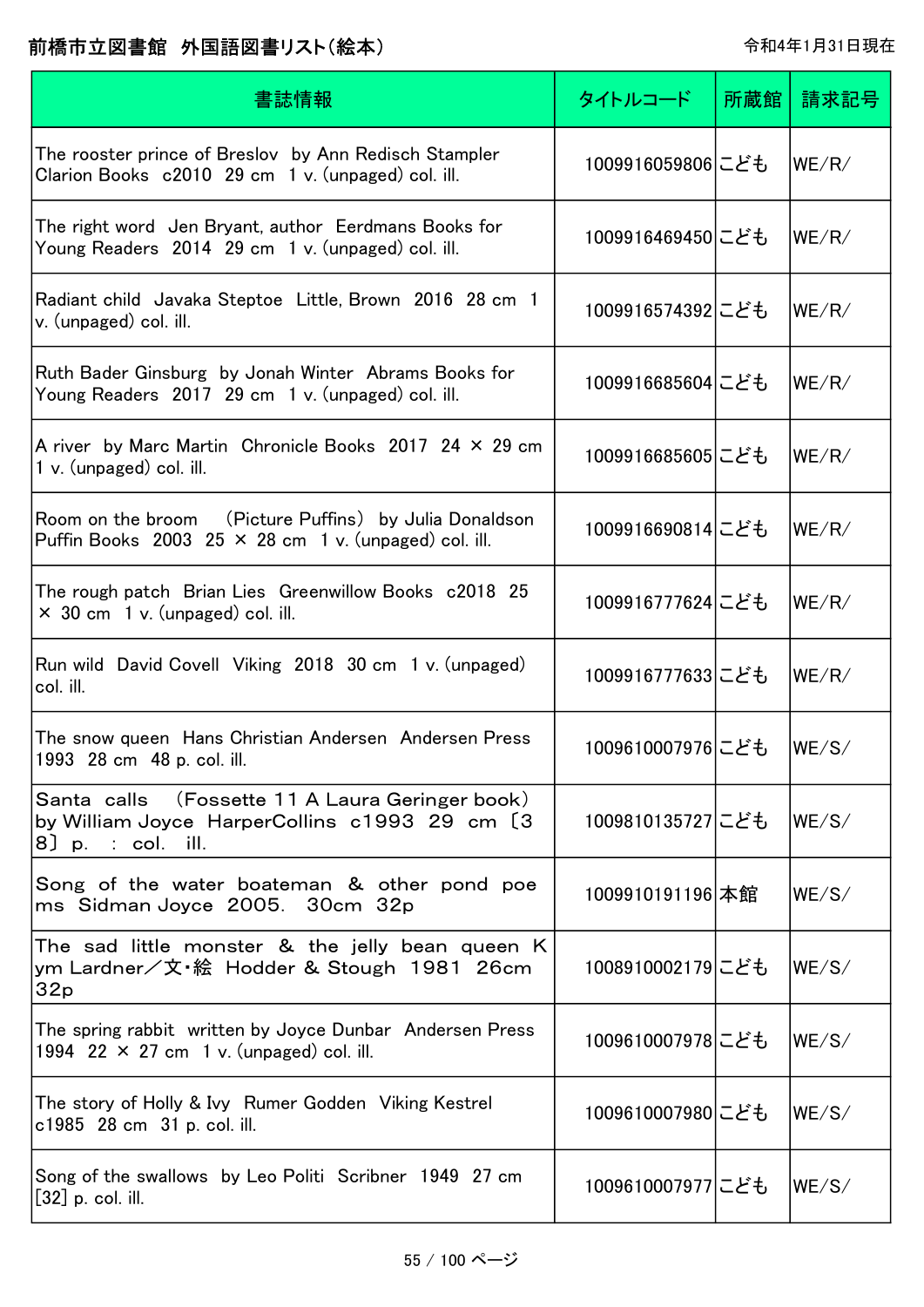# 前橋市立図書館 外国語図書リスト(絵本)

令和4年1月31日現在

| 書誌情報 | タイトルコード | 所蔵館 | 請求記号 |
|---|---|---|---|
| The rooster prince of Breslov by Ann Redisch Stampler Clarion Books c2010 29 cm 1 v. (unpaged) col. ill. | 1009916059806 | こども | WE/R/ |
| The right word Jen Bryant, author Eerdmans Books for Young Readers 2014 29 cm 1 v. (unpaged) col. ill. | 1009916469450 | こども | WE/R/ |
| Radiant child Javaka Steptoe Little, Brown 2016 28 cm 1 v. (unpaged) col. ill. | 1009916574392 | こども | WE/R/ |
| Ruth Bader Ginsburg by Jonah Winter Abrams Books for Young Readers 2017 29 cm 1 v. (unpaged) col. ill. | 1009916685604 | こども | WE/R/ |
| A river by Marc Martin Chronicle Books 2017 24 × 29 cm 1 v. (unpaged) col. ill. | 1009916685605 | こども | WE/R/ |
| Room on the broom (Picture Puffins) by Julia Donaldson Puffin Books 2003 25 × 28 cm 1 v. (unpaged) col. ill. | 1009916690814 | こども | WE/R/ |
| The rough patch Brian Lies Greenwillow Books c2018 25 × 30 cm 1 v. (unpaged) col. ill. | 1009916777624 | こども | WE/R/ |
| Run wild David Covell Viking 2018 30 cm 1 v. (unpaged) col. ill. | 1009916777633 | こども | WE/R/ |
| The snow queen Hans Christian Andersen Andersen Press 1993 28 cm 48 p. col. ill. | 1009610007976 | こども | WE/S/ |
| Santa calls (Fossette 11 A Laura Geringer book) by William Joyce HarperCollins c1993 29 cm 〔38〕 p. : col. ill. | 1009810135727 | こども | WE/S/ |
| Song of the water boateman & other pond poems Sidman Joyce 2005. 30cm 32p | 1009910191196 | 本館 | WE/S/ |
| The sad little monster & the jelly bean queen Kym Lardner/文・絵 Hodder & Stough 1981 26cm 32p | 1008910002179 | こども | WE/S/ |
| The spring rabbit written by Joyce Dunbar Andersen Press 1994 22 × 27 cm 1 v. (unpaged) col. ill. | 1009610007978 | こども | WE/S/ |
| The story of Holly & Ivy Rumer Godden Viking Kestrel c1985 28 cm 31 p. col. ill. | 1009610007980 | こども | WE/S/ |
| Song of the swallows by Leo Politi Scribner 1949 27 cm [32] p. col. ill. | 1009610007977 | こども | WE/S/ |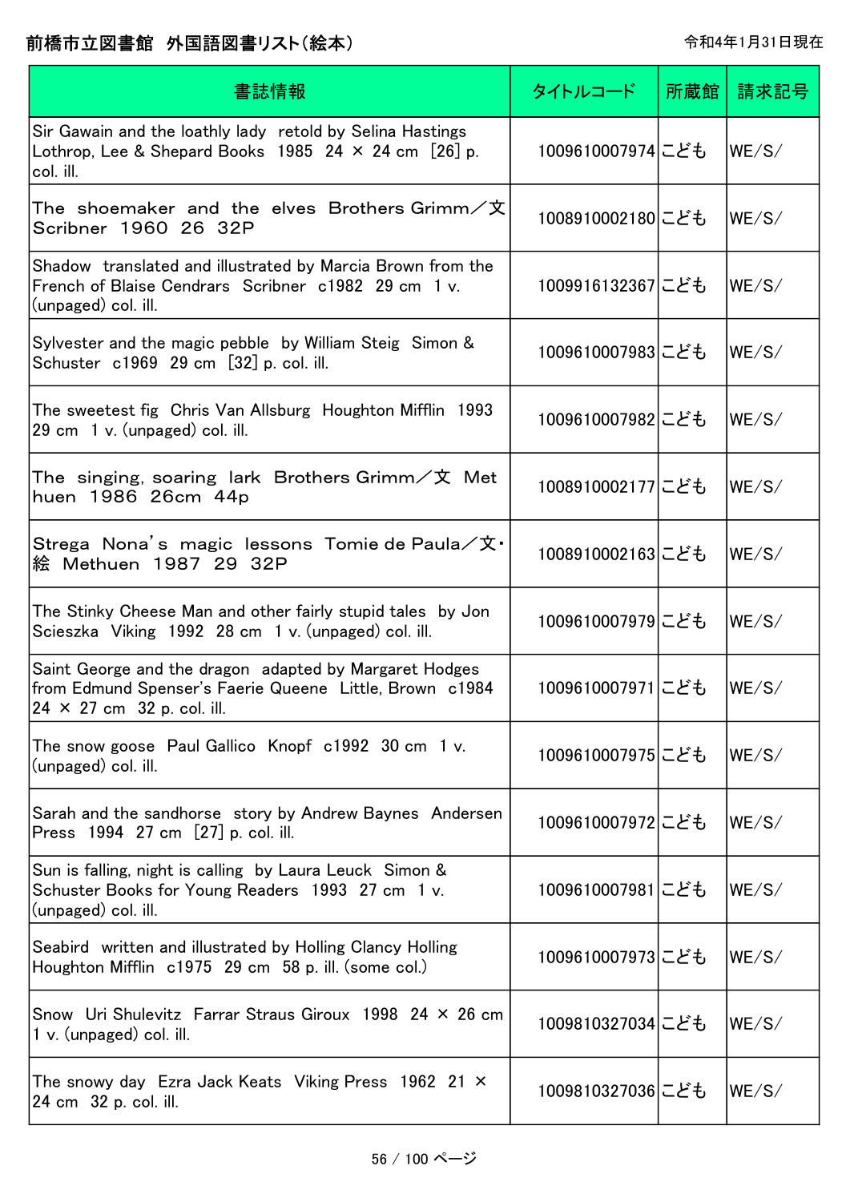# 前橋市立図書館　外国語図書リスト(絵本)

令和4年1月31日現在

| 書誌情報 | タイトルコード | 所蔵館 | 請求記号 |
| --- | --- | --- | --- |
| Sir Gawain and the loathly lady　retold by Selina Hastings　Lothrop, Lee & Shepard Books　1985　24 × 24 cm　[26] p. col. ill. | 1009610007974 | こども | WE/S/ |
| The shoemaker and the elves　Brothers Grimm／文　Scribner　1960　26　32P | 1008910002180 | こども | WE/S/ |
| Shadow　translated and illustrated by Marcia Brown from the French of Blaise Cendrars　Scribner　c1982　29 cm　1 v. (unpaged) col. ill. | 1009916132367 | こども | WE/S/ |
| Sylvester and the magic pebble　by William Steig　Simon & Schuster　c1969　29 cm　[32] p. col. ill. | 1009610007983 | こども | WE/S/ |
| The sweetest fig　Chris Van Allsburg　Houghton Mifflin　1993　29 cm　1 v. (unpaged) col. ill. | 1009610007982 | こども | WE/S/ |
| The singing, soaring lark　Brothers Grimm／文　Methuen　1986　26cm　44p | 1008910002177 | こども | WE/S/ |
| Strega Nona's magic lessons　Tomie de Paula／文・絵　Methuen　1987　29　32P | 1008910002163 | こども | WE/S/ |
| The Stinky Cheese Man and other fairly stupid tales　by Jon Scieszka　Viking　1992　28 cm　1 v. (unpaged) col. ill. | 1009610007979 | こども | WE/S/ |
| Saint George and the dragon　adapted by Margaret Hodges from Edmund Spenser's Faerie Queene　Little, Brown　c1984　24 × 27 cm　32 p. col. ill. | 1009610007971 | こども | WE/S/ |
| The snow goose　Paul Gallico　Knopf　c1992　30 cm　1 v. (unpaged) col. ill. | 1009610007975 | こども | WE/S/ |
| Sarah and the sandhorse　story by Andrew Baynes　Andersen Press　1994　27 cm　[27] p. col. ill. | 1009610007972 | こども | WE/S/ |
| Sun is falling, night is calling　by Laura Leuck　Simon & Schuster Books for Young Readers　1993　27 cm　1 v. (unpaged) col. ill. | 1009610007981 | こども | WE/S/ |
| Seabird　written and illustrated by Holling Clancy Holling　Houghton Mifflin　c1975　29 cm　58 p. ill. (some col.) | 1009610007973 | こども | WE/S/ |
| Snow　Uri Shulevitz　Farrar Straus Giroux　1998　24 × 26 cm　1 v. (unpaged) col. ill. | 1009810327034 | こども | WE/S/ |
| The snowy day　Ezra Jack Keats　Viking Press　1962　21 × 24 cm　32 p. col. ill. | 1009810327036 | こども | WE/S/ |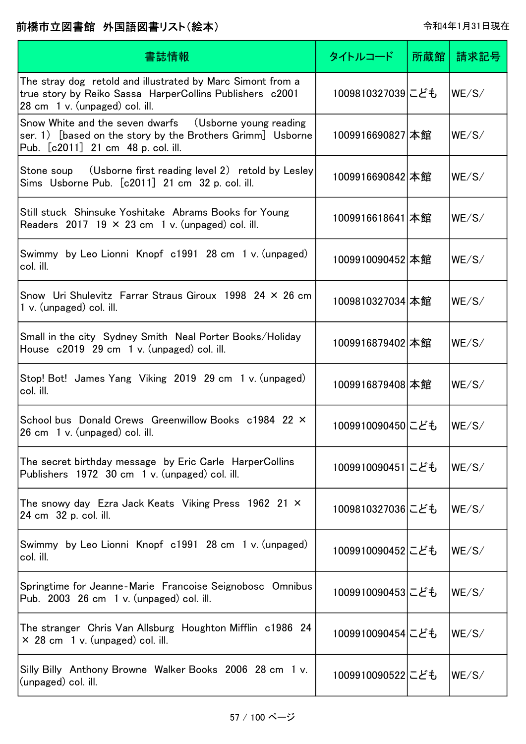# 前橋市立図書館　外国語図書リスト（絵本）

令和4年1月31日現在

| 書誌情報 | タイトルコード | 所蔵館 | 請求記号 |
|---|---|---|---|
| The stray dog　retold and illustrated by Marc Simont from a true story by Reiko Sassa　HarperCollins Publishers　c2001　28 cm　1 v. (unpaged) col. ill. | 1009810327039 | こども | WE/S/ |
| Snow White and the seven dwarfs　（Usborne young reading ser. 1）［based on the story by the Brothers Grimm］ Usborne Pub. ［c2011］ 21 cm　48 p. col. ill. | 1009916690827 | 本館 | WE/S/ |
| Stone soup　（Usborne first reading level 2） retold by Lesley Sims　Usborne Pub. ［c2011］ 21 cm　32 p. col. ill. | 1009916690842 | 本館 | WE/S/ |
| Still stuck　Shinsuke Yoshitake　Abrams Books for Young Readers　2017　19 × 23 cm　1 v. (unpaged) col. ill. | 1009916618641 | 本館 | WE/S/ |
| Swimmy　by Leo Lionni　Knopf　c1991　28 cm　1 v. (unpaged) col. ill. | 1009910090452 | 本館 | WE/S/ |
| Snow　Uri Shulevitz　Farrar Straus Giroux　1998　24 × 26 cm　1 v. (unpaged) col. ill. | 1009810327034 | 本館 | WE/S/ |
| Small in the city　Sydney Smith　Neal Porter Books/Holiday House　c2019　29 cm　1 v. (unpaged) col. ill. | 1009916879402 | 本館 | WE/S/ |
| Stop! Bot!　James Yang　Viking　2019　29 cm　1 v. (unpaged) col. ill. | 1009916879408 | 本館 | WE/S/ |
| School bus　Donald Crews　Greenwillow Books　c1984　22 × 26 cm　1 v. (unpaged) col. ill. | 1009910090450 | こども | WE/S/ |
| The secret birthday message　by Eric Carle　HarperCollins Publishers　1972　30 cm　1 v. (unpaged) col. ill. | 1009910090451 | こども | WE/S/ |
| The snowy day　Ezra Jack Keats　Viking Press　1962　21 × 24 cm　32 p. col. ill. | 1009810327036 | こども | WE/S/ |
| Swimmy　by Leo Lionni　Knopf　c1991　28 cm　1 v. (unpaged) col. ill. | 1009910090452 | こども | WE/S/ |
| Springtime for Jeanne-Marie　Francoise Seignobosc　Omnibus Pub.　2003　26 cm　1 v. (unpaged) col. ill. | 1009910090453 | こども | WE/S/ |
| The stranger　Chris Van Allsburg　Houghton Mifflin　c1986　24 × 28 cm　1 v. (unpaged) col. ill. | 1009910090454 | こども | WE/S/ |
| Silly Billy　Anthony Browne　Walker Books　2006　28 cm　1 v. (unpaged) col. ill. | 1009910090522 | こども | WE/S/ |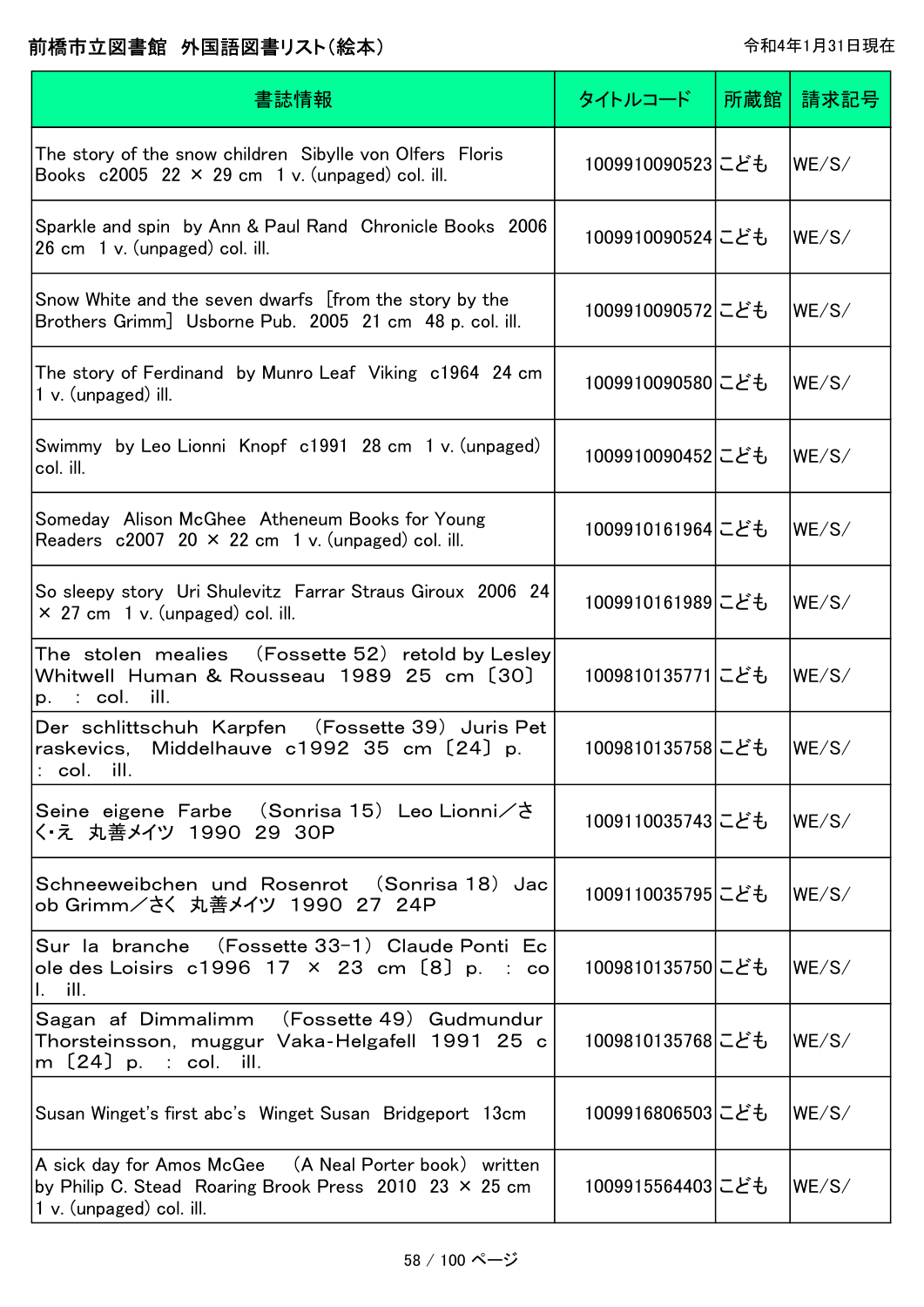# 前橋市立図書館　外国語図書リスト(絵本)

令和4年1月31日現在

| 書誌情報 | タイトルコード | 所蔵館 | 請求記号 |
|---|---|---|---|
| The story of the snow children　Sibylle von Olfers　Floris Books　c2005　22 × 29 cm　1 v. (unpaged) col. ill. | 1009910090523 | こども | WE/S/ |
| Sparkle and spin　by Ann & Paul Rand　Chronicle Books　2006　26 cm　1 v. (unpaged) col. ill. | 1009910090524 | こども | WE/S/ |
| Snow White and the seven dwarfs　[from the story by the Brothers Grimm]　Usborne Pub.　2005　21 cm　48 p. col. ill. | 1009910090572 | こども | WE/S/ |
| The story of Ferdinand　by Munro Leaf　Viking　c1964　24 cm　1 v. (unpaged) ill. | 1009910090580 | こども | WE/S/ |
| Swimmy　by Leo Lionni　Knopf　c1991　28 cm　1 v. (unpaged) col. ill. | 1009910090452 | こども | WE/S/ |
| Someday　Alison McGhee　Atheneum Books for Young Readers　c2007　20 × 22 cm　1 v. (unpaged) col. ill. | 1009910161964 | こども | WE/S/ |
| So sleepy story　Uri Shulevitz　Farrar Straus Giroux　2006　24 × 27 cm　1 v. (unpaged) col. ill. | 1009910161989 | こども | WE/S/ |
| The stolen mealies　(Fossette 52)　retold by Lesley Whitwell　Human & Rousseau　1989　25 cm〔30〕p.　:　col.　ill. | 1009810135771 | こども | WE/S/ |
| Der schlittschuh Karpfen　(Fossette 39)　Juris Petraskevics,　Middelhauve c1992　35 cm〔24〕p.　:　col.　ill. | 1009810135758 | こども | WE/S/ |
| Seine eigene Farbe　(Sonrisa 15)　Leo Lionni／さく・え　丸善メイツ　1990　29　30P | 1009110035743 | こども | WE/S/ |
| Schneeweibchen und Rosenrot　(Sonrisa 18)　Jacob Grimm／さく　丸善メイツ　1990　27　24P | 1009110035795 | こども | WE/S/ |
| Sur la branche　(Fossette 33-1)　Claude Ponti　Ecole des Loisirs　c1996　17 × 23 cm〔8〕p.　:　col.　ill. | 1009810135750 | こども | WE/S/ |
| Sagan af Dimmalimm　(Fossette 49)　Gudmundur Thorsteinsson,　muggur　Vaka-Helgafell　1991　25 cm〔24〕p.　:　col.　ill. | 1009810135768 | こども | WE/S/ |
| Susan Winget's first abc's　Winget Susan　Bridgeport　13cm | 1009916806503 | こども | WE/S/ |
| A sick day for Amos McGee　(A Neal Porter book)　written by Philip C. Stead　Roaring Brook Press　2010　23 × 25 cm　1 v. (unpaged) col. ill. | 1009915564403 | こども | WE/S/ |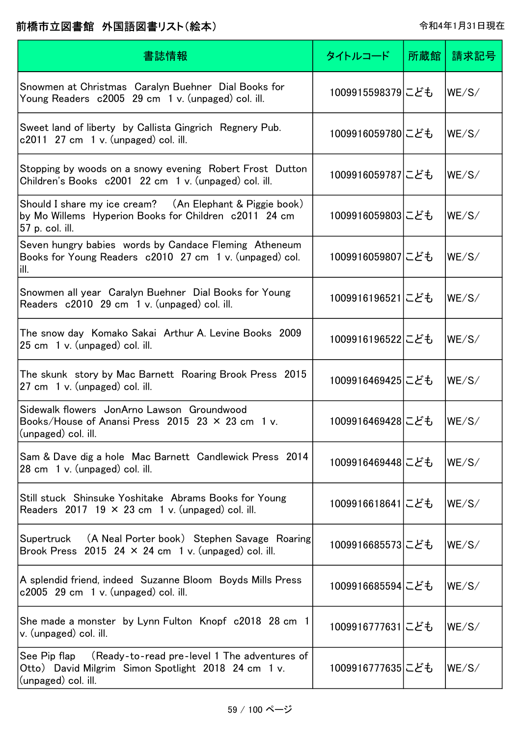前橋市立図書館　外国語図書リスト（絵本）

令和4年1月31日現在

| 書誌情報 | タイトルコード | 所蔵館 | 請求記号 |
|---|---|---|---|
| Snowmen at Christmas　Caralyn Buehner　Dial Books for Young Readers　c2005　29 cm　1 v. (unpaged) col. ill. | 1009915598379 | こども | WE/S/ |
| Sweet land of liberty　by Callista Gingrich　Regnery Pub.　c2011　27 cm　1 v. (unpaged) col. ill. | 1009916059780 | こども | WE/S/ |
| Stopping by woods on a snowy evening　Robert Frost　Dutton Children's Books　c2001　22 cm　1 v. (unpaged) col. ill. | 1009916059787 | こども | WE/S/ |
| Should I share my ice cream?　（An Elephant & Piggie book）　by Mo Willems　Hyperion Books for Children　c2011　24 cm　57 p. col. ill. | 1009916059803 | こども | WE/S/ |
| Seven hungry babies　words by Candace Fleming　Atheneum Books for Young Readers　c2010　27 cm　1 v. (unpaged) col. ill. | 1009916059807 | こども | WE/S/ |
| Snowmen all year　Caralyn Buehner　Dial Books for Young Readers　c2010　29 cm　1 v. (unpaged) col. ill. | 1009916196521 | こども | WE/S/ |
| The snow day　Komako Sakai　Arthur A. Levine Books　2009　25 cm　1 v. (unpaged) col. ill. | 1009916196522 | こども | WE/S/ |
| The skunk　story by Mac Barnett　Roaring Brook Press　2015　27 cm　1 v. (unpaged) col. ill. | 1009916469425 | こども | WE/S/ |
| Sidewalk flowers　JonArno Lawson　Groundwood Books/House of Anansi Press　2015　23 × 23 cm　1 v. (unpaged) col. ill. | 1009916469428 | こども | WE/S/ |
| Sam & Dave dig a hole　Mac Barnett　Candlewick Press　2014　28 cm　1 v. (unpaged) col. ill. | 1009916469448 | こども | WE/S/ |
| Still stuck　Shinsuke Yoshitake　Abrams Books for Young Readers　2017　19 × 23 cm　1 v. (unpaged) col. ill. | 1009916618641 | こども | WE/S/ |
| Supertruck　（A Neal Porter book）　Stephen Savage　Roaring Brook Press　2015　24 × 24 cm　1 v. (unpaged) col. ill. | 1009916685573 | こども | WE/S/ |
| A splendid friend, indeed　Suzanne Bloom　Boyds Mills Press　c2005　29 cm　1 v. (unpaged) col. ill. | 1009916685594 | こども | WE/S/ |
| She made a monster　by Lynn Fulton　Knopf　c2018　28 cm　1 v. (unpaged) col. ill. | 1009916777631 | こども | WE/S/ |
| See Pip flap　（Ready-to-read pre-level 1 The adventures of Otto）　David Milgrim　Simon Spotlight　2018　24 cm　1 v. (unpaged) col. ill. | 1009916777635 | こども | WE/S/ |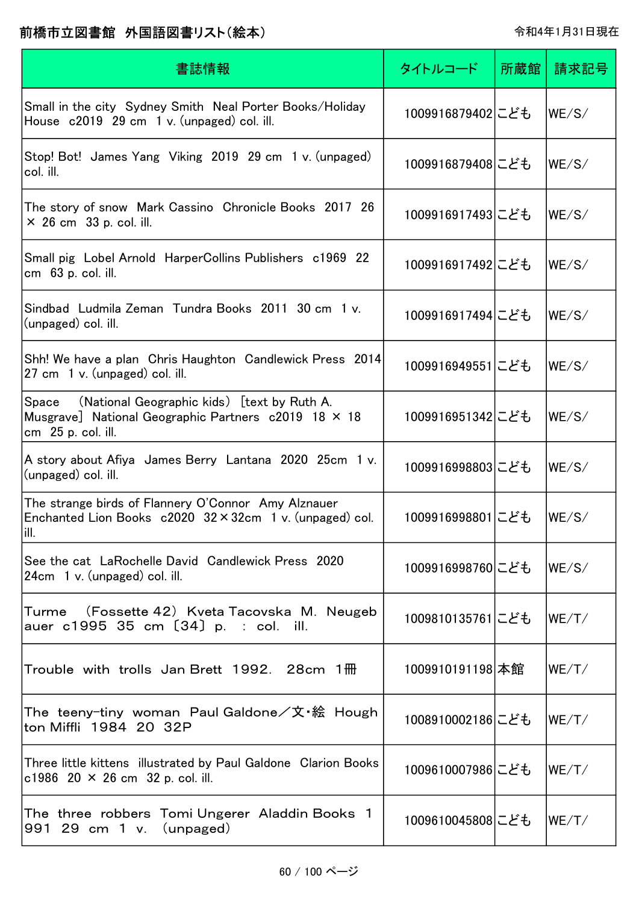# 前橋市立図書館　外国語図書リスト(絵本)

令和4年1月31日現在

| 書誌情報 | タイトルコード | 所蔵館 | 請求記号 |
| --- | --- | --- | --- |
| Small in the city　Sydney Smith　Neal Porter Books/Holiday House　c2019　29 cm　1 v. (unpaged) col. ill. | 1009916879402 | こども | WE/S/ |
| Stop! Bot!　James Yang　Viking　2019　29 cm　1 v. (unpaged) col. ill. | 1009916879408 | こども | WE/S/ |
| The story of snow　Mark Cassino　Chronicle Books　2017　26 × 26 cm　33 p. col. ill. | 1009916917493 | こども | WE/S/ |
| Small pig　Lobel Arnold　HarperCollins Publishers　c1969　22 cm　63 p. col. ill. | 1009916917492 | こども | WE/S/ |
| Sindbad　Ludmila Zeman　Tundra Books　2011　30 cm　1 v. (unpaged) col. ill. | 1009916917494 | こども | WE/S/ |
| Shh! We have a plan　Chris Haughton　Candlewick Press　2014　27 cm　1 v. (unpaged) col. ill. | 1009916949551 | こども | WE/S/ |
| Space　(National Geographic kids)　[text by Ruth A. Musgrave]　National Geographic Partners　c2019　18 × 18 cm　25 p. col. ill. | 1009916951342 | こども | WE/S/ |
| A story about Afiya　James Berry　Lantana　2020　25cm　1 v. (unpaged) col. ill. | 1009916998803 | こども | WE/S/ |
| The strange birds of Flannery O'Connor　Amy Alznauer　Enchanted Lion Books　c2020　32×32cm　1 v. (unpaged) col. ill. | 1009916998801 | こども | WE/S/ |
| See the cat　LaRochelle David　Candlewick Press　2020　24cm　1 v. (unpaged) col. ill. | 1009916998760 | こども | WE/S/ |
| Turme　(Fossette 42)　Kveta Tacovska　M. Neugebauer　c1995　35 cm　〔34〕 p.　:　col.　ill. | 1009810135761 | こども | WE/T/ |
| Trouble　with　trolls　Jan Brett　1992.　28cm　1冊 | 1009910191198 | 本館 | WE/T/ |
| The　teeny-tiny　woman　Paul Galdone／文・絵　Houghton Miffli　1984　20　32P | 1008910002186 | こども | WE/T/ |
| Three little kittens　illustrated by Paul Galdone　Clarion Books　c1986　20 × 26 cm　32 p. col. ill. | 1009610007986 | こども | WE/T/ |
| The　three　robbers　Tomi Ungerer　Aladdin Books　1991　29　cm　1　v.　(unpaged) | 1009610045808 | こども | WE/T/ |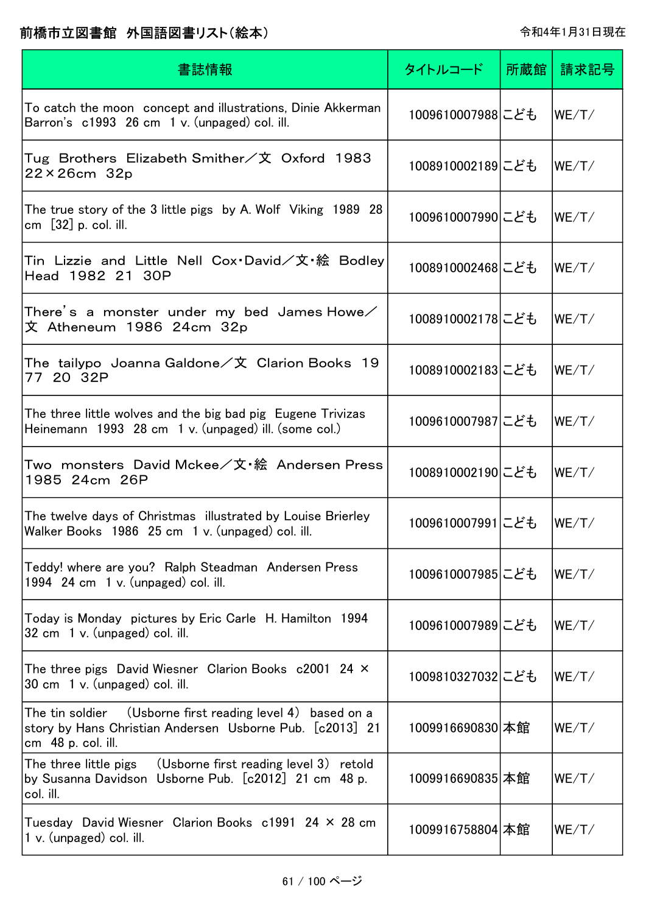前橋市立図書館　外国語図書リスト(絵本)

令和4年1月31日現在

| 書誌情報 | タイトルコード | 所蔵館 | 請求記号 |
|---|---|---|---|
| To catch the moon　concept and illustrations, Dinie Akkerman　Barron's　c1993　26 cm　1 v. (unpaged) col. ill. | 1009610007988 | こども | WE/T/ |
| Tug　Brothers　Elizabeth Smither／文　Oxford　1983　22×26cm　32p | 1008910002189 | こども | WE/T/ |
| The true story of the 3 little pigs　by A. Wolf　Viking　1989　28 cm　[32] p. col. ill. | 1009610007990 | こども | WE/T/ |
| Tin　Lizzie　and　Little　Nell　Cox･David／文･絵　Bodley Head　1982　21　30P | 1008910002468 | こども | WE/T/ |
| There's　a　monster　under　my　bed　James Howe／文　Atheneum　1986　24cm　32p | 1008910002178 | こども | WE/T/ |
| The　tailypo　Joanna Galdone／文　Clarion Books　1977　20　32P | 1008910002183 | こども | WE/T/ |
| The three little wolves and the big bad pig　Eugene Trivizas　Heinemann　1993　28 cm　1 v. (unpaged) ill. (some col.) | 1009610007987 | こども | WE/T/ |
| Two　monsters　David Mckee／文･絵　Andersen Press　1985　24cm　26P | 1008910002190 | こども | WE/T/ |
| The twelve days of Christmas　illustrated by Louise Brierley　Walker Books　1986　25 cm　1 v. (unpaged) col. ill. | 1009610007991 | こども | WE/T/ |
| Teddy! where are you?　Ralph Steadman　Andersen Press　1994　24 cm　1 v. (unpaged) col. ill. | 1009610007985 | こども | WE/T/ |
| Today is Monday　pictures by Eric Carle　H. Hamilton　1994　32 cm　1 v. (unpaged) col. ill. | 1009610007989 | こども | WE/T/ |
| The three pigs　David Wiesner　Clarion Books　c2001　24 × 30 cm　1 v. (unpaged) col. ill. | 1009810327032 | こども | WE/T/ |
| The tin soldier　(Usborne first reading level 4)　based on a story by Hans Christian Andersen　Usborne Pub.　[c2013]　21 cm　48 p. col. ill. | 1009916690830 | 本館 | WE/T/ |
| The three little pigs　(Usborne first reading level 3)　retold by Susanna Davidson　Usborne Pub.　[c2012]　21 cm　48 p. col. ill. | 1009916690835 | 本館 | WE/T/ |
| Tuesday　David Wiesner　Clarion Books　c1991　24 × 28 cm　1 v. (unpaged) col. ill. | 1009916758804 | 本館 | WE/T/ |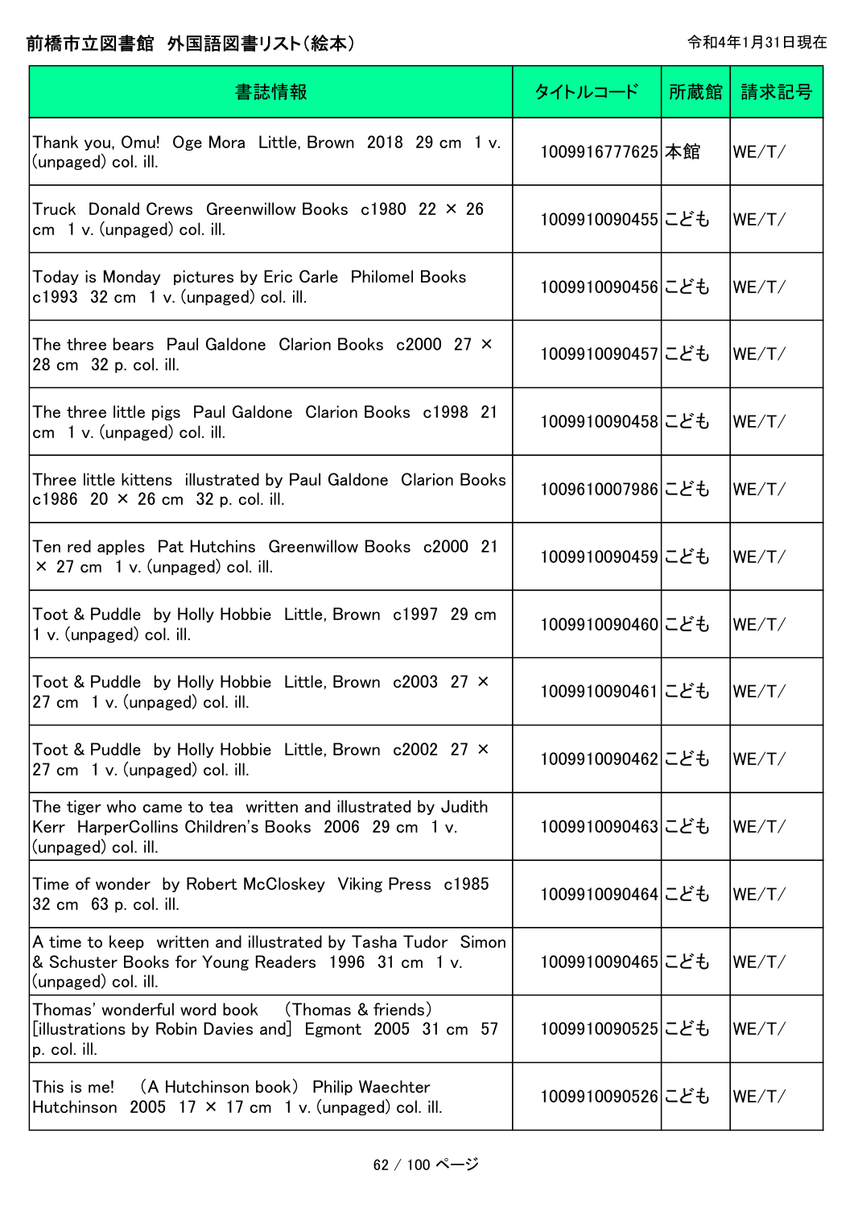# 前橋市立図書館　外国語図書リスト（絵本）

令和4年1月31日現在

| 書誌情報 | タイトルコード | 所蔵館 | 請求記号 |
|---|---|---|---|
| Thank you, Omu!　Oge Mora　Little, Brown　2018　29 cm　1 v. (unpaged) col. ill. | 1009916777625 | 本館 | WE/T/ |
| Truck　Donald Crews　Greenwillow Books　c1980　22 × 26 cm　1 v. (unpaged) col. ill. | 1009910090455 | こども | WE/T/ |
| Today is Monday　pictures by Eric Carle　Philomel Books　c1993　32 cm　1 v. (unpaged) col. ill. | 1009910090456 | こども | WE/T/ |
| The three bears　Paul Galdone　Clarion Books　c2000　27 × 28 cm　32 p. col. ill. | 1009910090457 | こども | WE/T/ |
| The three little pigs　Paul Galdone　Clarion Books　c1998　21 cm　1 v. (unpaged) col. ill. | 1009910090458 | こども | WE/T/ |
| Three little kittens　illustrated by Paul Galdone　Clarion Books　c1986　20 × 26 cm　32 p. col. ill. | 1009610007986 | こども | WE/T/ |
| Ten red apples　Pat Hutchins　Greenwillow Books　c2000　21 × 27 cm　1 v. (unpaged) col. ill. | 1009910090459 | こども | WE/T/ |
| Toot & Puddle　by Holly Hobbie　Little, Brown　c1997　29 cm　1 v. (unpaged) col. ill. | 1009910090460 | こども | WE/T/ |
| Toot & Puddle　by Holly Hobbie　Little, Brown　c2003　27 × 27 cm　1 v. (unpaged) col. ill. | 1009910090461 | こども | WE/T/ |
| Toot & Puddle　by Holly Hobbie　Little, Brown　c2002　27 × 27 cm　1 v. (unpaged) col. ill. | 1009910090462 | こども | WE/T/ |
| The tiger who came to tea　written and illustrated by Judith Kerr　HarperCollins Children's Books　2006　29 cm　1 v. (unpaged) col. ill. | 1009910090463 | こども | WE/T/ |
| Time of wonder　by Robert McCloskey　Viking Press　c1985　32 cm　63 p. col. ill. | 1009910090464 | こども | WE/T/ |
| A time to keep　written and illustrated by Tasha Tudor　Simon & Schuster Books for Young Readers　1996　31 cm　1 v. (unpaged) col. ill. | 1009910090465 | こども | WE/T/ |
| Thomas' wonderful word book　（Thomas & friends） [illustrations by Robin Davies and]　Egmont　2005　31 cm　57 p. col. ill. | 1009910090525 | こども | WE/T/ |
| This is me!　（A Hutchinson book）　Philip Waechter　Hutchinson　2005　17 × 17 cm　1 v. (unpaged) col. ill. | 1009910090526 | こども | WE/T/ |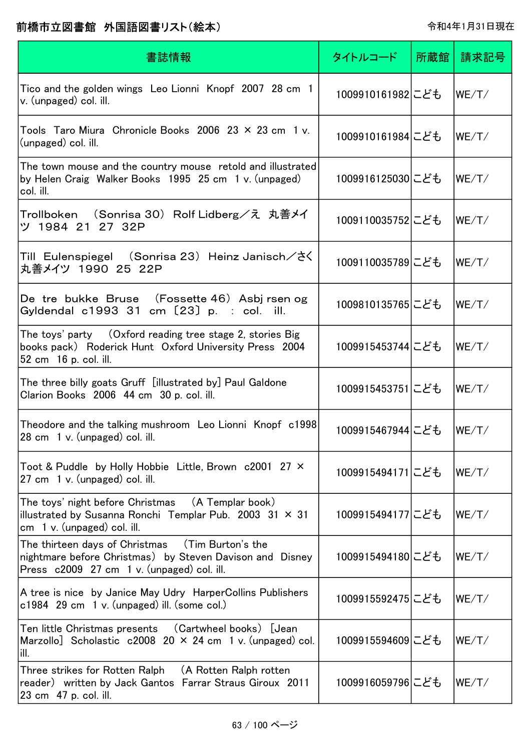# 前橋市立図書館　外国語図書リスト(絵本)

令和4年1月31日現在

| 書誌情報 | タイトルコード | 所蔵館 | 請求記号 |
| --- | --- | --- | --- |
| Tico and the golden wings　Leo Lionni　Knopf　2007　28 cm　1 v. (unpaged) col. ill. | 1009910161982 | こども | WE/T/ |
| Tools　Taro Miura　Chronicle Books　2006　23 × 23 cm　1 v. (unpaged) col. ill. | 1009910161984 | こども | WE/T/ |
| The town mouse and the country mouse　retold and illustrated by Helen Craig　Walker Books　1995　25 cm　1 v. (unpaged) col. ill. | 1009916125030 | こども | WE/T/ |
| Trollboken　(Sonrisa 30)　Rolf Lidberg／え　丸善メイツ　1984　21　27　32P | 1009110035752 | こども | WE/T/ |
| Till Eulenspiegel　(Sonrisa 23)　Heinz Janisch／さく　丸善メイツ　1990　25　22P | 1009110035789 | こども | WE/T/ |
| De tre bukke Bruse　(Fossette 46)　Asbj rsen og Gyldendal　c1993　31　cm　〔23〕 p.　:　col.　ill. | 1009810135765 | こども | WE/T/ |
| The toys' party　(Oxford reading tree stage 2, stories Big books pack)　Roderick Hunt　Oxford University Press　2004　52 cm　16 p. col. ill. | 1009915453744 | こども | WE/T/ |
| The three billy goats Gruff　[illustrated by] Paul Galdone　Clarion Books　2006　44 cm　30 p. col. ill. | 1009915453751 | こども | WE/T/ |
| Theodore and the talking mushroom　Leo Lionni　Knopf　c1998　28 cm　1 v. (unpaged) col. ill. | 1009915467944 | こども | WE/T/ |
| Toot & Puddle　by Holly Hobbie　Little, Brown　c2001　27 × 27 cm　1 v. (unpaged) col. ill. | 1009915494171 | こども | WE/T/ |
| The toys' night before Christmas　(A Templar book)　illustrated by Susanna Ronchi　Templar Pub.　2003　31 × 31 cm　1 v. (unpaged) col. ill. | 1009915494177 | こども | WE/T/ |
| The thirteen days of Christmas　(Tim Burton's the nightmare before Christmas)　by Steven Davison and Disney Press　c2009　27 cm　1 v. (unpaged) col. ill. | 1009915494180 | こども | WE/T/ |
| A tree is nice　by Janice May Udry　HarperCollins Publishers　c1984　29 cm　1 v. (unpaged) ill. (some col.) | 1009915592475 | こども | WE/T/ |
| Ten little Christmas presents　(Cartwheel books)　[Jean Marzollo]　Scholastic　c2008　20 × 24 cm　1 v. (unpaged) col. ill. | 1009915594609 | こども | WE/T/ |
| Three strikes for Rotten Ralph　(A Rotten Ralph rotten reader)　written by Jack Gantos　Farrar Straus Giroux　2011　23 cm　47 p. col. ill. | 1009916059796 | こども | WE/T/ |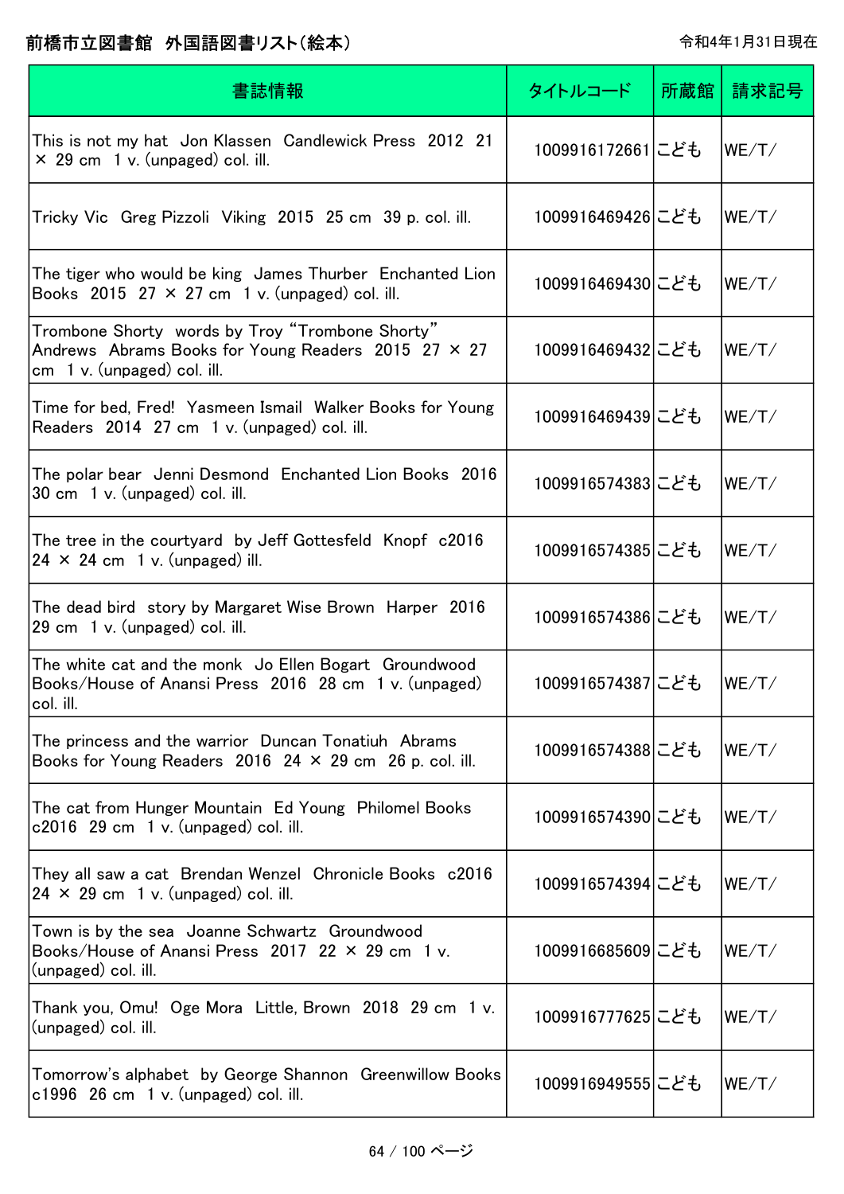# 前橋市立図書館 外国語図書リスト（絵本）

令和4年1月31日現在

| 書誌情報 | タイトルコード | 所蔵館 | 請求記号 |
|---|---|---|---|
| This is not my hat Jon Klassen Candlewick Press 2012 21 × 29 cm 1 v. (unpaged) col. ill. | 1009916172661 | こども | WE/T/ |
| Tricky Vic Greg Pizzoli Viking 2015 25 cm 39 p. col. ill. | 1009916469426 | こども | WE/T/ |
| The tiger who would be king James Thurber Enchanted Lion Books 2015 27 × 27 cm 1 v. (unpaged) col. ill. | 1009916469430 | こども | WE/T/ |
| Trombone Shorty words by Troy “Trombone Shorty” Andrews Abrams Books for Young Readers 2015 27 × 27 cm 1 v. (unpaged) col. ill. | 1009916469432 | こども | WE/T/ |
| Time for bed, Fred! Yasmeen Ismail Walker Books for Young Readers 2014 27 cm 1 v. (unpaged) col. ill. | 1009916469439 | こども | WE/T/ |
| The polar bear Jenni Desmond Enchanted Lion Books 2016 30 cm 1 v. (unpaged) col. ill. | 1009916574383 | こども | WE/T/ |
| The tree in the courtyard by Jeff Gottesfeld Knopf c2016 24 × 24 cm 1 v. (unpaged) ill. | 1009916574385 | こども | WE/T/ |
| The dead bird story by Margaret Wise Brown Harper 2016 29 cm 1 v. (unpaged) col. ill. | 1009916574386 | こども | WE/T/ |
| The white cat and the monk Jo Ellen Bogart Groundwood Books/House of Anansi Press 2016 28 cm 1 v. (unpaged) col. ill. | 1009916574387 | こども | WE/T/ |
| The princess and the warrior Duncan Tonatiuh Abrams Books for Young Readers 2016 24 × 29 cm 26 p. col. ill. | 1009916574388 | こども | WE/T/ |
| The cat from Hunger Mountain Ed Young Philomel Books c2016 29 cm 1 v. (unpaged) col. ill. | 1009916574390 | こども | WE/T/ |
| They all saw a cat Brendan Wenzel Chronicle Books c2016 24 × 29 cm 1 v. (unpaged) col. ill. | 1009916574394 | こども | WE/T/ |
| Town is by the sea Joanne Schwartz Groundwood Books/House of Anansi Press 2017 22 × 29 cm 1 v. (unpaged) col. ill. | 1009916685609 | こども | WE/T/ |
| Thank you, Omu! Oge Mora Little, Brown 2018 29 cm 1 v. (unpaged) col. ill. | 1009916777625 | こども | WE/T/ |
| Tomorrow's alphabet by George Shannon Greenwillow Books c1996 26 cm 1 v. (unpaged) col. ill. | 1009916949555 | こども | WE/T/ |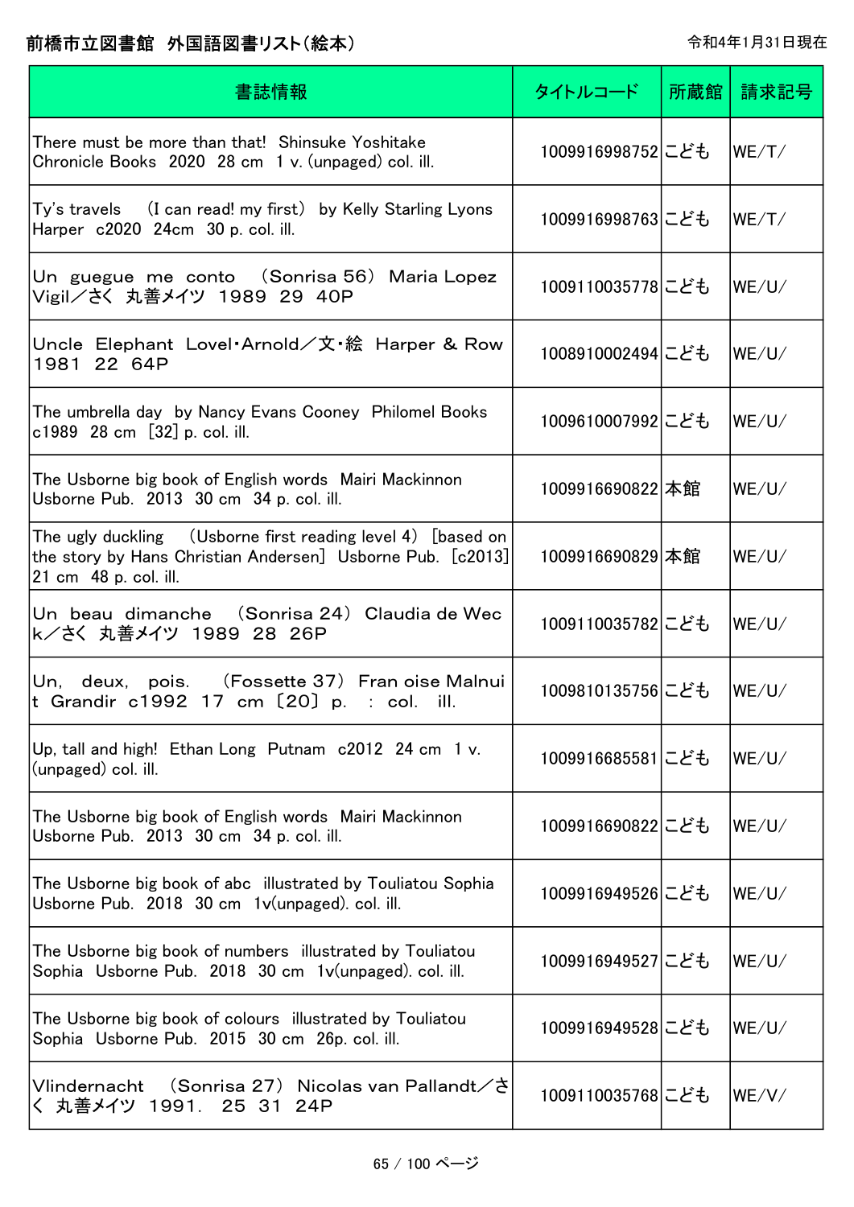# 前橋市立図書館　外国語図書リスト(絵本)

令和4年1月31日現在

| 書誌情報 | タイトルコード | 所蔵館 | 請求記号 |
| --- | --- | --- | --- |
| There must be more than that!　Shinsuke Yoshitake　Chronicle Books　2020　28 cm　1 v. (unpaged) col. ill. | 1009916998752 | こども | WE/T/ |
| Ty's travels　(I can read! my first)　by Kelly Starling Lyons　Harper　c2020　24cm　30 p. col. ill. | 1009916998763 | こども | WE/T/ |
| Un guegue me conto　(Sonrisa 56)　Maria Lopez Vigil／さく　丸善メイツ　1989　29　40P | 1009110035778 | こども | WE/U/ |
| Uncle Elephant　Lovel・Arnold／文・絵　Harper & Row　1981　22　64P | 1008910002494 | こども | WE/U/ |
| The umbrella day　by Nancy Evans Cooney　Philomel Books　c1989　28 cm　[32] p. col. ill. | 1009610007992 | こども | WE/U/ |
| The Usborne big book of English words　Mairi Mackinnon　Usborne Pub.　2013　30 cm　34 p. col. ill. | 1009916690822 | 本館 | WE/U/ |
| The ugly duckling　(Usborne first reading level 4)　[based on the story by Hans Christian Andersen]　Usborne Pub.　[c2013]　21 cm　48 p. col. ill. | 1009916690829 | 本館 | WE/U/ |
| Un beau dimanche　(Sonrisa 24)　Claudia de Weck／さく　丸善メイツ　1989　28　26P | 1009110035782 | こども | WE/U/ |
| Un, deux, pois.　(Fossette 37)　Fran oise Malnuit　Grandir　c1992　17 cm　〔20〕 p.　:　col.　ill. | 1009810135756 | こども | WE/U/ |
| Up, tall and high!　Ethan Long　Putnam　c2012　24 cm　1 v. (unpaged) col. ill. | 1009916685581 | こども | WE/U/ |
| The Usborne big book of English words　Mairi Mackinnon　Usborne Pub.　2013　30 cm　34 p. col. ill. | 1009916690822 | こども | WE/U/ |
| The Usborne big book of abc　illustrated by Touliatou Sophia　Usborne Pub.　2018　30 cm　1v(unpaged). col. ill. | 1009916949526 | こども | WE/U/ |
| The Usborne big book of numbers　illustrated by Touliatou Sophia　Usborne Pub.　2018　30 cm　1v(unpaged). col. ill. | 1009916949527 | こども | WE/U/ |
| The Usborne big book of colours　illustrated by Touliatou Sophia　Usborne Pub.　2015　30 cm　26p. col. ill. | 1009916949528 | こども | WE/U/ |
| Vlindernacht　(Sonrisa 27)　Nicolas van Pallandt／さく　丸善メイツ　1991.　25　31　24P | 1009110035768 | こども | WE/V/ |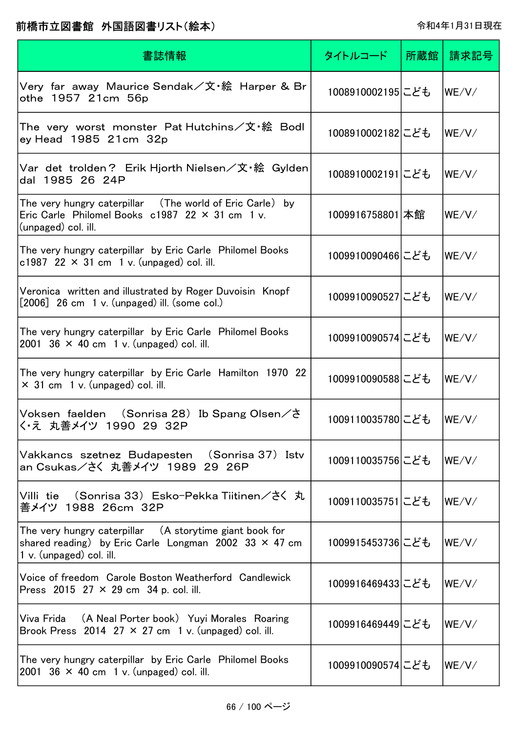# 前橋市立図書館　外国語図書リスト(絵本)

令和4年1月31日現在

| 書誌情報 | タイトルコード | 所蔵館 | 請求記号 |
| --- | --- | --- | --- |
| Very far away Maurice Sendak／文・絵 Harper & Brothe 1957 21cm 56p | 1008910002195 | こども | WE/V/ |
| The very worst monster Pat Hutchins／文・絵 Bodley Head 1985 21cm 32p | 1008910002182 | こども | WE/V/ |
| Var det trolden? Erik Hjorth Nielsen／文・絵 Gyldendal 1985 26 24P | 1008910002191 | こども | WE/V/ |
| The very hungry caterpillar (The world of Eric Carle) by Eric Carle Philomel Books c1987 22 × 31 cm 1 v. (unpaged) col. ill. | 1009916758801 | 本館 | WE/V/ |
| The very hungry caterpillar by Eric Carle Philomel Books c1987 22 × 31 cm 1 v. (unpaged) col. ill. | 1009910090466 | こども | WE/V/ |
| Veronica written and illustrated by Roger Duvoisin Knopf [2006] 26 cm 1 v. (unpaged) ill. (some col.) | 1009910090527 | こども | WE/V/ |
| The very hungry caterpillar by Eric Carle Philomel Books 2001 36 × 40 cm 1 v. (unpaged) col. ill. | 1009910090574 | こども | WE/V/ |
| The very hungry caterpillar by Eric Carle Hamilton 1970 22 × 31 cm 1 v. (unpaged) col. ill. | 1009910090588 | こども | WE/V/ |
| Voksen faelden (Sonrisa 28) Ib Spang Olsen／さく・え 丸善メイツ 1990 29 32P | 1009110035780 | こども | WE/V/ |
| Vakkancs szetnez Budapesten (Sonrisa 37) Istvan Csukas／さく 丸善メイツ 1989 29 26P | 1009110035756 | こども | WE/V/ |
| Villi tie (Sonrisa 33) Esko-Pekka Tiitinen／さく 丸善メイツ 1988 26cm 32P | 1009110035751 | こども | WE/V/ |
| The very hungry caterpillar (A storytime giant book for shared reading) by Eric Carle Longman 2002 33 × 47 cm 1 v. (unpaged) col. ill. | 1009915453736 | こども | WE/V/ |
| Voice of freedom Carole Boston Weatherford Candlewick Press 2015 27 × 29 cm 34 p. col. ill. | 1009916469433 | こども | WE/V/ |
| Viva Frida (A Neal Porter book) Yuyi Morales Roaring Brook Press 2014 27 × 27 cm 1 v. (unpaged) col. ill. | 1009916469449 | こども | WE/V/ |
| The very hungry caterpillar by Eric Carle Philomel Books 2001 36 × 40 cm 1 v. (unpaged) col. ill. | 1009910090574 | こども | WE/V/ |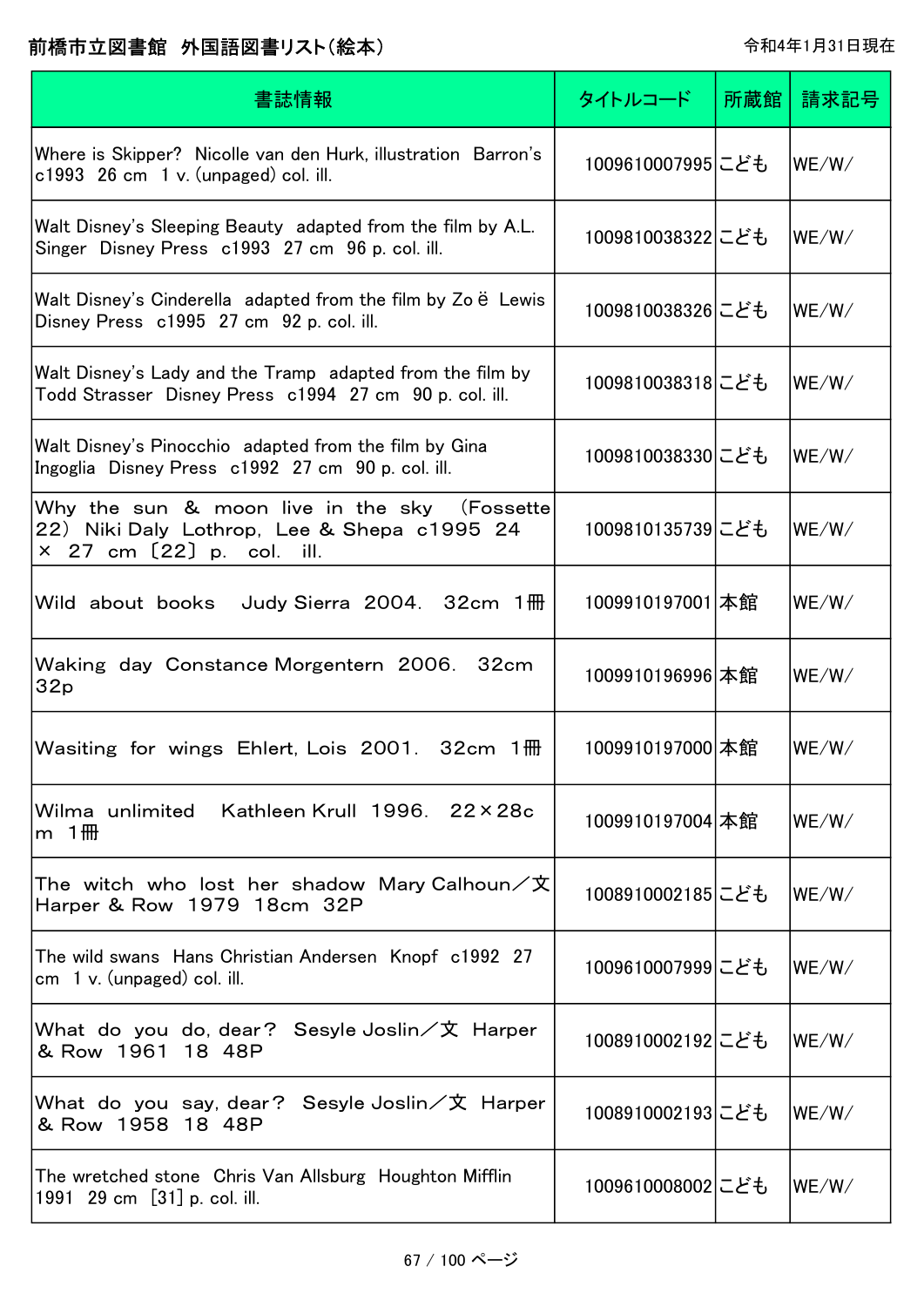# 前橋市立図書館　外国語図書リスト（絵本）

令和4年1月31日現在

| 書誌情報 | タイトルコード | 所蔵館 | 請求記号 |
|---|---|---|---|
| Where is Skipper?  Nicolle van den Hurk, illustration  Barron's c1993  26 cm  1 v. (unpaged) col. ill. | 1009610007995 | こども | WE/W/ |
| Walt Disney's Sleeping Beauty  adapted from the film by A.L. Singer  Disney Press  c1993  27 cm  96 p. col. ill. | 1009810038322 | こども | WE/W/ |
| Walt Disney's Cinderella  adapted from the film by Zoë Lewis  Disney Press  c1995  27 cm  92 p. col. ill. | 1009810038326 | こども | WE/W/ |
| Walt Disney's Lady and the Tramp  adapted from the film by Todd Strasser  Disney Press  c1994  27 cm  90 p. col. ill. | 1009810038318 | こども | WE/W/ |
| Walt Disney's Pinocchio  adapted from the film by Gina Ingoglia  Disney Press  c1992  27 cm  90 p. col. ill. | 1009810038330 | こども | WE/W/ |
| Why the sun & moon live in the sky （Fossette 22） Niki Daly  Lothrop, Lee & Shepa  c1995  24 × 27 cm 〔22〕 p.  col.  ill. | 1009810135739 | こども | WE/W/ |
| Wild about books　Judy Sierra  2004.  32cm  1冊 | 1009910197001 | 本館 | WE/W/ |
| Waking day  Constance Morgentern  2006.  32cm 32p | 1009910196996 | 本館 | WE/W/ |
| Wasiting for wings  Ehlert, Lois  2001.  32cm  1冊 | 1009910197000 | 本館 | WE/W/ |
| Wilma unlimited　Kathleen Krull  1996.  22×28cm  1冊 | 1009910197004 | 本館 | WE/W/ |
| The witch who lost her shadow  Mary Calhoun／文  Harper & Row  1979  18cm  32P | 1008910002185 | こども | WE/W/ |
| The wild swans  Hans Christian Andersen  Knopf  c1992  27 cm  1 v. (unpaged) col. ill. | 1009610007999 | こども | WE/W/ |
| What do you do, dear？ Sesyle Joslin／文  Harper & Row  1961  18  48P | 1008910002192 | こども | WE/W/ |
| What do you say, dear？ Sesyle Joslin／文  Harper & Row  1958  18  48P | 1008910002193 | こども | WE/W/ |
| The wretched stone  Chris Van Allsburg  Houghton Mifflin  1991  29 cm  [31] p. col. ill. | 1009610008002 | こども | WE/W/ |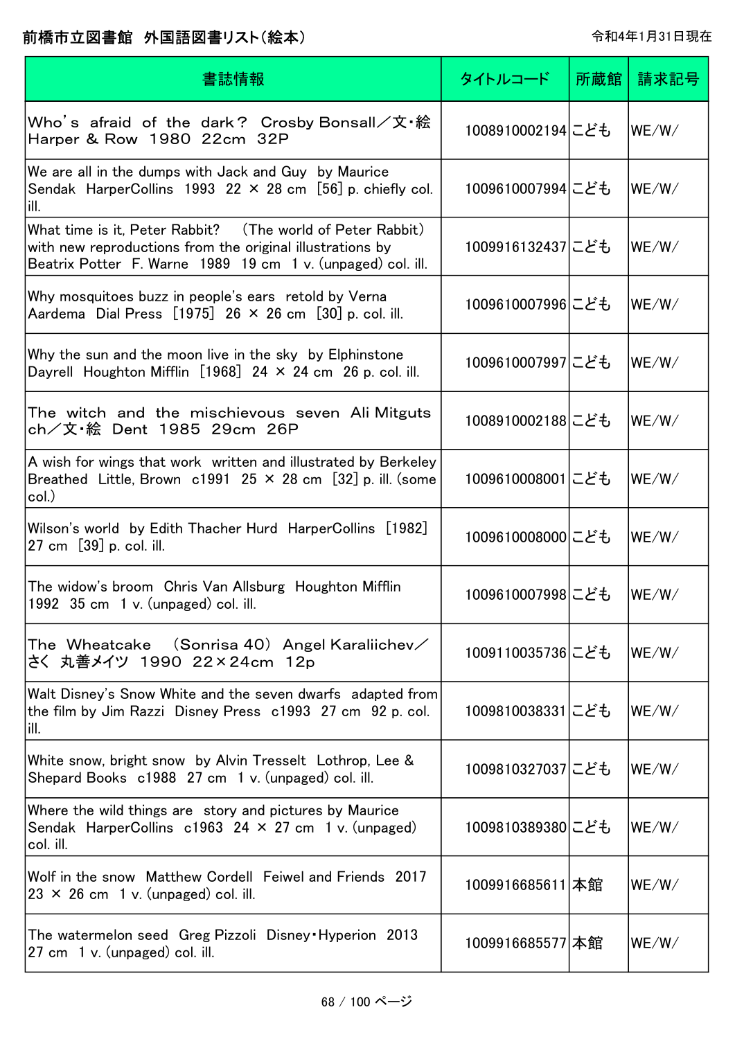# 前橋市立図書館　外国語図書リスト(絵本)

令和4年1月31日現在

| 書誌情報 | タイトルコード | 所蔵館 | 請求記号 |
|---|---|---|---|
| Who's afraid of the dark? Crosby Bonsall／文・絵 Harper & Row 1980 22cm 32P | 1008910002194 | こども | WE/W/ |
| We are all in the dumps with Jack and Guy by Maurice Sendak HarperCollins 1993 22 × 28 cm [56] p. chiefly col. ill. | 1009610007994 | こども | WE/W/ |
| What time is it, Peter Rabbit? (The world of Peter Rabbit) with new reproductions from the original illustrations by Beatrix Potter F. Warne 1989 19 cm 1 v. (unpaged) col. ill. | 1009916132437 | こども | WE/W/ |
| Why mosquitoes buzz in people's ears retold by Verna Aardema Dial Press [1975] 26 × 26 cm [30] p. col. ill. | 1009610007996 | こども | WE/W/ |
| Why the sun and the moon live in the sky by Elphinstone Dayrell Houghton Mifflin [1968] 24 × 24 cm 26 p. col. ill. | 1009610007997 | こども | WE/W/ |
| The witch and the mischievous seven Ali Mitgutsch／文・絵 Dent 1985 29cm 26P | 1008910002188 | こども | WE/W/ |
| A wish for wings that work written and illustrated by Berkeley Breathed Little, Brown c1991 25 × 28 cm [32] p. ill. (some col.) | 1009610008001 | こども | WE/W/ |
| Wilson's world by Edith Thacher Hurd HarperCollins [1982] 27 cm [39] p. col. ill. | 1009610008000 | こども | WE/W/ |
| The widow's broom Chris Van Allsburg Houghton Mifflin 1992 35 cm 1 v. (unpaged) col. ill. | 1009610007998 | こども | WE/W/ |
| The Wheatcake (Sonrisa 40) Angel Karaliichev／さく 丸善メイツ 1990 22×24cm 12p | 1009110035736 | こども | WE/W/ |
| Walt Disney's Snow White and the seven dwarfs adapted from the film by Jim Razzi Disney Press c1993 27 cm 92 p. col. ill. | 1009810038331 | こども | WE/W/ |
| White snow, bright snow by Alvin Tresselt Lothrop, Lee & Shepard Books c1988 27 cm 1 v. (unpaged) col. ill. | 1009810327037 | こども | WE/W/ |
| Where the wild things are story and pictures by Maurice Sendak HarperCollins c1963 24 × 27 cm 1 v. (unpaged) col. ill. | 1009810389380 | こども | WE/W/ |
| Wolf in the snow Matthew Cordell Feiwel and Friends 2017 23 × 26 cm 1 v. (unpaged) col. ill. | 1009916685611 | 本館 | WE/W/ |
| The watermelon seed Greg Pizzoli Disney・Hyperion 2013 27 cm 1 v. (unpaged) col. ill. | 1009916685577 | 本館 | WE/W/ |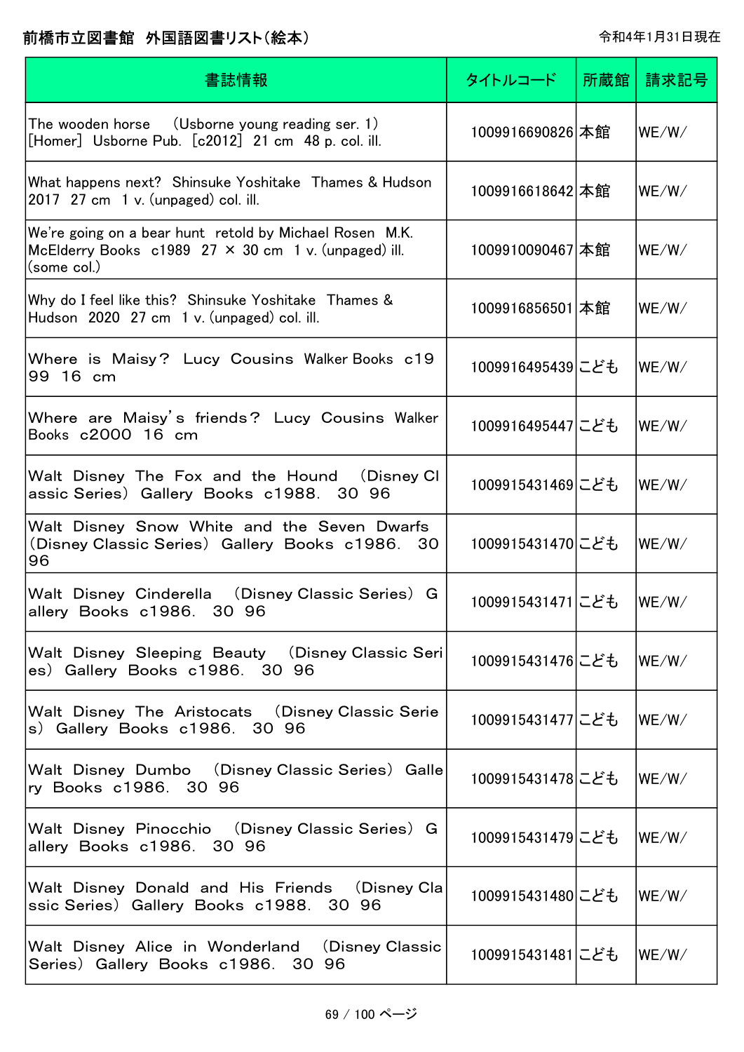# 前橋市立図書館　外国語図書リスト（絵本）

令和4年1月31日現在

| 書誌情報 | タイトルコード | 所蔵館 | 請求記号 |
|---|---|---|---|
| The wooden horse　(Usborne young reading ser. 1)　[Homer]　Usborne Pub.　[c2012]　21 cm　48 p. col. ill. | 1009916690826 | 本館 | WE/W/ |
| What happens next?　Shinsuke Yoshitake　Thames & Hudson　2017　27 cm　1 v. (unpaged) col. ill. | 1009916618642 | 本館 | WE/W/ |
| We're going on a bear hunt　retold by Michael Rosen　M.K. McElderry Books　c1989　27 × 30 cm　1 v. (unpaged) ill. (some col.) | 1009910090467 | 本館 | WE/W/ |
| Why do I feel like this?　Shinsuke Yoshitake　Thames & Hudson　2020　27 cm　1 v. (unpaged) col. ill. | 1009916856501 | 本館 | WE/W/ |
| Where is Maisy?　Lucy Cousins　Walker Books　c1999　16 cm | 1009916495439 | こども | WE/W/ |
| Where are Maisy's friends?　Lucy Cousins　Walker Books　c2000　16 cm | 1009916495447 | こども | WE/W/ |
| Walt Disney The Fox and the Hound　(Disney Classic Series)　Gallery Books　c1988.　30　96 | 1009915431469 | こども | WE/W/ |
| Walt Disney Snow White and the Seven Dwarfs　(Disney Classic Series)　Gallery Books　c1986.　30　96 | 1009915431470 | こども | WE/W/ |
| Walt Disney Cinderella　(Disney Classic Series)　Gallery Books　c1986.　30　96 | 1009915431471 | こども | WE/W/ |
| Walt Disney Sleeping Beauty　(Disney Classic Series)　Gallery Books　c1986.　30　96 | 1009915431476 | こども | WE/W/ |
| Walt Disney The Aristocats　(Disney Classic Series)　Gallery Books　c1986.　30　96 | 1009915431477 | こども | WE/W/ |
| Walt Disney Dumbo　(Disney Classic Series)　Gallery Books　c1986.　30　96 | 1009915431478 | こども | WE/W/ |
| Walt Disney Pinocchio　(Disney Classic Series)　Gallery Books　c1986.　30　96 | 1009915431479 | こども | WE/W/ |
| Walt Disney Donald and His Friends　(Disney Classic Series)　Gallery Books　c1988.　30　96 | 1009915431480 | こども | WE/W/ |
| Walt Disney Alice in Wonderland　(Disney Classic Series)　Gallery Books　c1986.　30　96 | 1009915431481 | こども | WE/W/ |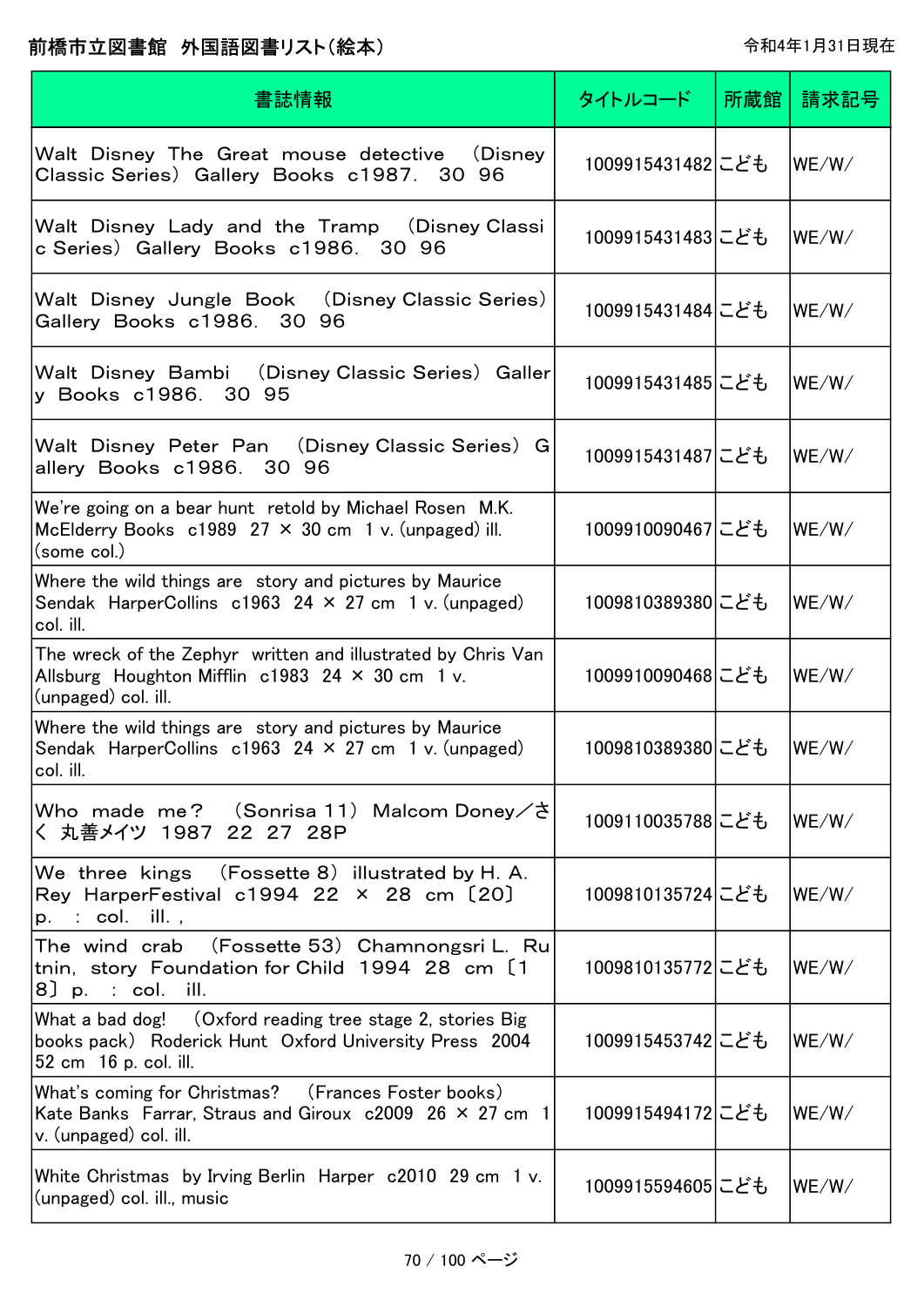前橋市立図書館　外国語図書リスト(絵本)

令和4年1月31日現在

| 書誌情報 | タイトルコード | 所蔵館 | 請求記号 |
|---|---|---|---|
| Walt Disney The Great mouse detective　(Disney Classic Series)　Gallery Books c1987.　30 96 | 1009915431482 | こども | WE/W/ |
| Walt Disney Lady and the Tramp　(Disney Classic Series)　Gallery Books c1986.　30 96 | 1009915431483 | こども | WE/W/ |
| Walt Disney Jungle Book　(Disney Classic Series)　Gallery Books c1986.　30 96 | 1009915431484 | こども | WE/W/ |
| Walt Disney Bambi　(Disney Classic Series)　Gallery Books c1986.　30 95 | 1009915431485 | こども | WE/W/ |
| Walt Disney Peter Pan　(Disney Classic Series)　Gallery Books c1986.　30 96 | 1009915431487 | こども | WE/W/ |
| We're going on a bear hunt　retold by Michael Rosen　M.K. McElderry Books　c1989　27 × 30 cm　1 v. (unpaged) ill. (some col.) | 1009910090467 | こども | WE/W/ |
| Where the wild things are　story and pictures by Maurice Sendak　HarperCollins　c1963　24 × 27 cm　1 v. (unpaged) col. ill. | 1009810389380 | こども | WE/W/ |
| The wreck of the Zephyr　written and illustrated by Chris Van Allsburg　Houghton Mifflin　c1983　24 × 30 cm　1 v. (unpaged) col. ill. | 1009910090468 | こども | WE/W/ |
| Where the wild things are　story and pictures by Maurice Sendak　HarperCollins　c1963　24 × 27 cm　1 v. (unpaged) col. ill. | 1009810389380 | こども | WE/W/ |
| Who made me？　(Sonrisa 11)　Malcom Doney／さく 丸善メイツ　1987　22 27　28P | 1009110035788 | こども | WE/W/ |
| We three kings　(Fossette 8)　illustrated by H. A. Rey　HarperFestival　c1994　22 × 28 cm　〔20〕 p.　:　col.　ill. , | 1009810135724 | こども | WE/W/ |
| The wind crab　(Fossette 53)　Chamnongsri L. Rutnin, story　Foundation for Child　1994　28 cm　〔18〕 p.　:　col.　ill. | 1009810135772 | こども | WE/W/ |
| What a bad dog!　(Oxford reading tree stage 2, stories Big books pack)　Roderick Hunt　Oxford University Press　2004　52 cm　16 p. col. ill. | 1009915453742 | こども | WE/W/ |
| What's coming for Christmas?　(Frances Foster books)　Kate Banks　Farrar, Straus and Giroux　c2009　26 × 27 cm　1 v. (unpaged) col. ill. | 1009915494172 | こども | WE/W/ |
| White Christmas　by Irving Berlin　Harper　c2010　29 cm　1 v. (unpaged) col. ill., music | 1009915594605 | こども | WE/W/ |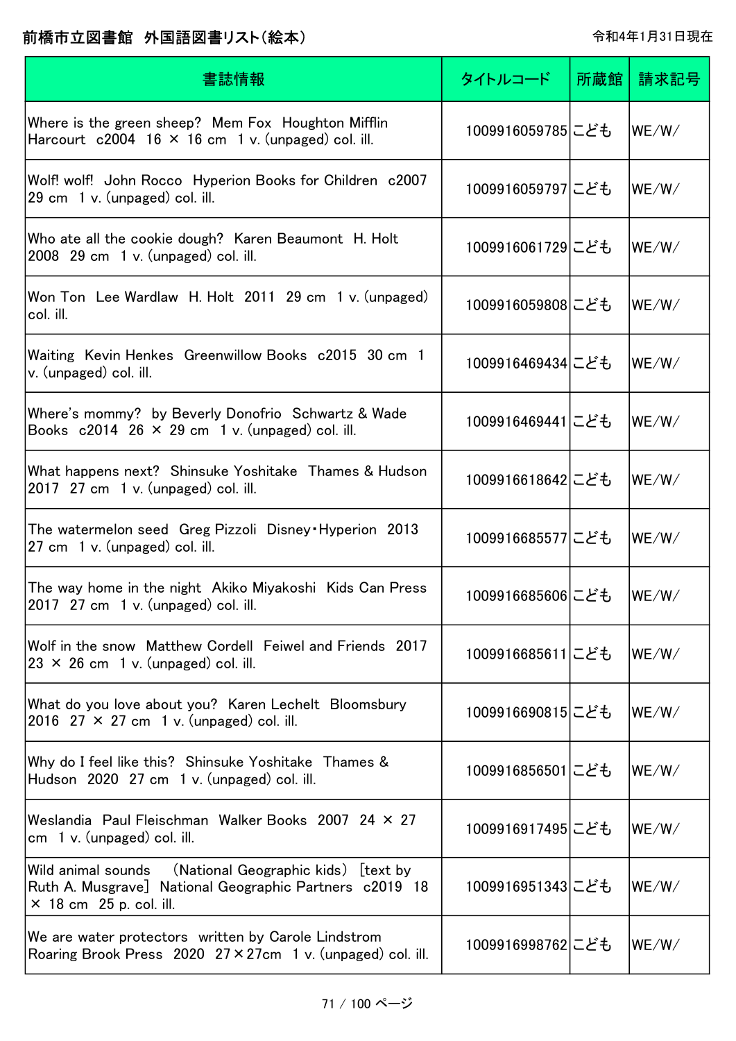# 前橋市立図書館　外国語図書リスト（絵本）

令和4年1月31日現在

| 書誌情報 | タイトルコード | 所蔵館 | 請求記号 |
| --- | --- | --- | --- |
| Where is the green sheep?　Mem Fox　Houghton Mifflin Harcourt　c2004　16 × 16 cm　1 v. (unpaged) col. ill. | 1009916059785 | こども | WE/W/ |
| Wolf! wolf!　John Rocco　Hyperion Books for Children　c2007　29 cm　1 v. (unpaged) col. ill. | 1009916059797 | こども | WE/W/ |
| Who ate all the cookie dough?　Karen Beaumont　H. Holt　2008　29 cm　1 v. (unpaged) col. ill. | 1009916061729 | こども | WE/W/ |
| Won Ton　Lee Wardlaw　H. Holt　2011　29 cm　1 v. (unpaged) col. ill. | 1009916059808 | こども | WE/W/ |
| Waiting　Kevin Henkes　Greenwillow Books　c2015　30 cm　1 v. (unpaged) col. ill. | 1009916469434 | こども | WE/W/ |
| Where's mommy?　by Beverly Donofrio　Schwartz & Wade Books　c2014　26 × 29 cm　1 v. (unpaged) col. ill. | 1009916469441 | こども | WE/W/ |
| What happens next?　Shinsuke Yoshitake　Thames & Hudson　2017　27 cm　1 v. (unpaged) col. ill. | 1009916618642 | こども | WE/W/ |
| The watermelon seed　Greg Pizzoli　Disney・Hyperion　2013　27 cm　1 v. (unpaged) col. ill. | 1009916685577 | こども | WE/W/ |
| The way home in the night　Akiko Miyakoshi　Kids Can Press　2017　27 cm　1 v. (unpaged) col. ill. | 1009916685606 | こども | WE/W/ |
| Wolf in the snow　Matthew Cordell　Feiwel and Friends　2017　23 × 26 cm　1 v. (unpaged) col. ill. | 1009916685611 | こども | WE/W/ |
| What do you love about you?　Karen Lechelt　Bloomsbury　2016　27 × 27 cm　1 v. (unpaged) col. ill. | 1009916690815 | こども | WE/W/ |
| Why do I feel like this?　Shinsuke Yoshitake　Thames & Hudson　2020　27 cm　1 v. (unpaged) col. ill. | 1009916856501 | こども | WE/W/ |
| Weslandia　Paul Fleischman　Walker Books　2007　24 × 27 cm　1 v. (unpaged) col. ill. | 1009916917495 | こども | WE/W/ |
| Wild animal sounds　（National Geographic kids）　[text by Ruth A. Musgrave]　National Geographic Partners　c2019　18 × 18 cm　25 p. col. ill. | 1009916951343 | こども | WE/W/ |
| We are water protectors　written by Carole Lindstrom　Roaring Brook Press　2020　27×27cm　1 v. (unpaged) col. ill. | 1009916998762 | こども | WE/W/ |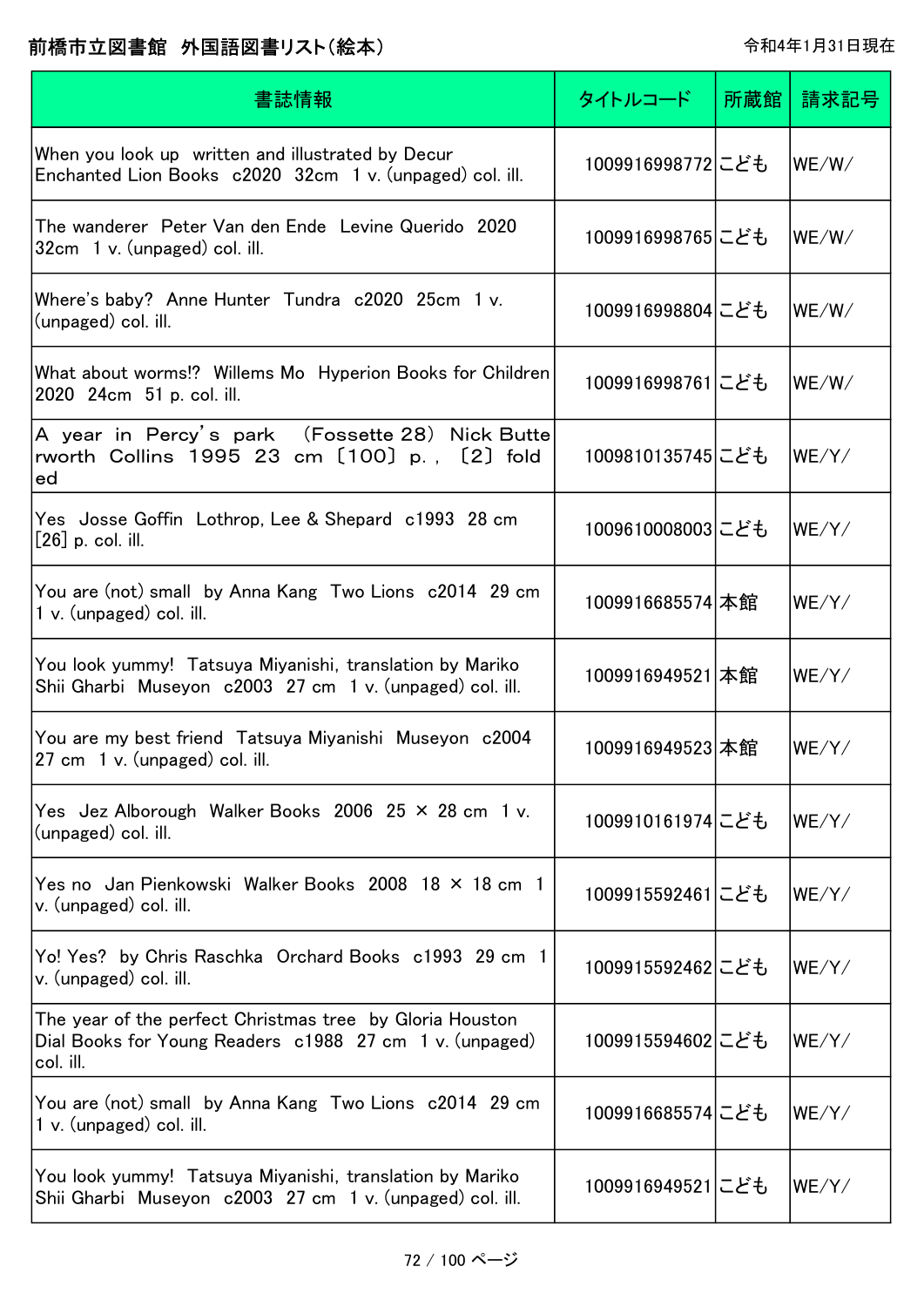# 前橋市立図書館　外国語図書リスト（絵本）

令和4年1月31日現在

| 書誌情報 | タイトルコード | 所蔵館 | 請求記号 |
| --- | --- | --- | --- |
| When you look up　written and illustrated by Decur　Enchanted Lion Books　c2020　32cm　1 v. (unpaged) col. ill. | 1009916998772 | こども | WE/W/ |
| The wanderer　Peter Van den Ende　Levine Querido　2020　32cm　1 v. (unpaged) col. ill. | 1009916998765 | こども | WE/W/ |
| Where's baby?　Anne Hunter　Tundra　c2020　25cm　1 v. (unpaged) col. ill. | 1009916998804 | こども | WE/W/ |
| What about worms!?　Willems Mo　Hyperion Books for Children　2020　24cm　51 p. col. ill. | 1009916998761 | こども | WE/W/ |
| A year in Percy's park　(Fossette 28)　Nick Butterworth　Collins　1995　23 cm　〔100〕 p.,　〔2〕 folded | 1009810135745 | こども | WE/Y/ |
| Yes　Josse Goffin　Lothrop, Lee & Shepard　c1993　28 cm　[26] p. col. ill. | 1009610008003 | こども | WE/Y/ |
| You are (not) small　by Anna Kang　Two Lions　c2014　29 cm　1 v. (unpaged) col. ill. | 1009916685574 | 本館 | WE/Y/ |
| You look yummy!　Tatsuya Miyanishi, translation by Mariko Shii Gharbi　Museyon　c2003　27 cm　1 v. (unpaged) col. ill. | 1009916949521 | 本館 | WE/Y/ |
| You are my best friend　Tatsuya Miyanishi　Museyon　c2004　27 cm　1 v. (unpaged) col. ill. | 1009916949523 | 本館 | WE/Y/ |
| Yes　Jez Alborough　Walker Books　2006　25 × 28 cm　1 v. (unpaged) col. ill. | 1009910161974 | こども | WE/Y/ |
| Yes no　Jan Pienkowski　Walker Books　2008　18 × 18 cm　1 v. (unpaged) col. ill. | 1009915592461 | こども | WE/Y/ |
| Yo! Yes?　by Chris Raschka　Orchard Books　c1993　29 cm　1 v. (unpaged) col. ill. | 1009915592462 | こども | WE/Y/ |
| The year of the perfect Christmas tree　by Gloria Houston　Dial Books for Young Readers　c1988　27 cm　1 v. (unpaged) col. ill. | 1009915594602 | こども | WE/Y/ |
| You are (not) small　by Anna Kang　Two Lions　c2014　29 cm　1 v. (unpaged) col. ill. | 1009916685574 | こども | WE/Y/ |
| You look yummy!　Tatsuya Miyanishi, translation by Mariko Shii Gharbi　Museyon　c2003　27 cm　1 v. (unpaged) col. ill. | 1009916949521 | こども | WE/Y/ |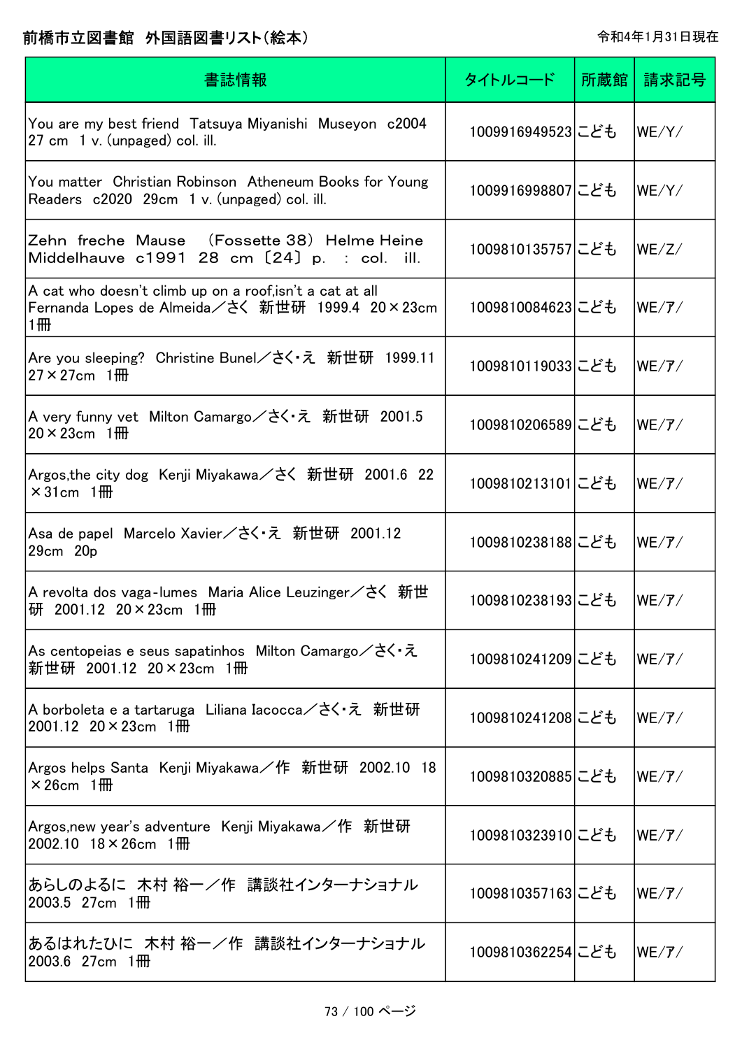# 前橋市立図書館　外国語図書リスト（絵本）

令和4年1月31日現在

| 書誌情報 | タイトルコード | 所蔵館 | 請求記号 |
|---|---|---|---|
| You are my best friend　Tatsuya Miyanishi　Museyon　c2004　27 cm　1 v. (unpaged) col. ill. | 1009916949523 | こども | WE/Y/ |
| You matter　Christian Robinson　Atheneum Books for Young Readers　c2020　29cm　1 v. (unpaged) col. ill. | 1009916998807 | こども | WE/Y/ |
| Zehn freche Mause　（Fossette 38）　Helme Heine　Middelhauve　c1991　28 cm 〔24〕 p.　:　col.　ill. | 1009810135757 | こども | WE/Z/ |
| A cat who doesn't climb up on a roof,isn't a cat at all　Fernanda Lopes de Almeida／さく　新世研　1999.4　20×23cm　1冊 | 1009810084623 | こども | WE/ア/ |
| Are you sleeping?　Christine Bunel／さく・え　新世研　1999.11　27×27cm　1冊 | 1009810119033 | こども | WE/ア/ |
| A very funny vet　Milton Camargo／さく・え　新世研　2001.5　20×23cm　1冊 | 1009810206589 | こども | WE/ア/ |
| Argos,the city dog　Kenji Miyakawa／さく　新世研　2001.6　22×31cm　1冊 | 1009810213101 | こども | WE/ア/ |
| Asa de papel　Marcelo Xavier／さく・え　新世研　2001.12　29cm　20p | 1009810238188 | こども | WE/ア/ |
| A revolta dos vaga-lumes　Maria Alice Leuzinger／さく　新世研　2001.12　20×23cm　1冊 | 1009810238193 | こども | WE/ア/ |
| As centopeias e seus sapatinhos　Milton Camargo／さく・え　新世研　2001.12　20×23cm　1冊 | 1009810241209 | こども | WE/ア/ |
| A borboleta e a tartaruga　Liliana Iacocca／さく・え　新世研　2001.12　20×23cm　1冊 | 1009810241208 | こども | WE/ア/ |
| Argos helps Santa　Kenji Miyakawa／作　新世研　2002.10　18×26cm　1冊 | 1009810320885 | こども | WE/ア/ |
| Argos,new year's adventure　Kenji Miyakawa／作　新世研　2002.10　18×26cm　1冊 | 1009810323910 | こども | WE/ア/ |
| あらしのよるに　木村 裕一／作　講談社インターナショナル　2003.5　27cm　1冊 | 1009810357163 | こども | WE/ア/ |
| あるはれたひに　木村 裕一／作　講談社インターナショナル　2003.6　27cm　1冊 | 1009810362254 | こども | WE/ア/ |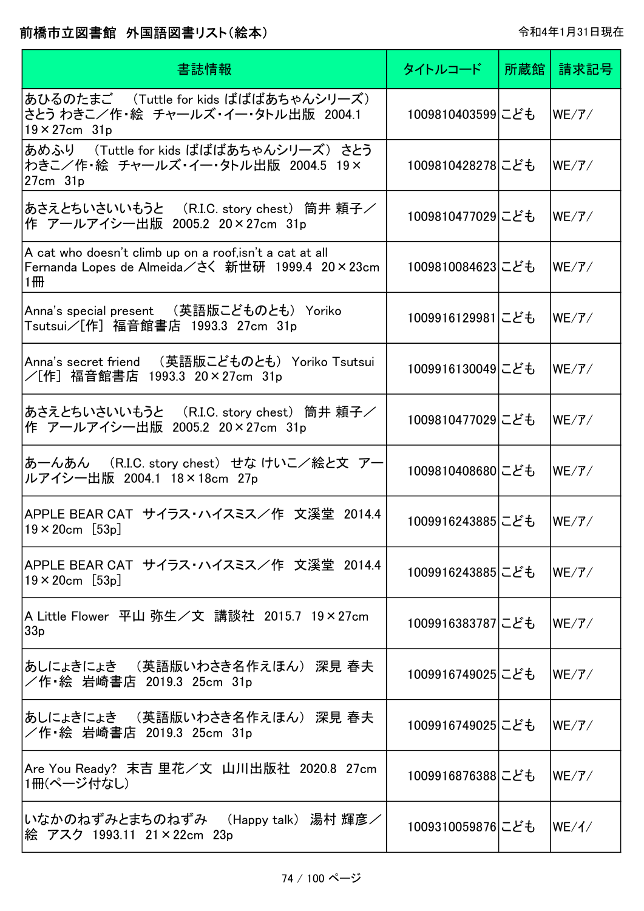# 前橋市立図書館　外国語図書リスト（絵本）

令和4年1月31日現在

| 書誌情報 | タイトルコード | 所蔵館 | 請求記号 |
|---|---|---|---|
| あひるのたまご　（Tuttle for kids ばばばあちゃんシリーズ）　さとう わきこ／作・絵　チャールズ・イー・タトル出版　2004.1　19×27cm　31p | 1009810403599 | こども | WE/ア/ |
| あめふり　（Tuttle for kids ばばばあちゃんシリーズ）　さとう わきこ／作・絵　チャールズ・イー・タトル出版　2004.5　19×27cm　31p | 1009810428278 | こども | WE/ア/ |
| あさえとちいさいいもうと　（R.I.C. story chest）　筒井 頼子／作　アールアイシー出版　2005.2　20×27cm　31p | 1009810477029 | こども | WE/ア/ |
| A cat who doesn't climb up on a roof,isn't a cat at all　Fernanda Lopes de Almeida／さく　新世研　1999.4　20×23cm　1冊 | 1009810084623 | こども | WE/ア/ |
| Anna's special present　（英語版こどものとも）　Yoriko Tsutsui／[作]　福音館書店　1993.3　27cm　31p | 1009916129981 | こども | WE/ア/ |
| Anna's secret friend　（英語版こどものとも）　Yoriko Tsutsui／[作]　福音館書店　1993.3　20×27cm　31p | 1009916130049 | こども | WE/ア/ |
| あさえとちいさいいもうと　（R.I.C. story chest）　筒井 頼子／作　アールアイシー出版　2005.2　20×27cm　31p | 1009810477029 | こども | WE/ア/ |
| あーんあん　（R.I.C. story chest）　せな けいこ／絵と文　アールアイシー出版　2004.1　18×18cm　27p | 1009810408680 | こども | WE/ア/ |
| APPLE BEAR CAT　サイラス・ハイスミス／作　文溪堂　2014.4　19×20cm　[53p] | 1009916243885 | こども | WE/ア/ |
| APPLE BEAR CAT　サイラス・ハイスミス／作　文溪堂　2014.4　19×20cm　[53p] | 1009916243885 | こども | WE/ア/ |
| A Little Flower　平山 弥生／文　講談社　2015.7　19×27cm　33p | 1009916383787 | こども | WE/ア/ |
| あしにょきにょき　（英語版いわさき名作えほん）　深見 春夫／作・絵　岩崎書店　2019.3　25cm　31p | 1009916749025 | こども | WE/ア/ |
| あしにょきにょき　（英語版いわさき名作えほん）　深見 春夫／作・絵　岩崎書店　2019.3　25cm　31p | 1009916749025 | こども | WE/ア/ |
| Are You Ready?　末吉 里花／文　山川出版社　2020.8　27cm　1冊(ページ付なし) | 1009916876388 | こども | WE/ア/ |
| いなかのねずみとまちのねずみ　（Happy talk）　湯村 輝彦／絵　アスク　1993.11　21×22cm　23p | 1009310059876 | こども | WE/イ/ |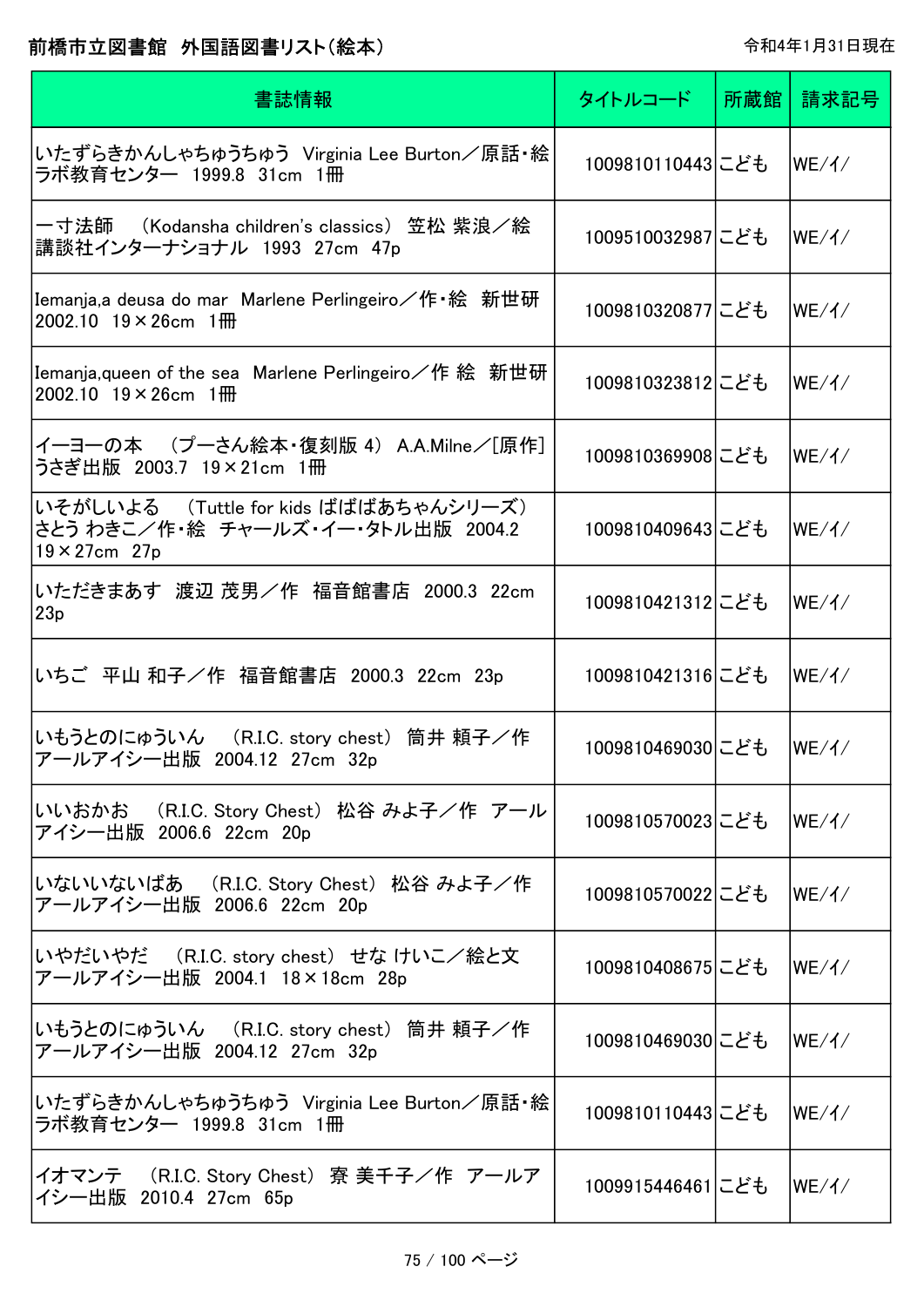# 前橋市立図書館　外国語図書リスト（絵本）

令和4年1月31日現在

| 書誌情報 | タイトルコード | 所蔵館 | 請求記号 |
|---|---|---|---|
| いたずらきかんしゃちゅうちゅう　Virginia Lee Burton／原話・絵　ラボ教育センター　1999.8　31cm　1冊 | 1009810110443 | こども | WE/イ/ |
| 一寸法師　（Kodansha children's classics）　笠松 紫浪／絵　講談社インターナショナル　1993　27cm　47p | 1009510032987 | こども | WE/イ/ |
| Iemanja,a deusa do mar　Marlene Perlingeiro／作・絵　新世研　2002.10　19×26cm　1冊 | 1009810320877 | こども | WE/イ/ |
| Iemanja,queen of the sea　Marlene Perlingeiro／作 絵　新世研　2002.10　19×26cm　1冊 | 1009810323812 | こども | WE/イ/ |
| イーヨーの本　（プーさん絵本・復刻版 4）　A.A.Milne／[原作]　うさぎ出版　2003.7　19×21cm　1冊 | 1009810369908 | こども | WE/イ/ |
| いそがしいよる　（Tuttle for kids ばばばあちゃんシリーズ）　さとう わきこ／作・絵　チャールズ・イー・タトル出版　2004.2　19×27cm　27p | 1009810409643 | こども | WE/イ/ |
| いただきまあす　渡辺 茂男／作　福音館書店　2000.3　22cm　23p | 1009810421312 | こども | WE/イ/ |
| いちご　平山 和子／作　福音館書店　2000.3　22cm　23p | 1009810421316 | こども | WE/イ/ |
| いもうとのにゅういん　（R.I.C. story chest）　筒井 頼子／作　アールアイシー出版　2004.12　27cm　32p | 1009810469030 | こども | WE/イ/ |
| いいおかお　（R.I.C. Story Chest）　松谷 みよ子／作　アールアイシー出版　2006.6　22cm　20p | 1009810570023 | こども | WE/イ/ |
| いないいないばあ　（R.I.C. Story Chest）　松谷 みよ子／作　アールアイシー出版　2006.6　22cm　20p | 1009810570022 | こども | WE/イ/ |
| いやだいやだ　（R.I.C. story chest）　せな けいこ／絵と文　アールアイシー出版　2004.1　18×18cm　28p | 1009810408675 | こども | WE/イ/ |
| いもうとのにゅういん　（R.I.C. story chest）　筒井 頼子／作　アールアイシー出版　2004.12　27cm　32p | 1009810469030 | こども | WE/イ/ |
| いたずらきかんしゃちゅうちゅう　Virginia Lee Burton／原話・絵　ラボ教育センター　1999.8　31cm　1冊 | 1009810110443 | こども | WE/イ/ |
| イオマンテ　（R.I.C. Story Chest）　寮 美千子／作　アールアイシー出版　2010.4　27cm　65p | 1009915446461 | こども | WE/イ/ |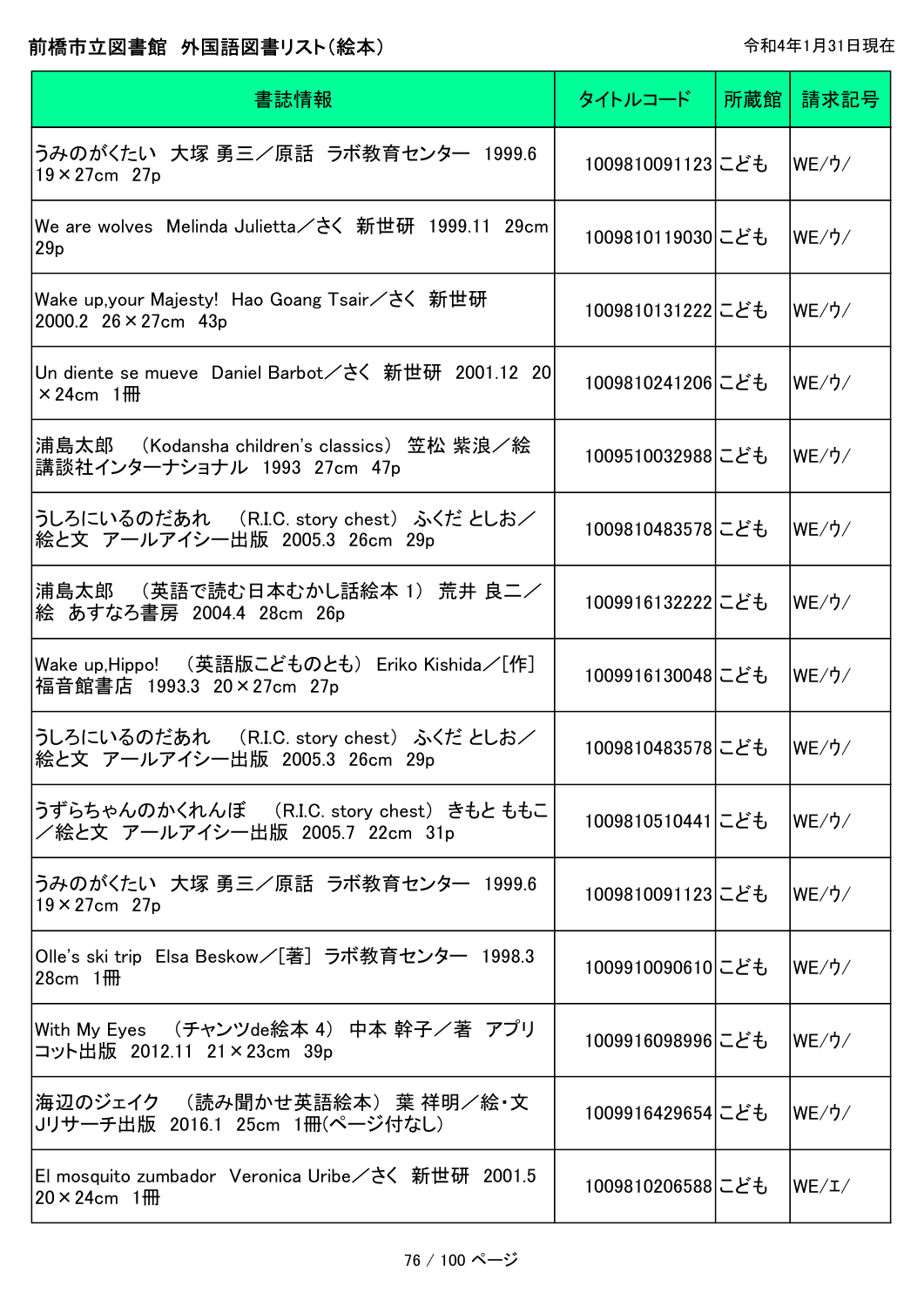前橋市立図書館　外国語図書リスト(絵本)

令和4年1月31日現在

| 書誌情報 | タイトルコード | 所蔵館 | 請求記号 |
|---|---|---|---|
| うみのがくたい　大塚 勇三／原話　ラボ教育センター　1999.6　19×27cm　27p | 1009810091123 | こども | WE/ウ/ |
| We are wolves　Melinda Julietta／さく　新世研　1999.11　29cm　29p | 1009810119030 | こども | WE/ウ/ |
| Wake up,your Majesty!　Hao Goang Tsair／さく　新世研　2000.2　26×27cm　43p | 1009810131222 | こども | WE/ウ/ |
| Un diente se mueve　Daniel Barbot／さく　新世研　2001.12　20×24cm　1冊 | 1009810241206 | こども | WE/ウ/ |
| 浦島太郎　(Kodansha children's classics)　笠松 紫浪／絵　講談社インターナショナル　1993　27cm　47p | 1009510032988 | こども | WE/ウ/ |
| うしろにいるのだあれ　(R.I.C. story chest)　ふくだ としお／絵と文　アールアイシー出版　2005.3　26cm　29p | 1009810483578 | こども | WE/ウ/ |
| 浦島太郎　(英語で読む日本むかし話絵本 1)　荒井 良二／絵　あすなろ書房　2004.4　28cm　26p | 1009916132222 | こども | WE/ウ/ |
| Wake up,Hippo!　(英語版こどものとも)　Eriko Kishida／[作]　福音館書店　1993.3　20×27cm　27p | 1009916130048 | こども | WE/ウ/ |
| うしろにいるのだあれ　(R.I.C. story chest)　ふくだ としお／絵と文　アールアイシー出版　2005.3　26cm　29p | 1009810483578 | こども | WE/ウ/ |
| うずらちゃんのかくれんぼ　(R.I.C. story chest)　きもと ももこ／絵と文　アールアイシー出版　2005.7　22cm　31p | 1009810510441 | こども | WE/ウ/ |
| うみのがくたい　大塚 勇三／原話　ラボ教育センター　1999.6　19×27cm　27p | 1009810091123 | こども | WE/ウ/ |
| Olle's ski trip　Elsa Beskow／[著]　ラボ教育センター　1998.3　28cm　1冊 | 1009910090610 | こども | WE/ウ/ |
| With My Eyes　(チャンツde絵本 4)　中本 幹子／著　アプリコット出版　2012.11　21×23cm　39p | 1009916098996 | こども | WE/ウ/ |
| 海辺のジェイク　(読み聞かせ英語絵本)　葉 祥明／絵・文　Jリサーチ出版　2016.1　25cm　1冊(ページ付なし) | 1009916429654 | こども | WE/ウ/ |
| El mosquito zumbador　Veronica Uribe／さく　新世研　2001.5　20×24cm　1冊 | 1009810206588 | こども | WE/エ/ |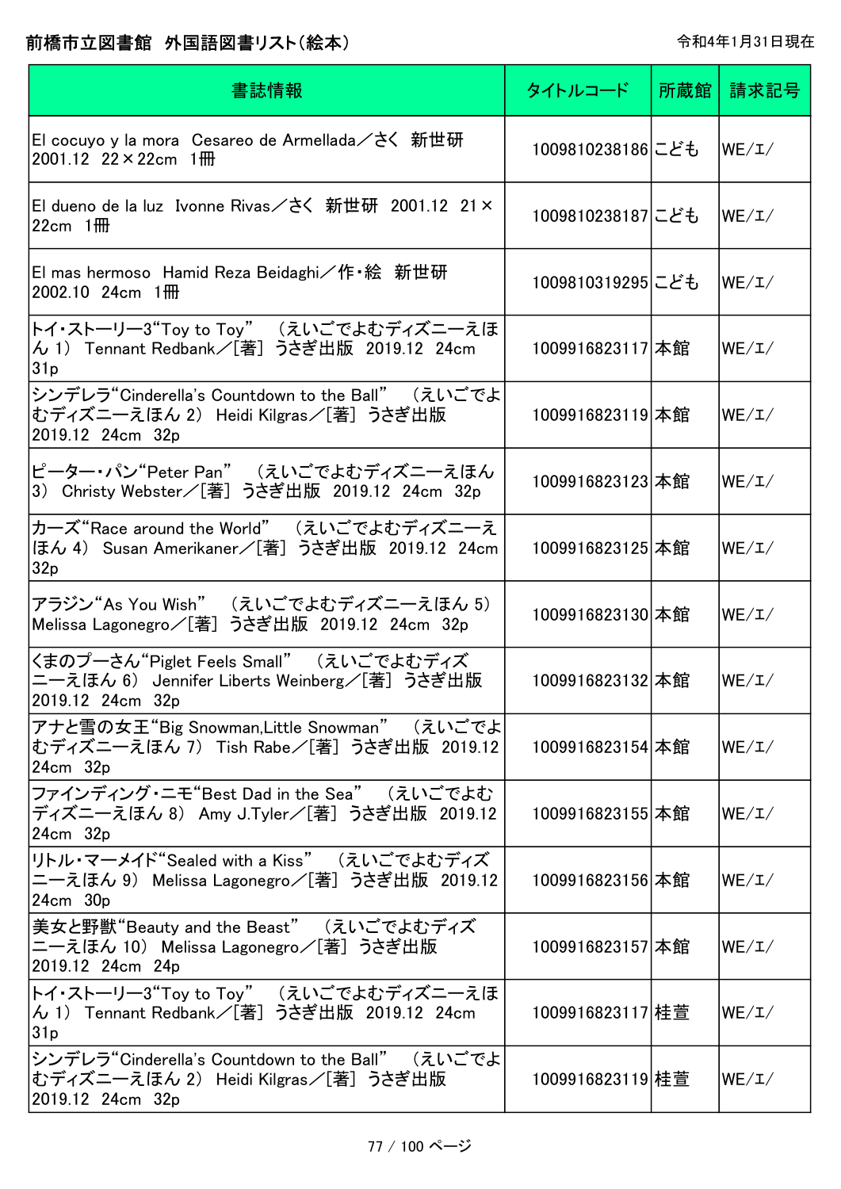前橋市立図書館　外国語図書リスト(絵本)

令和4年1月31日現在

| 書誌情報 | タイトルコード | 所蔵館 | 請求記号 |
| --- | --- | --- | --- |
| El cocuyo y la mora　Cesareo de Armellada／さく　新世研　2001.12　22×22cm　1冊 | 1009810238186 | こども | WE/エ/ |
| El dueno de la luz　Ivonne Rivas／さく　新世研　2001.12　21×22cm　1冊 | 1009810238187 | こども | WE/エ/ |
| El mas hermoso　Hamid Reza Beidaghi／作・絵　新世研　2002.10　24cm　1冊 | 1009810319295 | こども | WE/エ/ |
| トイ・ストーリー3“Toy to Toy”　(えいごでよむディズニーえほん 1)　Tennant Redbank／[著]　うさぎ出版　2019.12　24cm　31p | 1009916823117 | 本館 | WE/エ/ |
| シンデレラ“Cinderella's Countdown to the Ball”　(えいごでよむディズニーえほん 2)　Heidi Kilgras／[著]　うさぎ出版　2019.12　24cm　32p | 1009916823119 | 本館 | WE/エ/ |
| ピーター・パン“Peter Pan”　(えいごでよむディズニーえほん 3)　Christy Webster／[著]　うさぎ出版　2019.12　24cm　32p | 1009916823123 | 本館 | WE/エ/ |
| カーズ“Race around the World”　(えいごでよむディズニーえほん 4)　Susan Amerikaner／[著]　うさぎ出版　2019.12　24cm　32p | 1009916823125 | 本館 | WE/エ/ |
| アラジン“As You Wish”　(えいごでよむディズニーえほん 5)　Melissa Lagonegro／[著]　うさぎ出版　2019.12　24cm　32p | 1009916823130 | 本館 | WE/エ/ |
| くまのプーさん“Piglet Feels Small”　(えいごでよむディズニーえほん 6)　Jennifer Liberts Weinberg／[著]　うさぎ出版　2019.12　24cm　32p | 1009916823132 | 本館 | WE/エ/ |
| アナと雪の女王“Big Snowman,Little Snowman”　(えいごでよむディズニーえほん 7)　Tish Rabe／[著]　うさぎ出版　2019.12　24cm　32p | 1009916823154 | 本館 | WE/エ/ |
| ファインディング・ニモ“Best Dad in the Sea”　(えいごでよむディズニーえほん 8)　Amy J.Tyler／[著]　うさぎ出版　2019.12　24cm　32p | 1009916823155 | 本館 | WE/エ/ |
| リトル・マーメイド“Sealed with a Kiss”　(えいごでよむディズニーえほん 9)　Melissa Lagonegro／[著]　うさぎ出版　2019.12　24cm　30p | 1009916823156 | 本館 | WE/エ/ |
| 美女と野獣“Beauty and the Beast”　(えいごでよむディズニーえほん 10)　Melissa Lagonegro／[著]　うさぎ出版　2019.12　24cm　24p | 1009916823157 | 本館 | WE/エ/ |
| トイ・ストーリー3“Toy to Toy”　(えいごでよむディズニーえほん 1)　Tennant Redbank／[著]　うさぎ出版　2019.12　24cm　31p | 1009916823117 | 桂萱 | WE/エ/ |
| シンデレラ“Cinderella's Countdown to the Ball”　(えいごでよむディズニーえほん 2)　Heidi Kilgras／[著]　うさぎ出版　2019.12　24cm　32p | 1009916823119 | 桂萱 | WE/エ/ |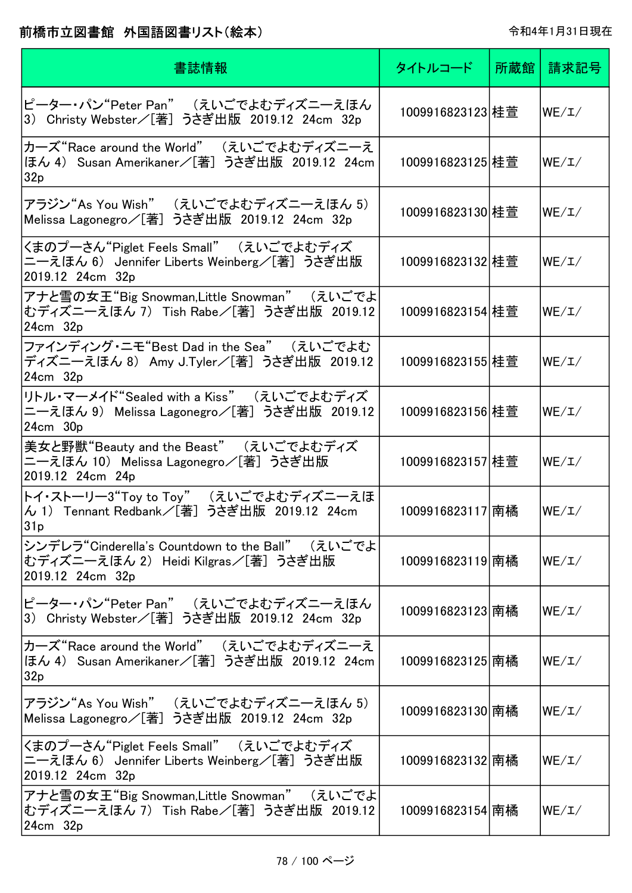# 前橋市立図書館　外国語図書リスト（絵本）

令和4年1月31日現在

| 書誌情報 | タイトルコード | 所蔵館 | 請求記号 |
|---|---|---|---|
| ピーター・パン“Peter Pan”　（えいごでよむディズニーえほん 3）　Christy Webster／[著]　うさぎ出版　2019.12　24cm　32p | 1009916823123 | 桂萱 | WE/エ/ |
| カーズ“Race around the World”　（えいごでよむディズニーえほん 4）　Susan Amerikaner／[著]　うさぎ出版　2019.12　24cm　32p | 1009916823125 | 桂萱 | WE/エ/ |
| アラジン“As You Wish”　（えいごでよむディズニーえほん 5）　Melissa Lagonegro／[著]　うさぎ出版　2019.12　24cm　32p | 1009916823130 | 桂萱 | WE/エ/ |
| くまのプーさん“Piglet Feels Small”　（えいごでよむディズニーえほん 6）　Jennifer Liberts Weinberg／[著]　うさぎ出版　2019.12　24cm　32p | 1009916823132 | 桂萱 | WE/エ/ |
| アナと雪の女王“Big Snowman,Little Snowman”　（えいごでよむディズニーえほん 7）　Tish Rabe／[著]　うさぎ出版　2019.12　24cm　32p | 1009916823154 | 桂萱 | WE/エ/ |
| ファインディング・ニモ“Best Dad in the Sea”　（えいごでよむディズニーえほん 8）　Amy J.Tyler／[著]　うさぎ出版　2019.12　24cm　32p | 1009916823155 | 桂萱 | WE/エ/ |
| リトル・マーメイド“Sealed with a Kiss”　（えいごでよむディズニーえほん 9）　Melissa Lagonegro／[著]　うさぎ出版　2019.12　24cm　30p | 1009916823156 | 桂萱 | WE/エ/ |
| 美女と野獣“Beauty and the Beast”　（えいごでよむディズニーえほん 10）　Melissa Lagonegro／[著]　うさぎ出版　2019.12　24cm　24p | 1009916823157 | 桂萱 | WE/エ/ |
| トイ・ストーリー3“Toy to Toy”　（えいごでよむディズニーえほん 1）　Tennant Redbank／[著]　うさぎ出版　2019.12　24cm　31p | 1009916823117 | 南橘 | WE/エ/ |
| シンデレラ“Cinderella's Countdown to the Ball”　（えいごでよむディズニーえほん 2）　Heidi Kilgras／[著]　うさぎ出版　2019.12　24cm　32p | 1009916823119 | 南橘 | WE/エ/ |
| ピーター・パン“Peter Pan”　（えいごでよむディズニーえほん 3）　Christy Webster／[著]　うさぎ出版　2019.12　24cm　32p | 1009916823123 | 南橘 | WE/エ/ |
| カーズ“Race around the World”　（えいごでよむディズニーえほん 4）　Susan Amerikaner／[著]　うさぎ出版　2019.12　24cm　32p | 1009916823125 | 南橘 | WE/エ/ |
| アラジン“As You Wish”　（えいごでよむディズニーえほん 5）　Melissa Lagonegro／[著]　うさぎ出版　2019.12　24cm　32p | 1009916823130 | 南橘 | WE/エ/ |
| くまのプーさん“Piglet Feels Small”　（えいごでよむディズニーえほん 6）　Jennifer Liberts Weinberg／[著]　うさぎ出版　2019.12　24cm　32p | 1009916823132 | 南橘 | WE/エ/ |
| アナと雪の女王“Big Snowman,Little Snowman”　（えいごでよむディズニーえほん 7）　Tish Rabe／[著]　うさぎ出版　2019.12　24cm　32p | 1009916823154 | 南橘 | WE/エ/ |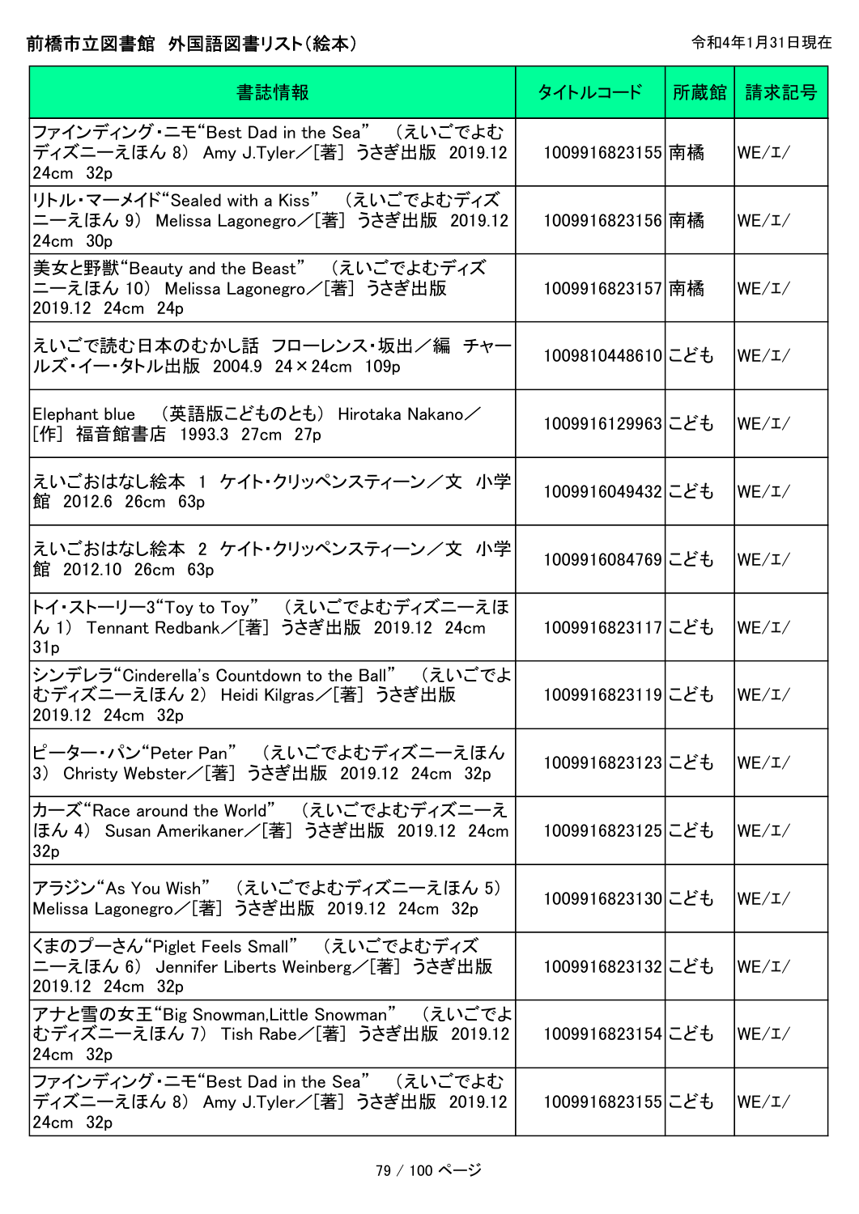前橋市立図書館　外国語図書リスト（絵本）

令和4年1月31日現在

| 書誌情報 | タイトルコード | 所蔵館 | 請求記号 |
| --- | --- | --- | --- |
| ファインディング・ニモ“Best Dad in the Sea”　（えいごでよむディズニーえほん 8）　Amy J.Tyler／[著]　うさぎ出版　2019.12　24cm　32p | 1009916823155 | 南橘 | WE/エ/ |
| リトル・マーメイド“Sealed with a Kiss”　（えいごでよむディズニーえほん 9）　Melissa Lagonegro／[著]　うさぎ出版　2019.12　24cm　30p | 1009916823156 | 南橘 | WE/エ/ |
| 美女と野獣“Beauty and the Beast”　（えいごでよむディズニーえほん 10）　Melissa Lagonegro／[著]　うさぎ出版　2019.12　24cm　24p | 1009916823157 | 南橘 | WE/エ/ |
| えいごで読む日本のむかし話　フローレンス・坂出／編　チャールズ・イー・タトル出版　2004.9　24×24cm　109p | 1009810448610 | こども | WE/エ/ |
| Elephant blue　（英語版こどものとも）　Hirotaka Nakano／[作]　福音館書店　1993.3　27cm　27p | 1009916129963 | こども | WE/エ/ |
| えいごおはなし絵本　1　ケイト・クリッペンスティーン／文　小学館　2012.6　26cm　63p | 1009916049432 | こども | WE/エ/ |
| えいごおはなし絵本　2　ケイト・クリッペンスティーン／文　小学館　2012.10　26cm　63p | 1009916084769 | こども | WE/エ/ |
| トイ・ストーリー3“Toy to Toy”　（えいごでよむディズニーえほん 1）　Tennant Redbank／[著]　うさぎ出版　2019.12　24cm　31p | 1009916823117 | こども | WE/エ/ |
| シンデレラ“Cinderella's Countdown to the Ball”　（えいごでよむディズニーえほん 2）　Heidi Kilgras／[著]　うさぎ出版　2019.12　24cm　32p | 1009916823119 | こども | WE/エ/ |
| ピーター・パン“Peter Pan”　（えいごでよむディズニーえほん 3）　Christy Webster／[著]　うさぎ出版　2019.12　24cm　32p | 1009916823123 | こども | WE/エ/ |
| カーズ“Race around the World”　（えいごでよむディズニーえほん 4）　Susan Amerikaner／[著]　うさぎ出版　2019.12　24cm　32p | 1009916823125 | こども | WE/エ/ |
| アラジン“As You Wish”　（えいごでよむディズニーえほん 5）　Melissa Lagonegro／[著]　うさぎ出版　2019.12　24cm　32p | 1009916823130 | こども | WE/エ/ |
| くまのプーさん“Piglet Feels Small”　（えいごでよむディズニーえほん 6）　Jennifer Liberts Weinberg／[著]　うさぎ出版　2019.12　24cm　32p | 1009916823132 | こども | WE/エ/ |
| アナと雪の女王“Big Snowman,Little Snowman”　（えいごでよむディズニーえほん 7）　Tish Rabe／[著]　うさぎ出版　2019.12　24cm　32p | 1009916823154 | こども | WE/エ/ |
| ファインディング・ニモ“Best Dad in the Sea”　（えいごでよむディズニーえほん 8）　Amy J.Tyler／[著]　うさぎ出版　2019.12　24cm　32p | 1009916823155 | こども | WE/エ/ |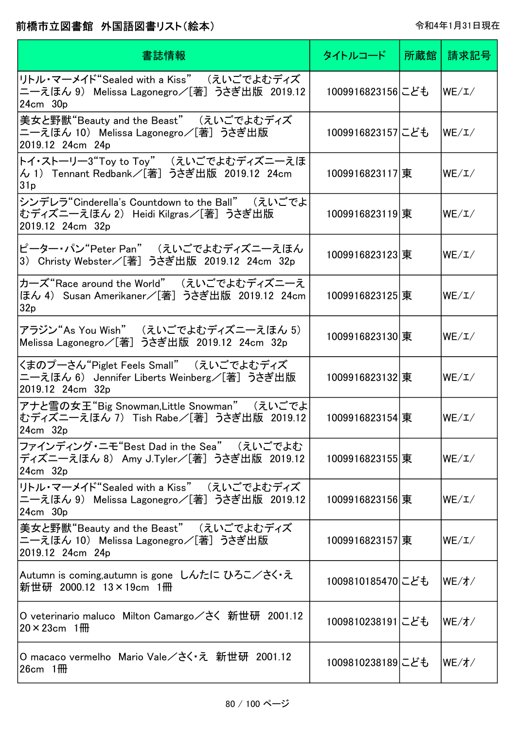前橋市立図書館　外国語図書リスト（絵本）　　令和4年1月31日現在

| 書誌情報 | タイトルコード | 所蔵館 | 請求記号 |
|---|---|---|---|
| リトル・マーメイド“Sealed with a Kiss”　（えいごでよむディズニーえほん 9）　Melissa Lagonegro／[著]　うさぎ出版　2019.12　24cm　30p | 1009916823156 | こども | WE/エ/ |
| 美女と野獣“Beauty and the Beast”　（えいごでよむディズニーえほん 10）　Melissa Lagonegro／[著]　うさぎ出版　2019.12　24cm　24p | 1009916823157 | こども | WE/エ/ |
| トイ・ストーリー3“Toy to Toy”　（えいごでよむディズニーえほん 1）　Tennant Redbank／[著]　うさぎ出版　2019.12　24cm　31p | 1009916823117 | 東 | WE/エ/ |
| シンデレラ“Cinderella's Countdown to the Ball”　（えいごでよむディズニーえほん 2）　Heidi Kilgras／[著]　うさぎ出版　2019.12　24cm　32p | 1009916823119 | 東 | WE/エ/ |
| ピーター・パン“Peter Pan”　（えいごでよむディズニーえほん 3）　Christy Webster／[著]　うさぎ出版　2019.12　24cm　32p | 1009916823123 | 東 | WE/エ/ |
| カーズ“Race around the World”　（えいごでよむディズニーえほん 4）　Susan Amerikaner／[著]　うさぎ出版　2019.12　24cm　32p | 1009916823125 | 東 | WE/エ/ |
| アラジン“As You Wish”　（えいごでよむディズニーえほん 5）　Melissa Lagonegro／[著]　うさぎ出版　2019.12　24cm　32p | 1009916823130 | 東 | WE/エ/ |
| くまのプーさん“Piglet Feels Small”　（えいごでよむディズニーえほん 6）　Jennifer Liberts Weinberg／[著]　うさぎ出版　2019.12　24cm　32p | 1009916823132 | 東 | WE/エ/ |
| アナと雪の女王“Big Snowman,Little Snowman”　（えいごでよむディズニーえほん 7）　Tish Rabe／[著]　うさぎ出版　2019.12　24cm　32p | 1009916823154 | 東 | WE/エ/ |
| ファインディング・ニモ“Best Dad in the Sea”　（えいごでよむディズニーえほん 8）　Amy J.Tyler／[著]　うさぎ出版　2019.12　24cm　32p | 1009916823155 | 東 | WE/エ/ |
| リトル・マーメイド“Sealed with a Kiss”　（えいごでよむディズニーえほん 9）　Melissa Lagonegro／[著]　うさぎ出版　2019.12　24cm　30p | 1009916823156 | 東 | WE/エ/ |
| 美女と野獣“Beauty and the Beast”　（えいごでよむディズニーえほん 10）　Melissa Lagonegro／[著]　うさぎ出版　2019.12　24cm　24p | 1009916823157 | 東 | WE/エ/ |
| Autumn is coming,autumn is gone　しんたに ひろこ／さく・え　新世研　2000.12　13×19cm　1冊 | 1009810185470 | こども | WE/オ/ |
| O veterinario maluco　Milton Camargo／さく　新世研　2001.12　20×23cm　1冊 | 1009810238191 | こども | WE/オ/ |
| O macaco vermelho　Mario Vale／さく・え　新世研　2001.12　26cm　1冊 | 1009810238189 | こども | WE/オ/ |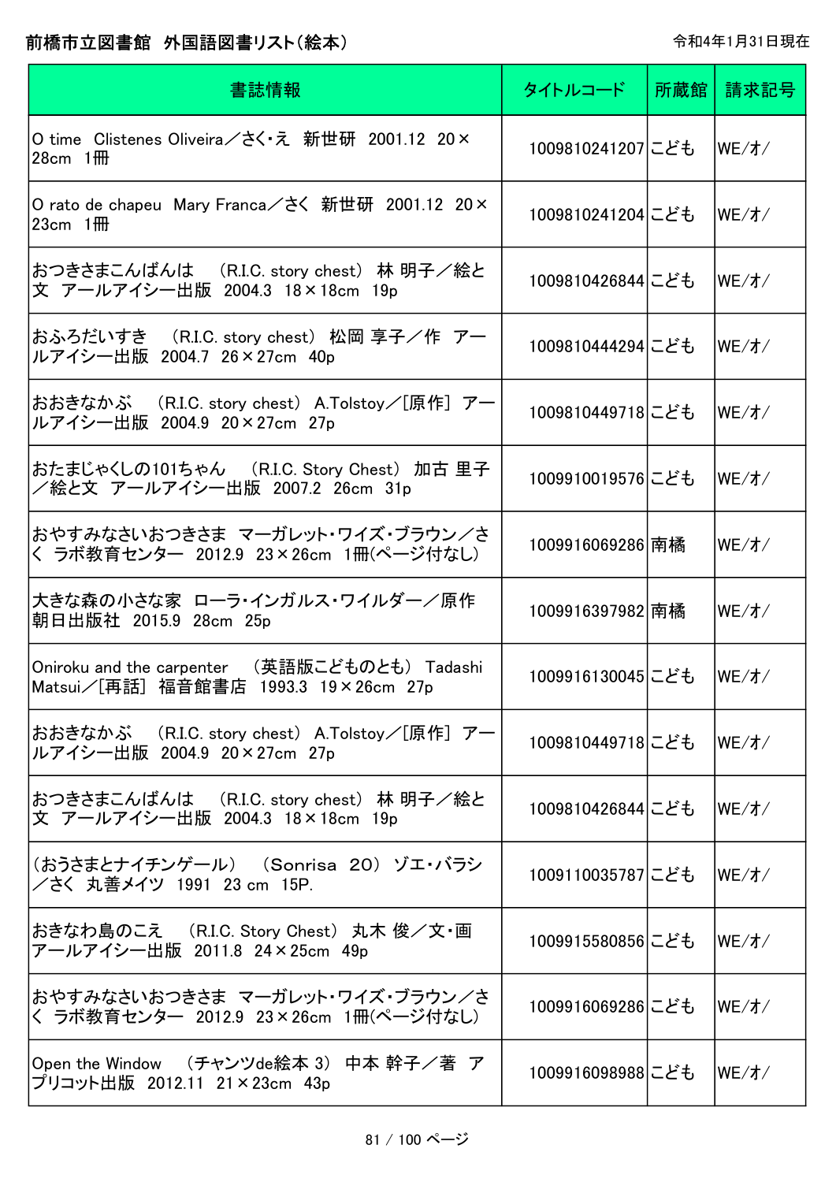# 前橋市立図書館 外国語図書リスト(絵本)

令和4年1月31日現在

| 書誌情報 | タイトルコード | 所蔵館 | 請求記号 |
| --- | --- | --- | --- |
| O time Clistenes Oliveira/さく・え 新世研 2001.12 20×28cm 1冊 | 1009810241207 | こども | WE/オ/ |
| O rato de chapeu Mary Franca/さく 新世研 2001.12 20×23cm 1冊 | 1009810241204 | こども | WE/オ/ |
| おつきさまこんばんは (R.I.C. story chest) 林 明子/絵と文 アールアイシー出版 2004.3 18×18cm 19p | 1009810426844 | こども | WE/オ/ |
| おふろだいすき (R.I.C. story chest) 松岡 享子/作 アールアイシー出版 2004.7 26×27cm 40p | 1009810444294 | こども | WE/オ/ |
| おおきなかぶ (R.I.C. story chest) A.Tolstoy/[原作] アールアイシー出版 2004.9 20×27cm 27p | 1009810449718 | こども | WE/オ/ |
| おたまじゃくしの101ちゃん (R.I.C. Story Chest) 加古 里子/絵と文 アールアイシー出版 2007.2 26cm 31p | 1009910019576 | こども | WE/オ/ |
| おやすみなさいおつきさま マーガレット・ワイズ・ブラウン/さく ラボ教育センター 2012.9 23×26cm 1冊(ページ付なし) | 1009916069286 | 南橘 | WE/オ/ |
| 大きな森の小さな家 ローラ・インガルス・ワイルダー/原作 朝日出版社 2015.9 28cm 25p | 1009916397982 | 南橘 | WE/オ/ |
| Oniroku and the carpenter (英語版こどものとも) Tadashi Matsui/[再話] 福音館書店 1993.3 19×26cm 27p | 1009916130045 | こども | WE/オ/ |
| おおきなかぶ (R.I.C. story chest) A.Tolstoy/[原作] アールアイシー出版 2004.9 20×27cm 27p | 1009810449718 | こども | WE/オ/ |
| おつきさまこんばんは (R.I.C. story chest) 林 明子/絵と文 アールアイシー出版 2004.3 18×18cm 19p | 1009810426844 | こども | WE/オ/ |
| (おうさまとナイチンゲール) (Sonrisa 20) ゾエ・バラシ/さく 丸善メイツ 1991 23 cm 15P. | 1009110035787 | こども | WE/オ/ |
| おきなわ島のこえ (R.I.C. Story Chest) 丸木 俊/文・画 アールアイシー出版 2011.8 24×25cm 49p | 1009915580856 | こども | WE/オ/ |
| おやすみなさいおつきさま マーガレット・ワイズ・ブラウン/さく ラボ教育センター 2012.9 23×26cm 1冊(ページ付なし) | 1009916069286 | こども | WE/オ/ |
| Open the Window (チャンツde絵本 3) 中本 幹子/著 アプリコット出版 2012.11 21×23cm 43p | 1009916098988 | こども | WE/オ/ |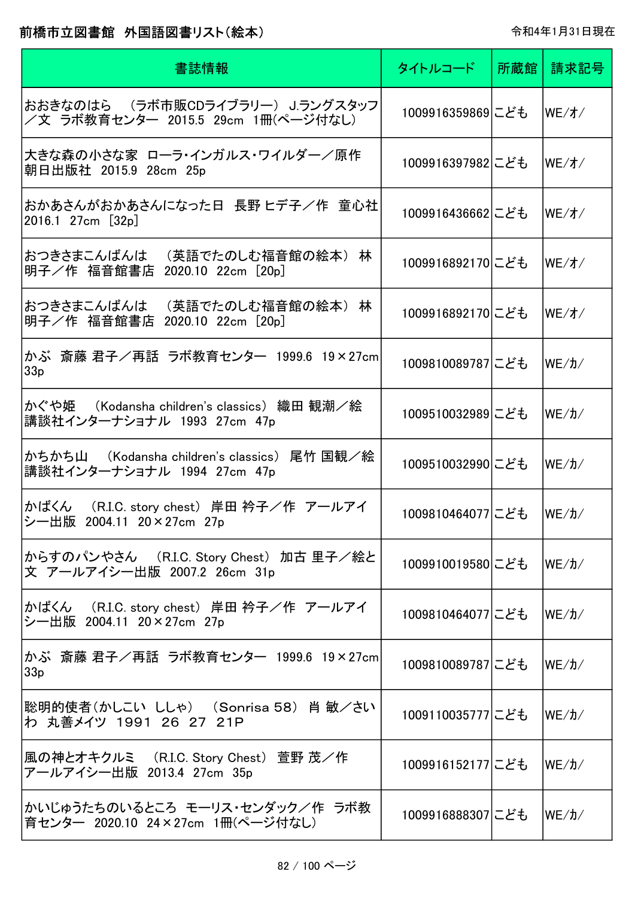# 前橋市立図書館　外国語図書リスト(絵本)

令和4年1月31日現在

| 書誌情報 | タイトルコード | 所蔵館 | 請求記号 |
|---|---|---|---|
| おおきなのはら　(ラボ市販CDライブラリー)　J.ラングスタッフ／文　ラボ教育センター　2015.5　29cm　1冊(ページ付なし) | 1009916359869 | こども | WE/オ/ |
| 大きな森の小さな家　ローラ・インガルス・ワイルダー／原作　朝日出版社　2015.9　28cm　25p | 1009916397982 | こども | WE/オ/ |
| おかあさんがおかあさんになった日　長野 ヒデ子／作　童心社　2016.1　27cm　[32p] | 1009916436662 | こども | WE/オ/ |
| おつきさまこんばんは　(英語でたのしむ福音館の絵本)　林 明子／作　福音館書店　2020.10　22cm　[20p] | 1009916892170 | こども | WE/オ/ |
| おつきさまこんばんは　(英語でたのしむ福音館の絵本)　林 明子／作　福音館書店　2020.10　22cm　[20p] | 1009916892170 | こども | WE/オ/ |
| かぶ　斎藤 君子／再話　ラボ教育センター　1999.6　19×27cm　33p | 1009810089787 | こども | WE/カ/ |
| かぐや姫　(Kodansha children's classics)　織田 観潮／絵　講談社インターナショナル　1993　27cm　47p | 1009510032989 | こども | WE/カ/ |
| かちかち山　(Kodansha children's classics)　尾竹 国観／絵　講談社インターナショナル　1994　27cm　47p | 1009510032990 | こども | WE/カ/ |
| かばくん　(R.I.C. story chest)　岸田 衿子／作　アールアイシー出版　2004.11　20×27cm　27p | 1009810464077 | こども | WE/カ/ |
| からすのパンやさん　(R.I.C. Story Chest)　加古 里子／絵と文　アールアイシー出版　2007.2　26cm　31p | 1009910019580 | こども | WE/カ/ |
| かばくん　(R.I.C. story chest)　岸田 衿子／作　アールアイシー出版　2004.11　20×27cm　27p | 1009810464077 | こども | WE/カ/ |
| かぶ　斎藤 君子／再話　ラボ教育センター　1999.6　19×27cm　33p | 1009810089787 | こども | WE/カ/ |
| 聡明的使者(かしこい　ししゃ)　(Sonrisa 58)　肖 敏／さいわ　丸善メイツ　1991　26　27　21P | 1009110035777 | こども | WE/カ/ |
| 風の神とオキクルミ　(R.I.C. Story Chest)　萱野 茂／作　アールアイシー出版　2013.4　27cm　35p | 1009916152177 | こども | WE/カ/ |
| かいじゅうたちのいるところ　モーリス・センダック／作　ラボ教育センター　2020.10　24×27cm　1冊(ページ付なし) | 1009916888307 | こども | WE/カ/ |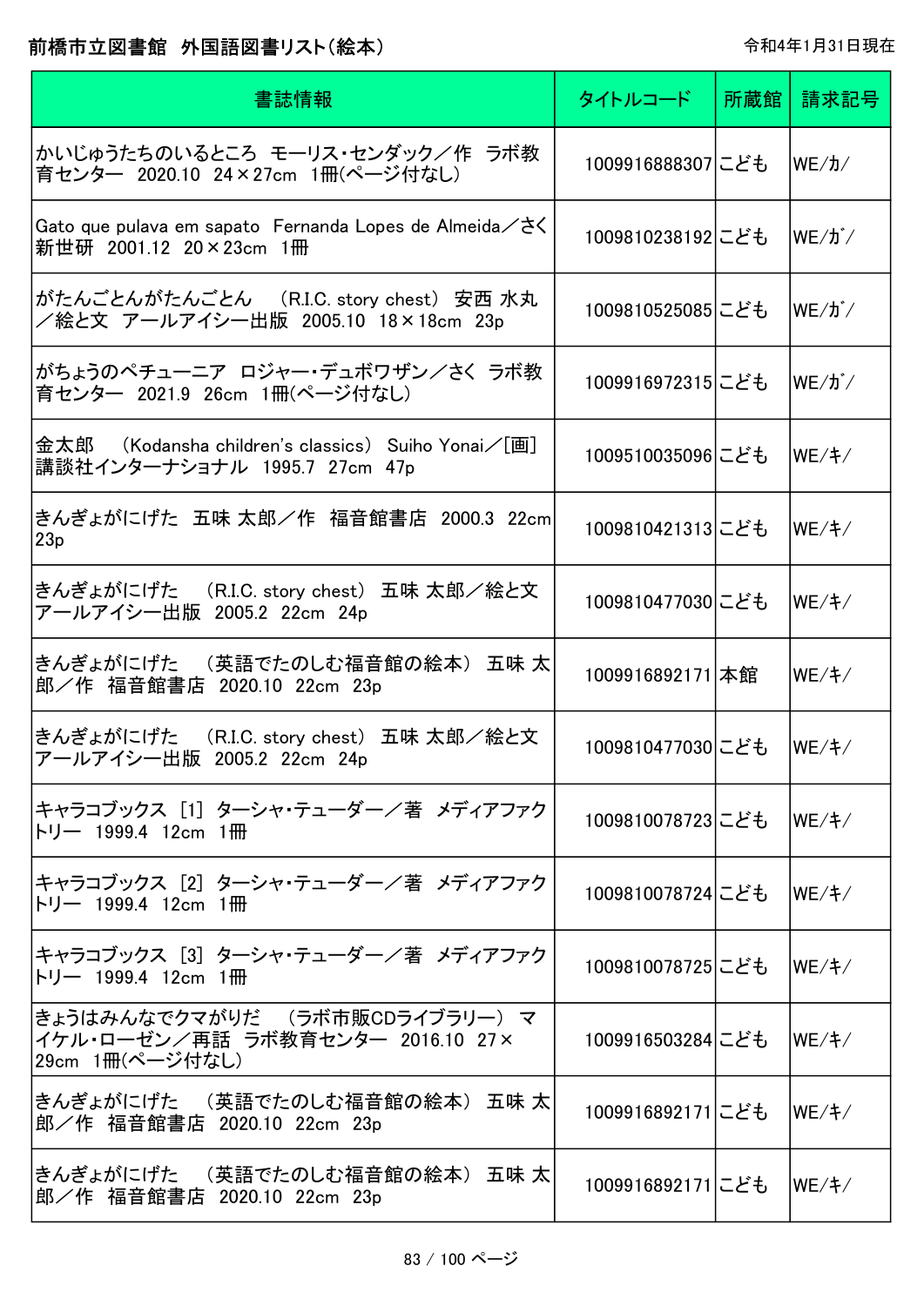# 前橋市立図書館　外国語図書リスト(絵本)

令和4年1月31日現在

| 書誌情報 | タイトルコード | 所蔵館 | 請求記号 |
|---|---|---|---|
| かいじゅうたちのいるところ　モーリス・センダック／作　ラボ教育センター　2020.10　24×27cm　1冊(ページ付なし) | 1009916888307 | こども | WE/ｶ/ |
| Gato que pulava em sapato　Fernanda Lopes de Almeida／さく　新世研　2001.12　20×23cm　1冊 | 1009810238192 | こども | WE/ｶﾞ/ |
| がたんごとんがたんごとん　(R.I.C. story chest)　安西 水丸／絵と文　アールアイシー出版　2005.10　18×18cm　23p | 1009810525085 | こども | WE/ｶﾞ/ |
| がちょうのペチューニア　ロジャー・デュボワザン／さく　ラボ教育センター　2021.9　26cm　1冊(ページ付なし) | 1009916972315 | こども | WE/ｶﾞ/ |
| 金太郎　(Kodansha children's classics)　Suiho Yonai／[画]　講談社インターナショナル　1995.7　27cm　47p | 1009510035096 | こども | WE/ｷ/ |
| きんぎょがにげた　五味 太郎／作　福音館書店　2000.3　22cm　23p | 1009810421313 | こども | WE/ｷ/ |
| きんぎょがにげた　(R.I.C. story chest)　五味 太郎／絵と文　アールアイシー出版　2005.2　22cm　24p | 1009810477030 | こども | WE/ｷ/ |
| きんぎょがにげた　(英語でたのしむ福音館の絵本)　五味 太郎／作　福音館書店　2020.10　22cm　23p | 1009916892171 | 本館 | WE/ｷ/ |
| きんぎょがにげた　(R.I.C. story chest)　五味 太郎／絵と文　アールアイシー出版　2005.2　22cm　24p | 1009810477030 | こども | WE/ｷ/ |
| キャラコブックス　[1]　ターシャ・テューダー／著　メディアファクトリー　1999.4　12cm　1冊 | 1009810078723 | こども | WE/ｷ/ |
| キャラコブックス　[2]　ターシャ・テューダー／著　メディアファクトリー　1999.4　12cm　1冊 | 1009810078724 | こども | WE/ｷ/ |
| キャラコブックス　[3]　ターシャ・テューダー／著　メディアファクトリー　1999.4　12cm　1冊 | 1009810078725 | こども | WE/ｷ/ |
| きょうはみんなでクマがりだ　(ラボ市販CDライブラリー)　マイケル・ローゼン／再話　ラボ教育センター　2016.10　27×29cm　1冊(ページ付なし) | 1009916503284 | こども | WE/ｷ/ |
| きんぎょがにげた　(英語でたのしむ福音館の絵本)　五味 太郎／作　福音館書店　2020.10　22cm　23p | 1009916892171 | こども | WE/ｷ/ |
| きんぎょがにげた　(英語でたのしむ福音館の絵本)　五味 太郎／作　福音館書店　2020.10　22cm　23p | 1009916892171 | こども | WE/ｷ/ |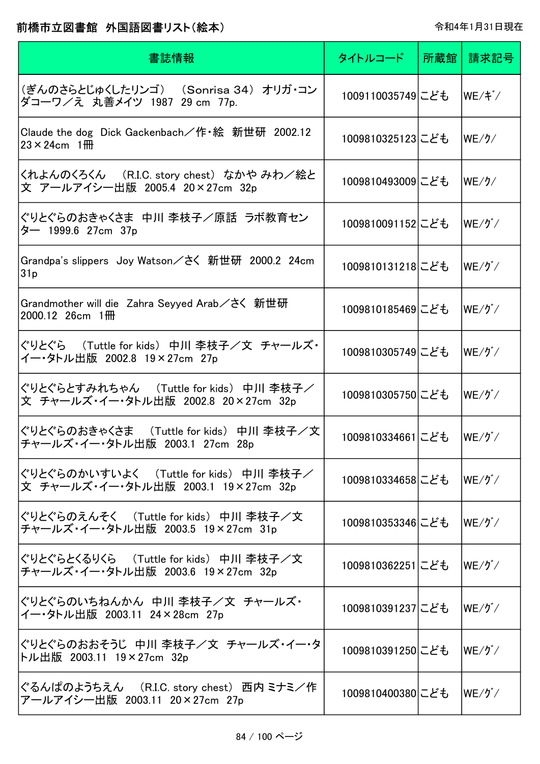前橋市立図書館　外国語図書リスト（絵本）

令和4年1月31日現在

| 書誌情報 | タイトルコード | 所蔵館 | 請求記号 |
|---|---|---|---|
| (ぎんのさらとじゅくしたリンゴ)　(Sonrisa 34)　オリガ・コンダコーワ／え　丸善メイツ　1987　29 cm　77p. | 1009110035749 | こども | WE/ｷﾞ/ |
| Claude the dog　Dick Gackenbach／作・絵　新世研　2002.12　23×24cm　1冊 | 1009810325123 | こども | WE/ｸ/ |
| くれよんのくろくん　(R.I.C. story chest)　なかや みわ／絵と文　アールアイシー出版　2005.4　20×27cm　32p | 1009810493009 | こども | WE/ｸ/ |
| ぐりとぐらのおきゃくさま　中川 李枝子／原話　ラボ教育センター　1999.6　27cm　37p | 1009810091152 | こども | WE/ｸﾞ/ |
| Grandpa's slippers　Joy Watson／さく　新世研　2000.2　24cm　31p | 1009810131218 | こども | WE/ｸﾞ/ |
| Grandmother will die　Zahra Seyyed Arab／さく　新世研　2000.12　26cm　1冊 | 1009810185469 | こども | WE/ｸﾞ/ |
| ぐりとぐら　(Tuttle for kids)　中川 李枝子／文　チャールズ・イー・タトル出版　2002.8　19×27cm　27p | 1009810305749 | こども | WE/ｸﾞ/ |
| ぐりとぐらとすみれちゃん　(Tuttle for kids)　中川 李枝子／文　チャールズ・イー・タトル出版　2002.8　20×27cm　32p | 1009810305750 | こども | WE/ｸﾞ/ |
| ぐりとぐらのおきゃくさま　(Tuttle for kids)　中川 李枝子／文　チャールズ・イー・タトル出版　2003.1　27cm　28p | 1009810334661 | こども | WE/ｸﾞ/ |
| ぐりとぐらのかいすいよく　(Tuttle for kids)　中川 李枝子／文　チャールズ・イー・タトル出版　2003.1　19×27cm　32p | 1009810334658 | こども | WE/ｸﾞ/ |
| ぐりとぐらのえんそく　(Tuttle for kids)　中川 李枝子／文　チャールズ・イー・タトル出版　2003.5　19×27cm　31p | 1009810353346 | こども | WE/ｸﾞ/ |
| ぐりとぐらとくるりくら　(Tuttle for kids)　中川 李枝子／文　チャールズ・イー・タトル出版　2003.6　19×27cm　32p | 1009810362251 | こども | WE/ｸﾞ/ |
| ぐりとぐらのいちねんかん　中川 李枝子／文　チャールズ・イー・タトル出版　2003.11　24×28cm　27p | 1009810391237 | こども | WE/ｸﾞ/ |
| ぐりとぐらのおおそうじ　中川 李枝子／文　チャールズ・イー・タトル出版　2003.11　19×27cm　32p | 1009810391250 | こども | WE/ｸﾞ/ |
| ぐるんぱのようちえん　(R.I.C. story chest)　西内 ミナミ／作　アールアイシー出版　2003.11　20×27cm　27p | 1009810400380 | こども | WE/ｸﾞ/ |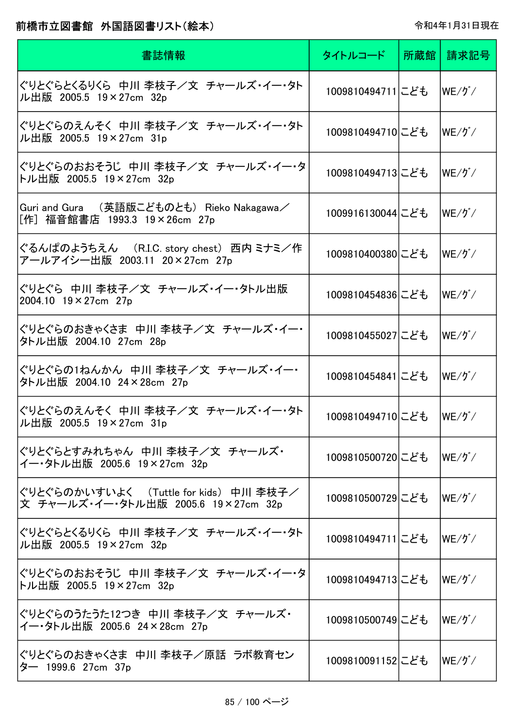# 前橋市立図書館　外国語図書リスト（絵本）

令和4年1月31日現在

| 書誌情報 | タイトルコード | 所蔵館 | 請求記号 |
| --- | --- | --- | --- |
| ぐりとぐらとくるりくら　中川 李枝子／文　チャールズ・イー・タトル出版　2005.5　19×27cm　32p | 1009810494711 | こども | WE/ｸﾞ/ |
| ぐりとぐらのえんそく　中川 李枝子／文　チャールズ・イー・タトル出版　2005.5　19×27cm　31p | 1009810494710 | こども | WE/ｸﾞ/ |
| ぐりとぐらのおおそうじ　中川 李枝子／文　チャールズ・イー・タトル出版　2005.5　19×27cm　32p | 1009810494713 | こども | WE/ｸﾞ/ |
| Guri and Gura　（英語版こどものとも）　Rieko Nakagawa／[作]　福音館書店　1993.3　19×26cm　27p | 1009916130044 | こども | WE/ｸﾞ/ |
| ぐるんぱのようちえん　（R.I.C. story chest）　西内 ミナミ／作　アールアイシー出版　2003.11　20×27cm　27p | 1009810400380 | こども | WE/ｸﾞ/ |
| ぐりとぐら　中川 李枝子／文　チャールズ・イー・タトル出版　2004.10　19×27cm　27p | 1009810454836 | こども | WE/ｸﾞ/ |
| ぐりとぐらのおきゃくさま　中川 李枝子／文　チャールズ・イー・タトル出版　2004.10　27cm　28p | 1009810455027 | こども | WE/ｸﾞ/ |
| ぐりとぐらの1ねんかん　中川 李枝子／文　チャールズ・イー・タトル出版　2004.10　24×28cm　27p | 1009810454841 | こども | WE/ｸﾞ/ |
| ぐりとぐらのえんそく　中川 李枝子／文　チャールズ・イー・タトル出版　2005.5　19×27cm　31p | 1009810494710 | こども | WE/ｸﾞ/ |
| ぐりとぐらとすみれちゃん　中川 李枝子／文　チャールズ・イー・タトル出版　2005.6　19×27cm　32p | 1009810500720 | こども | WE/ｸﾞ/ |
| ぐりとぐらのかいすいよく　（Tuttle for kids）　中川 李枝子／文　チャールズ・イー・タトル出版　2005.6　19×27cm　32p | 1009810500729 | こども | WE/ｸﾞ/ |
| ぐりとぐらとくるりくら　中川 李枝子／文　チャールズ・イー・タトル出版　2005.5　19×27cm　32p | 1009810494711 | こども | WE/ｸﾞ/ |
| ぐりとぐらのおおそうじ　中川 李枝子／文　チャールズ・イー・タトル出版　2005.5　19×27cm　32p | 1009810494713 | こども | WE/ｸﾞ/ |
| ぐりとぐらのうたうた12つき　中川 李枝子／文　チャールズ・イー・タトル出版　2005.6　24×28cm　27p | 1009810500749 | こども | WE/ｸﾞ/ |
| ぐりとぐらのおきゃくさま　中川 李枝子／原話　ラボ教育センター　1999.6　27cm　37p | 1009810091152 | こども | WE/ｸﾞ/ |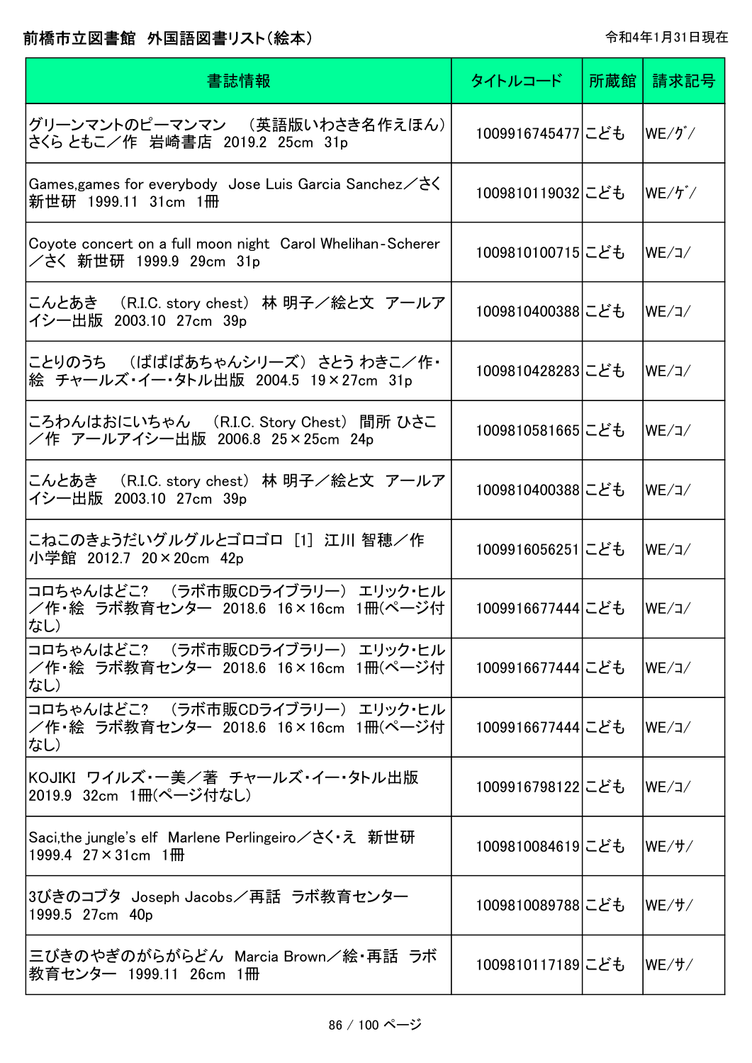# 前橋市立図書館 外国語図書リスト（絵本）

令和4年1月31日現在

| 書誌情報 | タイトルコード | 所蔵館 | 請求記号 |
| --- | --- | --- | --- |
| グリーンマントのピーマンマン　（英語版いわさき名作えほん）　さくら ともこ／作　岩崎書店　2019.2　25cm　31p | 1009916745477 | こども | WE/ｸﾞ/ |
| Games,games for everybody　Jose Luis Garcia Sanchez／さく　新世研　1999.11　31cm　1冊 | 1009810119032 | こども | WE/ｹﾞ/ |
| Coyote concert on a full moon night　Carol Whelihan-Scherer／さく　新世研　1999.9　29cm　31p | 1009810100715 | こども | WE/ｺ/ |
| こんとあき　（R.I.C. story chest）　林 明子／絵と文　アールアイシー出版　2003.10　27cm　39p | 1009810400388 | こども | WE/ｺ/ |
| ことりのうち　（ばばばあちゃんシリーズ）　さとう わきこ／作・絵　チャールズ・イー・タトル出版　2004.5　19×27cm　31p | 1009810428283 | こども | WE/ｺ/ |
| ころわんはおにいちゃん　（R.I.C. Story Chest）　間所 ひさこ／作　アールアイシー出版　2006.8　25×25cm　24p | 1009810581665 | こども | WE/ｺ/ |
| こんとあき　（R.I.C. story chest）　林 明子／絵と文　アールアイシー出版　2003.10　27cm　39p | 1009810400388 | こども | WE/ｺ/ |
| こねこのきょうだいグルグルとゴロゴロ　[1]　江川 智穂／作　小学館　2012.7　20×20cm　42p | 1009916056251 | こども | WE/ｺ/ |
| コロちゃんはどこ?　（ラボ市販CDライブラリー）　エリック・ヒル／作・絵　ラボ教育センター　2018.6　16×16cm　1冊(ページ付なし) | 1009916677444 | こども | WE/ｺ/ |
| コロちゃんはどこ?　（ラボ市販CDライブラリー）　エリック・ヒル／作・絵　ラボ教育センター　2018.6　16×16cm　1冊(ページ付なし) | 1009916677444 | こども | WE/ｺ/ |
| コロちゃんはどこ?　（ラボ市販CDライブラリー）　エリック・ヒル／作・絵　ラボ教育センター　2018.6　16×16cm　1冊(ページ付なし) | 1009916677444 | こども | WE/ｺ/ |
| KOJIKI　ワイルズ・一美／著　チャールズ・イー・タトル出版　2019.9　32cm　1冊(ページ付なし) | 1009916798122 | こども | WE/ｺ/ |
| Saci,the jungle's elf　Marlene Perlingeiro／さく・え　新世研　1999.4　27×31cm　1冊 | 1009810084619 | こども | WE/ｻ/ |
| 3びきのコブタ　Joseph Jacobs／再話　ラボ教育センター　1999.5　27cm　40p | 1009810089788 | こども | WE/ｻ/ |
| 三びきのやぎのがらがらどん　Marcia Brown／絵・再話　ラボ教育センター　1999.11　26cm　1冊 | 1009810117189 | こども | WE/ｻ/ |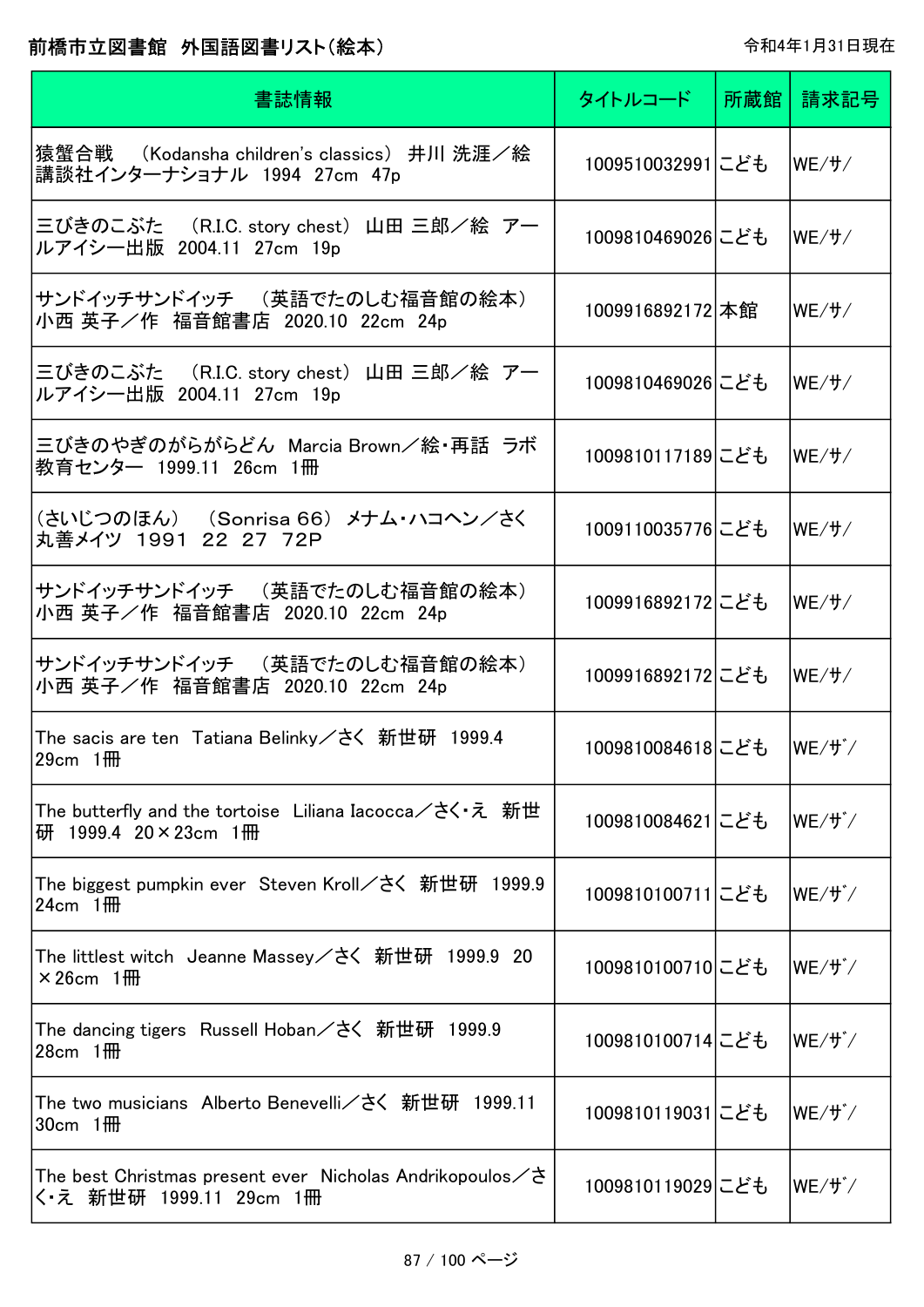前橋市立図書館　外国語図書リスト（絵本）

令和4年1月31日現在

| 書誌情報 | タイトルコード | 所蔵館 | 請求記号 |
|---|---|---|---|
| 猿蟹合戦　（Kodansha children's classics）　井川 洸涯／絵　講談社インターナショナル　1994　27cm　47p | 1009510032991 | こども | WE/サ/ |
| 三びきのこぶた　（R.I.C. story chest）　山田 三郎／絵　アールアイシー出版　2004.11　27cm　19p | 1009810469026 | こども | WE/サ/ |
| サンドイッチサンドイッチ　（英語でたのしむ福音館の絵本）　小西 英子／作　福音館書店　2020.10　22cm　24p | 1009916892172 | 本館 | WE/サ/ |
| 三びきのこぶた　（R.I.C. story chest）　山田 三郎／絵　アールアイシー出版　2004.11　27cm　19p | 1009810469026 | こども | WE/サ/ |
| 三びきのやぎのがらがらどん　Marcia Brown／絵・再話　ラボ教育センター　1999.11　26cm　1冊 | 1009810117189 | こども | WE/サ/ |
| （さいじつのほん）　（Sonrisa 66）　メナム・ハコヘン／さく　丸善メイツ　1991　22　27　72P | 1009110035776 | こども | WE/サ/ |
| サンドイッチサンドイッチ　（英語でたのしむ福音館の絵本）　小西 英子／作　福音館書店　2020.10　22cm　24p | 1009916892172 | こども | WE/サ/ |
| サンドイッチサンドイッチ　（英語でたのしむ福音館の絵本）　小西 英子／作　福音館書店　2020.10　22cm　24p | 1009916892172 | こども | WE/サ/ |
| The sacis are ten　Tatiana Belinky／さく　新世研　1999.4　29cm　1冊 | 1009810084618 | こども | WE/ｻﾞ/ |
| The butterfly and the tortoise　Liliana Iacocca／さく・え　新世研　1999.4　20×23cm　1冊 | 1009810084621 | こども | WE/ｻﾞ/ |
| The biggest pumpkin ever　Steven Kroll／さく　新世研　1999.9　24cm　1冊 | 1009810100711 | こども | WE/ｻﾞ/ |
| The littlest witch　Jeanne Massey／さく　新世研　1999.9　20×26cm　1冊 | 1009810100710 | こども | WE/ｻﾞ/ |
| The dancing tigers　Russell Hoban／さく　新世研　1999.9　28cm　1冊 | 1009810100714 | こども | WE/ｻﾞ/ |
| The two musicians　Alberto Benevelli／さく　新世研　1999.11　30cm　1冊 | 1009810119031 | こども | WE/ｻﾞ/ |
| The best Christmas present ever　Nicholas Andrikopoulos／さく・え　新世研　1999.11　29cm　1冊 | 1009810119029 | こども | WE/ｻﾞ/ |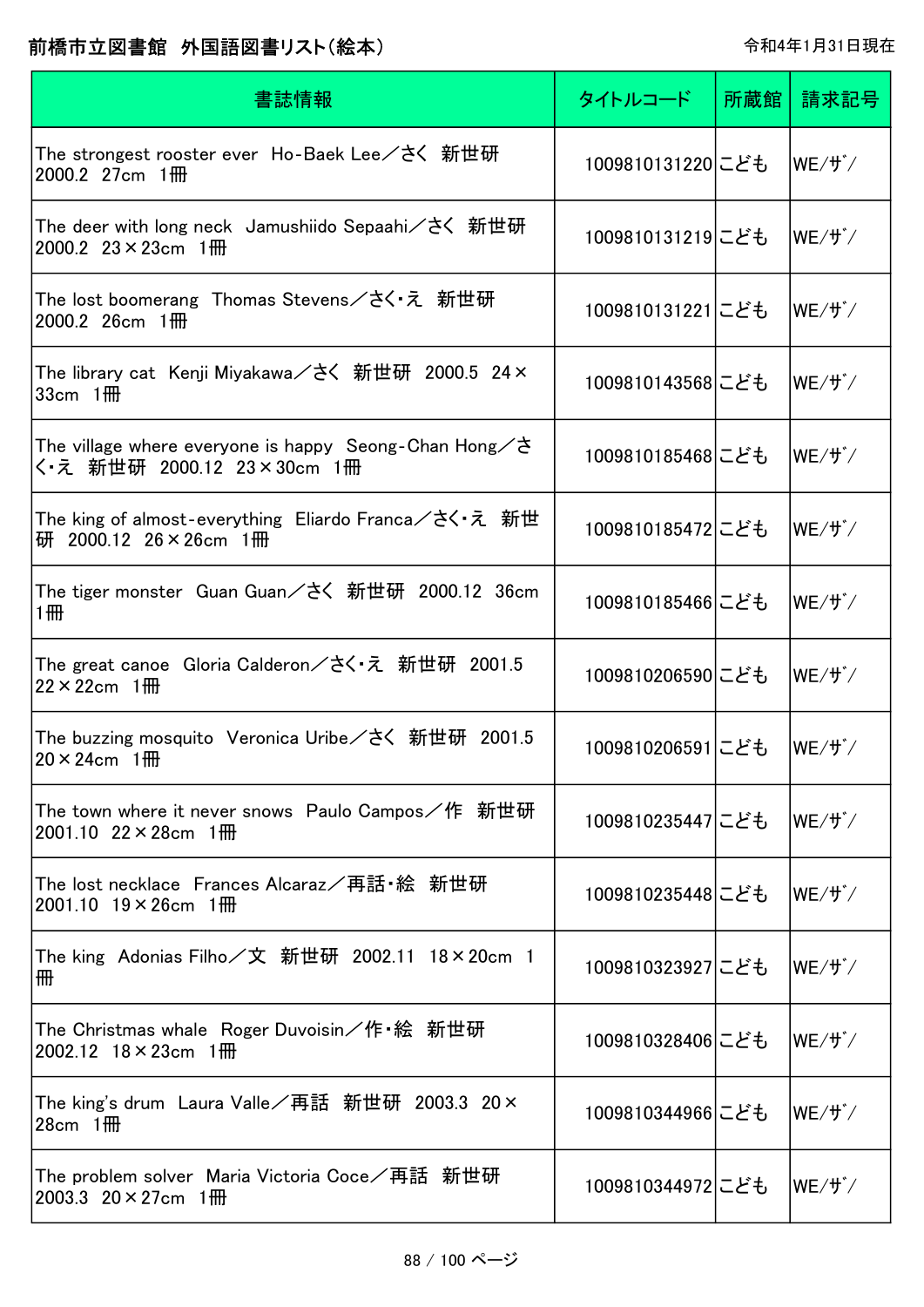# 前橋市立図書館　外国語図書リスト（絵本）

令和4年1月31日現在

| 書誌情報 | タイトルコード | 所蔵館 | 請求記号 |
|---|---|---|---|
| The strongest rooster ever　Ho-Baek Lee／さく　新世研　2000.2　27cm　1冊 | 1009810131220 | こども | WE/ザ/ |
| The deer with long neck　Jamushiido Sepaahi／さく　新世研　2000.2　23×23cm　1冊 | 1009810131219 | こども | WE/ザ/ |
| The lost boomerang　Thomas Stevens／さく・え　新世研　2000.2　26cm　1冊 | 1009810131221 | こども | WE/ザ/ |
| The library cat　Kenji Miyakawa／さく　新世研　2000.5　24×33cm　1冊 | 1009810143568 | こども | WE/ザ/ |
| The village where everyone is happy　Seong-Chan Hong／さく・え　新世研　2000.12　23×30cm　1冊 | 1009810185468 | こども | WE/ザ/ |
| The king of almost-everything　Eliardo Franca／さく・え　新世研　2000.12　26×26cm　1冊 | 1009810185472 | こども | WE/ザ/ |
| The tiger monster　Guan Guan／さく　新世研　2000.12　36cm　1冊 | 1009810185466 | こども | WE/ザ/ |
| The great canoe　Gloria Calderon／さく・え　新世研　2001.5　22×22cm　1冊 | 1009810206590 | こども | WE/ザ/ |
| The buzzing mosquito　Veronica Uribe／さく　新世研　2001.5　20×24cm　1冊 | 1009810206591 | こども | WE/ザ/ |
| The town where it never snows　Paulo Campos／作　新世研　2001.10　22×28cm　1冊 | 1009810235447 | こども | WE/ザ/ |
| The lost necklace　Frances Alcaraz／再話・絵　新世研　2001.10　19×26cm　1冊 | 1009810235448 | こども | WE/ザ/ |
| The king　Adonias Filho／文　新世研　2002.11　18×20cm　1冊 | 1009810323927 | こども | WE/ザ/ |
| The Christmas whale　Roger Duvoisin／作・絵　新世研　2002.12　18×23cm　1冊 | 1009810328406 | こども | WE/ザ/ |
| The king's drum　Laura Valle／再話　新世研　2003.3　20×28cm　1冊 | 1009810344966 | こども | WE/ザ/ |
| The problem solver　Maria Victoria Coce／再話　新世研　2003.3　20×27cm　1冊 | 1009810344972 | こども | WE/ザ/ |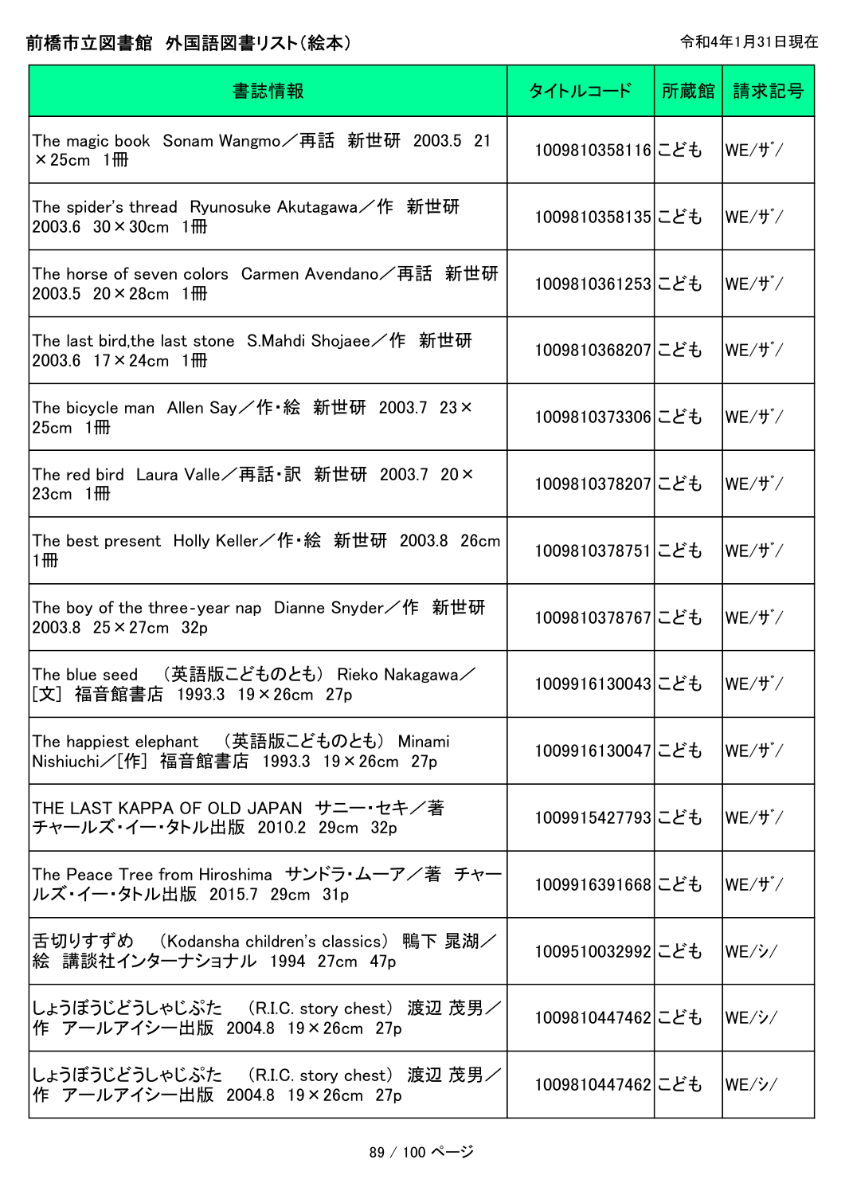# 前橋市立図書館　外国語図書リスト（絵本）

令和4年1月31日現在

| 書誌情報 | タイトルコード | 所蔵館 | 請求記号 |
| --- | --- | --- | --- |
| The magic book　Sonam Wangmo／再話　新世研　2003.5　21×25cm　1冊 | 1009810358116 | こども | WE/ザ/ |
| The spider's thread　Ryunosuke Akutagawa／作　新世研　2003.6　30×30cm　1冊 | 1009810358135 | こども | WE/ザ/ |
| The horse of seven colors　Carmen Avendano／再話　新世研　2003.5　20×28cm　1冊 | 1009810361253 | こども | WE/ザ/ |
| The last bird,the last stone　S.Mahdi Shojaee／作　新世研　2003.6　17×24cm　1冊 | 1009810368207 | こども | WE/ザ/ |
| The bicycle man　Allen Say／作・絵　新世研　2003.7　23×25cm　1冊 | 1009810373306 | こども | WE/ザ/ |
| The red bird　Laura Valle／再話・訳　新世研　2003.7　20×23cm　1冊 | 1009810378207 | こども | WE/ザ/ |
| The best present　Holly Keller／作・絵　新世研　2003.8　26cm　1冊 | 1009810378751 | こども | WE/ザ/ |
| The boy of the three-year nap　Dianne Snyder／作　新世研　2003.8　25×27cm　32p | 1009810378767 | こども | WE/ザ/ |
| The blue seed　（英語版こどものとも）　Rieko Nakagawa／[文]　福音館書店　1993.3　19×26cm　27p | 1009916130043 | こども | WE/ザ/ |
| The happiest elephant　（英語版こどものとも）　Minami Nishiuchi／[作]　福音館書店　1993.3　19×26cm　27p | 1009916130047 | こども | WE/ザ/ |
| THE LAST KAPPA OF OLD JAPAN　サニー・セキ／著　チャールズ・イー・タトル出版　2010.2　29cm　32p | 1009915427793 | こども | WE/ザ/ |
| The Peace Tree from Hiroshima　サンドラ・ムーア／著　チャールズ・イー・タトル出版　2015.7　29cm　31p | 1009916391668 | こども | WE/ザ/ |
| 舌切りすずめ　（Kodansha children's classics）　鴨下 晁湖／絵　講談社インターナショナル　1994　27cm　47p | 1009510032992 | こども | WE/シ/ |
| しょうぼうじどうしゃじぷた　（R.I.C. story chest）　渡辺 茂男／作　アールアイシー出版　2004.8　19×26cm　27p | 1009810447462 | こども | WE/シ/ |
| しょうぼうじどうしゃじぷた　（R.I.C. story chest）　渡辺 茂男／作　アールアイシー出版　2004.8　19×26cm　27p | 1009810447462 | こども | WE/シ/ |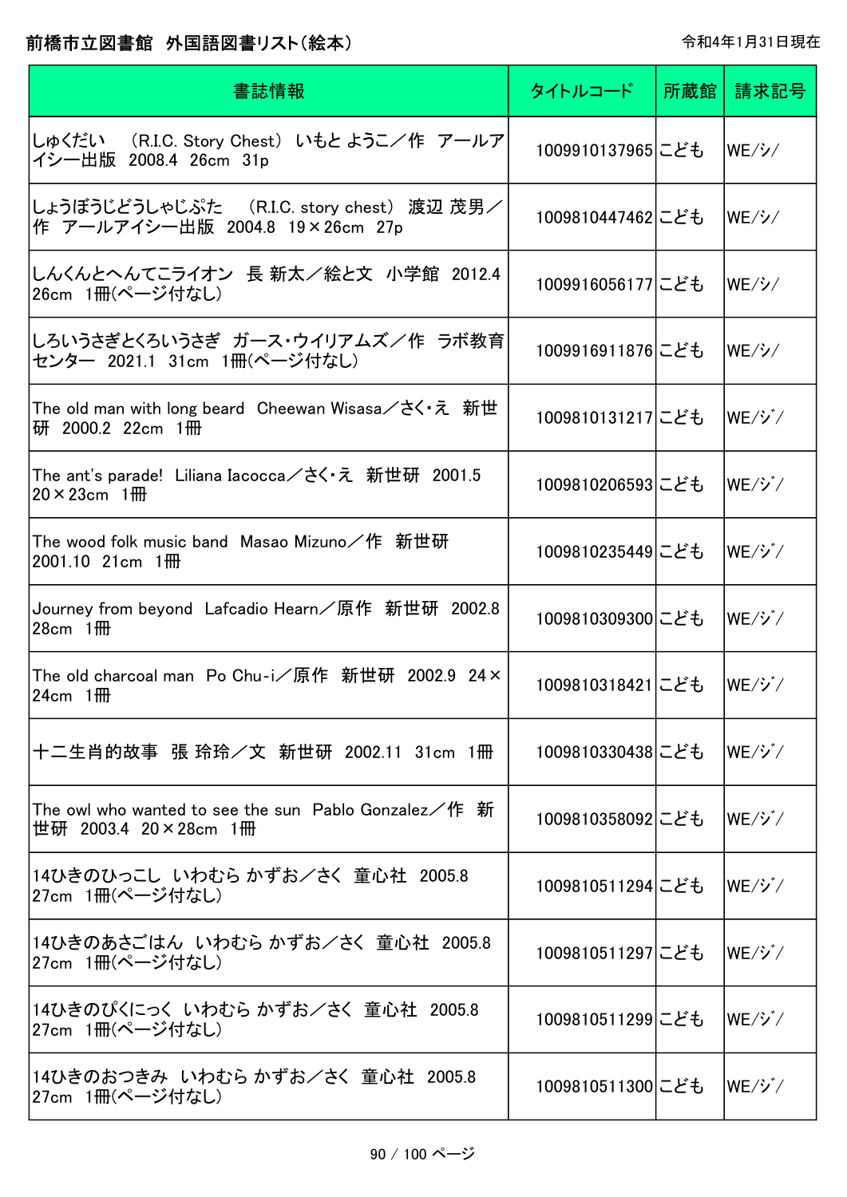前橋市立図書館　外国語図書リスト（絵本）

令和4年1月31日現在

| 書誌情報 | タイトルコード | 所蔵館 | 請求記号 |
| --- | --- | --- | --- |
| しゅくだい　（R.I.C. Story Chest）　いもと ようこ／作　アールアイシー出版　2008.4　26cm　31p | 1009910137965 | こども | WE/シ/ |
| しょうぼうじどうしゃじぷた　（R.I.C. story chest）　渡辺 茂男／作　アールアイシー出版　2004.8　19×26cm　27p | 1009810447462 | こども | WE/シ/ |
| しんくんとへんてこライオン　長 新太／絵と文　小学館　2012.4　26cm　1冊(ページ付なし) | 1009916056177 | こども | WE/シ/ |
| しろいうさぎとくろいうさぎ　ガース・ウイリアムズ／作　ラボ教育センター　2021.1　31cm　1冊(ページ付なし) | 1009916911876 | こども | WE/シ/ |
| The old man with long beard　Cheewan Wisasa／さく・え　新世研　2000.2　22cm　1冊 | 1009810131217 | こども | WE/ジ/ |
| The ant's parade!　Liliana Iacocca／さく・え　新世研　2001.5　20×23cm　1冊 | 1009810206593 | こども | WE/ジ/ |
| The wood folk music band　Masao Mizuno／作　新世研　2001.10　21cm　1冊 | 1009810235449 | こども | WE/ジ/ |
| Journey from beyond　Lafcadio Hearn／原作　新世研　2002.8　28cm　1冊 | 1009810309300 | こども | WE/ジ/ |
| The old charcoal man　Po Chu-i／原作　新世研　2002.9　24×24cm　1冊 | 1009810318421 | こども | WE/ジ/ |
| 十二生肖的故事　張 玲玲／文　新世研　2002.11　31cm　1冊 | 1009810330438 | こども | WE/ジ/ |
| The owl who wanted to see the sun　Pablo Gonzalez／作　新世研　2003.4　20×28cm　1冊 | 1009810358092 | こども | WE/ジ/ |
| 14ひきのひっこし　いわむら かずお／さく　童心社　2005.8　27cm　1冊(ページ付なし) | 1009810511294 | こども | WE/ジ/ |
| 14ひきのあさごはん　いわむら かずお／さく　童心社　2005.8　27cm　1冊(ページ付なし) | 1009810511297 | こども | WE/ジ/ |
| 14ひきのぴくにっく　いわむら かずお／さく　童心社　2005.8　27cm　1冊(ページ付なし) | 1009810511299 | こども | WE/ジ/ |
| 14ひきのおつきみ　いわむら かずお／さく　童心社　2005.8　27cm　1冊(ページ付なし) | 1009810511300 | こども | WE/ジ/ |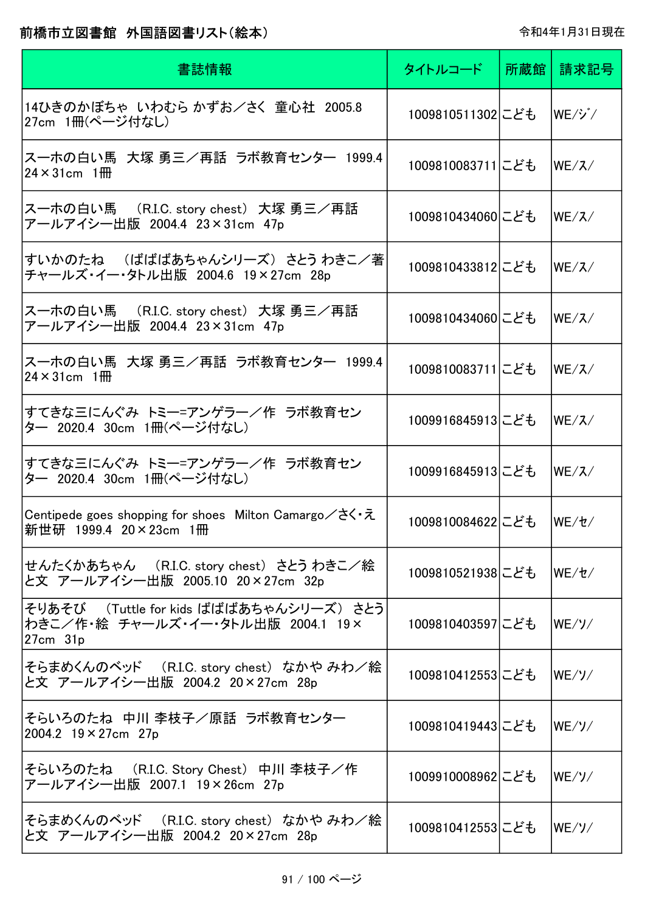前橋市立図書館　外国語図書リスト（絵本）

令和4年1月31日現在

| 書誌情報 | タイトルコード | 所蔵館 | 請求記号 |
|---|---|---|---|
| 14ひきのかぼちゃ　いわむら かずお／さく　童心社　2005.8　27cm　1冊(ページ付なし) | 1009810511302 | こども | WE/ｼﾞ/ |
| スーホの白い馬　大塚 勇三／再話　ラボ教育センター　1999.4　24×31cm　1冊 | 1009810083711 | こども | WE/ｽ/ |
| スーホの白い馬　（R.I.C. story chest）　大塚 勇三／再話　アールアイシー出版　2004.4　23×31cm　47p | 1009810434060 | こども | WE/ｽ/ |
| すいかのたね　（ばばばあちゃんシリーズ）　さとう わきこ／著　チャールズ・イー・タトル出版　2004.6　19×27cm　28p | 1009810433812 | こども | WE/ｽ/ |
| スーホの白い馬　（R.I.C. story chest）　大塚 勇三／再話　アールアイシー出版　2004.4　23×31cm　47p | 1009810434060 | こども | WE/ｽ/ |
| スーホの白い馬　大塚 勇三／再話　ラボ教育センター　1999.4　24×31cm　1冊 | 1009810083711 | こども | WE/ｽ/ |
| すてきな三にんぐみ　トミー=アンゲラー／作　ラボ教育センター　2020.4　30cm　1冊(ページ付なし) | 1009916845913 | こども | WE/ｽ/ |
| すてきな三にんぐみ　トミー=アンゲラー／作　ラボ教育センター　2020.4　30cm　1冊(ページ付なし) | 1009916845913 | こども | WE/ｽ/ |
| Centipede goes shopping for shoes　Milton Camargo／さく・え　新世研　1999.4　20×23cm　1冊 | 1009810084622 | こども | WE/ｾ/ |
| せんたくかあちゃん　（R.I.C. story chest）　さとう わきこ／絵と文　アールアイシー出版　2005.10　20×27cm　32p | 1009810521938 | こども | WE/ｾ/ |
| そりあそび　（Tuttle for kids ばばばあちゃんシリーズ）　さとう わきこ／作・絵　チャールズ・イー・タトル出版　2004.1　19×27cm　31p | 1009810403597 | こども | WE/ｿ/ |
| そらまめくんのベッド　（R.I.C. story chest）　なかや みわ／絵と文　アールアイシー出版　2004.2　20×27cm　28p | 1009810412553 | こども | WE/ｿ/ |
| そらいろのたね　中川 李枝子／原話　ラボ教育センター　2004.2　19×27cm　27p | 1009810419443 | こども | WE/ｿ/ |
| そらいろのたね　（R.I.C. Story Chest）　中川 李枝子／作　アールアイシー出版　2007.1　19×26cm　27p | 1009910008962 | こども | WE/ｿ/ |
| そらまめくんのベッド　（R.I.C. story chest）　なかや みわ／絵と文　アールアイシー出版　2004.2　20×27cm　28p | 1009810412553 | こども | WE/ｿ/ |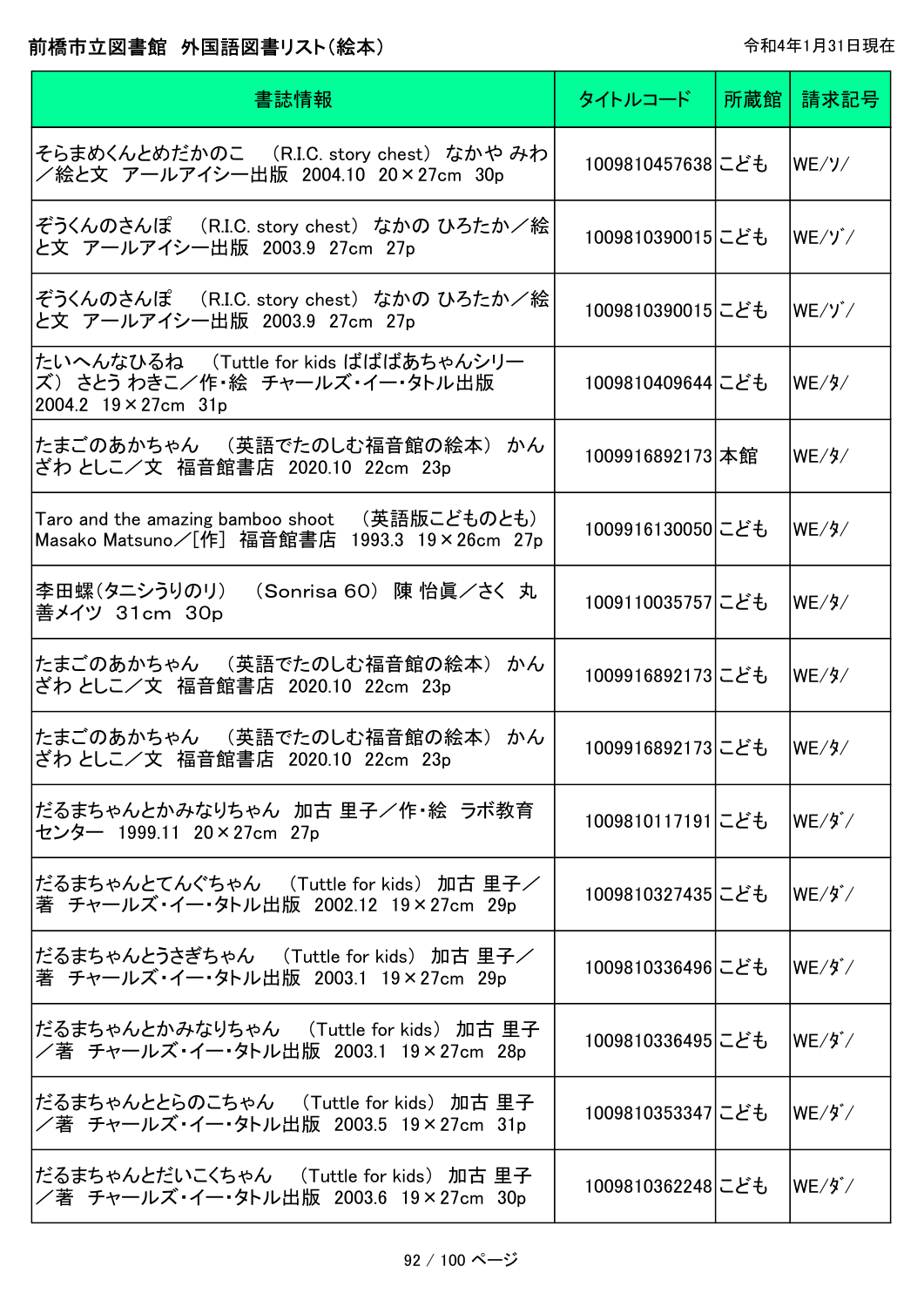前橋市立図書館　外国語図書リスト（絵本）

令和4年1月31日現在

| 書誌情報 | タイトルコード | 所蔵館 | 請求記号 |
| --- | --- | --- | --- |
| そらまめくんとめだかのこ　（R.I.C. story chest） なかや みわ／絵と文　アールアイシー出版　2004.10　20×27cm　30p | 1009810457638 | こども | WE/ソ/ |
| ぞうくんのさんぽ　（R.I.C. story chest） なかの ひろたか／絵と文　アールアイシー出版　2003.9　27cm　27p | 1009810390015 | こども | WE/ゾ/ |
| ぞうくんのさんぽ　（R.I.C. story chest） なかの ひろたか／絵と文　アールアイシー出版　2003.9　27cm　27p | 1009810390015 | こども | WE/ゾ/ |
| たいへんなひるね　（Tuttle for kids ばばばあちゃんシリーズ） さとう わきこ／作・絵　チャールズ・イー・タトル出版　2004.2　19×27cm　31p | 1009810409644 | こども | WE/タ/ |
| たまごのあかちゃん　（英語でたのしむ福音館の絵本） かんざわ としこ／文　福音館書店　2020.10　22cm　23p | 1009916892173 | 本館 | WE/タ/ |
| Taro and the amazing bamboo shoot　（英語版こどものとも） Masako Matsuno／[作]　福音館書店　1993.3　19×26cm　27p | 1009916130050 | こども | WE/タ/ |
| 李田螺(タニシうりのリ)　（Sonrisa 60） 陳 怡眞／さく　丸善メイツ　31cm　30p | 1009110035757 | こども | WE/タ/ |
| たまごのあかちゃん　（英語でたのしむ福音館の絵本） かんざわ としこ／文　福音館書店　2020.10　22cm　23p | 1009916892173 | こども | WE/タ/ |
| たまごのあかちゃん　（英語でたのしむ福音館の絵本） かんざわ としこ／文　福音館書店　2020.10　22cm　23p | 1009916892173 | こども | WE/タ/ |
| だるまちゃんとかみなりちゃん　加古 里子／作・絵　ラボ教育センター　1999.11　20×27cm　27p | 1009810117191 | こども | WE/ダ/ |
| だるまちゃんとてんぐちゃん　（Tuttle for kids） 加古 里子／著　チャールズ・イー・タトル出版　2002.12　19×27cm　29p | 1009810327435 | こども | WE/ダ/ |
| だるまちゃんとうさぎちゃん　（Tuttle for kids） 加古 里子／著　チャールズ・イー・タトル出版　2003.1　19×27cm　29p | 1009810336496 | こども | WE/ダ/ |
| だるまちゃんとかみなりちゃん　（Tuttle for kids） 加古 里子／著　チャールズ・イー・タトル出版　2003.1　19×27cm　28p | 1009810336495 | こども | WE/ダ/ |
| だるまちゃんととらのこちゃん　（Tuttle for kids） 加古 里子／著　チャールズ・イー・タトル出版　2003.5　19×27cm　31p | 1009810353347 | こども | WE/ダ/ |
| だるまちゃんとだいこくちゃん　（Tuttle for kids） 加古 里子／著　チャールズ・イー・タトル出版　2003.6　19×27cm　30p | 1009810362248 | こども | WE/ダ/ |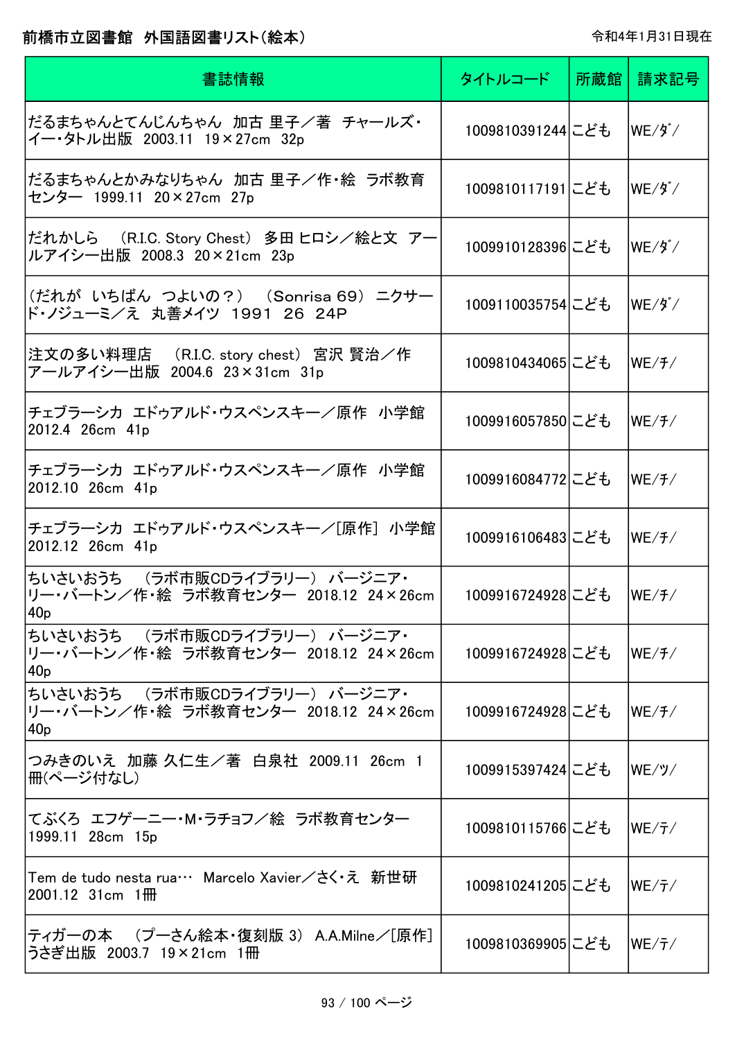# 前橋市立図書館　外国語図書リスト(絵本)

令和4年1月31日現在

| 書誌情報 | タイトルコード | 所蔵館 | 請求記号 |
|---|---|---|---|
| だるまちゃんとてんじんちゃん　加古 里子／著　チャールズ・イー・タトル出版　2003.11　19×27cm　32p | 1009810391244 | こども | WE/ﾀﾞ/ |
| だるまちゃんとかみなりちゃん　加古 里子／作・絵　ラボ教育センター　1999.11　20×27cm　27p | 1009810117191 | こども | WE/ﾀﾞ/ |
| だれかしら　（R.I.C. Story Chest）　多田 ヒロシ／絵と文　アールアイシー出版　2008.3　20×21cm　23p | 1009910128396 | こども | WE/ﾀﾞ/ |
| （だれが　いちばん　つよいの？）　（Sonrisa 69）　ニクサード・ノジューミ／え　丸善メイツ　1991　26　24P | 1009110035754 | こども | WE/ﾀﾞ/ |
| 注文の多い料理店　（R.I.C. story chest）　宮沢 賢治／作　アールアイシー出版　2004.6　23×31cm　31p | 1009810434065 | こども | WE/ﾁ/ |
| チェブラーシカ　エドゥアルド・ウスペンスキー／原作　小学館　2012.4　26cm　41p | 1009916057850 | こども | WE/ﾁ/ |
| チェブラーシカ　エドゥアルド・ウスペンスキー／原作　小学館　2012.10　26cm　41p | 1009916084772 | こども | WE/ﾁ/ |
| チェブラーシカ　エドゥアルド・ウスペンスキー／[原作]　小学館　2012.12　26cm　41p | 1009916106483 | こども | WE/ﾁ/ |
| ちいさいおうち　（ラボ市販CDライブラリー）　バージニア・リー・バートン／作・絵　ラボ教育センター　2018.12　24×26cm　40p | 1009916724928 | こども | WE/ﾁ/ |
| ちいさいおうち　（ラボ市販CDライブラリー）　バージニア・リー・バートン／作・絵　ラボ教育センター　2018.12　24×26cm　40p | 1009916724928 | こども | WE/ﾁ/ |
| ちいさいおうち　（ラボ市販CDライブラリー）　バージニア・リー・バートン／作・絵　ラボ教育センター　2018.12　24×26cm　40p | 1009916724928 | こども | WE/ﾁ/ |
| つみきのいえ　加藤 久仁生／著　白泉社　2009.11　26cm　1冊(ページ付なし) | 1009915397424 | こども | WE/ﾂ/ |
| てぶくろ　エフゲーニー・M・ラチョフ／絵　ラボ教育センター　1999.11　28cm　15p | 1009810115766 | こども | WE/ﾃ/ |
| Tem de tudo nesta rua…　Marcelo Xavier／さく・え　新世研　2001.12　31cm　1冊 | 1009810241205 | こども | WE/ﾃ/ |
| ティガーの本　（プーさん絵本・復刻版 3）　A.A.Milne／[原作]　うさぎ出版　2003.7　19×21cm　1冊 | 1009810369905 | こども | WE/ﾃ/ |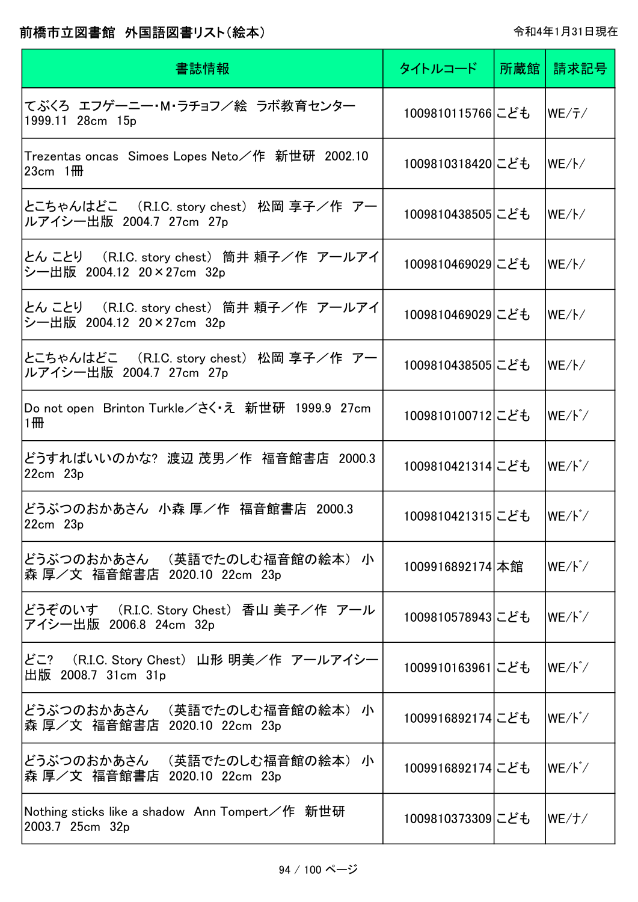前橋市立図書館　外国語図書リスト（絵本）

令和4年1月31日現在

| 書誌情報 | タイトルコード | 所蔵館 | 請求記号 |
|---|---|---|---|
| てぶくろ　エフゲーニー・M・ラチョフ／絵　ラボ教育センター　1999.11　28cm　15p | 1009810115766 | こども | WE/テ/ |
| Trezentas oncas　Simoes Lopes Neto／作　新世研　2002.10　23cm　1冊 | 1009810318420 | こども | WE/ト/ |
| とこちゃんはどこ　（R.I.C. story chest）　松岡 享子／作　アールアイシー出版　2004.7　27cm　27p | 1009810438505 | こども | WE/ト/ |
| とん ことり　（R.I.C. story chest）　筒井 頼子／作　アールアイシー出版　2004.12　20×27cm　32p | 1009810469029 | こども | WE/ト/ |
| とん ことり　（R.I.C. story chest）　筒井 頼子／作　アールアイシー出版　2004.12　20×27cm　32p | 1009810469029 | こども | WE/ト/ |
| とこちゃんはどこ　（R.I.C. story chest）　松岡 享子／作　アールアイシー出版　2004.7　27cm　27p | 1009810438505 | こども | WE/ト/ |
| Do not open　Brinton Turkle／さく・え　新世研　1999.9　27cm　1冊 | 1009810100712 | こども | WE/ド/ |
| どうすればいいのかな?　渡辺 茂男／作　福音館書店　2000.3　22cm　23p | 1009810421314 | こども | WE/ド/ |
| どうぶつのおかあさん　小森 厚／作　福音館書店　2000.3　22cm　23p | 1009810421315 | こども | WE/ド/ |
| どうぶつのおかあさん　（英語でたのしむ福音館の絵本）　小森 厚／文　福音館書店　2020.10　22cm　23p | 1009916892174 | 本館 | WE/ド/ |
| どうぞのいす　（R.I.C. Story Chest）　香山 美子／作　アールアイシー出版　2006.8　24cm　32p | 1009810578943 | こども | WE/ド/ |
| どこ?　（R.I.C. Story Chest）　山形 明美／作　アールアイシー出版　2008.7　31cm　31p | 1009910163961 | こども | WE/ド/ |
| どうぶつのおかあさん　（英語でたのしむ福音館の絵本）　小森 厚／文　福音館書店　2020.10　22cm　23p | 1009916892174 | こども | WE/ド/ |
| どうぶつのおかあさん　（英語でたのしむ福音館の絵本）　小森 厚／文　福音館書店　2020.10　22cm　23p | 1009916892174 | こども | WE/ド/ |
| Nothing sticks like a shadow　Ann Tompert／作　新世研　2003.7　25cm　32p | 1009810373309 | こども | WE/ナ/ |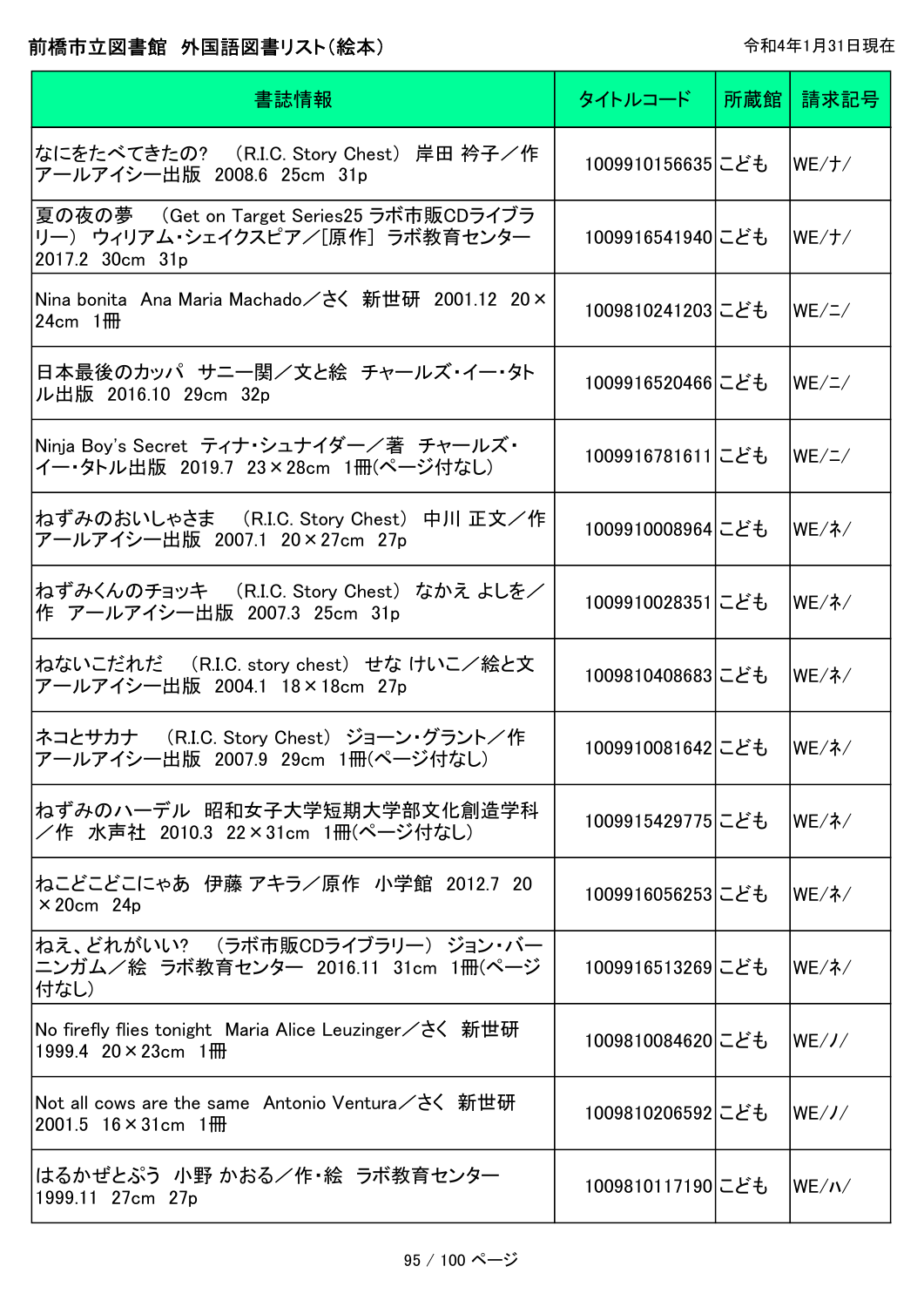前橋市立図書館　外国語図書リスト（絵本）

令和4年1月31日現在

| 書誌情報 | タイトルコード | 所蔵館 | 請求記号 |
|---|---|---|---|
| なにをたべてきたの?　（R.I.C. Story Chest）　岸田 衿子／作　アールアイシー出版　2008.6　25cm　31p | 1009910156635 | こども | WE/ナ/ |
| 夏の夜の夢　（Get on Target Series25 ラボ市販CDライブラリー）　ウィリアム・シェイクスピア／[原作]　ラボ教育センター　2017.2　30cm　31p | 1009916541940 | こども | WE/ナ/ |
| Nina bonita　Ana Maria Machado／さく　新世研　2001.12　20×24cm　1冊 | 1009810241203 | こども | WE/ニ/ |
| 日本最後のカッパ　サニー関／文と絵　チャールズ・イー・タトル出版　2016.10　29cm　32p | 1009916520466 | こども | WE/ニ/ |
| Ninja Boy's Secret　ティナ・シュナイダー／著　チャールズ・イー・タトル出版　2019.7　23×28cm　1冊(ページ付なし) | 1009916781611 | こども | WE/ニ/ |
| ねずみのおいしゃさま　（R.I.C. Story Chest）　中川 正文／作　アールアイシー出版　2007.1　20×27cm　27p | 1009910008964 | こども | WE/ネ/ |
| ねずみくんのチョッキ　（R.I.C. Story Chest）　なかえ よしを／作　アールアイシー出版　2007.3　25cm　31p | 1009910028351 | こども | WE/ネ/ |
| ねないこだれだ　（R.I.C. story chest）　せな けいこ／絵と文　アールアイシー出版　2004.1　18×18cm　27p | 1009810408683 | こども | WE/ネ/ |
| ネコとサカナ　（R.I.C. Story Chest）　ジョーン・グラント／作　アールアイシー出版　2007.9　29cm　1冊(ページ付なし) | 1009910081642 | こども | WE/ネ/ |
| ねずみのハーデル　昭和女子大学短期大学部文化創造学科／作　水声社　2010.3　22×31cm　1冊(ページ付なし) | 1009915429775 | こども | WE/ネ/ |
| ねこどこどこにゃあ　伊藤 アキラ／原作　小学館　2012.7　20×20cm　24p | 1009916056253 | こども | WE/ネ/ |
| ねえ、どれがいい?　（ラボ市販CDライブラリー）　ジョン・バーニンガム／絵　ラボ教育センター　2016.11　31cm　1冊(ページ付なし) | 1009916513269 | こども | WE/ネ/ |
| No firefly flies tonight　Maria Alice Leuzinger／さく　新世研　1999.4　20×23cm　1冊 | 1009810084620 | こども | WE/ノ/ |
| Not all cows are the same　Antonio Ventura／さく　新世研　2001.5　16×31cm　1冊 | 1009810206592 | こども | WE/ノ/ |
| はるかぜとぷう　小野 かおる／作・絵　ラボ教育センター　1999.11　27cm　27p | 1009810117190 | こども | WE/ハ/ |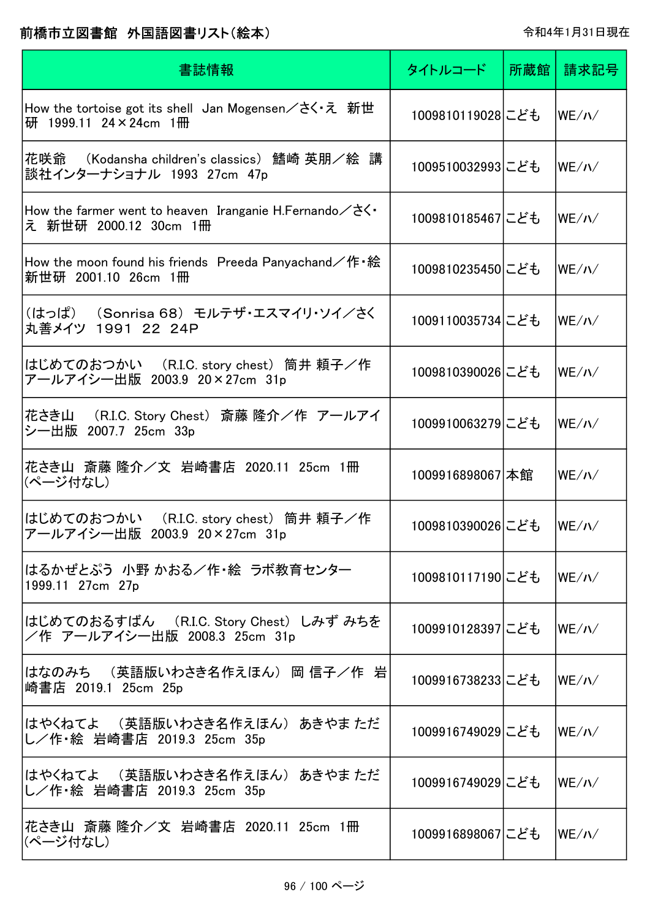前橋市立図書館　外国語図書リスト(絵本)

令和4年1月31日現在

| 書誌情報 | タイトルコード | 所蔵館 | 請求記号 |
|---|---|---|---|
| How the tortoise got its shell　Jan Mogensen／さく・え　新世研　1999.11　24×24cm　1冊 | 1009810119028 | こども | WE/ハ/ |
| 花咲爺　(Kodansha children's classics)　鰭崎 英朋／絵　講談社インターナショナル　1993　27cm　47p | 1009510032993 | こども | WE/ハ/ |
| How the farmer went to heaven　Iranganie H.Fernando／さく・え　新世研　2000.12　30cm　1冊 | 1009810185467 | こども | WE/ハ/ |
| How the moon found his friends　Preeda Panyachand／作・絵　新世研　2001.10　26cm　1冊 | 1009810235450 | こども | WE/ハ/ |
| (はっぱ)　(Sonrisa 68)　モルテザ・エスマイリ・ソイ／さく　丸善メイツ　1991　22　24P | 1009110035734 | こども | WE/ハ/ |
| はじめてのおつかい　(R.I.C. story chest)　筒井 頼子／作　アールアイシー出版　2003.9　20×27cm　31p | 1009810390026 | こども | WE/ハ/ |
| 花さき山　(R.I.C. Story Chest)　斎藤 隆介／作　アールアイシー出版　2007.7　25cm　33p | 1009910063279 | こども | WE/ハ/ |
| 花さき山　斎藤 隆介／文　岩崎書店　2020.11　25cm　1冊(ページ付なし) | 1009916898067 | 本館 | WE/ハ/ |
| はじめてのおつかい　(R.I.C. story chest)　筒井 頼子／作　アールアイシー出版　2003.9　20×27cm　31p | 1009810390026 | こども | WE/ハ/ |
| はるかぜとぷう　小野 かおる／作・絵　ラボ教育センター　1999.11　27cm　27p | 1009810117190 | こども | WE/ハ/ |
| はじめてのおるすばん　(R.I.C. Story Chest)　しみず みちを／作　アールアイシー出版　2008.3　25cm　31p | 1009910128397 | こども | WE/ハ/ |
| はなのみち　(英語版いわさき名作えほん)　岡 信子／作　岩崎書店　2019.1　25cm　25p | 1009916738233 | こども | WE/ハ/ |
| はやくねてよ　(英語版いわさき名作えほん)　あきやま ただし／作・絵　岩崎書店　2019.3　25cm　35p | 1009916749029 | こども | WE/ハ/ |
| はやくねてよ　(英語版いわさき名作えほん)　あきやま ただし／作・絵　岩崎書店　2019.3　25cm　35p | 1009916749029 | こども | WE/ハ/ |
| 花さき山　斎藤 隆介／文　岩崎書店　2020.11　25cm　1冊(ページ付なし) | 1009916898067 | こども | WE/ハ/ |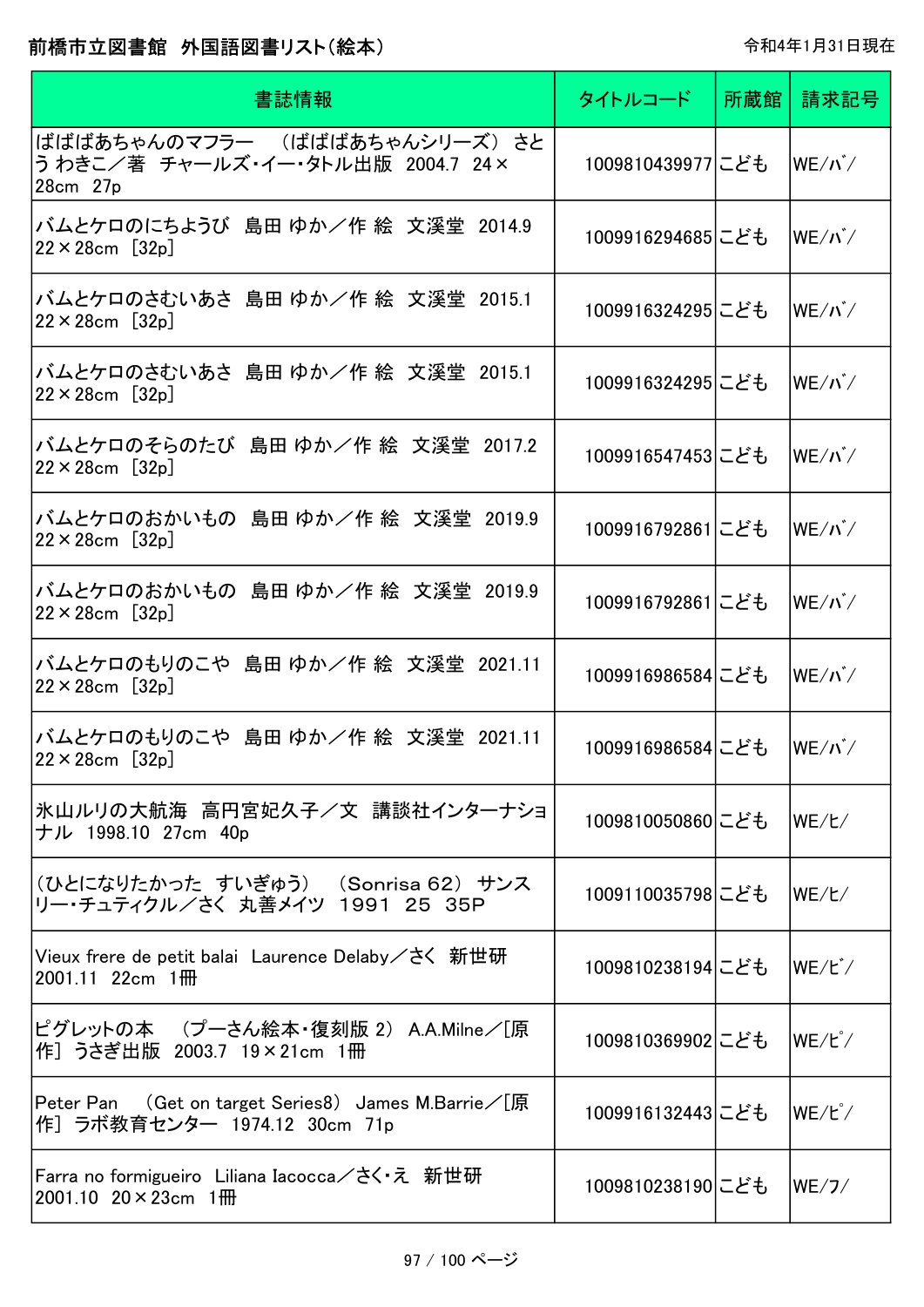# 前橋市立図書館　外国語図書リスト（絵本）

令和4年1月31日現在

| 書誌情報 | タイトルコード | 所蔵館 | 請求記号 |
| --- | --- | --- | --- |
| ばばばあちゃんのマフラー　（ばばばあちゃんシリーズ）　さとう わきこ／著　チャールズ・イー・タトル出版　2004.7　24×28cm　27p | 1009810439977 | こども | WE/バ/ |
| バムとケロのにちようび　島田 ゆか／作 絵　文溪堂　2014.9　22×28cm　[32p] | 1009916294685 | こども | WE/バ/ |
| バムとケロのさむいあさ　島田 ゆか／作 絵　文溪堂　2015.1　22×28cm　[32p] | 1009916324295 | こども | WE/バ/ |
| バムとケロのさむいあさ　島田 ゆか／作 絵　文溪堂　2015.1　22×28cm　[32p] | 1009916324295 | こども | WE/バ/ |
| バムとケロのそらのたび　島田 ゆか／作 絵　文溪堂　2017.2　22×28cm　[32p] | 1009916547453 | こども | WE/バ/ |
| バムとケロのおかいもの　島田 ゆか／作 絵　文溪堂　2019.9　22×28cm　[32p] | 1009916792861 | こども | WE/バ/ |
| バムとケロのおかいもの　島田 ゆか／作 絵　文溪堂　2019.9　22×28cm　[32p] | 1009916792861 | こども | WE/バ/ |
| バムとケロのもりのこや　島田 ゆか／作 絵　文溪堂　2021.11　22×28cm　[32p] | 1009916986584 | こども | WE/バ/ |
| バムとケロのもりのこや　島田 ゆか／作 絵　文溪堂　2021.11　22×28cm　[32p] | 1009916986584 | こども | WE/バ/ |
| 氷山ルリの大航海　高円宮妃久子／文　講談社インターナショナル　1998.10　27cm　40p | 1009810050860 | こども | WE/ヒ/ |
| （ひとになりたかった　すいぎゅう）　（Sonrisa 62）　サンスリー・チュティクル／さく　丸善メイツ　1991　25　35P | 1009110035798 | こども | WE/ヒ/ |
| Vieux frere de petit balai　Laurence Delaby／さく　新世研　2001.11　22cm　1冊 | 1009810238194 | こども | WE/ビ/ |
| ピグレットの本　（プーさん絵本・復刻版 2）　A.A.Milne／[原作]　うさぎ出版　2003.7　19×21cm　1冊 | 1009810369902 | こども | WE/ピ/ |
| Peter Pan　（Get on target Series8）　James M.Barrie／[原作]　ラボ教育センター　1974.12　30cm　71p | 1009916132443 | こども | WE/ピ/ |
| Farra no formigueiro　Liliana Iacocca／さく・え　新世研　2001.10　20×23cm　1冊 | 1009810238190 | こども | WE/フ/ |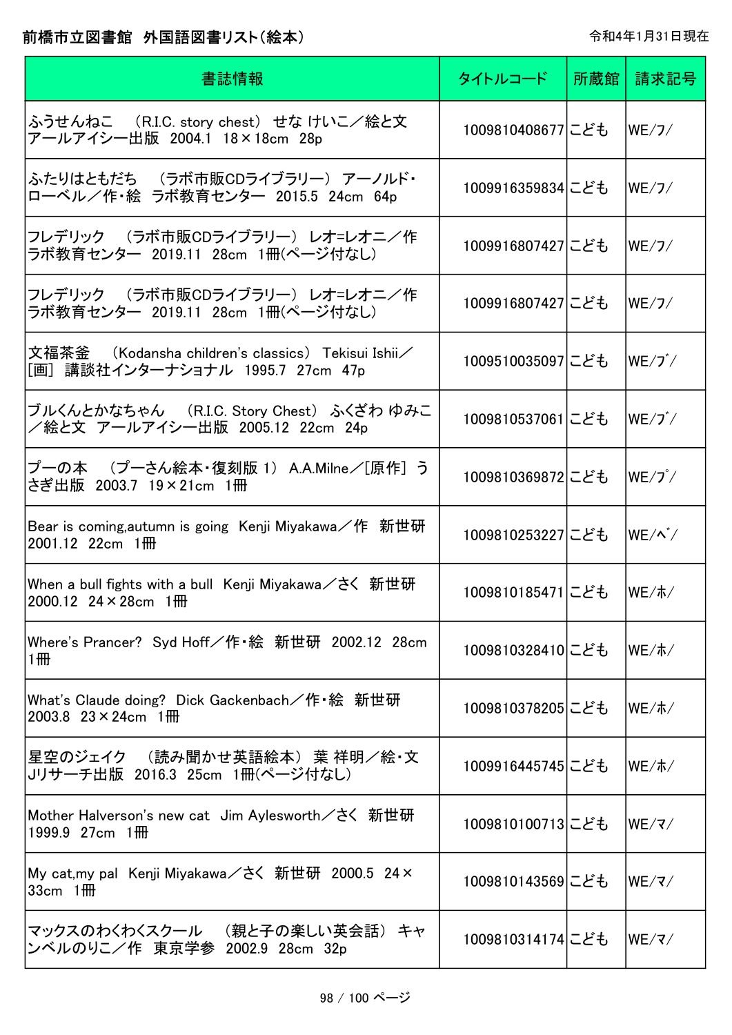# 前橋市立図書館 外国語図書リスト(絵本)

令和4年1月31日現在

| 書誌情報 | タイトルコード | 所蔵館 | 請求記号 |
|---|---|---|---|
| ふうせんねこ (R.I.C. story chest) せな けいこ／絵と文 アールアイシー出版 2004.1 18×18cm 28p | 1009810408677 | こども | WE/フ/ |
| ふたりはともだち (ラボ市販CDライブラリー) アーノルド・ローベル／作・絵 ラボ教育センター 2015.5 24cm 64p | 1009916359834 | こども | WE/フ/ |
| フレデリック (ラボ市販CDライブラリー) レオ=レオニ／作 ラボ教育センター 2019.11 28cm 1冊(ページ付なし) | 1009916807427 | こども | WE/フ/ |
| フレデリック (ラボ市販CDライブラリー) レオ=レオニ／作 ラボ教育センター 2019.11 28cm 1冊(ページ付なし) | 1009916807427 | こども | WE/フ/ |
| 文福茶釜 (Kodansha children's classics) Tekisui Ishii／[画] 講談社インターナショナル 1995.7 27cm 47p | 1009510035097 | こども | WE/ﾌﾞ/ |
| ブルくんとかなちゃん (R.I.C. Story Chest) ふくざわ ゆみこ／絵と文 アールアイシー出版 2005.12 22cm 24p | 1009810537061 | こども | WE/ﾌﾞ/ |
| プーの本 (プーさん絵本・復刻版 1) A.A.Milne／[原作] うさぎ出版 2003.7 19×21cm 1冊 | 1009810369872 | こども | WE/ﾌﾟ/ |
| Bear is coming,autumn is going Kenji Miyakawa／作 新世研 2001.12 22cm 1冊 | 1009810253227 | こども | WE/ﾍﾞ/ |
| When a bull fights with a bull Kenji Miyakawa／さく 新世研 2000.12 24×28cm 1冊 | 1009810185471 | こども | WE/ホ/ |
| Where's Prancer? Syd Hoff／作・絵 新世研 2002.12 28cm 1冊 | 1009810328410 | こども | WE/ホ/ |
| What's Claude doing? Dick Gackenbach／作・絵 新世研 2003.8 23×24cm 1冊 | 1009810378205 | こども | WE/ホ/ |
| 星空のジェイク (読み聞かせ英語絵本) 葉 祥明／絵・文 Jリサーチ出版 2016.3 25cm 1冊(ページ付なし) | 1009916445745 | こども | WE/ホ/ |
| Mother Halverson's new cat Jim Aylesworth／さく 新世研 1999.9 27cm 1冊 | 1009810100713 | こども | WE/マ/ |
| My cat,my pal Kenji Miyakawa／さく 新世研 2000.5 24×33cm 1冊 | 1009810143569 | こども | WE/マ/ |
| マックスのわくわくスクール (親と子の楽しい英会話) キャンベルのりこ／作 東京学参 2002.9 28cm 32p | 1009810314174 | こども | WE/マ/ |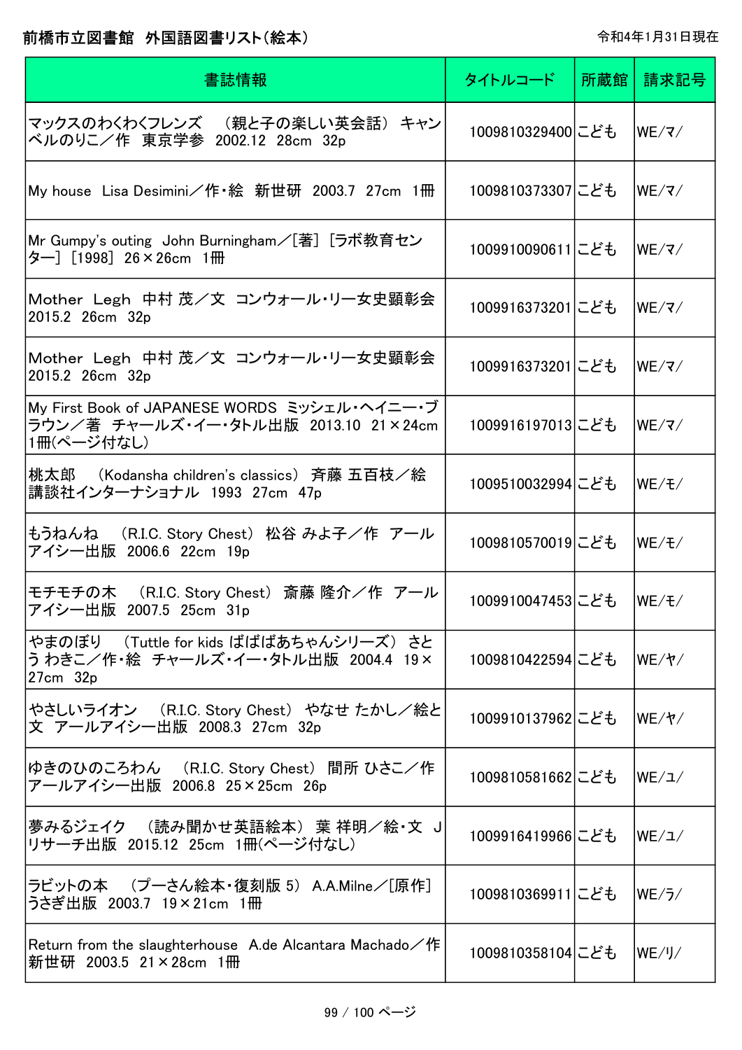前橋市立図書館　外国語図書リスト(絵本)

令和4年1月31日現在

| 書誌情報 | タイトルコード | 所蔵館 | 請求記号 |
| --- | --- | --- | --- |
| マックスのわくわくフレンズ　（親と子の楽しい英会話）　キャンベルのりこ／作　東京学参　2002.12　28cm　32p | 1009810329400 | こども | WE/マ/ |
| My house　Lisa Desimini／作・絵　新世研　2003.7　27cm　1冊 | 1009810373307 | こども | WE/マ/ |
| Mr Gumpy's outing　John Burningham／[著]　[ラボ教育センター]　[1998]　26×26cm　1冊 | 1009910090611 | こども | WE/マ/ |
| Mother　Legh　中村 茂／文　コンウォール・リー女史顕彰会　2015.2　26cm　32p | 1009916373201 | こども | WE/マ/ |
| Mother　Legh　中村 茂／文　コンウォール・リー女史顕彰会　2015.2　26cm　32p | 1009916373201 | こども | WE/マ/ |
| My First Book of JAPANESE WORDS　ミッシェル・ヘイニー・ブラウン／著　チャールズ・イー・タトル出版　2013.10　21×24cm　1冊(ページ付なし) | 1009916197013 | こども | WE/マ/ |
| 桃太郎　（Kodansha children's classics）　斉藤 五百枝／絵　講談社インターナショナル　1993　27cm　47p | 1009510032994 | こども | WE/モ/ |
| もうねんね　（R.I.C. Story Chest）　松谷 みよ子／作　アールアイシー出版　2006.6　22cm　19p | 1009810570019 | こども | WE/モ/ |
| モチモチの木　（R.I.C. Story Chest）　斎藤 隆介／作　アールアイシー出版　2007.5　25cm　31p | 1009910047453 | こども | WE/モ/ |
| やまのぼり　（Tuttle for kids ばばばあちゃんシリーズ）　さとう わきこ／作・絵　チャールズ・イー・タトル出版　2004.4　19×27cm　32p | 1009810422594 | こども | WE/ヤ/ |
| やさしいライオン　（R.I.C. Story Chest）　やなせ たかし／絵と文　アールアイシー出版　2008.3　27cm　32p | 1009910137962 | こども | WE/ヤ/ |
| ゆきのひのころわん　（R.I.C. Story Chest）　間所 ひさこ／作　アールアイシー出版　2006.8　25×25cm　26p | 1009810581662 | こども | WE/ユ/ |
| 夢みるジェイク　（読み聞かせ英語絵本）　葉 祥明／絵・文　Jリサーチ出版　2015.12　25cm　1冊(ページ付なし) | 1009916419966 | こども | WE/ユ/ |
| ラビットの本　（プーさん絵本・復刻版 5）　A.A.Milne／[原作]　うさぎ出版　2003.7　19×21cm　1冊 | 1009810369911 | こども | WE/ラ/ |
| Return from the slaughterhouse　A.de Alcantara Machado／作　新世研　2003.5　21×28cm　1冊 | 1009810358104 | こども | WE/リ/ |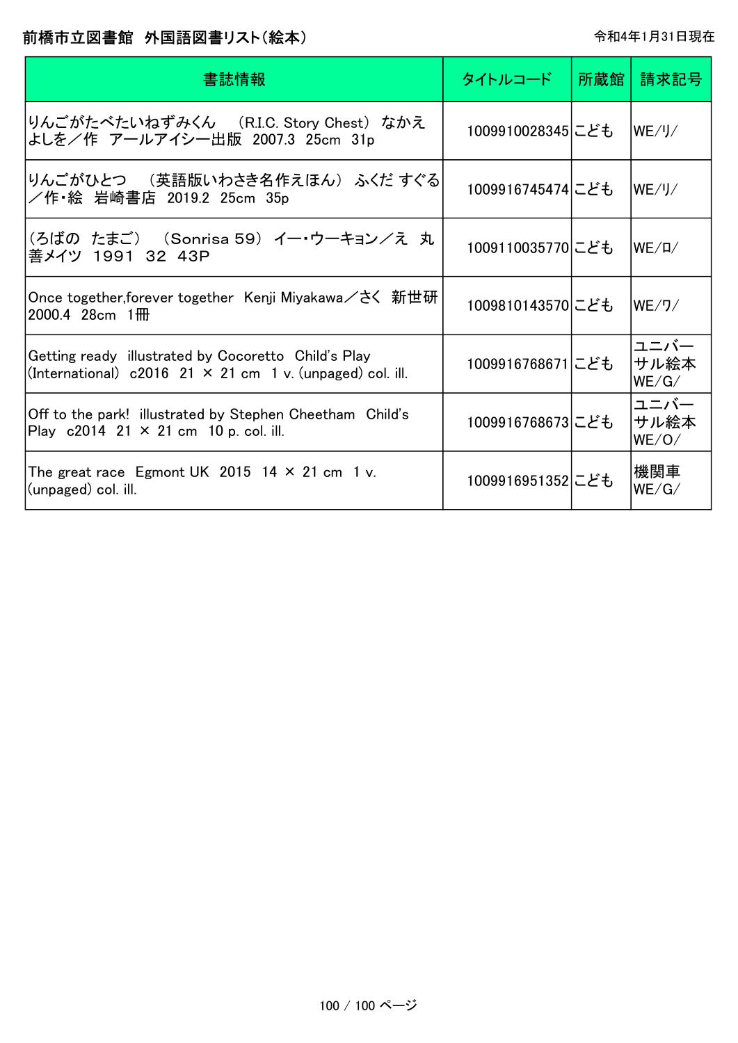# 前橋市立図書館　外国語図書リスト（絵本）

令和4年1月31日現在

| 書誌情報 | タイトルコード | 所蔵館 | 請求記号 |
|---|---|---|---|
| りんごがたべたいねずみくん　（R.I.C. Story Chest）　なかえ　よしを／作　アールアイシー出版　2007.3　25cm　31p | 1009910028345 | こども | WE/リ/ |
| りんごがひとつ　（英語版いわさき名作えほん）　ふくだ すぐる／作・絵　岩崎書店　2019.2　25cm　35p | 1009916745474 | こども | WE/リ/ |
| （ろばの　たまご）　（Sonrisa 59）　イー・ウーキョン／え　丸善メイツ　1991　32　43P | 1009110035770 | こども | WE/ロ/ |
| Once together,forever together　Kenji Miyakawa／さく　新世研　2000.4　28cm　1冊 | 1009810143570 | こども | WE/ワ/ |
| Getting ready　illustrated by Cocoretto　Child's Play (International)　c2016　21 × 21 cm　1 v. (unpaged) col. ill. | 1009916768671 | こども | ユニバーサル絵本 WE/G/ |
| Off to the park!　illustrated by Stephen Cheetham　Child's Play　c2014　21 × 21 cm　10 p. col. ill. | 1009916768673 | こども | ユニバーサル絵本 WE/O/ |
| The great race　Egmont UK　2015　14 × 21 cm　1 v. (unpaged) col. ill. | 1009916951352 | こども | 機関車 WE/G/ |